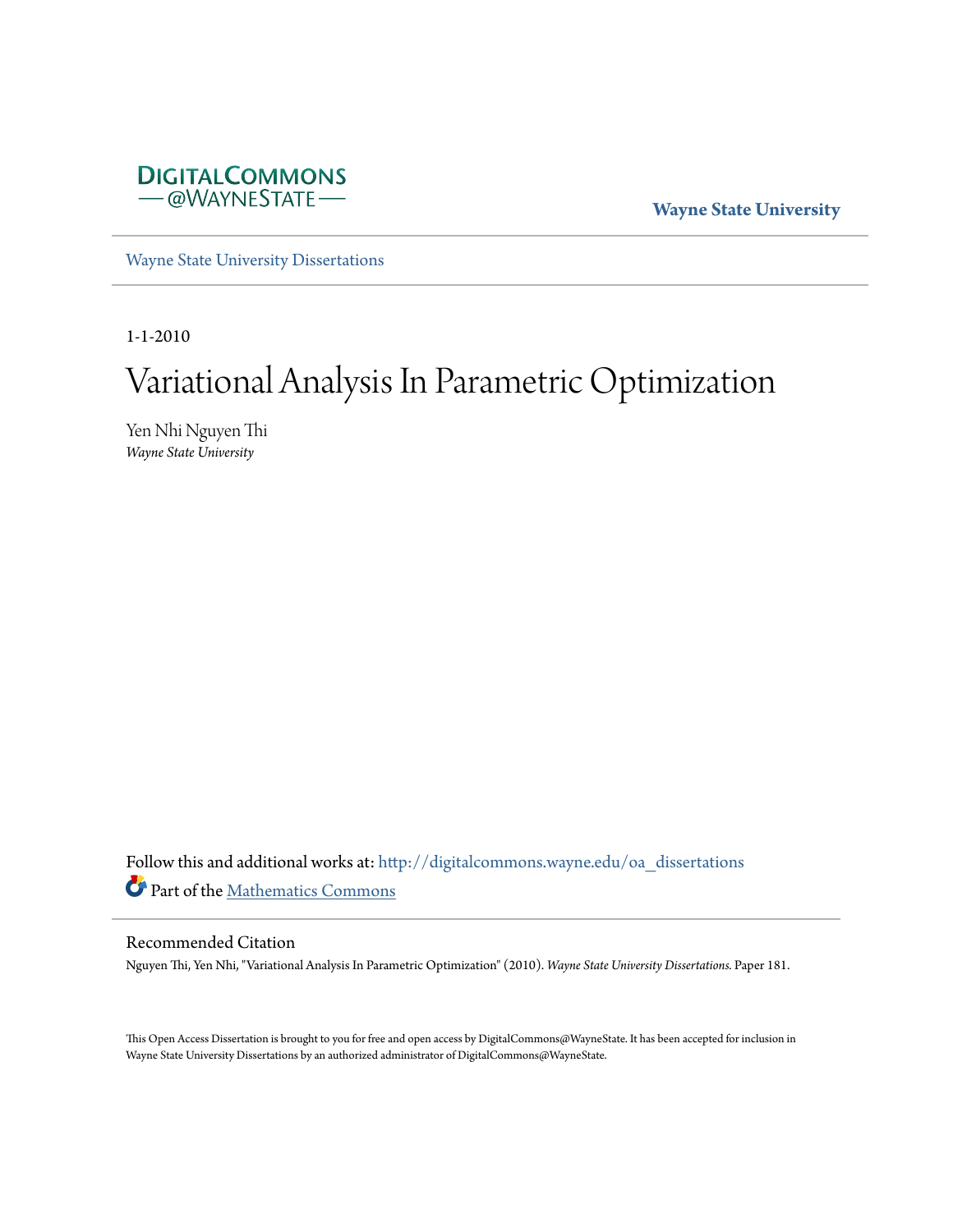DIGITALCOMMONS
— @WAYNESTATE —

**Wayne State University**

Wayne State University Dissertations

1-1-2010

# Variational Analysis In Parametric Optimization

Yen Nhi Nguyen Thi
*Wayne State University*

Follow this and additional works at: http://digitalcommons.wayne.edu/oa_dissertations

Part of the Mathematics Commons

## Recommended Citation

Nguyen Thi, Yen Nhi, "Variational Analysis In Parametric Optimization" (2010). *Wayne State University Dissertations.* Paper 181.

This Open Access Dissertation is brought to you for free and open access by DigitalCommons@WayneState. It has been accepted for inclusion in Wayne State University Dissertations by an authorized administrator of DigitalCommons@WayneState.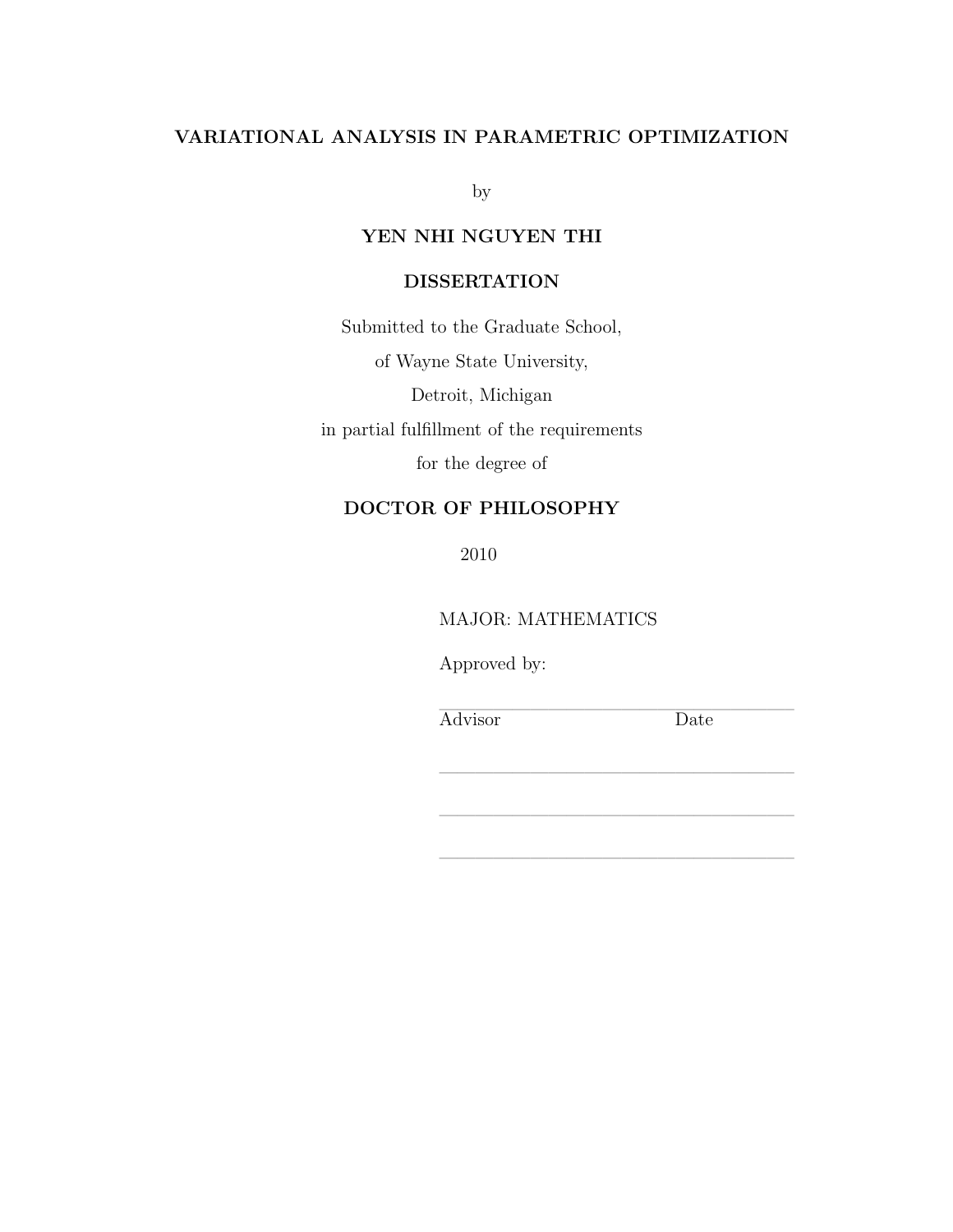**VARIATIONAL ANALYSIS IN PARAMETRIC OPTIMIZATION**

by

**YEN NHI NGUYEN THI**

**DISSERTATION**

Submitted to the Graduate School,

of Wayne State University,

Detroit, Michigan

in partial fulfillment of the requirements

for the degree of

**DOCTOR OF PHILOSOPHY**

2010

MAJOR: MATHEMATICS

Approved by:

\_\_\_\_\_\_\_\_\_\_\_\_\_\_\_\_\_\_\_\_\_\_\_\_\_\_\_\_\_\_\_\_\_\_\_\_\_\_\_\_

Advisor Date

\_\_\_\_\_\_\_\_\_\_\_\_\_\_\_\_\_\_\_\_\_\_\_\_\_\_\_\_\_\_\_\_\_\_\_\_\_\_\_\_

\_\_\_\_\_\_\_\_\_\_\_\_\_\_\_\_\_\_\_\_\_\_\_\_\_\_\_\_\_\_\_\_\_\_\_\_\_\_\_\_

\_\_\_\_\_\_\_\_\_\_\_\_\_\_\_\_\_\_\_\_\_\_\_\_\_\_\_\_\_\_\_\_\_\_\_\_\_\_\_\_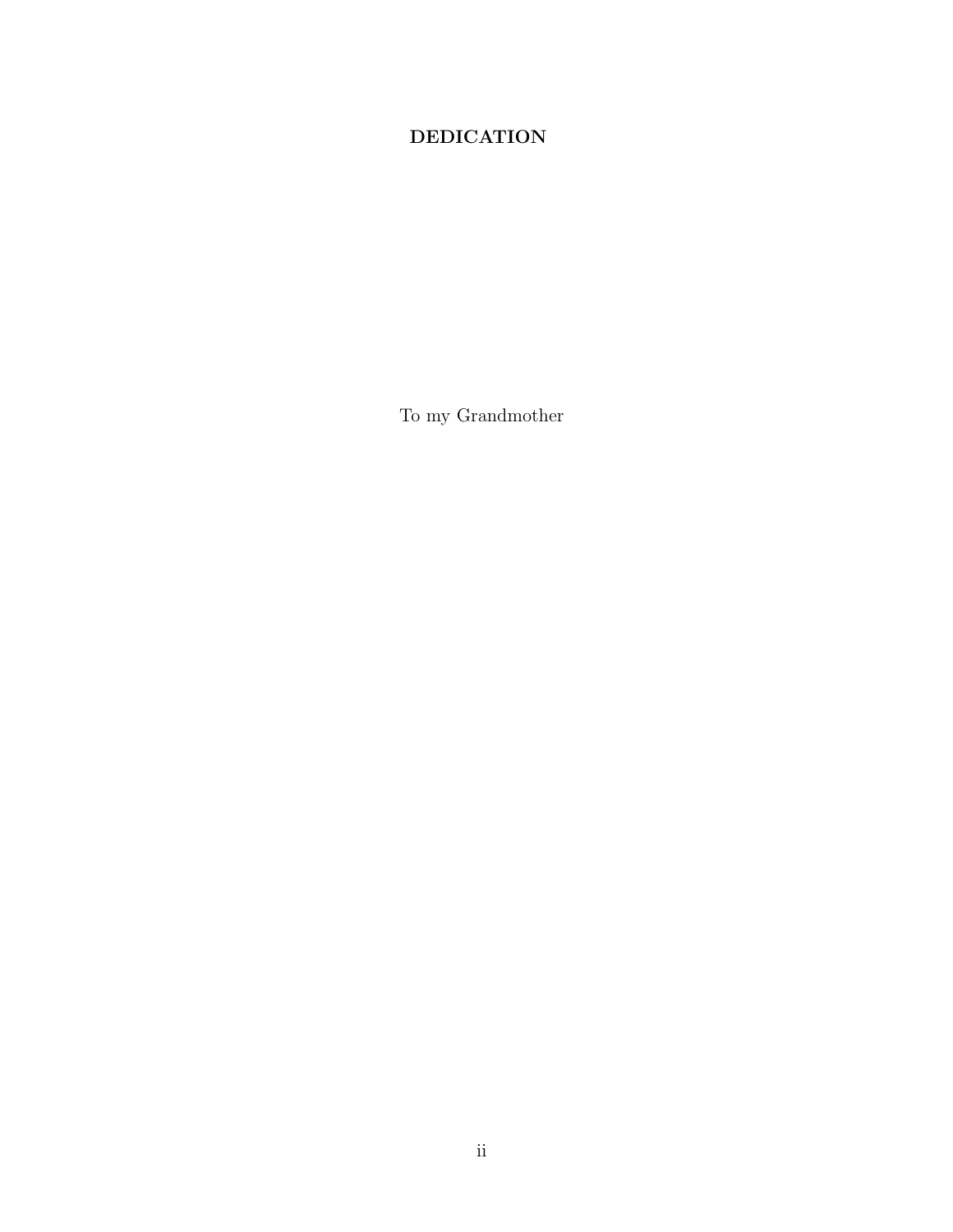## DEDICATION

To my Grandmother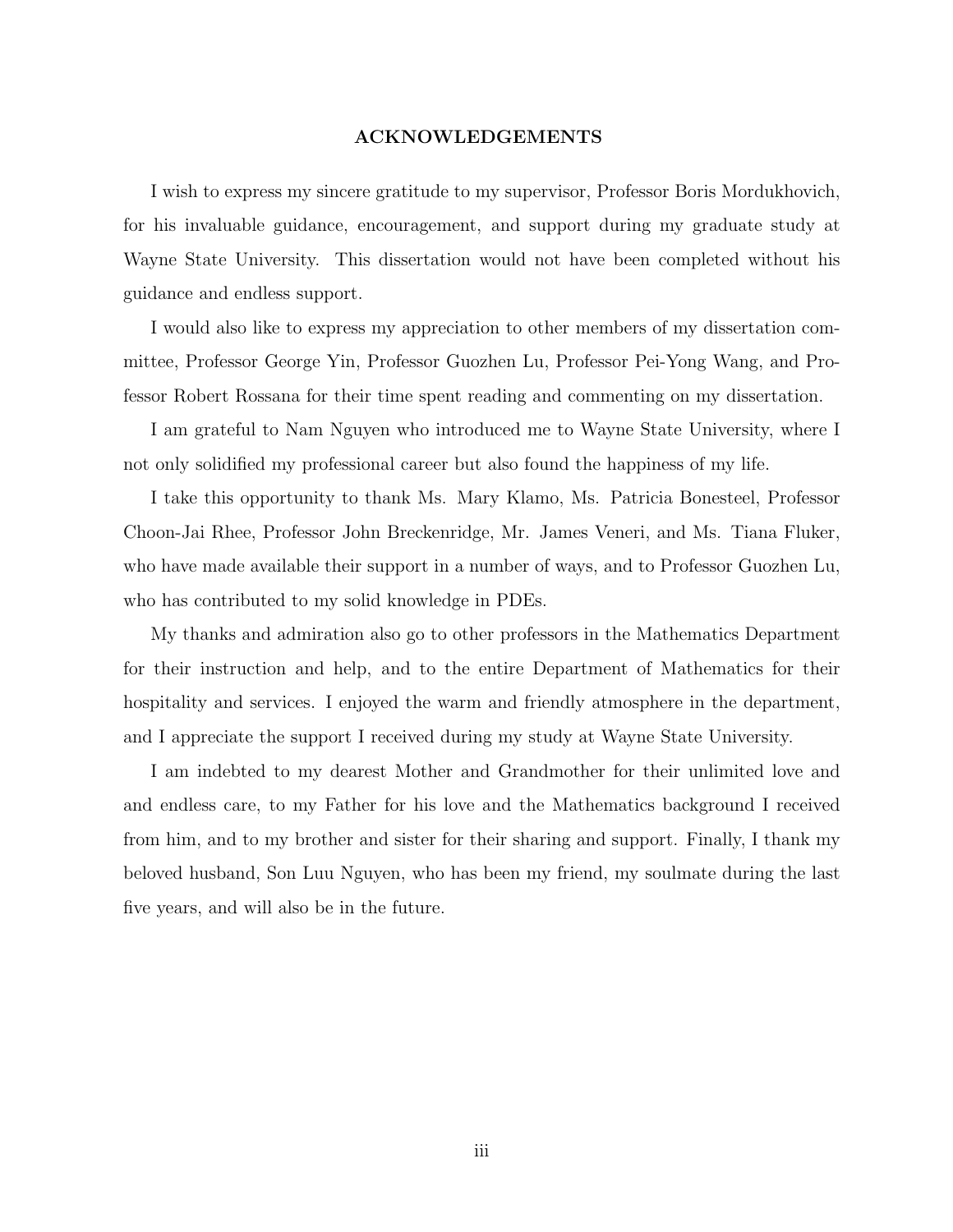## ACKNOWLEDGEMENTS

I wish to express my sincere gratitude to my supervisor, Professor Boris Mordukhovich, for his invaluable guidance, encouragement, and support during my graduate study at Wayne State University. This dissertation would not have been completed without his guidance and endless support.

I would also like to express my appreciation to other members of my dissertation committee, Professor George Yin, Professor Guozhen Lu, Professor Pei-Yong Wang, and Professor Robert Rossana for their time spent reading and commenting on my dissertation.

I am grateful to Nam Nguyen who introduced me to Wayne State University, where I not only solidified my professional career but also found the happiness of my life.

I take this opportunity to thank Ms. Mary Klamo, Ms. Patricia Bonesteel, Professor Choon-Jai Rhee, Professor John Breckenridge, Mr. James Veneri, and Ms. Tiana Fluker, who have made available their support in a number of ways, and to Professor Guozhen Lu, who has contributed to my solid knowledge in PDEs.

My thanks and admiration also go to other professors in the Mathematics Department for their instruction and help, and to the entire Department of Mathematics for their hospitality and services. I enjoyed the warm and friendly atmosphere in the department, and I appreciate the support I received during my study at Wayne State University.

I am indebted to my dearest Mother and Grandmother for their unlimited love and and endless care, to my Father for his love and the Mathematics background I received from him, and to my brother and sister for their sharing and support. Finally, I thank my beloved husband, Son Luu Nguyen, who has been my friend, my soulmate during the last five years, and will also be in the future.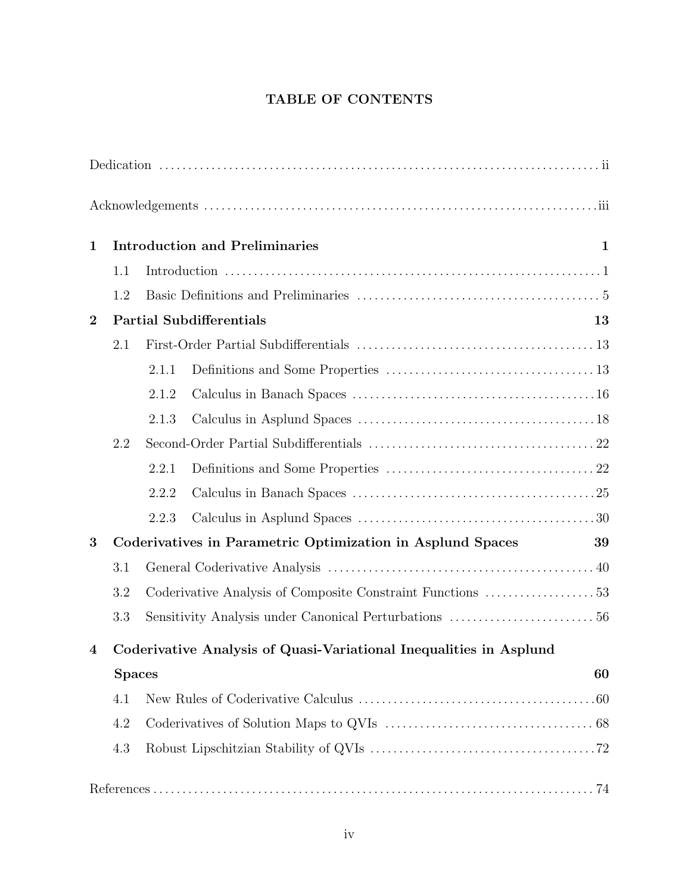# TABLE OF CONTENTS

Dedication ........ ii

Acknowledgements ........ iii

**1 Introduction and Preliminaries** **1**

- 1.1 Introduction ........ 1
- 1.2 Basic Definitions and Preliminaries ........ 5

**2 Partial Subdifferentials** **13**

- 2.1 First-Order Partial Subdifferentials ........ 13
  - 2.1.1 Definitions and Some Properties ........ 13
  - 2.1.2 Calculus in Banach Spaces ........ 16
  - 2.1.3 Calculus in Asplund Spaces ........ 18
- 2.2 Second-Order Partial Subdifferentials ........ 22
  - 2.2.1 Definitions and Some Properties ........ 22
  - 2.2.2 Calculus in Banach Spaces ........ 25
  - 2.2.3 Calculus in Asplund Spaces ........ 30

**3 Coderivatives in Parametric Optimization in Asplund Spaces** **39**

- 3.1 General Coderivative Analysis ........ 40
- 3.2 Coderivative Analysis of Composite Constraint Functions ........ 53
- 3.3 Sensitivity Analysis under Canonical Perturbations ........ 56

**4 Coderivative Analysis of Quasi-Variational Inequalities in Asplund Spaces** **60**

- 4.1 New Rules of Coderivative Calculus ........ 60
- 4.2 Coderivatives of Solution Maps to QVIs ........ 68
- 4.3 Robust Lipschitzian Stability of QVIs ........ 72

References ........ 74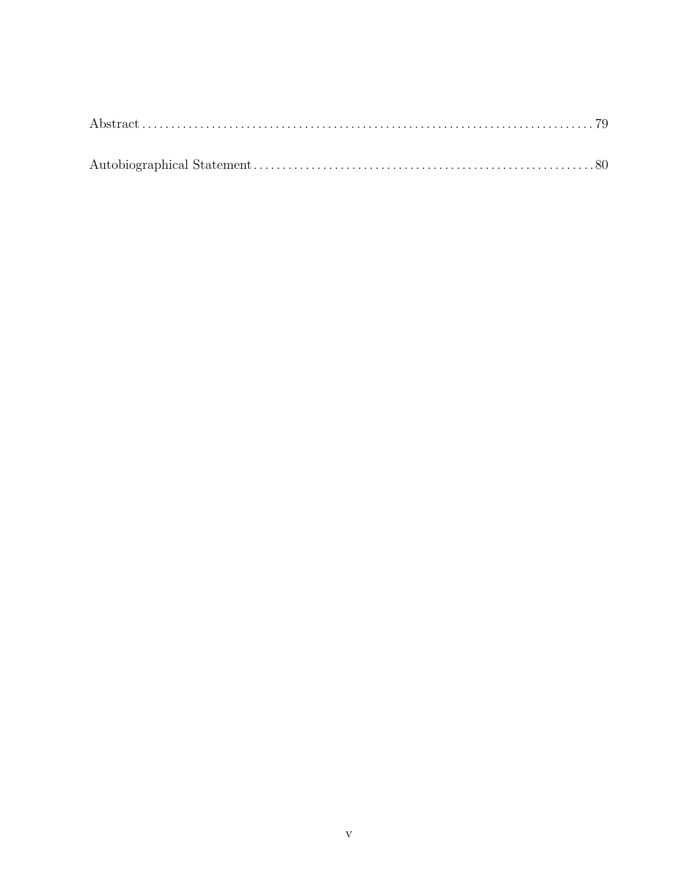Abstract . . . . . . . . . . . . . . . . . . . . . . . . . . . . . . . . . . . . . . . . . . . . . . . . . . . . . . . . . . . . . . . . . . . . . . . . . . . 79

Autobiographical Statement . . . . . . . . . . . . . . . . . . . . . . . . . . . . . . . . . . . . . . . . . . . . . . . . . . . . . . . . 80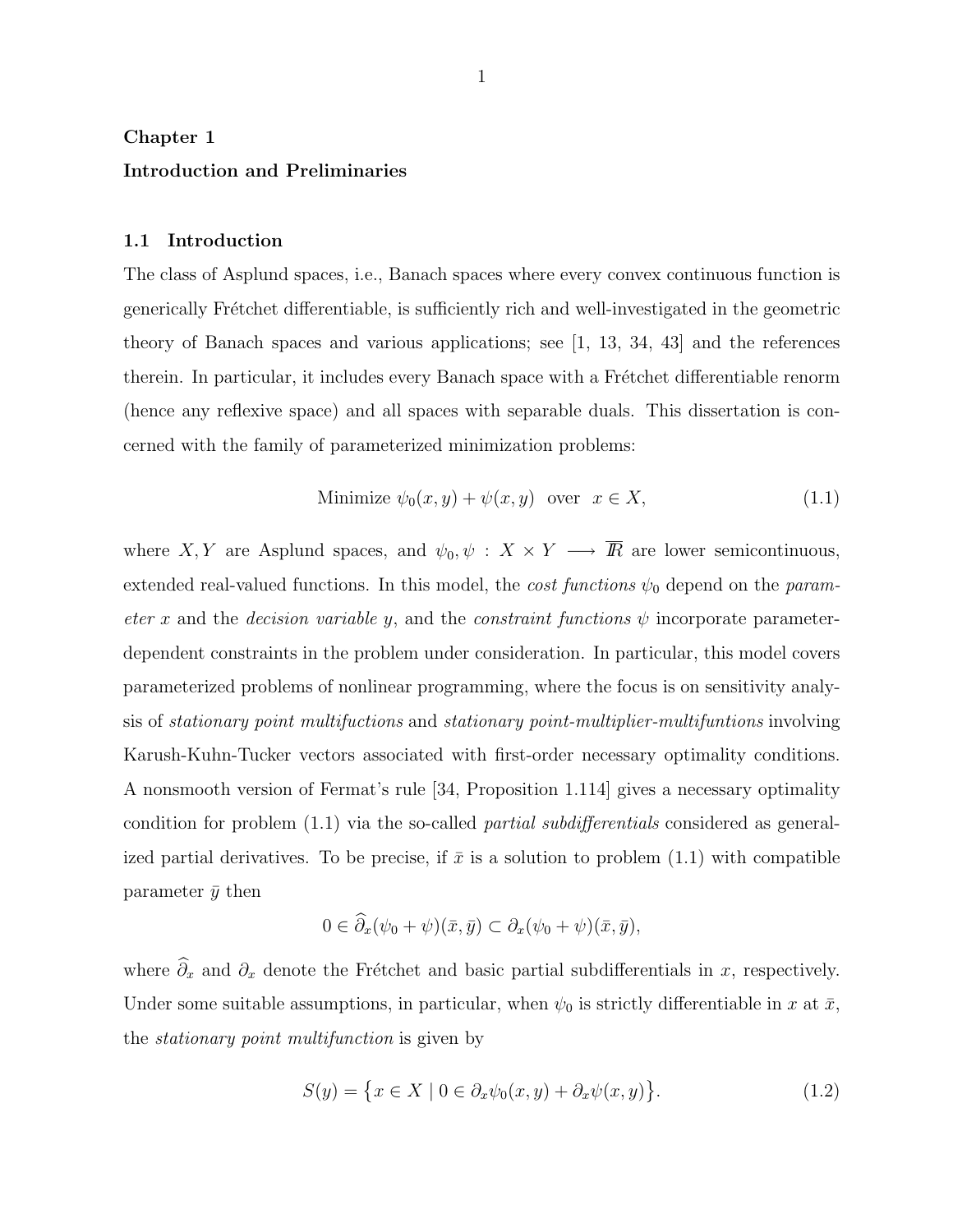# Chapter 1

# Introduction and Preliminaries

## 1.1 Introduction

The class of Asplund spaces, i.e., Banach spaces where every convex continuous function is generically Frétchet differentiable, is sufficiently rich and well-investigated in the geometric theory of Banach spaces and various applications; see [1, 13, 34, 43] and the references therein. In particular, it includes every Banach space with a Frétchet differentiable renorm (hence any reflexive space) and all spaces with separable duals. This dissertation is concerned with the family of parameterized minimization problems:

$$\text{Minimize } \psi_0(x,y) + \psi(x,y) \ \text{ over } \ x \in X, \tag{1.1}$$

where $X, Y$ are Asplund spaces, and $\psi_0, \psi : X \times Y \longrightarrow \overline{I\!R}$ are lower semicontinuous, extended real-valued functions. In this model, the *cost functions* $\psi_0$ depend on the *parameter* $x$ and the *decision variable* $y$, and the *constraint functions* $\psi$ incorporate parameter-dependent constraints in the problem under consideration. In particular, this model covers parameterized problems of nonlinear programming, where the focus is on sensitivity analysis of *stationary point multifuctions* and *stationary point-multiplier-multifuntions* involving Karush-Kuhn-Tucker vectors associated with first-order necessary optimality conditions. A nonsmooth version of Fermat's rule [34, Proposition 1.114] gives a necessary optimality condition for problem (1.1) via the so-called *partial subdifferentials* considered as generalized partial derivatives. To be precise, if $\bar{x}$ is a solution to problem (1.1) with compatible parameter $\bar{y}$ then

$$0 \in \widehat{\partial}_x(\psi_0 + \psi)(\bar{x}, \bar{y}) \subset \partial_x(\psi_0 + \psi)(\bar{x}, \bar{y}),$$

where $\widehat{\partial}_x$ and $\partial_x$ denote the Frétchet and basic partial subdifferentials in $x$, respectively. Under some suitable assumptions, in particular, when $\psi_0$ is strictly differentiable in $x$ at $\bar{x}$, the *stationary point multifunction* is given by

$$S(y) = \big\{ x \in X \mid 0 \in \partial_x \psi_0(x,y) + \partial_x \psi(x,y) \big\}. \tag{1.2}$$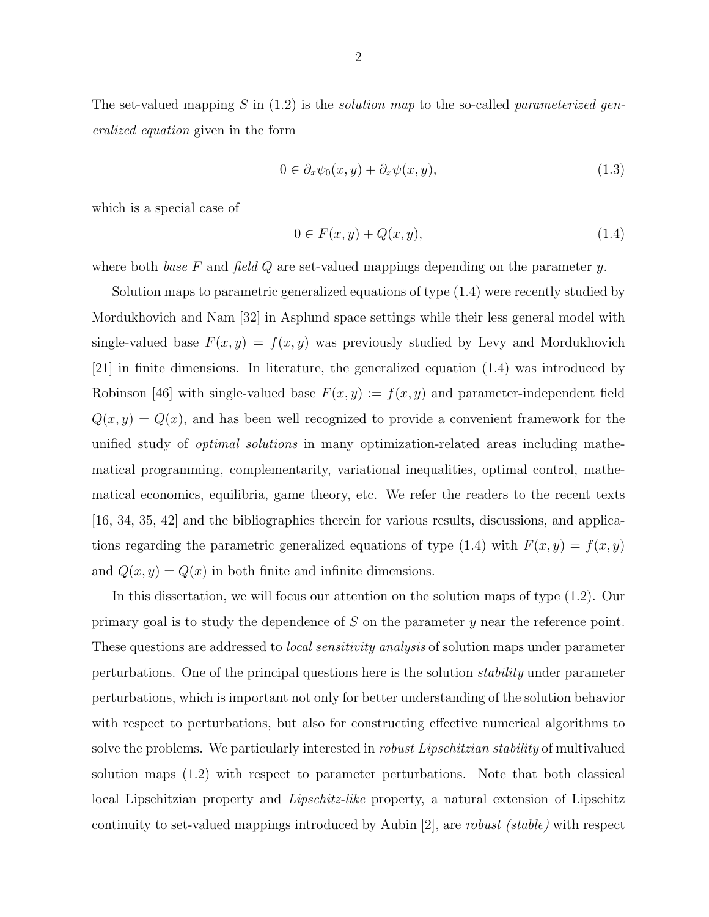The set-valued mapping $S$ in (1.2) is the *solution map* to the so-called *parameterized generalized equation* given in the form

$$0 \in \partial_x \psi_0(x, y) + \partial_x \psi(x, y), \tag{1.3}$$

which is a special case of

$$0 \in F(x, y) + Q(x, y), \tag{1.4}$$

where both *base* $F$ and *field* $Q$ are set-valued mappings depending on the parameter $y$.

Solution maps to parametric generalized equations of type (1.4) were recently studied by Mordukhovich and Nam [32] in Asplund space settings while their less general model with single-valued base $F(x, y) = f(x, y)$ was previously studied by Levy and Mordukhovich [21] in finite dimensions. In literature, the generalized equation (1.4) was introduced by Robinson [46] with single-valued base $F(x, y) := f(x, y)$ and parameter-independent field $Q(x, y) = Q(x)$, and has been well recognized to provide a convenient framework for the unified study of *optimal solutions* in many optimization-related areas including mathematical programming, complementarity, variational inequalities, optimal control, mathematical economics, equilibria, game theory, etc. We refer the readers to the recent texts [16, 34, 35, 42] and the bibliographies therein for various results, discussions, and applications regarding the parametric generalized equations of type (1.4) with $F(x, y) = f(x, y)$ and $Q(x, y) = Q(x)$ in both finite and infinite dimensions.

In this dissertation, we will focus our attention on the solution maps of type (1.2). Our primary goal is to study the dependence of $S$ on the parameter $y$ near the reference point. These questions are addressed to *local sensitivity analysis* of solution maps under parameter perturbations. One of the principal questions here is the solution *stability* under parameter perturbations, which is important not only for better understanding of the solution behavior with respect to perturbations, but also for constructing effective numerical algorithms to solve the problems. We particularly interested in *robust Lipschitzian stability* of multivalued solution maps (1.2) with respect to parameter perturbations. Note that both classical local Lipschitzian property and *Lipschitz-like* property, a natural extension of Lipschitz continuity to set-valued mappings introduced by Aubin [2], are *robust (stable)* with respect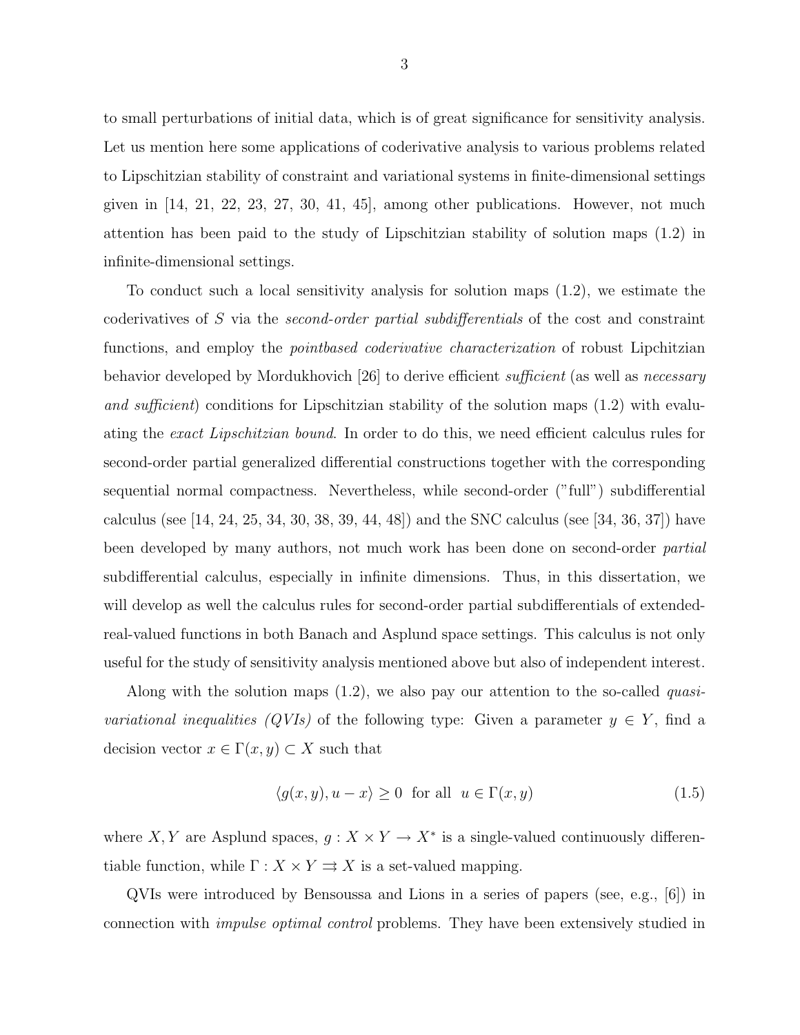to small perturbations of initial data, which is of great significance for sensitivity analysis. Let us mention here some applications of coderivative analysis to various problems related to Lipschitzian stability of constraint and variational systems in finite-dimensional settings given in [14, 21, 22, 23, 27, 30, 41, 45], among other publications. However, not much attention has been paid to the study of Lipschitzian stability of solution maps (1.2) in infinite-dimensional settings.

To conduct such a local sensitivity analysis for solution maps (1.2), we estimate the coderivatives of $S$ via the *second-order partial subdifferentials* of the cost and constraint functions, and employ the *pointbased coderivative characterization* of robust Lipchitzian behavior developed by Mordukhovich [26] to derive efficient *sufficient* (as well as *necessary and sufficient*) conditions for Lipschitzian stability of the solution maps (1.2) with evaluating the *exact Lipschitzian bound*. In order to do this, we need efficient calculus rules for second-order partial generalized differential constructions together with the corresponding sequential normal compactness. Nevertheless, while second-order ("full") subdifferential calculus (see [14, 24, 25, 34, 30, 38, 39, 44, 48]) and the SNC calculus (see [34, 36, 37]) have been developed by many authors, not much work has been done on second-order *partial* subdifferential calculus, especially in infinite dimensions. Thus, in this dissertation, we will develop as well the calculus rules for second-order partial subdifferentials of extended-real-valued functions in both Banach and Asplund space settings. This calculus is not only useful for the study of sensitivity analysis mentioned above but also of independent interest.

Along with the solution maps (1.2), we also pay our attention to the so-called *quasi-variational inequalities (QVIs)* of the following type: Given a parameter $y \in Y$, find a decision vector $x \in \Gamma(x,y) \subset X$ such that

$$\langle g(x,y), u - x \rangle \geq 0 \ \text{ for all } \ u \in \Gamma(x,y) \tag{1.5}$$

where $X, Y$ are Asplund spaces, $g : X \times Y \to X^*$ is a single-valued continuously differentiable function, while $\Gamma : X \times Y \rightrightarrows X$ is a set-valued mapping.

QVIs were introduced by Bensoussa and Lions in a series of papers (see, e.g., [6]) in connection with *impulse optimal control* problems. They have been extensively studied in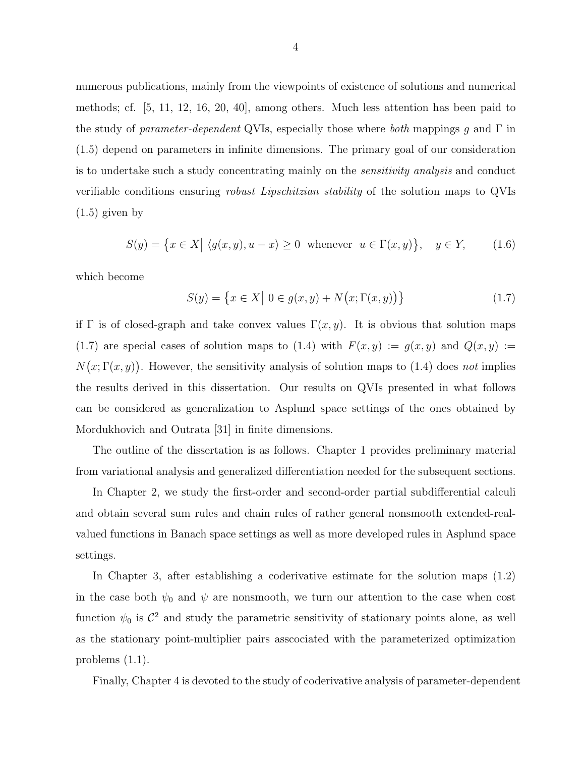numerous publications, mainly from the viewpoints of existence of solutions and numerical methods; cf. [5, 11, 12, 16, 20, 40], among others. Much less attention has been paid to the study of *parameter-dependent* QVIs, especially those where *both* mappings $g$ and $\Gamma$ in (1.5) depend on parameters in infinite dimensions. The primary goal of our consideration is to undertake such a study concentrating mainly on the *sensitivity analysis* and conduct verifiable conditions ensuring *robust Lipschitzian stability* of the solution maps to QVIs (1.5) given by

$$S(y) = \big\{x \in X \big|\ \langle g(x,y), u - x\rangle \geq 0 \ \text{ whenever } \ u \in \Gamma(x,y)\big\}, \quad y \in Y, \tag{1.6}$$

which become

$$S(y) = \big\{x \in X \big|\ 0 \in g(x,y) + N\big(x; \Gamma(x,y)\big)\big\} \tag{1.7}$$

if $\Gamma$ is of closed-graph and take convex values $\Gamma(x,y)$. It is obvious that solution maps (1.7) are special cases of solution maps to (1.4) with $F(x,y) := g(x,y)$ and $Q(x,y) := N\big(x; \Gamma(x,y)\big)$. However, the sensitivity analysis of solution maps to (1.4) does *not* implies the results derived in this dissertation. Our results on QVIs presented in what follows can be considered as generalization to Asplund space settings of the ones obtained by Mordukhovich and Outrata [31] in finite dimensions.

The outline of the dissertation is as follows. Chapter 1 provides preliminary material from variational analysis and generalized differentiation needed for the subsequent sections.

In Chapter 2, we study the first-order and second-order partial subdifferential calculi and obtain several sum rules and chain rules of rather general nonsmooth extended-real-valued functions in Banach space settings as well as more developed rules in Asplund space settings.

In Chapter 3, after establishing a coderivative estimate for the solution maps (1.2) in the case both $\psi_0$ and $\psi$ are nonsmooth, we turn our attention to the case when cost function $\psi_0$ is $\mathcal{C}^2$ and study the parametric sensitivity of stationary points alone, as well as the stationary point-multiplier pairs asscociated with the parameterized optimization problems (1.1).

Finally, Chapter 4 is devoted to the study of coderivative analysis of parameter-dependent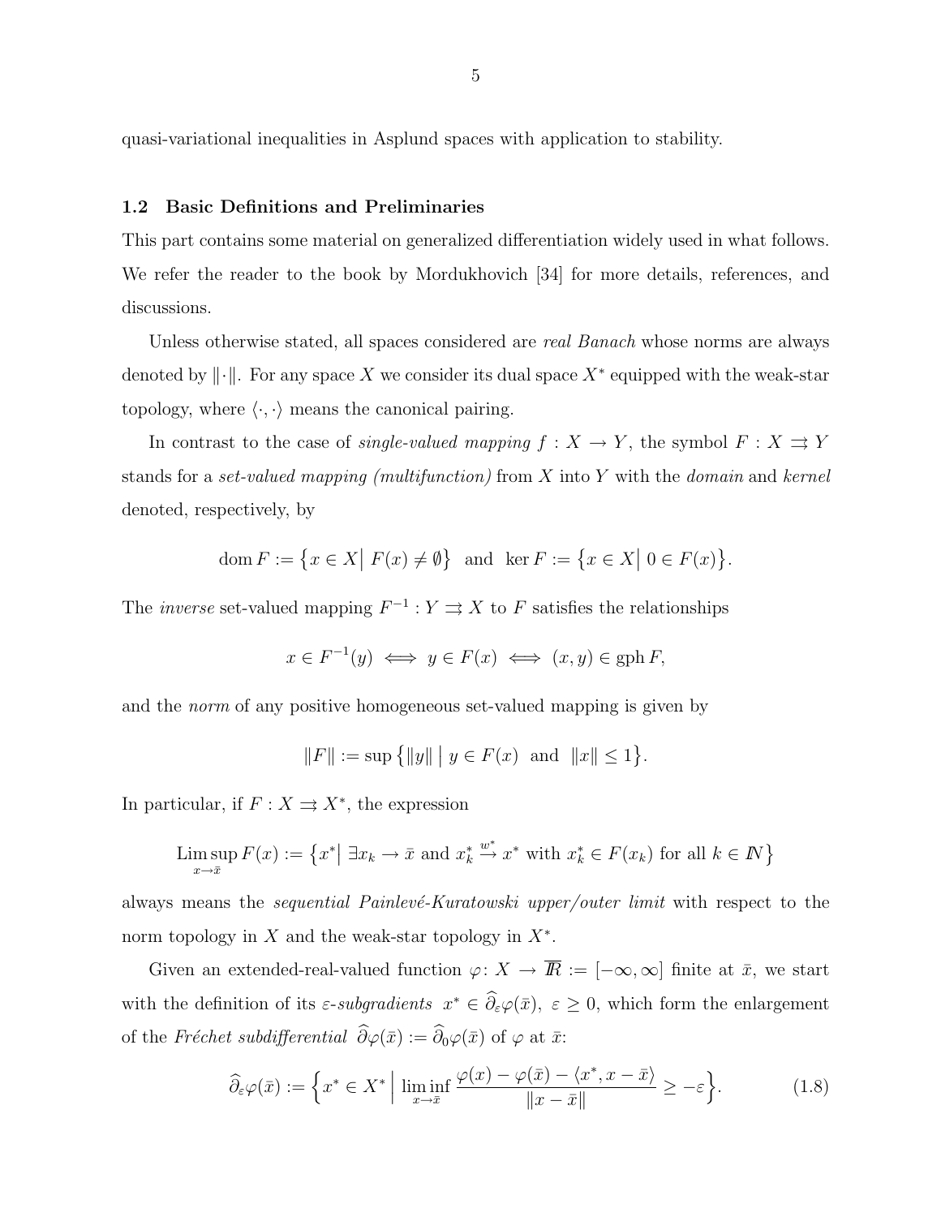quasi-variational inequalities in Asplund spaces with application to stability.

### 1.2 Basic Definitions and Preliminaries

This part contains some material on generalized differentiation widely used in what follows. We refer the reader to the book by Mordukhovich [34] for more details, references, and discussions.

Unless otherwise stated, all spaces considered are *real Banach* whose norms are always denoted by $\|\cdot\|$. For any space $X$ we consider its dual space $X^*$ equipped with the weak-star topology, where $\langle\cdot,\cdot\rangle$ means the canonical pairing.

In contrast to the case of *single-valued mapping* $f : X \to Y$, the symbol $F : X \rightrightarrows Y$ stands for a *set-valued mapping (multifunction)* from $X$ into $Y$ with the *domain* and *kernel* denoted, respectively, by

$$\operatorname{dom} F := \big\{x \in X \big|\ F(x) \neq \emptyset\big\} \ \text{ and } \ \ker F := \big\{x \in X \big|\ 0 \in F(x)\big\}.$$

The *inverse* set-valued mapping $F^{-1} : Y \rightrightarrows X$ to $F$ satisfies the relationships

$$x \in F^{-1}(y) \iff y \in F(x) \iff (x, y) \in \operatorname{gph} F,$$

and the *norm* of any positive homogeneous set-valued mapping is given by

$$\|F\| := \sup\big\{\|y\| \ \big|\ y \in F(x) \ \text{ and } \ \|x\| \leq 1\big\}.$$

In particular, if $F : X \rightrightarrows X^*$, the expression

$$\operatorname*{Lim\,sup}_{x\to\bar{x}} F(x) := \big\{x^* \big|\ \exists x_k \to \bar{x} \text{ and } x_k^* \overset{w^*}{\to} x^* \text{ with } x_k^* \in F(x_k) \text{ for all } k \in I\!N\big\}$$

always means the *sequential Painlevé-Kuratowski upper/outer limit* with respect to the norm topology in $X$ and the weak-star topology in $X^*$.

Given an extended-real-valued function $\varphi\colon X \to \overline{I\!R} := [-\infty,\infty]$ finite at $\bar{x}$, we start with the definition of its *$\varepsilon$-subgradients* $x^* \in \widehat{\partial}_\varepsilon\varphi(\bar{x})$, $\varepsilon \geq 0$, which form the enlargement of the *Fréchet subdifferential* $\widehat{\partial}\varphi(\bar{x}) := \widehat{\partial}_0\varphi(\bar{x})$ of $\varphi$ at $\bar{x}$:

$$\widehat{\partial}_\varepsilon\varphi(\bar{x}) := \Big\{x^* \in X^* \ \Big|\ \liminf_{x\to\bar{x}} \frac{\varphi(x) - \varphi(\bar{x}) - \langle x^*, x - \bar{x}\rangle}{\|x - \bar{x}\|} \geq -\varepsilon\Big\}. \tag{1.8}$$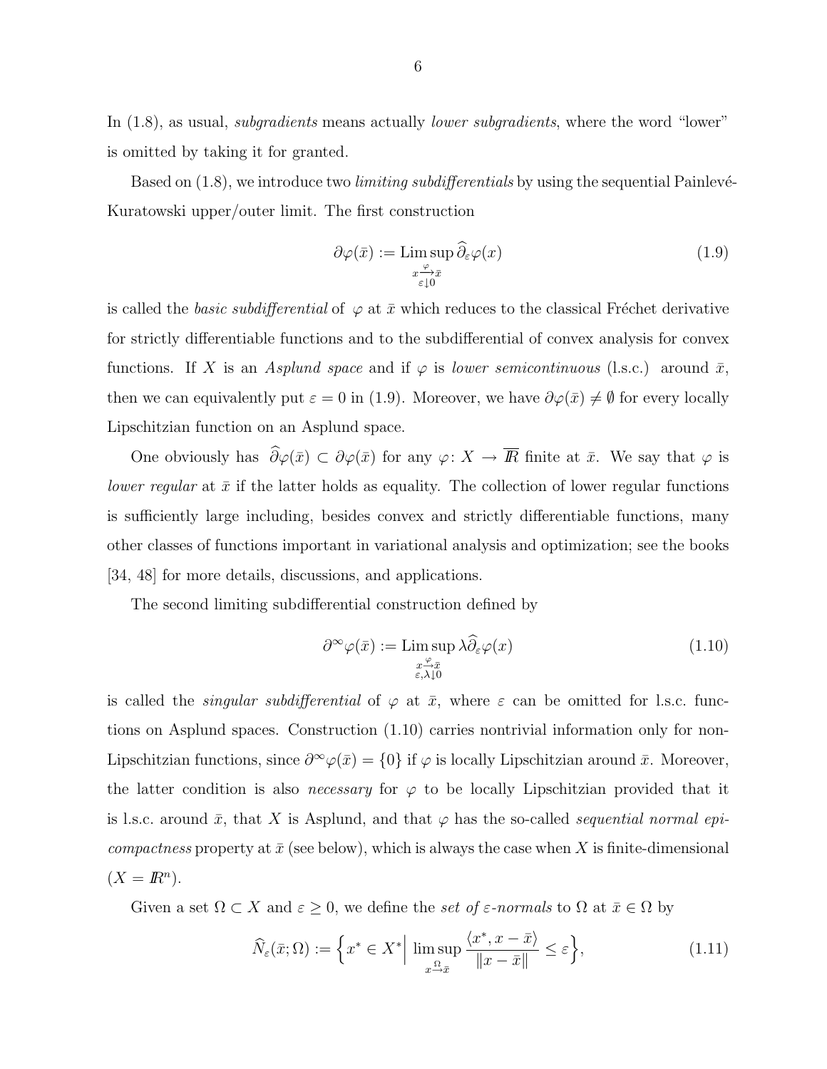In (1.8), as usual, *subgradients* means actually *lower subgradients*, where the word "lower" is omitted by taking it for granted.

Based on (1.8), we introduce two *limiting subdifferentials* by using the sequential Painlevé-Kuratowski upper/outer limit. The first construction

$$\partial\varphi(\bar{x}) := \operatorname*{Lim\,sup}_{\substack{x \xrightarrow{\varphi} \bar{x} \\ \varepsilon \downarrow 0}} \widehat{\partial}_\varepsilon \varphi(x) \tag{1.9}$$

is called the *basic subdifferential* of $\varphi$ at $\bar{x}$ which reduces to the classical Fréchet derivative for strictly differentiable functions and to the subdifferential of convex analysis for convex functions. If $X$ is an *Asplund space* and if $\varphi$ is *lower semicontinuous* (l.s.c.) around $\bar{x}$, then we can equivalently put $\varepsilon = 0$ in (1.9). Moreover, we have $\partial\varphi(\bar{x}) \neq \emptyset$ for every locally Lipschitzian function on an Asplund space.

One obviously has $\widehat{\partial}\varphi(\bar{x}) \subset \partial\varphi(\bar{x})$ for any $\varphi\colon X \to \overline{I\!R}$ finite at $\bar{x}$. We say that $\varphi$ is *lower regular* at $\bar{x}$ if the latter holds as equality. The collection of lower regular functions is sufficiently large including, besides convex and strictly differentiable functions, many other classes of functions important in variational analysis and optimization; see the books [34, 48] for more details, discussions, and applications.

The second limiting subdifferential construction defined by

$$\partial^\infty\varphi(\bar{x}) := \operatorname*{Lim\,sup}_{\substack{x \xrightarrow{\varphi} \bar{x} \\ \varepsilon, \lambda \downarrow 0}} \lambda \widehat{\partial}_\varepsilon \varphi(x) \tag{1.10}$$

is called the *singular subdifferential* of $\varphi$ at $\bar{x}$, where $\varepsilon$ can be omitted for l.s.c. functions on Asplund spaces. Construction (1.10) carries nontrivial information only for non-Lipschitzian functions, since $\partial^\infty\varphi(\bar{x}) = \{0\}$ if $\varphi$ is locally Lipschitzian around $\bar{x}$. Moreover, the latter condition is also *necessary* for $\varphi$ to be locally Lipschitzian provided that it is l.s.c. around $\bar{x}$, that $X$ is Asplund, and that $\varphi$ has the so-called *sequential normal epi-compactness* property at $\bar{x}$ (see below), which is always the case when $X$ is finite-dimensional ($X = I\!R^n$).

Given a set $\Omega \subset X$ and $\varepsilon \geq 0$, we define the *set of $\varepsilon$-normals* to $\Omega$ at $\bar{x} \in \Omega$ by

$$\widehat{N}_\varepsilon(\bar{x}; \Omega) := \Big\{ x^* \in X^* \Big|\ \limsup_{x \xrightarrow{\Omega} \bar{x}} \frac{\langle x^*, x - \bar{x} \rangle}{\|x - \bar{x}\|} \leq \varepsilon \Big\}, \tag{1.11}$$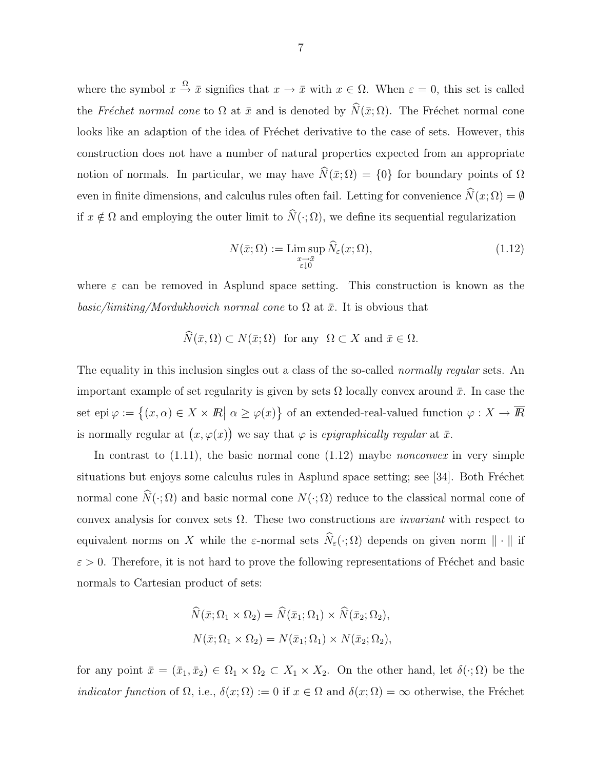where the symbol $x \xrightarrow{\Omega} \bar{x}$ signifies that $x \to \bar{x}$ with $x \in \Omega$. When $\varepsilon = 0$, this set is called the *Fréchet normal cone* to $\Omega$ at $\bar{x}$ and is denoted by $\widehat{N}(\bar{x};\Omega)$. The Fréchet normal cone looks like an adaption of the idea of Fréchet derivative to the case of sets. However, this construction does not have a number of natural properties expected from an appropriate notion of normals. In particular, we may have $\widehat{N}(\bar{x};\Omega) = \{0\}$ for boundary points of $\Omega$ even in finite dimensions, and calculus rules often fail. Letting for convenience $\widehat{N}(x;\Omega) = \emptyset$ if $x \notin \Omega$ and employing the outer limit to $\widehat{N}(\cdot;\Omega)$, we define its sequential regularization

$$N(\bar{x};\Omega) := \mathop{\mathrm{Lim\,sup}}_{\substack{x \to \bar{x} \\ \varepsilon \downarrow 0}} \widehat{N}_\varepsilon(x;\Omega), \tag{1.12}$$

where $\varepsilon$ can be removed in Asplund space setting. This construction is known as the *basic/limiting/Mordukhovich normal cone* to $\Omega$ at $\bar{x}$. It is obvious that

$$\widehat{N}(\bar{x},\Omega) \subset N(\bar{x};\Omega) \ \text{ for any } \ \Omega \subset X \text{ and } \bar{x} \in \Omega.$$

The equality in this inclusion singles out a class of the so-called *normally regular* sets. An important example of set regularity is given by sets $\Omega$ locally convex around $\bar{x}$. In case the set $\operatorname{epi}\varphi := \{(x,\alpha) \in X \times I\!R \big|\ \alpha \geq \varphi(x)\}$ of an extended-real-valued function $\varphi : X \to \overline{I\!R}$ is normally regular at $(x,\varphi(x))$ we say that $\varphi$ is *epigraphically regular* at $\bar{x}$.

In contrast to (1.11), the basic normal cone (1.12) maybe *nonconvex* in very simple situations but enjoys some calculus rules in Asplund space setting; see [34]. Both Fréchet normal cone $\widehat{N}(\cdot;\Omega)$ and basic normal cone $N(\cdot;\Omega)$ reduce to the classical normal cone of convex analysis for convex sets $\Omega$. These two constructions are *invariant* with respect to equivalent norms on $X$ while the $\varepsilon$-normal sets $\widehat{N}_\varepsilon(\cdot;\Omega)$ depends on given norm $\|\cdot\|$ if $\varepsilon > 0$. Therefore, it is not hard to prove the following representations of Fréchet and basic normals to Cartesian product of sets:

$$\widehat{N}(\bar{x};\Omega_1 \times \Omega_2) = \widehat{N}(\bar{x}_1;\Omega_1) \times \widehat{N}(\bar{x}_2;\Omega_2),$$

$$N(\bar{x};\Omega_1 \times \Omega_2) = N(\bar{x}_1;\Omega_1) \times N(\bar{x}_2;\Omega_2),$$

for any point $\bar{x} = (\bar{x}_1,\bar{x}_2) \in \Omega_1 \times \Omega_2 \subset X_1 \times X_2$. On the other hand, let $\delta(\cdot;\Omega)$ be the *indicator function* of $\Omega$, i.e., $\delta(x;\Omega) := 0$ if $x \in \Omega$ and $\delta(x;\Omega) = \infty$ otherwise, the Fréchet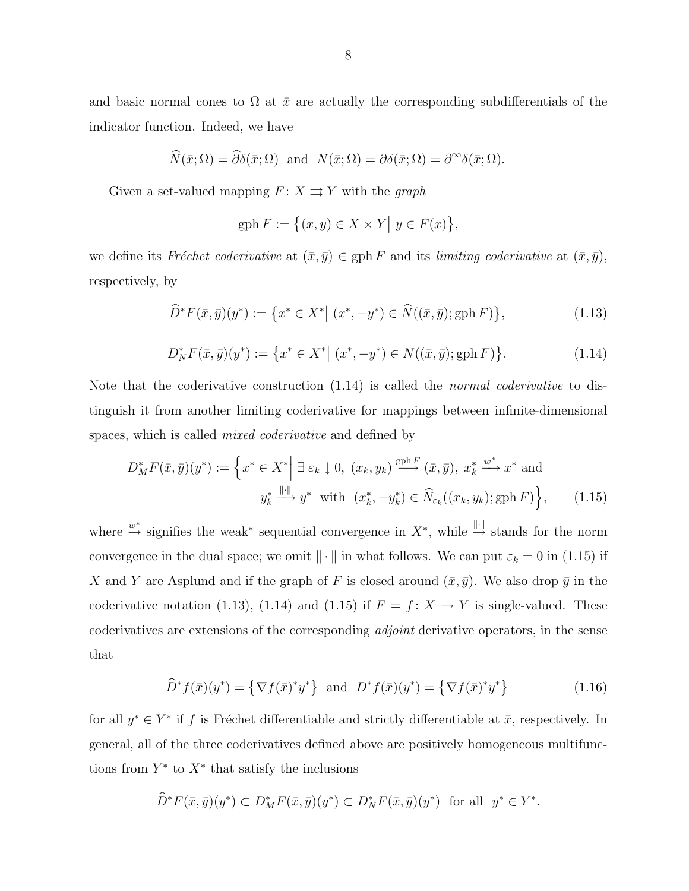and basic normal cones to $\Omega$ at $\bar{x}$ are actually the corresponding subdifferentials of the indicator function. Indeed, we have

$$\widehat{N}(\bar{x};\Omega) = \widehat{\partial}\delta(\bar{x};\Omega) \text{ and } N(\bar{x};\Omega) = \partial\delta(\bar{x};\Omega) = \partial^{\infty}\delta(\bar{x};\Omega).$$

Given a set-valued mapping $F\colon X \rightrightarrows Y$ with the *graph*

$$\operatorname{gph} F := \big\{(x,y) \in X \times Y \big|\ y \in F(x)\big\},$$

we define its *Fréchet coderivative* at $(\bar{x},\bar{y}) \in \operatorname{gph} F$ and its *limiting coderivative* at $(\bar{x},\bar{y})$, respectively, by

$$\widehat{D}^*F(\bar{x},\bar{y})(y^*) := \big\{x^* \in X^* \big|\ (x^*,-y^*) \in \widehat{N}((\bar{x},\bar{y});\operatorname{gph} F)\big\}, \tag{1.13}$$

$$D^*_N F(\bar{x},\bar{y})(y^*) := \big\{x^* \in X^* \big|\ (x^*,-y^*) \in N((\bar{x},\bar{y});\operatorname{gph} F)\big\}. \tag{1.14}$$

Note that the coderivative construction (1.14) is called the *normal coderivative* to distinguish it from another limiting coderivative for mappings between infinite-dimensional spaces, which is called *mixed coderivative* and defined by

$$D^*_M F(\bar{x},\bar{y})(y^*) := \Big\{x^* \in X^* \Big|\ \exists\, \varepsilon_k \downarrow 0,\ (x_k,y_k) \xrightarrow{\operatorname{gph} F} (\bar{x},\bar{y}),\ x^*_k \xrightarrow{w^*} x^* \text{ and } y^*_k \xrightarrow{\|\cdot\|} y^* \text{ with } (x^*_k,-y^*_k) \in \widehat{N}_{\varepsilon_k}((x_k,y_k);\operatorname{gph} F)\Big\}, \tag{1.15}$$

where $\xrightarrow{w^*}$ signifies the weak$^*$ sequential convergence in $X^*$, while $\xrightarrow{\|\cdot\|}$ stands for the norm convergence in the dual space; we omit $\|\cdot\|$ in what follows. We can put $\varepsilon_k = 0$ in (1.15) if $X$ and $Y$ are Asplund and if the graph of $F$ is closed around $(\bar{x},\bar{y})$. We also drop $\bar{y}$ in the coderivative notation (1.13), (1.14) and (1.15) if $F = f\colon X \to Y$ is single-valued. These coderivatives are extensions of the corresponding *adjoint* derivative operators, in the sense that

$$\widehat{D}^*f(\bar{x})(y^*) = \big\{\nabla f(\bar{x})^* y^*\big\} \text{ and } D^*f(\bar{x})(y^*) = \big\{\nabla f(\bar{x})^* y^*\big\} \tag{1.16}$$

for all $y^* \in Y^*$ if $f$ is Fréchet differentiable and strictly differentiable at $\bar{x}$, respectively. In general, all of the three coderivatives defined above are positively homogeneous multifunctions from $Y^*$ to $X^*$ that satisfy the inclusions

$$\widehat{D}^*F(\bar{x},\bar{y})(y^*) \subset D^*_M F(\bar{x},\bar{y})(y^*) \subset D^*_N F(\bar{x},\bar{y})(y^*) \text{ for all } y^* \in Y^*.$$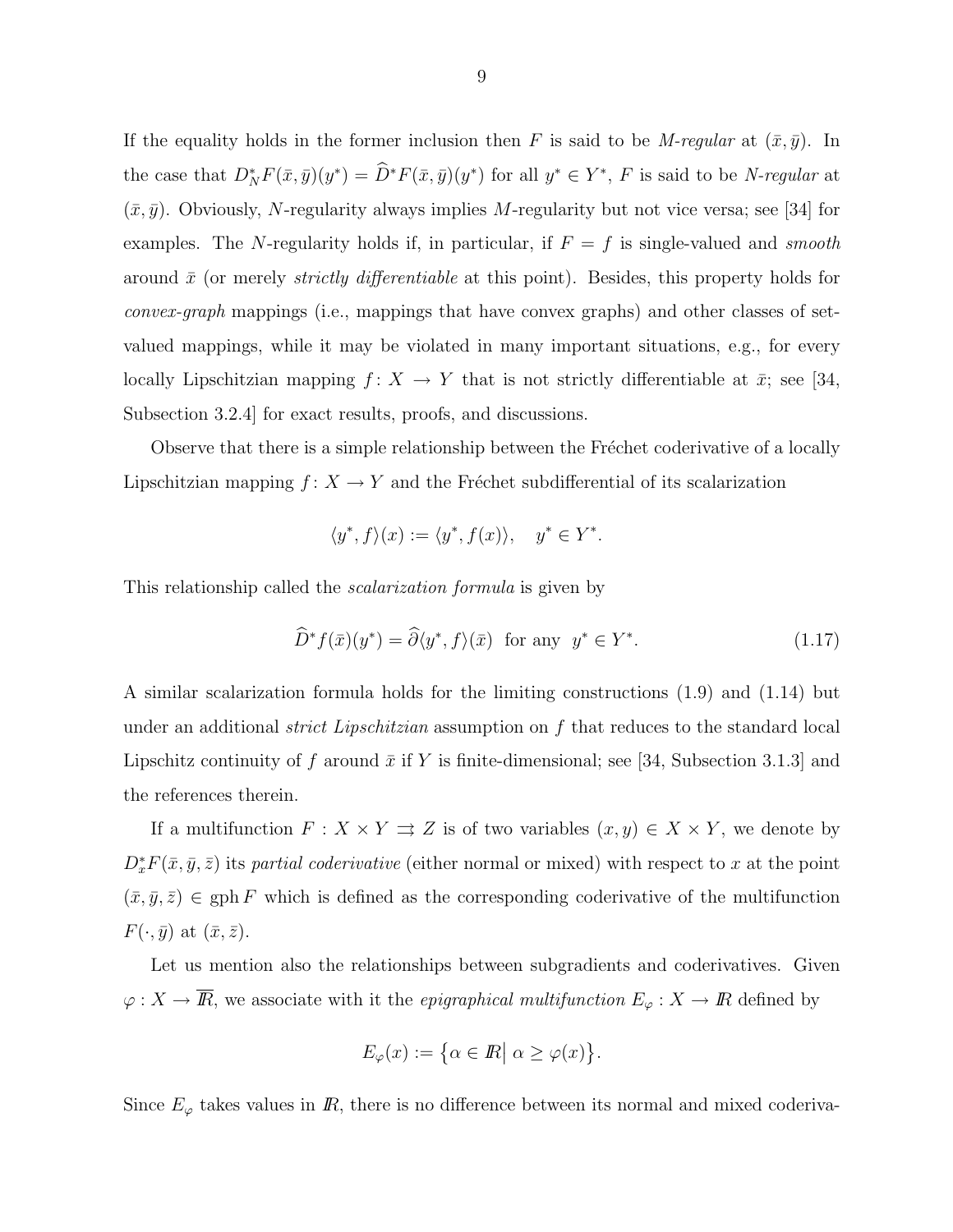If the equality holds in the former inclusion then $F$ is said to be *M-regular* at $(\bar{x}, \bar{y})$. In the case that $D_N^* F(\bar{x}, \bar{y})(y^*) = \widehat{D}^* F(\bar{x}, \bar{y})(y^*)$ for all $y^* \in Y^*$, $F$ is said to be *N-regular* at $(\bar{x}, \bar{y})$. Obviously, $N$-regularity always implies $M$-regularity but not vice versa; see [34] for examples. The $N$-regularity holds if, in particular, if $F = f$ is single-valued and *smooth* around $\bar{x}$ (or merely *strictly differentiable* at this point). Besides, this property holds for *convex-graph* mappings (i.e., mappings that have convex graphs) and other classes of set-valued mappings, while it may be violated in many important situations, e.g., for every locally Lipschitzian mapping $f\colon X \to Y$ that is not strictly differentiable at $\bar{x}$; see [34, Subsection 3.2.4] for exact results, proofs, and discussions.

Observe that there is a simple relationship between the Fréchet coderivative of a locally Lipschitzian mapping $f\colon X \to Y$ and the Fréchet subdifferential of its scalarization

$$\langle y^*, f\rangle(x) := \langle y^*, f(x)\rangle, \quad y^* \in Y^*.$$

This relationship called the *scalarization formula* is given by

$$\widehat{D}^* f(\bar{x})(y^*) = \widehat{\partial}\langle y^*, f\rangle(\bar{x}) \ \text{ for any } \ y^* \in Y^*. \tag{1.17}$$

A similar scalarization formula holds for the limiting constructions (1.9) and (1.14) but under an additional *strict Lipschitzian* assumption on $f$ that reduces to the standard local Lipschitz continuity of $f$ around $\bar{x}$ if $Y$ is finite-dimensional; see [34, Subsection 3.1.3] and the references therein.

If a multifunction $F : X \times Y \rightrightarrows Z$ is of two variables $(x, y) \in X \times Y$, we denote by $D_x^* F(\bar{x}, \bar{y}, \bar{z})$ its *partial coderivative* (either normal or mixed) with respect to $x$ at the point $(\bar{x}, \bar{y}, \bar{z}) \in \operatorname{gph} F$ which is defined as the corresponding coderivative of the multifunction $F(\cdot, \bar{y})$ at $(\bar{x}, \bar{z})$.

Let us mention also the relationships between subgradients and coderivatives. Given $\varphi : X \to \overline{I\!R}$, we associate with it the *epigraphical multifunction* $E_\varphi : X \to I\!R$ defined by

$$E_\varphi(x) := \big\{\alpha \in I\!R \big|\ \alpha \geq \varphi(x)\big\}.$$

Since $E_\varphi$ takes values in $I\!R$, there is no difference between its normal and mixed coderiva-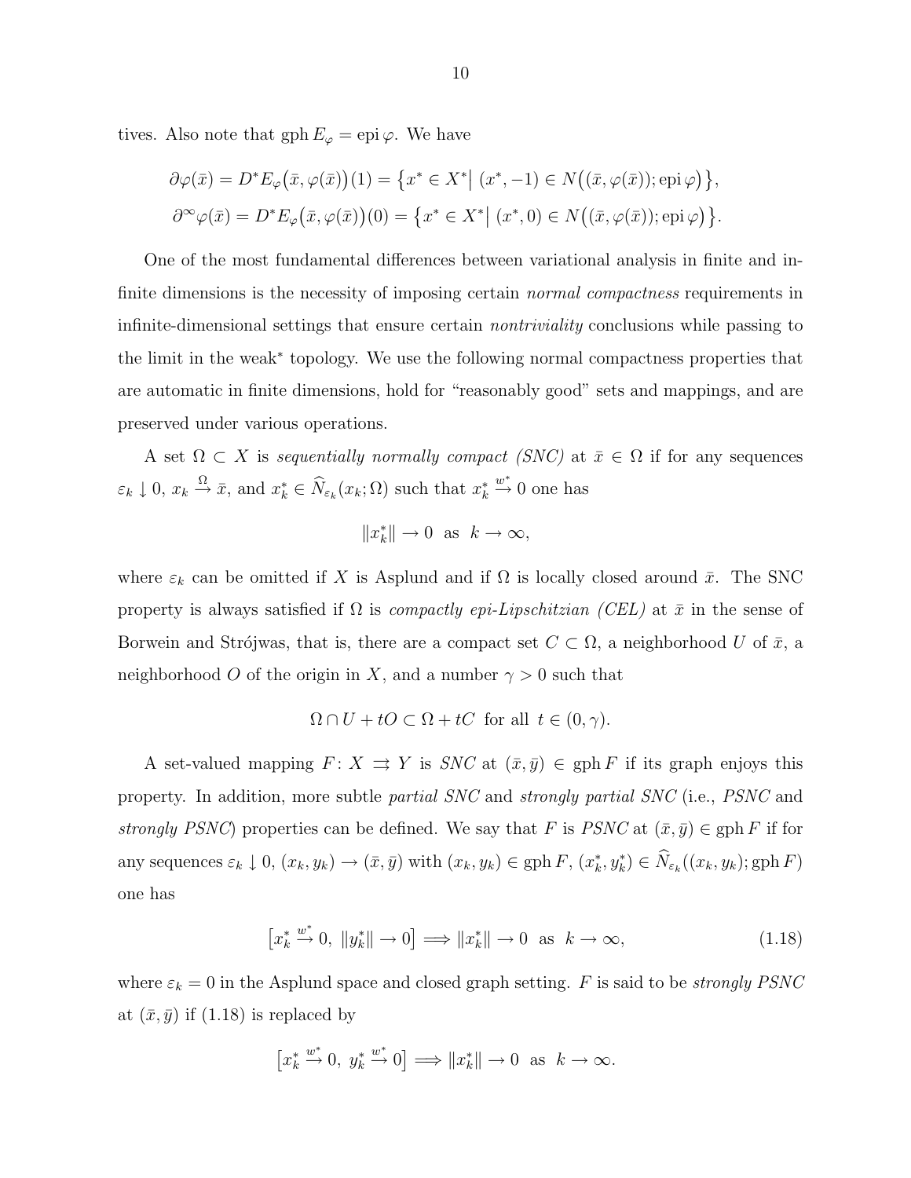tives. Also note that $\operatorname{gph} E_\varphi = \operatorname{epi} \varphi$. We have

$$
\begin{aligned}
\partial\varphi(\bar{x}) &= D^*E_\varphi\big(\bar{x}, \varphi(\bar{x})\big)(1) = \big\{x^* \in X^* \big|\ (x^*, -1) \in N\big((\bar{x}, \varphi(\bar{x})); \operatorname{epi}\varphi\big)\big\},\\
\partial^\infty\varphi(\bar{x}) &= D^*E_\varphi\big(\bar{x}, \varphi(\bar{x})\big)(0) = \big\{x^* \in X^* \big|\ (x^*, 0) \in N\big((\bar{x}, \varphi(\bar{x})); \operatorname{epi}\varphi\big)\big\}.
\end{aligned}
$$

One of the most fundamental differences between variational analysis in finite and infinite dimensions is the necessity of imposing certain *normal compactness* requirements in infinite-dimensional settings that ensure certain *nontriviality* conclusions while passing to the limit in the weak$^*$ topology. We use the following normal compactness properties that are automatic in finite dimensions, hold for "reasonably good" sets and mappings, and are preserved under various operations.

A set $\Omega \subset X$ is *sequentially normally compact (SNC)* at $\bar{x} \in \Omega$ if for any sequences $\varepsilon_k \downarrow 0$, $x_k \xrightarrow{\Omega} \bar{x}$, and $x_k^* \in \widehat{N}_{\varepsilon_k}(x_k; \Omega)$ such that $x_k^* \xrightarrow{w^*} 0$ one has

$$
\|x_k^*\| \to 0 \ \text{ as } \ k \to \infty,
$$

where $\varepsilon_k$ can be omitted if $X$ is Asplund and if $\Omega$ is locally closed around $\bar{x}$. The SNC property is always satisfied if $\Omega$ is *compactly epi-Lipschitzian (CEL)* at $\bar{x}$ in the sense of Borwein and Strójwas, that is, there are a compact set $C \subset \Omega$, a neighborhood $U$ of $\bar{x}$, a neighborhood $O$ of the origin in $X$, and a number $\gamma > 0$ such that

$$
\Omega \cap U + tO \subset \Omega + tC \ \text{ for all } \ t \in (0, \gamma).
$$

A set-valued mapping $F\colon X \rightrightarrows Y$ is *SNC* at $(\bar{x}, \bar{y}) \in \operatorname{gph} F$ if its graph enjoys this property. In addition, more subtle *partial SNC* and *strongly partial SNC* (i.e., *PSNC* and *strongly PSNC*) properties can be defined. We say that $F$ is *PSNC* at $(\bar{x}, \bar{y}) \in \operatorname{gph} F$ if for any sequences $\varepsilon_k \downarrow 0$, $(x_k, y_k) \to (\bar{x}, \bar{y})$ with $(x_k, y_k) \in \operatorname{gph} F$, $(x_k^*, y_k^*) \in \widehat{N}_{\varepsilon_k}((x_k, y_k); \operatorname{gph} F)$ one has

$$
\big[x_k^* \xrightarrow{w^*} 0,\ \|y_k^*\| \to 0\big] \Longrightarrow \|x_k^*\| \to 0 \ \text{ as } \ k \to \infty, \tag{1.18}
$$

where $\varepsilon_k = 0$ in the Asplund space and closed graph setting. $F$ is said to be *strongly PSNC* at $(\bar{x}, \bar{y})$ if (1.18) is replaced by

$$
\big[x_k^* \xrightarrow{w^*} 0,\ y_k^* \xrightarrow{w^*} 0\big] \Longrightarrow \|x_k^*\| \to 0 \ \text{ as } \ k \to \infty.
$$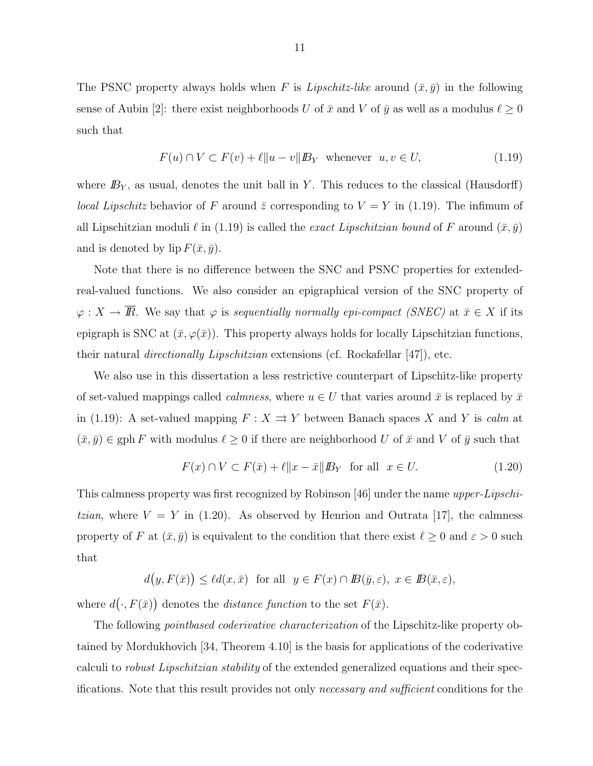The PSNC property always holds when $F$ is *Lipschitz-like* around $(\bar{x},\bar{y})$ in the following sense of Aubin [2]: there exist neighborhoods $U$ of $\bar{x}$ and $V$ of $\bar{y}$ as well as a modulus $\ell \geq 0$ such that

$$F(u) \cap V \subset F(v) + \ell\|u - v\|I\!\!B_Y \ \text{ whenever } \ u, v \in U, \tag{1.19}$$

where $I\!\!B_Y$, as usual, denotes the unit ball in $Y$. This reduces to the classical (Hausdorff) *local Lipschitz* behavior of $F$ around $\bar{z}$ corresponding to $V = Y$ in (1.19). The infimum of all Lipschitzian moduli $\ell$ in (1.19) is called the *exact Lipschitzian bound* of $F$ around $(\bar{x},\bar{y})$ and is denoted by $\operatorname{lip} F(\bar{x},\bar{y})$.

Note that there is no difference between the SNC and PSNC properties for extended-real-valued functions. We also consider an epigraphical version of the SNC property of $\varphi : X \to \overline{I\!\!R}$. We say that $\varphi$ is *sequentially normally epi-compact (SNEC)* at $\bar{x} \in X$ if its epigraph is SNC at $(\bar{x}, \varphi(\bar{x}))$. This property always holds for locally Lipschitzian functions, their natural *directionally Lipschitzian* extensions (cf. Rockafellar [47]), etc.

We also use in this dissertation a less restrictive counterpart of Lipschitz-like property of set-valued mappings called *calmness*, where $u \in U$ that varies around $\bar{x}$ is replaced by $\bar{x}$ in (1.19): A set-valued mapping $F : X \rightrightarrows Y$ between Banach spaces $X$ and $Y$ is *calm* at $(\bar{x},\bar{y}) \in \operatorname{gph} F$ with modulus $\ell \geq 0$ if there are neighborhood $U$ of $\bar{x}$ and $V$ of $\bar{y}$ such that

$$F(x) \cap V \subset F(\bar{x}) + \ell\|x - \bar{x}\|I\!\!B_Y \ \text{ for all } \ x \in U. \tag{1.20}$$

This calmness property was first recognized by Robinson [46] under the name *upper-Lipschitzian*, where $V = Y$ in (1.20). As observed by Henrion and Outrata [17], the calmness property of $F$ at $(\bar{x},\bar{y})$ is equivalent to the condition that there exist $\ell \geq 0$ and $\varepsilon > 0$ such that

$$d\big(y, F(\bar{x})\big) \leq \ell d(x, \bar{x}) \ \text{ for all } \ y \in F(x) \cap I\!\!B(\bar{y}, \varepsilon), \ x \in I\!\!B(\bar{x}, \varepsilon),$$

where $d\big(\cdot, F(\bar{x})\big)$ denotes the *distance function* to the set $F(\bar{x})$.

The following *pointbased coderivative characterization* of the Lipschitz-like property obtained by Mordukhovich [34, Theorem 4.10] is the basis for applications of the coderivative calculi to *robust Lipschitzian stability* of the extended generalized equations and their specifications. Note that this result provides not only *necessary and sufficient* conditions for the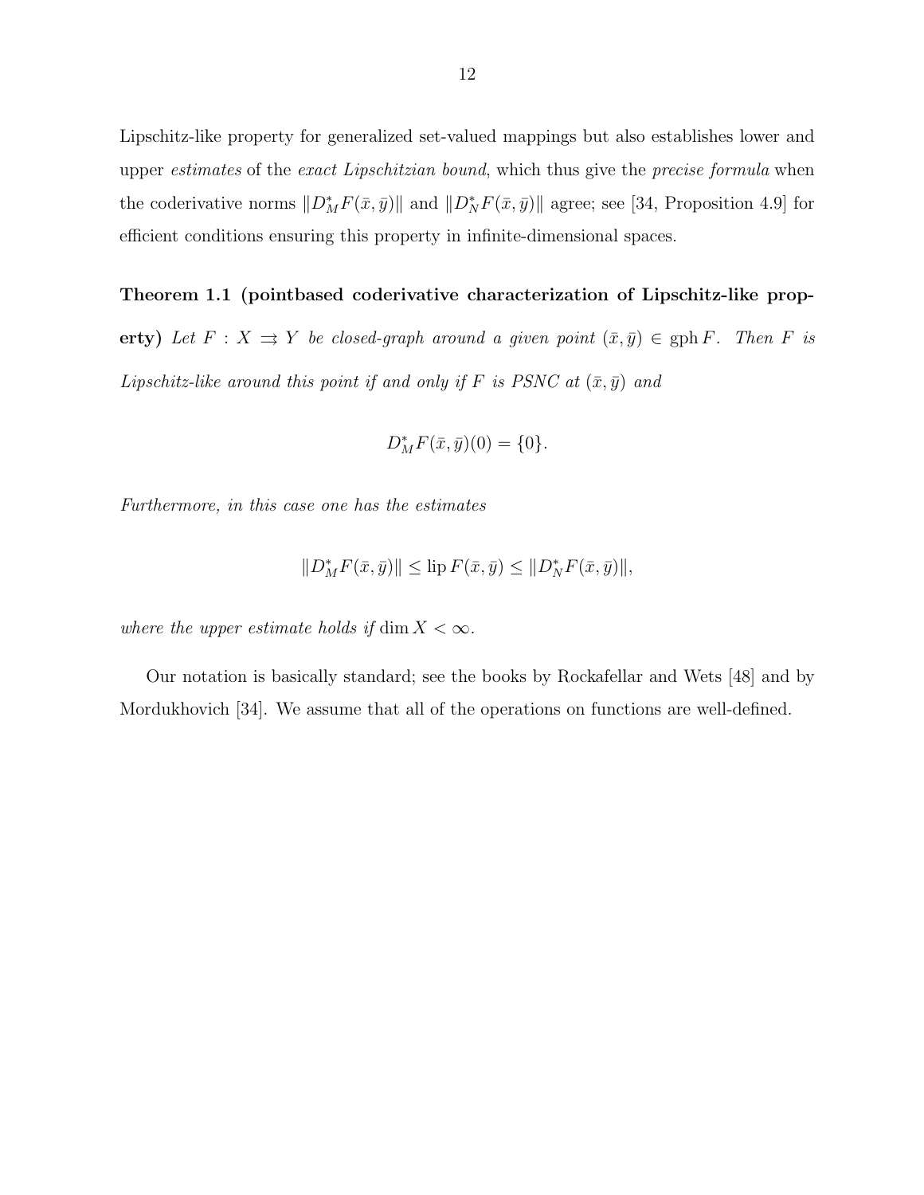Lipschitz-like property for generalized set-valued mappings but also establishes lower and upper *estimates* of the *exact Lipschitzian bound*, which thus give the *precise formula* when the coderivative norms $\|D^*_M F(\bar{x}, \bar{y})\|$ and $\|D^*_N F(\bar{x}, \bar{y})\|$ agree; see [34, Proposition 4.9] for efficient conditions ensuring this property in infinite-dimensional spaces.

**Theorem 1.1 (pointbased coderivative characterization of Lipschitz-like property)** *Let $F : X \rightrightarrows Y$ be closed-graph around a given point $(\bar{x}, \bar{y}) \in \operatorname{gph} F$. Then $F$ is Lipschitz-like around this point if and only if $F$ is PSNC at $(\bar{x}, \bar{y})$ and*

$$D^*_M F(\bar{x}, \bar{y})(0) = \{0\}.$$

*Furthermore, in this case one has the estimates*

$$\|D^*_M F(\bar{x}, \bar{y})\| \leq \operatorname{lip} F(\bar{x}, \bar{y}) \leq \|D^*_N F(\bar{x}, \bar{y})\|,$$

*where the upper estimate holds if* $\dim X < \infty$.

Our notation is basically standard; see the books by Rockafellar and Wets [48] and by Mordukhovich [34]. We assume that all of the operations on functions are well-defined.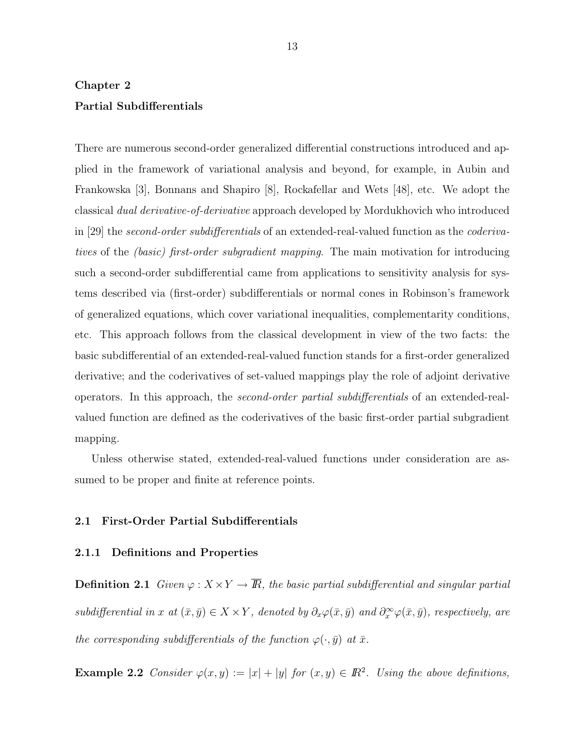# Chapter 2

# Partial Subdifferentials

There are numerous second-order generalized differential constructions introduced and applied in the framework of variational analysis and beyond, for example, in Aubin and Frankowska [3], Bonnans and Shapiro [8], Rockafellar and Wets [48], etc. We adopt the classical *dual derivative-of-derivative* approach developed by Mordukhovich who introduced in [29] the *second-order subdifferentials* of an extended-real-valued function as the *coderivatives* of the *(basic) first-order subgradient mapping*. The main motivation for introducing such a second-order subdifferential came from applications to sensitivity analysis for systems described via (first-order) subdifferentials or normal cones in Robinson's framework of generalized equations, which cover variational inequalities, complementarity conditions, etc. This approach follows from the classical development in view of the two facts: the basic subdifferential of an extended-real-valued function stands for a first-order generalized derivative; and the coderivatives of set-valued mappings play the role of adjoint derivative operators. In this approach, the *second-order partial subdifferentials* of an extended-real-valued function are defined as the coderivatives of the basic first-order partial subgradient mapping.

Unless otherwise stated, extended-real-valued functions under consideration are assumed to be proper and finite at reference points.

## 2.1 First-Order Partial Subdifferentials

### 2.1.1 Definitions and Properties

**Definition 2.1** *Given $\varphi : X \times Y \to \overline{I\!R}$, the basic partial subdifferential and singular partial subdifferential in $x$ at $(\bar{x}, \bar{y}) \in X \times Y$, denoted by $\partial_x \varphi(\bar{x}, \bar{y})$ and $\partial_x^\infty \varphi(\bar{x}, \bar{y})$, respectively, are the corresponding subdifferentials of the function $\varphi(\cdot, \bar{y})$ at $\bar{x}$.*

**Example 2.2** *Consider $\varphi(x, y) := |x| + |y|$ for $(x, y) \in I\!R^2$. Using the above definitions,*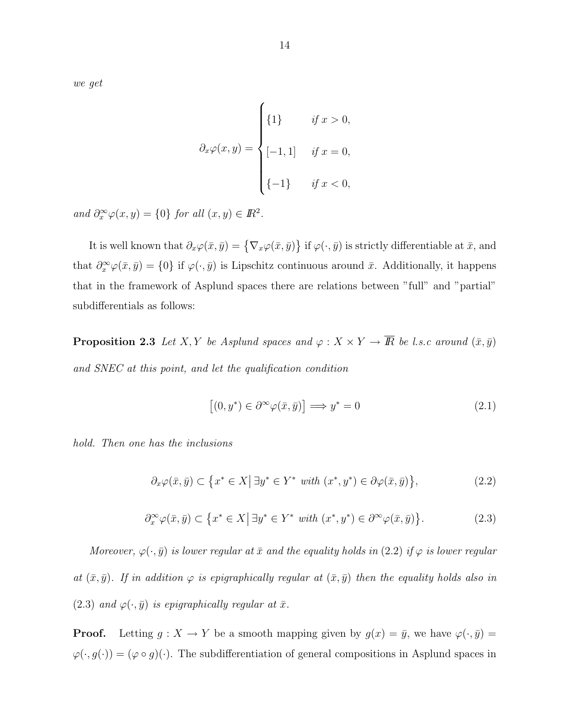*we get*

$$\partial_x\varphi(x,y) = \begin{cases} \{1\} & \text{if } x > 0, \\ [-1,1] & \text{if } x = 0, \\ \{-1\} & \text{if } x < 0, \end{cases}$$

*and* $\partial_x^\infty\varphi(x,y) = \{0\}$ *for all* $(x,y) \in I\!R^2$.

It is well known that $\partial_x\varphi(\bar{x},\bar{y}) = \big\{\nabla_x\varphi(\bar{x},\bar{y})\big\}$ if $\varphi(\cdot,\bar{y})$ is strictly differentiable at $\bar{x}$, and that $\partial_x^\infty\varphi(\bar{x},\bar{y}) = \{0\}$ if $\varphi(\cdot,\bar{y})$ is Lipschitz continuous around $\bar{x}$. Additionally, it happens that in the framework of Asplund spaces there are relations between "full" and "partial" subdifferentials as follows:

**Proposition 2.3** *Let* $X, Y$ *be Asplund spaces and* $\varphi : X \times Y \to \overline{I\!R}$ *be l.s.c around* $(\bar{x},\bar{y})$ *and SNEC at this point, and let the qualification condition*

$$\big[(0,y^*) \in \partial^\infty\varphi(\bar{x},\bar{y})\big] \Longrightarrow y^* = 0 \tag{2.1}$$

*hold. Then one has the inclusions*

$$\partial_x\varphi(\bar{x},\bar{y}) \subset \big\{x^* \in X \,\big|\, \exists y^* \in Y^* \text{ with } (x^*,y^*) \in \partial\varphi(\bar{x},\bar{y})\big\}, \tag{2.2}$$

$$\partial_x^\infty\varphi(\bar{x},\bar{y}) \subset \big\{x^* \in X \,\big|\, \exists y^* \in Y^* \text{ with } (x^*,y^*) \in \partial^\infty\varphi(\bar{x},\bar{y})\big\}. \tag{2.3}$$

*Moreover,* $\varphi(\cdot,\bar{y})$ *is lower regular at* $\bar{x}$ *and the equality holds in* (2.2) *if* $\varphi$ *is lower regular at* $(\bar{x},\bar{y})$. *If in addition* $\varphi$ *is epigraphically regular at* $(\bar{x},\bar{y})$ *then the equality holds also in* (2.3) *and* $\varphi(\cdot,\bar{y})$ *is epigraphically regular at* $\bar{x}$.

**Proof.** Letting $g : X \to Y$ be a smooth mapping given by $g(x) = \bar{y}$, we have $\varphi(\cdot,\bar{y}) = \varphi(\cdot,g(\cdot)) = (\varphi \circ g)(\cdot)$. The subdifferentiation of general compositions in Asplund spaces in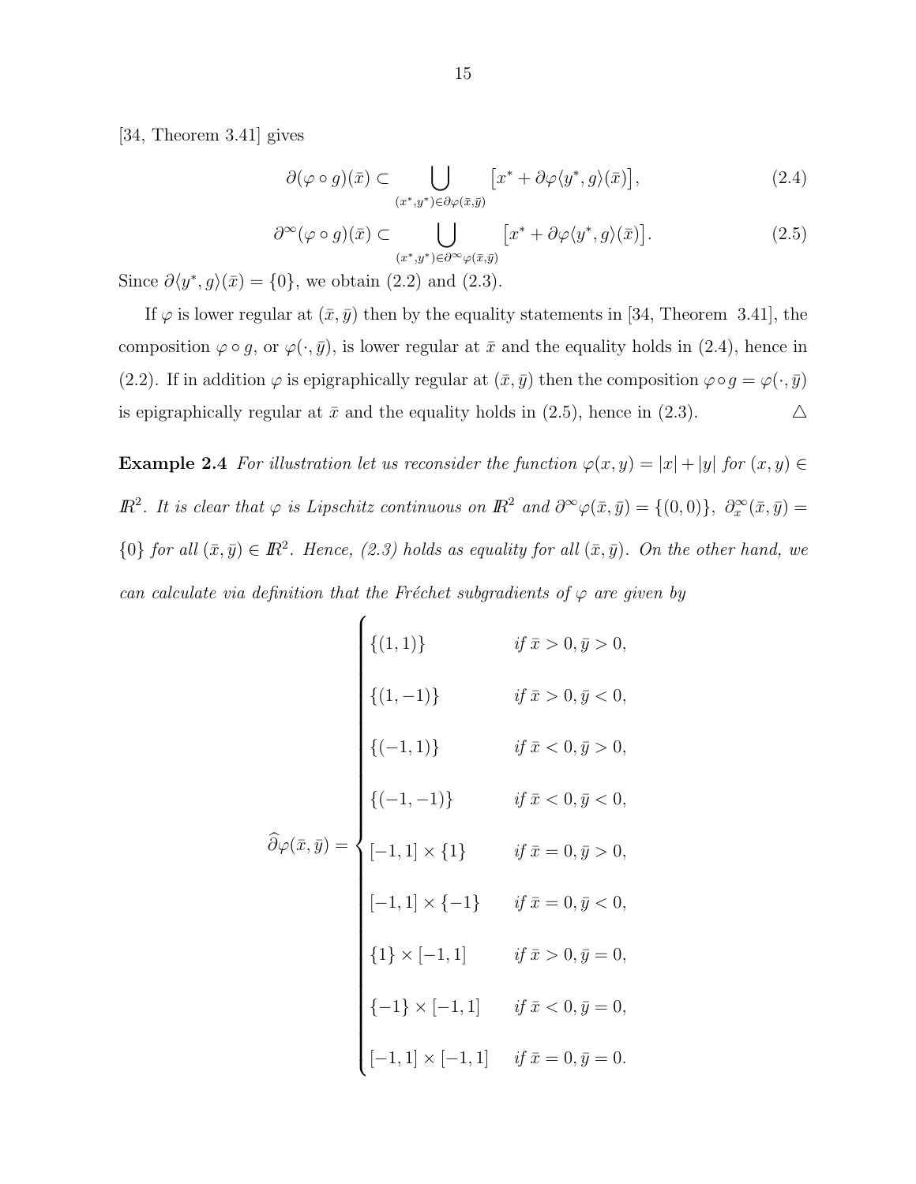[34, Theorem 3.41] gives

$$
\partial(\varphi \circ g)(\bar{x}) \subset \bigcup_{(x^*,y^*)\in\partial\varphi(\bar{x},\bar{y})} \big[x^* + \partial\varphi\langle y^*, g\rangle(\bar{x})\big], \tag{2.4}
$$

$$
\partial^\infty(\varphi \circ g)(\bar{x}) \subset \bigcup_{(x^*,y^*)\in\partial^\infty\varphi(\bar{x},\bar{y})} \big[x^* + \partial\varphi\langle y^*, g\rangle(\bar{x})\big]. \tag{2.5}
$$

Since $\partial\langle y^*, g\rangle(\bar{x}) = \{0\}$, we obtain (2.2) and (2.3).

If $\varphi$ is lower regular at $(\bar{x}, \bar{y})$ then by the equality statements in [34, Theorem 3.41], the composition $\varphi \circ g$, or $\varphi(\cdot, \bar{y})$, is lower regular at $\bar{x}$ and the equality holds in (2.4), hence in (2.2). If in addition $\varphi$ is epigraphically regular at $(\bar{x}, \bar{y})$ then the composition $\varphi \circ g = \varphi(\cdot, \bar{y})$ is epigraphically regular at $\bar{x}$ and the equality holds in (2.5), hence in (2.3). △

**Example 2.4** *For illustration let us reconsider the function $\varphi(x, y) = |x| + |y|$ for $(x, y) \in I\!R^2$. It is clear that $\varphi$ is Lipschitz continuous on $I\!R^2$ and $\partial^\infty\varphi(\bar{x}, \bar{y}) = \{(0, 0)\}$, $\partial_x^\infty(\bar{x}, \bar{y}) = \{0\}$ for all $(\bar{x}, \bar{y}) \in I\!R^2$. Hence, (2.3) holds as equality for all $(\bar{x}, \bar{y})$. On the other hand, we can calculate via definition that the Fréchet subgradients of $\varphi$ are given by*

$$
\widehat{\partial}\varphi(\bar{x}, \bar{y}) = \begin{cases}
\{(1, 1)\} & \text{if } \bar{x} > 0, \bar{y} > 0, \\
\{(1, -1)\} & \text{if } \bar{x} > 0, \bar{y} < 0, \\
\{(-1, 1)\} & \text{if } \bar{x} < 0, \bar{y} > 0, \\
\{(-1, -1)\} & \text{if } \bar{x} < 0, \bar{y} < 0, \\
[-1, 1] \times \{1\} & \text{if } \bar{x} = 0, \bar{y} > 0, \\
[-1, 1] \times \{-1\} & \text{if } \bar{x} = 0, \bar{y} < 0, \\
\{1\} \times [-1, 1] & \text{if } \bar{x} > 0, \bar{y} = 0, \\
\{-1\} \times [-1, 1] & \text{if } \bar{x} < 0, \bar{y} = 0, \\
[-1, 1] \times [-1, 1] & \text{if } \bar{x} = 0, \bar{y} = 0.
\end{cases}
$$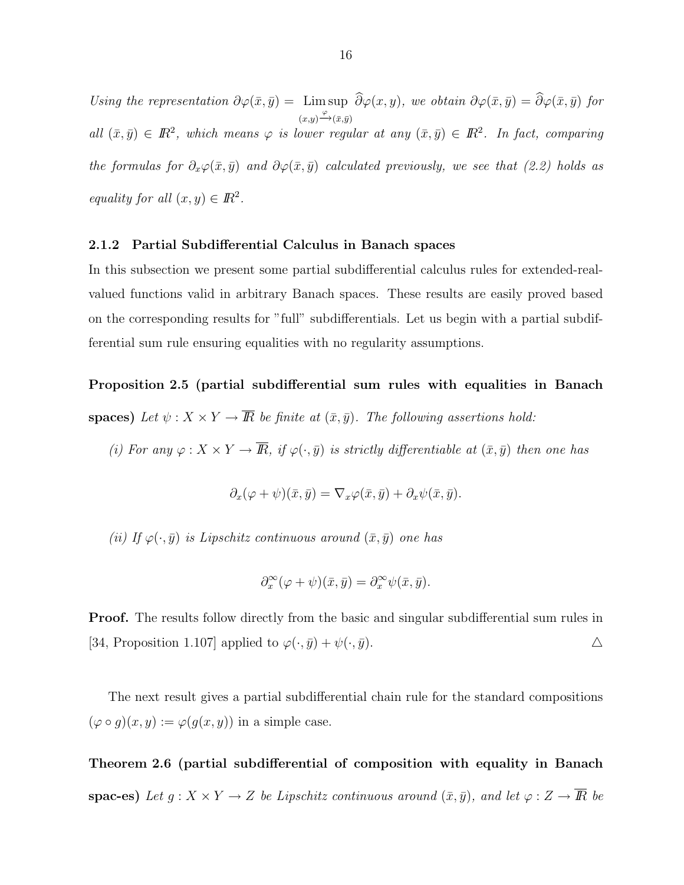*Using the representation* $\partial\varphi(\bar{x},\bar{y}) = \displaystyle\mathop{\rm Lim\,sup}_{(x,y)\xrightarrow{\varphi}(\bar{x},\bar{y})} \widehat{\partial}\varphi(x,y)$*, we obtain* $\partial\varphi(\bar{x},\bar{y}) = \widehat{\partial}\varphi(\bar{x},\bar{y})$ *for all* $(\bar{x},\bar{y}) \in I\!R^2$*, which means* $\varphi$ *is lower regular at any* $(\bar{x},\bar{y}) \in I\!R^2$*. In fact, comparing the formulas for* $\partial_x\varphi(\bar{x},\bar{y})$ *and* $\partial\varphi(\bar{x},\bar{y})$ *calculated previously, we see that (2.2) holds as equality for all* $(x,y) \in I\!R^2$*.*

### 2.1.2 Partial Subdifferential Calculus in Banach spaces

In this subsection we present some partial subdifferential calculus rules for extended-real-valued functions valid in arbitrary Banach spaces. These results are easily proved based on the corresponding results for "full" subdifferentials. Let us begin with a partial subdifferential sum rule ensuring equalities with no regularity assumptions.

**Proposition 2.5 (partial subdifferential sum rules with equalities in Banach spaces)** *Let* $\psi : X \times Y \to \overline{I\!R}$ *be finite at* $(\bar{x},\bar{y})$*. The following assertions hold:*

*(i) For any* $\varphi : X \times Y \to \overline{I\!R}$*, if* $\varphi(\cdot,\bar{y})$ *is strictly differentiable at* $(\bar{x},\bar{y})$ *then one has*

$$\partial_x(\varphi + \psi)(\bar{x},\bar{y}) = \nabla_x\varphi(\bar{x},\bar{y}) + \partial_x\psi(\bar{x},\bar{y}).$$

*(ii) If* $\varphi(\cdot,\bar{y})$ *is Lipschitz continuous around* $(\bar{x},\bar{y})$ *one has*

$$\partial_x^\infty(\varphi + \psi)(\bar{x},\bar{y}) = \partial_x^\infty\psi(\bar{x},\bar{y}).$$

**Proof.** The results follow directly from the basic and singular subdifferential sum rules in [34, Proposition 1.107] applied to $\varphi(\cdot,\bar{y}) + \psi(\cdot,\bar{y})$. △

The next result gives a partial subdifferential chain rule for the standard compositions $(\varphi \circ g)(x,y) := \varphi(g(x,y))$ in a simple case.

**Theorem 2.6 (partial subdifferential of composition with equality in Banach spac-es)** *Let* $g : X \times Y \to Z$ *be Lipschitz continuous around* $(\bar{x},\bar{y})$*, and let* $\varphi : Z \to \overline{I\!R}$ *be*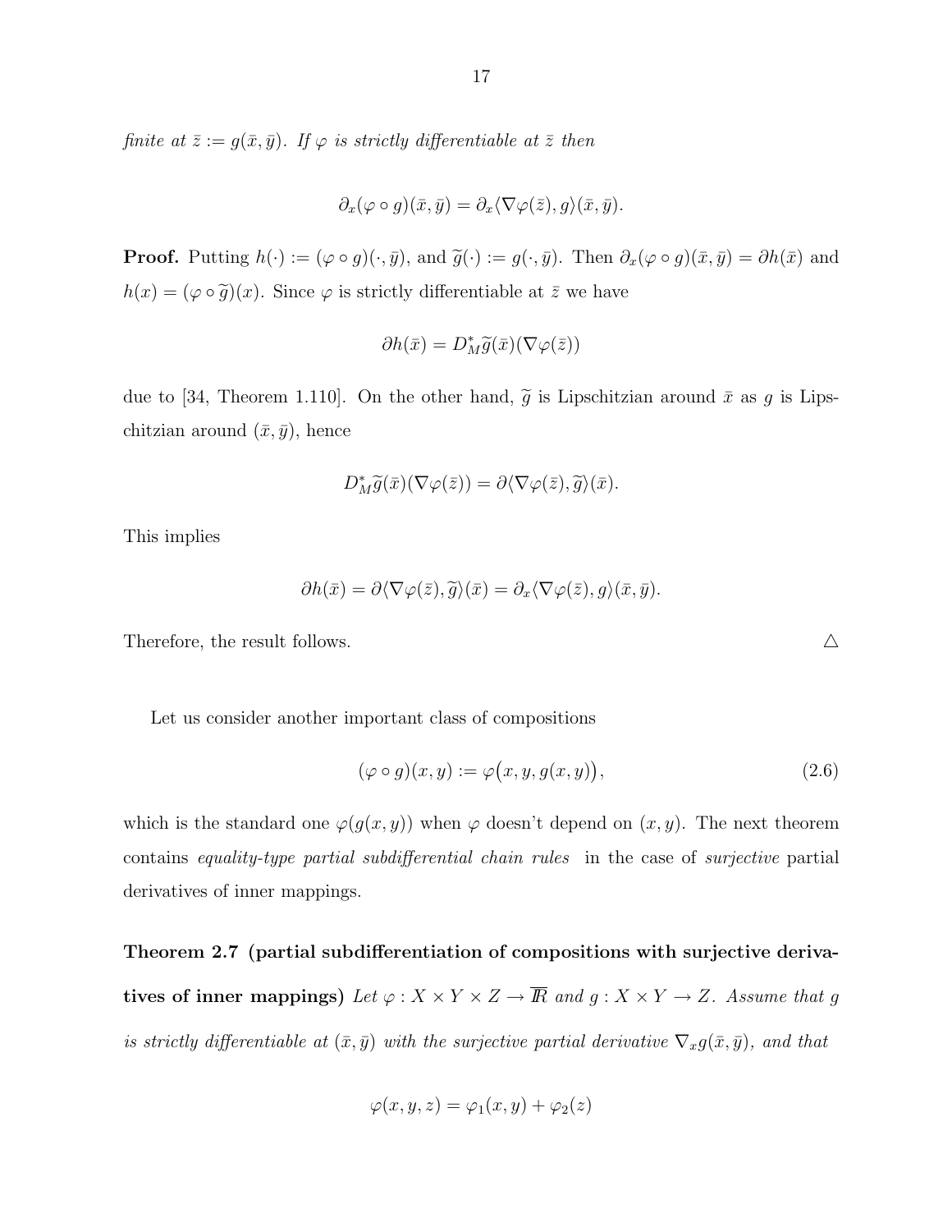*finite at* $\bar{z} := g(\bar{x}, \bar{y})$. *If* $\varphi$ *is strictly differentiable at* $\bar{z}$ *then*

$$\partial_x(\varphi \circ g)(\bar{x}, \bar{y}) = \partial_x \langle \nabla\varphi(\bar{z}), g\rangle(\bar{x}, \bar{y}).$$

**Proof.** Putting $h(\cdot) := (\varphi \circ g)(\cdot, \bar{y})$, and $\widetilde{g}(\cdot) := g(\cdot, \bar{y})$. Then $\partial_x(\varphi \circ g)(\bar{x}, \bar{y}) = \partial h(\bar{x})$ and $h(x) = (\varphi \circ \widetilde{g})(x)$. Since $\varphi$ is strictly differentiable at $\bar{z}$ we have

$$\partial h(\bar{x}) = D^*_M \widetilde{g}(\bar{x})(\nabla\varphi(\bar{z}))$$

due to [34, Theorem 1.110]. On the other hand, $\widetilde{g}$ is Lipschitzian around $\bar{x}$ as $g$ is Lipschitzian around $(\bar{x}, \bar{y})$, hence

$$D^*_M \widetilde{g}(\bar{x})(\nabla\varphi(\bar{z})) = \partial\langle \nabla\varphi(\bar{z}), \widetilde{g}\rangle(\bar{x}).$$

This implies

$$\partial h(\bar{x}) = \partial\langle \nabla\varphi(\bar{z}), \widetilde{g}\rangle(\bar{x}) = \partial_x\langle \nabla\varphi(\bar{z}), g\rangle(\bar{x}, \bar{y}).$$

Therefore, the result follows. $\triangle$

Let us consider another important class of compositions

$$(\varphi \circ g)(x, y) := \varphi\big(x, y, g(x, y)\big), \tag{2.6}$$

which is the standard one $\varphi(g(x, y))$ when $\varphi$ doesn't depend on $(x, y)$. The next theorem contains *equality-type partial subdifferential chain rules* in the case of *surjective* partial derivatives of inner mappings.

**Theorem 2.7 (partial subdifferentiation of compositions with surjective derivatives of inner mappings)** *Let* $\varphi : X \times Y \times Z \to \overline{I\!R}$ *and* $g : X \times Y \to Z$. *Assume that* $g$ *is strictly differentiable at* $(\bar{x}, \bar{y})$ *with the surjective partial derivative* $\nabla_x g(\bar{x}, \bar{y})$, *and that*

$$\varphi(x, y, z) = \varphi_1(x, y) + \varphi_2(z)$$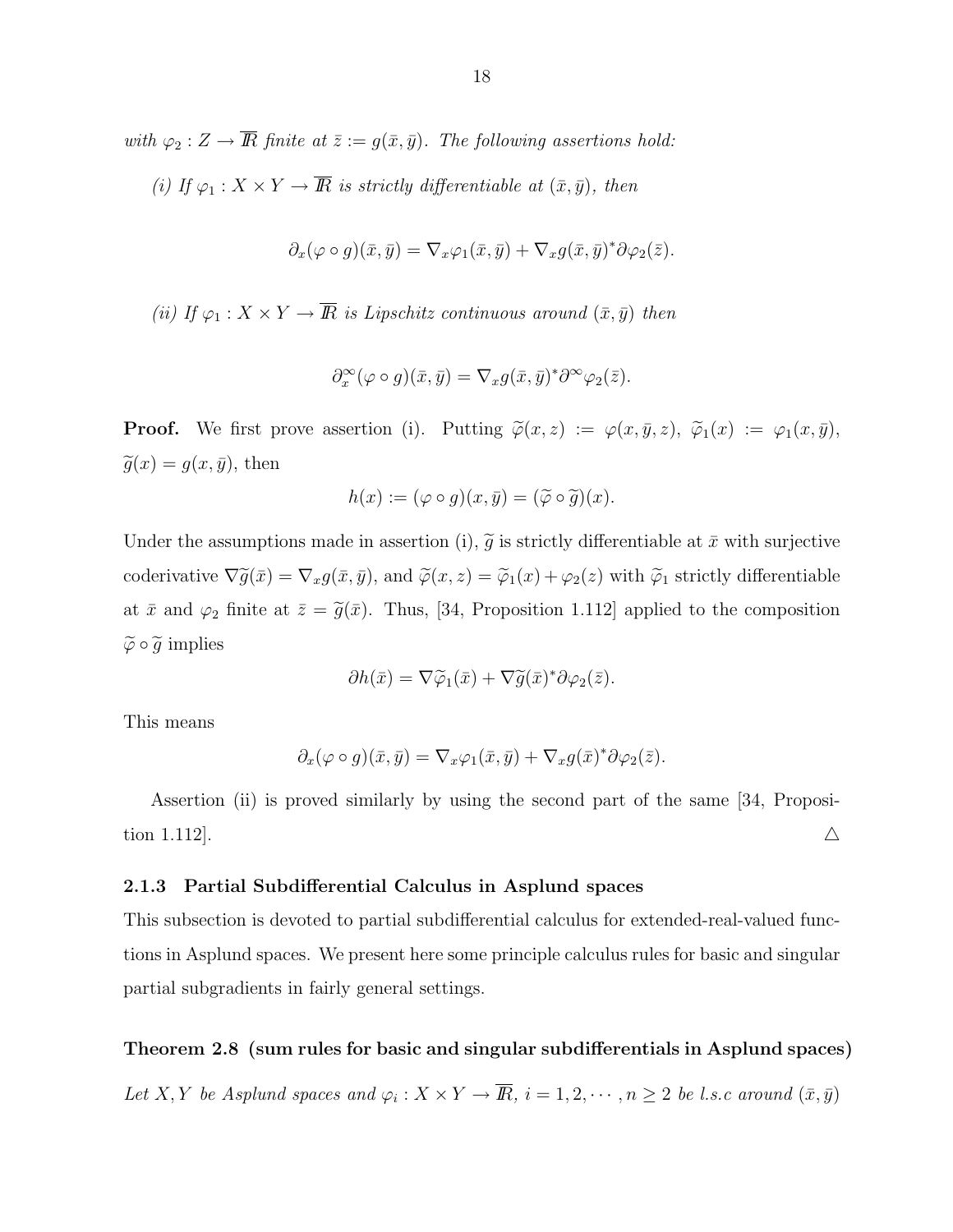*with $\varphi_2 : Z \to \overline{I\!R}$ finite at $\bar{z} := g(\bar{x}, \bar{y})$. The following assertions hold:*

*(i) If $\varphi_1 : X \times Y \to \overline{I\!R}$ is strictly differentiable at $(\bar{x}, \bar{y})$, then*

$$\partial_x(\varphi \circ g)(\bar{x}, \bar{y}) = \nabla_x \varphi_1(\bar{x}, \bar{y}) + \nabla_x g(\bar{x}, \bar{y})^* \partial \varphi_2(\bar{z}).$$

*(ii) If $\varphi_1 : X \times Y \to \overline{I\!R}$ is Lipschitz continuous around $(\bar{x}, \bar{y})$ then*

$$\partial_x^\infty(\varphi \circ g)(\bar{x}, \bar{y}) = \nabla_x g(\bar{x}, \bar{y})^* \partial^\infty \varphi_2(\bar{z}).$$

**Proof.** We first prove assertion (i). Putting $\widetilde{\varphi}(x, z) := \varphi(x, \bar{y}, z)$, $\widetilde{\varphi}_1(x) := \varphi_1(x, \bar{y})$, $\widetilde{g}(x) = g(x, \bar{y})$, then

$$h(x) := (\varphi \circ g)(x, \bar{y}) = (\widetilde{\varphi} \circ \widetilde{g})(x).$$

Under the assumptions made in assertion (i), $\widetilde{g}$ is strictly differentiable at $\bar{x}$ with surjective coderivative $\nabla \widetilde{g}(\bar{x}) = \nabla_x g(\bar{x}, \bar{y})$, and $\widetilde{\varphi}(x, z) = \widetilde{\varphi}_1(x) + \varphi_2(z)$ with $\widetilde{\varphi}_1$ strictly differentiable at $\bar{x}$ and $\varphi_2$ finite at $\bar{z} = \widetilde{g}(\bar{x})$. Thus, [34, Proposition 1.112] applied to the composition $\widetilde{\varphi} \circ \widetilde{g}$ implies

$$\partial h(\bar{x}) = \nabla \widetilde{\varphi}_1(\bar{x}) + \nabla \widetilde{g}(\bar{x})^* \partial \varphi_2(\bar{z}).$$

This means

$$\partial_x(\varphi \circ g)(\bar{x}, \bar{y}) = \nabla_x \varphi_1(\bar{x}, \bar{y}) + \nabla_x g(\bar{x})^* \partial \varphi_2(\bar{z}).$$

Assertion (ii) is proved similarly by using the second part of the same [34, Proposition 1.112]. $\triangle$

### 2.1.3 Partial Subdifferential Calculus in Asplund spaces

This subsection is devoted to partial subdifferential calculus for extended-real-valued functions in Asplund spaces. We present here some principle calculus rules for basic and singular partial subgradients in fairly general settings.

**Theorem 2.8 (sum rules for basic and singular subdifferentials in Asplund spaces)** *Let $X, Y$ be Asplund spaces and $\varphi_i : X \times Y \to \overline{I\!R}$, $i = 1, 2, \cdots, n \geq 2$ be l.s.c around $(\bar{x}, \bar{y})$*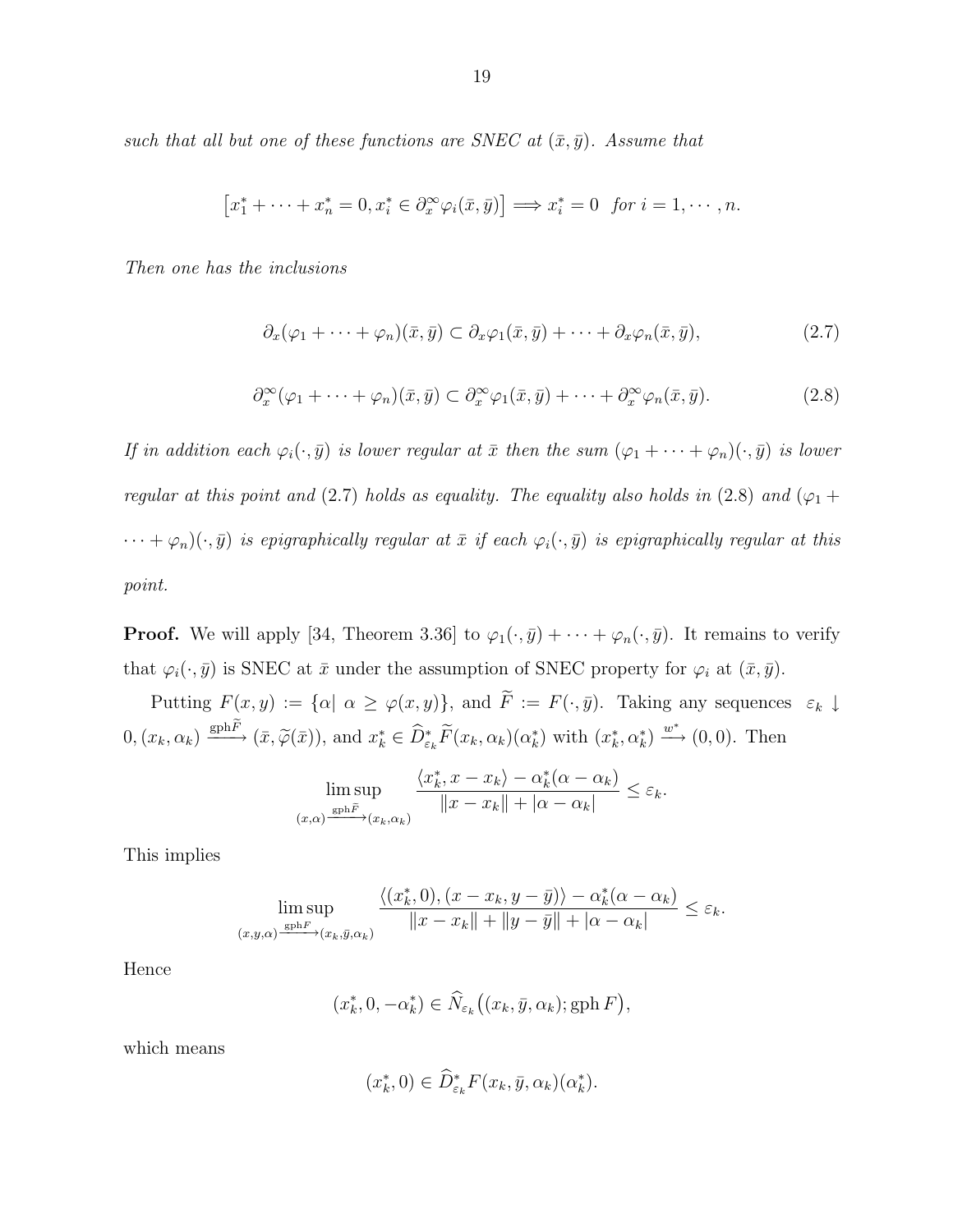*such that all but one of these functions are SNEC at $(\bar{x}, \bar{y})$. Assume that*

$$\left[x_1^* + \cdots + x_n^* = 0, x_i^* \in \partial_x^\infty \varphi_i(\bar{x}, \bar{y})\right] \Longrightarrow x_i^* = 0 \ \ \textit{for } i = 1, \cdots, n.$$

*Then one has the inclusions*

$$\partial_x(\varphi_1 + \cdots + \varphi_n)(\bar{x}, \bar{y}) \subset \partial_x \varphi_1(\bar{x}, \bar{y}) + \cdots + \partial_x \varphi_n(\bar{x}, \bar{y}), \tag{2.7}$$

$$\partial_x^\infty(\varphi_1 + \cdots + \varphi_n)(\bar{x}, \bar{y}) \subset \partial_x^\infty \varphi_1(\bar{x}, \bar{y}) + \cdots + \partial_x^\infty \varphi_n(\bar{x}, \bar{y}). \tag{2.8}$$

*If in addition each $\varphi_i(\cdot, \bar{y})$ is lower regular at $\bar{x}$ then the sum $(\varphi_1 + \cdots + \varphi_n)(\cdot, \bar{y})$ is lower regular at this point and (2.7) holds as equality. The equality also holds in (2.8) and $(\varphi_1 + \cdots + \varphi_n)(\cdot, \bar{y})$ is epigraphically regular at $\bar{x}$ if each $\varphi_i(\cdot, \bar{y})$ is epigraphically regular at this point.*

**Proof.** We will apply [34, Theorem 3.36] to $\varphi_1(\cdot, \bar{y}) + \cdots + \varphi_n(\cdot, \bar{y})$. It remains to verify that $\varphi_i(\cdot, \bar{y})$ is SNEC at $\bar{x}$ under the assumption of SNEC property for $\varphi_i$ at $(\bar{x}, \bar{y})$.

Putting $F(x, y) := \{\alpha | \ \alpha \geq \varphi(x, y)\}$, and $\widetilde{F} := F(\cdot, \bar{y})$. Taking any sequences $\varepsilon_k \downarrow 0, (x_k, \alpha_k) \xrightarrow{\text{gph}\widetilde{F}} (\bar{x}, \widetilde{\varphi}(\bar{x}))$, and $x_k^* \in \widehat{D}_{\varepsilon_k}^* \widetilde{F}(x_k, \alpha_k)(\alpha_k^*)$ with $(x_k^*, \alpha_k^*) \xrightarrow{w^*} (0, 0)$. Then

$$\limsup_{(x,\alpha) \xrightarrow{\text{gph}\widetilde{F}} (x_k, \alpha_k)} \frac{\langle x_k^*, x - x_k \rangle - \alpha_k^*(\alpha - \alpha_k)}{\|x - x_k\| + |\alpha - \alpha_k|} \leq \varepsilon_k.$$

This implies

$$\limsup_{(x,y,\alpha) \xrightarrow{\text{gph}F} (x_k, \bar{y}, \alpha_k)} \frac{\langle (x_k^*, 0), (x - x_k, y - \bar{y}) \rangle - \alpha_k^*(\alpha - \alpha_k)}{\|x - x_k\| + \|y - \bar{y}\| + |\alpha - \alpha_k|} \leq \varepsilon_k.$$

Hence

$$(x_k^*, 0, -\alpha_k^*) \in \widehat{N}_{\varepsilon_k}\big((x_k, \bar{y}, \alpha_k); \text{gph}\, F\big),$$

which means

$$(x_k^*, 0) \in \widehat{D}_{\varepsilon_k}^* F(x_k, \bar{y}, \alpha_k)(\alpha_k^*).$$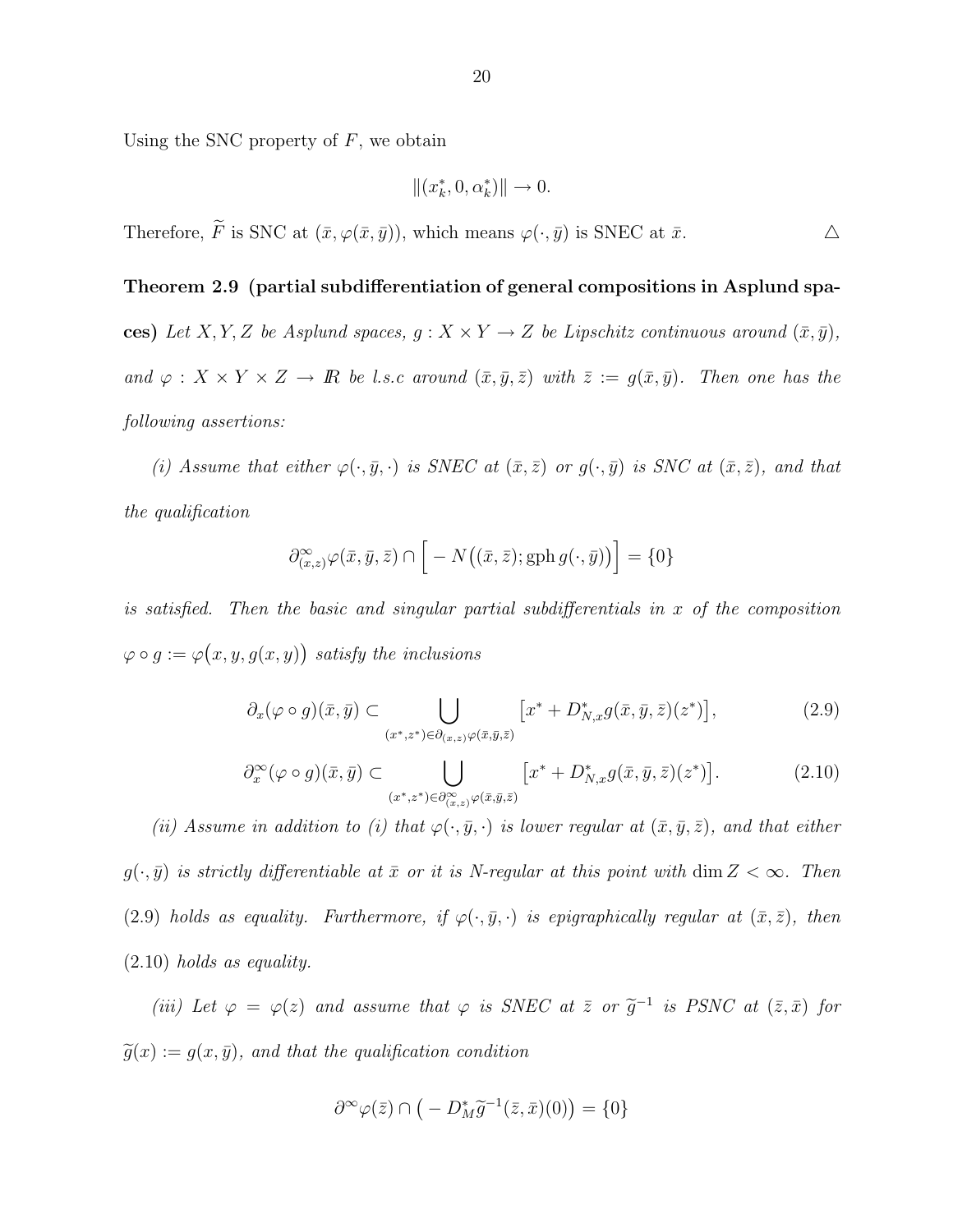Using the SNC property of $F$, we obtain

$$\|(x_k^*, 0, \alpha_k^*)\| \to 0.$$

Therefore, $\widetilde{F}$ is SNC at $(\bar{x}, \varphi(\bar{x}, \bar{y}))$, which means $\varphi(\cdot, \bar{y})$ is SNEC at $\bar{x}$. $\triangle$

**Theorem 2.9 (partial subdifferentiation of general compositions in Asplund spaces)** *Let $X, Y, Z$ be Asplund spaces, $g : X \times Y \to Z$ be Lipschitz continuous around $(\bar{x}, \bar{y})$, and $\varphi : X \times Y \times Z \to I\!R$ be l.s.c around $(\bar{x}, \bar{y}, \bar{z})$ with $\bar{z} := g(\bar{x}, \bar{y})$. Then one has the following assertions:*

*(i) Assume that either $\varphi(\cdot, \bar{y}, \cdot)$ is SNEC at $(\bar{x}, \bar{z})$ or $g(\cdot, \bar{y})$ is SNC at $(\bar{x}, \bar{z})$, and that the qualification*

$$\partial^\infty_{(x,z)} \varphi(\bar{x}, \bar{y}, \bar{z}) \cap \Big[ -N\big((\bar{x}, \bar{z}); \operatorname{gph} g(\cdot, \bar{y})\big)\Big] = \{0\}$$

*is satisfied. Then the basic and singular partial subdifferentials in $x$ of the composition $\varphi \circ g := \varphi\big(x, y, g(x, y)\big)$ satisfy the inclusions*

$$\partial_x(\varphi \circ g)(\bar{x}, \bar{y}) \subset \bigcup_{(x^*, z^*) \in \partial_{(x,z)} \varphi(\bar{x}, \bar{y}, \bar{z})} \big[x^* + D^*_{N,x} g(\bar{x}, \bar{y}, \bar{z})(z^*)\big], \tag{2.9}$$

$$\partial^\infty_x(\varphi \circ g)(\bar{x}, \bar{y}) \subset \bigcup_{(x^*, z^*) \in \partial^\infty_{(x,z)} \varphi(\bar{x}, \bar{y}, \bar{z})} \big[x^* + D^*_{N,x} g(\bar{x}, \bar{y}, \bar{z})(z^*)\big]. \tag{2.10}$$

*(ii) Assume in addition to (i) that $\varphi(\cdot, \bar{y}, \cdot)$ is lower regular at $(\bar{x}, \bar{y}, \bar{z})$, and that either $g(\cdot, \bar{y})$ is strictly differentiable at $\bar{x}$ or it is N-regular at this point with $\dim Z < \infty$. Then (2.9) holds as equality. Furthermore, if $\varphi(\cdot, \bar{y}, \cdot)$ is epigraphically regular at $(\bar{x}, \bar{z})$, then (2.10) holds as equality.*

*(iii) Let $\varphi = \varphi(z)$ and assume that $\varphi$ is SNEC at $\bar{z}$ or $\widetilde{g}^{-1}$ is PSNC at $(\bar{z}, \bar{x})$ for $\widetilde{g}(x) := g(x, \bar{y})$, and that the qualification condition*

$$\partial^\infty \varphi(\bar{z}) \cap \big( -D^*_M \widetilde{g}^{-1}(\bar{z}, \bar{x})(0)\big) = \{0\}$$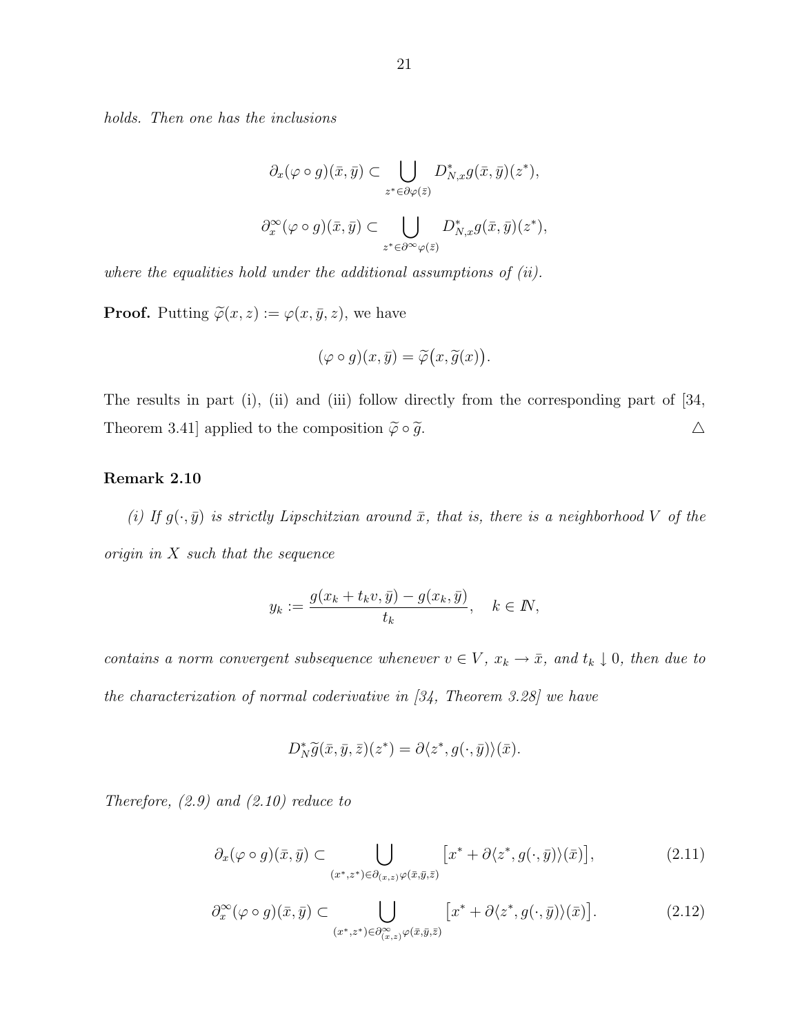*holds. Then one has the inclusions*

$$\partial_x(\varphi \circ g)(\bar{x}, \bar{y}) \subset \bigcup_{z^* \in \partial\varphi(\bar{z})} D^*_{N,x} g(\bar{x}, \bar{y})(z^*),$$

$$\partial^\infty_x(\varphi \circ g)(\bar{x}, \bar{y}) \subset \bigcup_{z^* \in \partial^\infty\varphi(\bar{z})} D^*_{N,x} g(\bar{x}, \bar{y})(z^*),$$

*where the equalities hold under the additional assumptions of (ii).*

**Proof.** Putting $\widetilde{\varphi}(x, z) := \varphi(x, \bar{y}, z)$, we have

$$(\varphi \circ g)(x, \bar{y}) = \widetilde{\varphi}\big(x, \widetilde{g}(x)\big).$$

The results in part (i), (ii) and (iii) follow directly from the corresponding part of [34, Theorem 3.41] applied to the composition $\widetilde{\varphi} \circ \widetilde{g}$. $\triangle$

**Remark 2.10**

*(i) If $g(\cdot, \bar{y})$ is strictly Lipschitzian around $\bar{x}$, that is, there is a neighborhood $V$ of the origin in $X$ such that the sequence*

$$y_k := \frac{g(x_k + t_k v, \bar{y}) - g(x_k, \bar{y})}{t_k}, \quad k \in I\!N,$$

*contains a norm convergent subsequence whenever $v \in V$, $x_k \to \bar{x}$, and $t_k \downarrow 0$, then due to the characterization of normal coderivative in [34, Theorem 3.28] we have*

$$D^*_N \widetilde{g}(\bar{x}, \bar{y}, \bar{z})(z^*) = \partial\langle z^*, g(\cdot, \bar{y})\rangle(\bar{x}).$$

*Therefore, (2.9) and (2.10) reduce to*

$$\partial_x(\varphi \circ g)(\bar{x}, \bar{y}) \subset \bigcup_{(x^*, z^*) \in \partial_{(x,z)}\varphi(\bar{x}, \bar{y}, \bar{z})} \big[x^* + \partial\langle z^*, g(\cdot, \bar{y})\rangle(\bar{x})\big], \tag{2.11}$$

$$\partial^\infty_x(\varphi \circ g)(\bar{x}, \bar{y}) \subset \bigcup_{(x^*, z^*) \in \partial^\infty_{(x,z)}\varphi(\bar{x}, \bar{y}, \bar{z})} \big[x^* + \partial\langle z^*, g(\cdot, \bar{y})\rangle(\bar{x})\big]. \tag{2.12}$$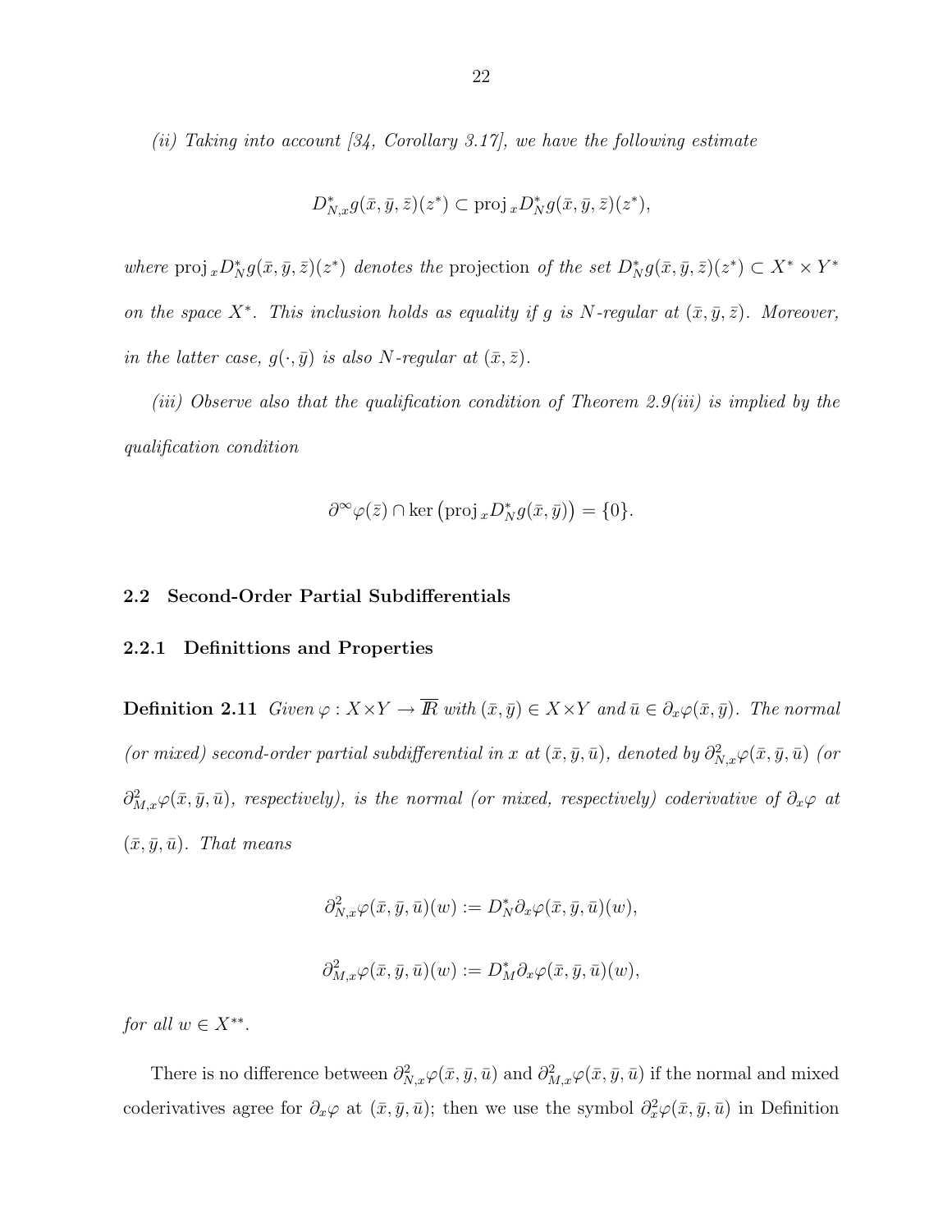*(ii) Taking into account [34, Corollary 3.17], we have the following estimate*

$$D^*_{N,x}g(\bar{x},\bar{y},\bar{z})(z^*) \subset \text{proj}_{\,x}D^*_N g(\bar{x},\bar{y},\bar{z})(z^*),$$

*where* $\text{proj}_{\,x}D^*_N g(\bar{x},\bar{y},\bar{z})(z^*)$ *denotes the* projection *of the set* $D^*_N g(\bar{x},\bar{y},\bar{z})(z^*) \subset X^* \times Y^*$ *on the space* $X^*$*. This inclusion holds as equality if* $g$ *is* $N$*-regular at* $(\bar{x},\bar{y},\bar{z})$*. Moreover, in the latter case,* $g(\cdot,\bar{y})$ *is also* $N$*-regular at* $(\bar{x},\bar{z})$*.*

*(iii) Observe also that the qualification condition of Theorem 2.9(iii) is implied by the qualification condition*

$$\partial^\infty \varphi(\bar{z}) \cap \ker\left(\text{proj}_{\,x}D^*_N g(\bar{x},\bar{y})\right) = \{0\}.$$

### 2.2 Second-Order Partial Subdifferentials

#### 2.2.1 Definittions and Properties

**Definition 2.11** *Given* $\varphi : X\times Y \to \overline{I\!R}$ *with* $(\bar{x},\bar{y}) \in X\times Y$ *and* $\bar{u} \in \partial_x\varphi(\bar{x},\bar{y})$*. The normal (or mixed) second-order partial subdifferential in* $x$ *at* $(\bar{x},\bar{y},\bar{u})$*, denoted by* $\partial^2_{N,x}\varphi(\bar{x},\bar{y},\bar{u})$ *(or* $\partial^2_{M,x}\varphi(\bar{x},\bar{y},\bar{u})$*, respectively), is the normal (or mixed, respectively) coderivative of* $\partial_x\varphi$ *at* $(\bar{x},\bar{y},\bar{u})$*. That means*

$$\partial^2_{N,x}\varphi(\bar{x},\bar{y},\bar{u})(w) := D^*_N\partial_x\varphi(\bar{x},\bar{y},\bar{u})(w),$$

$$\partial^2_{M,x}\varphi(\bar{x},\bar{y},\bar{u})(w) := D^*_M\partial_x\varphi(\bar{x},\bar{y},\bar{u})(w),$$

*for all* $w \in X^{**}$*.*

There is no difference between $\partial^2_{N,x}\varphi(\bar{x},\bar{y},\bar{u})$ and $\partial^2_{M,x}\varphi(\bar{x},\bar{y},\bar{u})$ if the normal and mixed coderivatives agree for $\partial_x\varphi$ at $(\bar{x},\bar{y},\bar{u})$; then we use the symbol $\partial^2_x\varphi(\bar{x},\bar{y},\bar{u})$ in Definition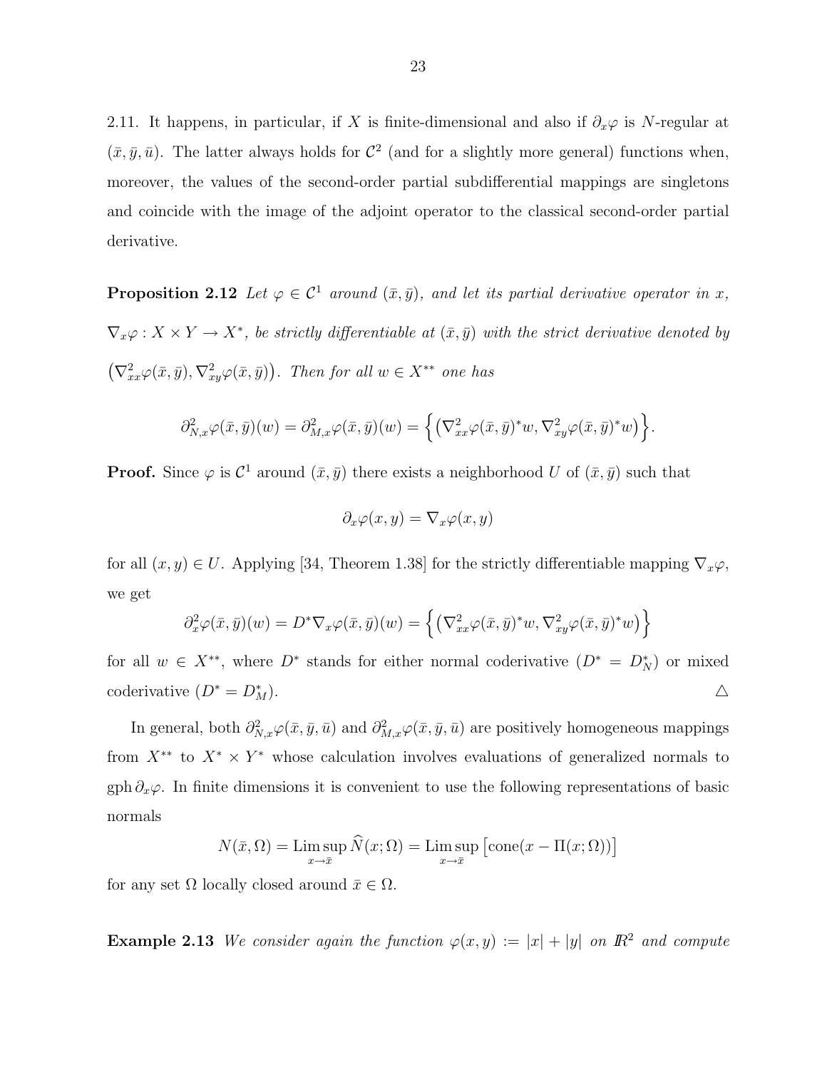2.11. It happens, in particular, if $X$ is finite-dimensional and also if $\partial_x \varphi$ is $N$-regular at $(\bar{x}, \bar{y}, \bar{u})$. The latter always holds for $\mathcal{C}^2$ (and for a slightly more general) functions when, moreover, the values of the second-order partial subdifferential mappings are singletons and coincide with the image of the adjoint operator to the classical second-order partial derivative.

**Proposition 2.12** *Let $\varphi \in \mathcal{C}^1$ around $(\bar{x}, \bar{y})$, and let its partial derivative operator in $x$, $\nabla_x \varphi : X \times Y \to X^*$, be strictly differentiable at $(\bar{x}, \bar{y})$ with the strict derivative denoted by $\big(\nabla^2_{xx}\varphi(\bar{x}, \bar{y}), \nabla^2_{xy}\varphi(\bar{x}, \bar{y})\big)$. Then for all $w \in X^{**}$ one has*

$$\partial^2_{N,x}\varphi(\bar{x}, \bar{y})(w) = \partial^2_{M,x}\varphi(\bar{x}, \bar{y})(w) = \Big\{\big(\nabla^2_{xx}\varphi(\bar{x}, \bar{y})^* w, \nabla^2_{xy}\varphi(\bar{x}, \bar{y})^* w\big)\Big\}.$$

**Proof.** Since $\varphi$ is $\mathcal{C}^1$ around $(\bar{x}, \bar{y})$ there exists a neighborhood $U$ of $(\bar{x}, \bar{y})$ such that

$$\partial_x \varphi(x, y) = \nabla_x \varphi(x, y)$$

for all $(x, y) \in U$. Applying [34, Theorem 1.38] for the strictly differentiable mapping $\nabla_x \varphi$, we get

$$\partial^2_x \varphi(\bar{x}, \bar{y})(w) = D^* \nabla_x \varphi(\bar{x}, \bar{y})(w) = \Big\{\big(\nabla^2_{xx}\varphi(\bar{x}, \bar{y})^* w, \nabla^2_{xy}\varphi(\bar{x}, \bar{y})^* w\big)\Big\}$$

for all $w \in X^{**}$, where $D^*$ stands for either normal coderivative ($D^* = D^*_N$) or mixed coderivative ($D^* = D^*_M$). $\triangle$

In general, both $\partial^2_{N,x}\varphi(\bar{x}, \bar{y}, \bar{u})$ and $\partial^2_{M,x}\varphi(\bar{x}, \bar{y}, \bar{u})$ are positively homogeneous mappings from $X^{**}$ to $X^* \times Y^*$ whose calculation involves evaluations of generalized normals to $\operatorname{gph} \partial_x \varphi$. In finite dimensions it is convenient to use the following representations of basic normals

$$N(\bar{x}, \Omega) = \operatorname*{Lim\,sup}_{x \to \bar{x}} \widehat{N}(x; \Omega) = \operatorname*{Lim\,sup}_{x \to \bar{x}} \big[\operatorname{cone}(x - \Pi(x; \Omega))\big]$$

for any set $\Omega$ locally closed around $\bar{x} \in \Omega$.

**Example 2.13** *We consider again the function $\varphi(x, y) := |x| + |y|$ on $I\!R^2$ and compute*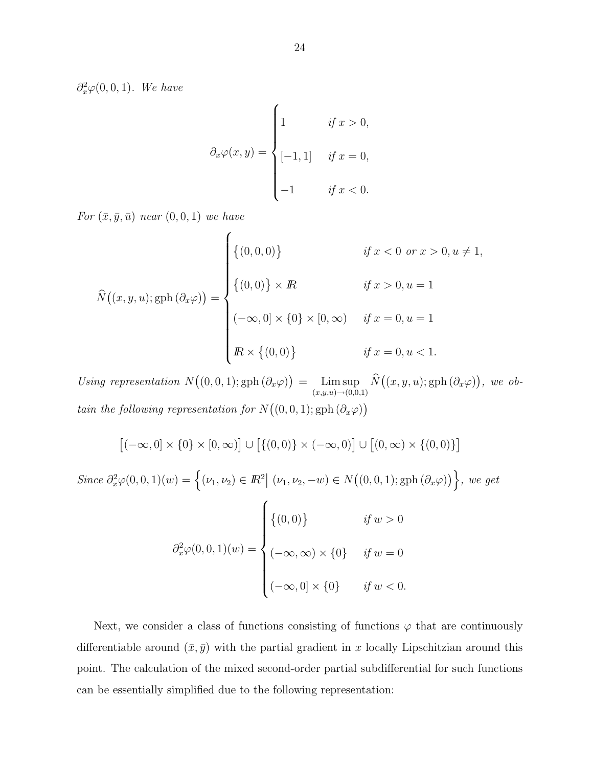$\partial_x^2\varphi(0,0,1)$. *We have*

$$\partial_x\varphi(x,y)=\begin{cases}1 & \text{if } x>0,\\[2mm] [-1,1] & \text{if } x=0,\\[2mm] -1 & \text{if } x<0.\end{cases}$$

*For* $(\bar{x},\bar{y},\bar{u})$ *near* $(0,0,1)$ *we have*

$$\widehat{N}\big((x,y,u);\text{gph}\,(\partial_x\varphi)\big)=\begin{cases}\big\{(0,0,0)\big\} & \text{if } x<0 \text{ or } x>0, u\neq 1,\\[2mm] \big\{(0,0)\big\}\times I\!R & \text{if } x>0, u=1\\[2mm] (-\infty,0]\times\{0\}\times[0,\infty) & \text{if } x=0, u=1\\[2mm] I\!R\times\big\{(0,0)\big\} & \text{if } x=0, u<1.\end{cases}$$

*Using representation* $N\big((0,0,1);\text{gph}\,(\partial_x\varphi)\big)=\displaystyle\mathop{\text{Lim sup}}_{(x,y,u)\to(0,0,1)}\widehat{N}\big((x,y,u);\text{gph}\,(\partial_x\varphi)\big)$, *we obtain the following representation for* $N\big((0,0,1);\text{gph}\,(\partial_x\varphi)\big)$

$$\big[(-\infty,0]\times\{0\}\times[0,\infty)\big]\cup\big[\{(0,0)\}\times(-\infty,0)\big]\cup\big[(0,\infty)\times\{(0,0)\}\big]$$

*Since* $\partial_x^2\varphi(0,0,1)(w)=\Big\{(\nu_1,\nu_2)\in I\!R^2\Big|\ (\nu_1,\nu_2,-w)\in N\big((0,0,1);\text{gph}\,(\partial_x\varphi)\big)\Big\}$, *we get*

$$\partial_x^2\varphi(0,0,1)(w)=\begin{cases}\big\{(0,0)\big\} & \text{if } w>0\\[2mm] (-\infty,\infty)\times\{0\} & \text{if } w=0\\[2mm] (-\infty,0]\times\{0\} & \text{if } w<0.\end{cases}$$

Next, we consider a class of functions consisting of functions $\varphi$ that are continuously differentiable around $(\bar{x},\bar{y})$ with the partial gradient in $x$ locally Lipschitzian around this point. The calculation of the mixed second-order partial subdifferential for such functions can be essentially simplified due to the following representation: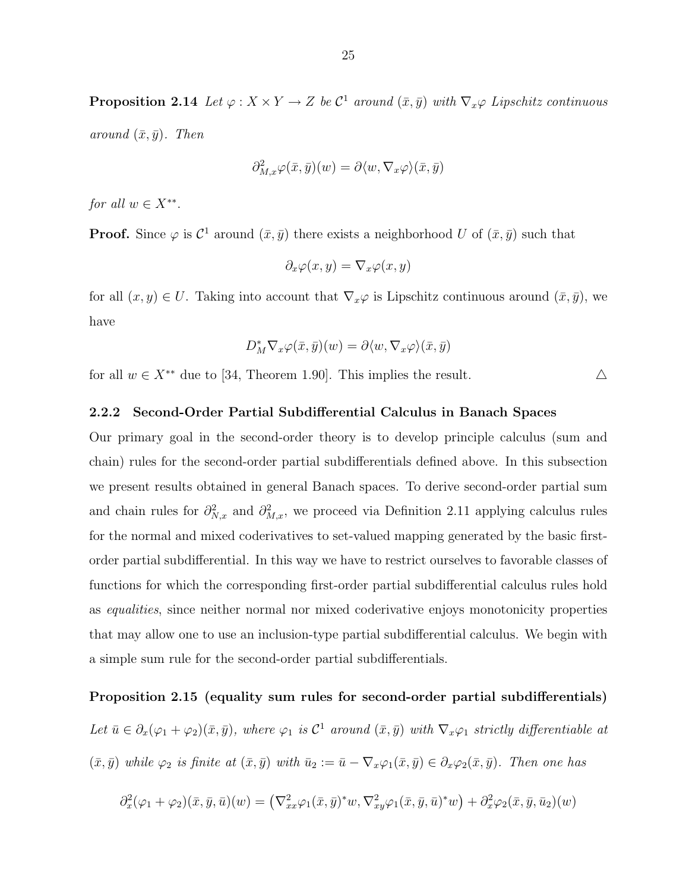**Proposition 2.14** *Let $\varphi : X \times Y \to Z$ be $\mathcal{C}^1$ around $(\bar{x}, \bar{y})$ with $\nabla_x \varphi$ Lipschitz continuous around $(\bar{x}, \bar{y})$. Then*

$$\partial^2_{M,x}\varphi(\bar{x}, \bar{y})(w) = \partial\langle w, \nabla_x \varphi\rangle(\bar{x}, \bar{y})$$

*for all $w \in X^{**}$.*

**Proof.** Since $\varphi$ is $\mathcal{C}^1$ around $(\bar{x}, \bar{y})$ there exists a neighborhood $U$ of $(\bar{x}, \bar{y})$ such that

$$\partial_x \varphi(x, y) = \nabla_x \varphi(x, y)$$

for all $(x, y) \in U$. Taking into account that $\nabla_x \varphi$ is Lipschitz continuous around $(\bar{x}, \bar{y})$, we have

$$D^*_M \nabla_x \varphi(\bar{x}, \bar{y})(w) = \partial\langle w, \nabla_x \varphi\rangle(\bar{x}, \bar{y})$$

for all $w \in X^{**}$ due to [34, Theorem 1.90]. This implies the result. $\triangle$

### 2.2.2 Second-Order Partial Subdifferential Calculus in Banach Spaces

Our primary goal in the second-order theory is to develop principle calculus (sum and chain) rules for the second-order partial subdifferentials defined above. In this subsection we present results obtained in general Banach spaces. To derive second-order partial sum and chain rules for $\partial^2_{N,x}$ and $\partial^2_{M,x}$, we proceed via Definition 2.11 applying calculus rules for the normal and mixed coderivatives to set-valued mapping generated by the basic first-order partial subdifferential. In this way we have to restrict ourselves to favorable classes of functions for which the corresponding first-order partial subdifferential calculus rules hold as *equalities*, since neither normal nor mixed coderivative enjoys monotonicity properties that may allow one to use an inclusion-type partial subdifferential calculus. We begin with a simple sum rule for the second-order partial subdifferentials.

**Proposition 2.15 (equality sum rules for second-order partial subdifferentials)** *Let $\bar{u} \in \partial_x(\varphi_1 + \varphi_2)(\bar{x}, \bar{y})$, where $\varphi_1$ is $\mathcal{C}^1$ around $(\bar{x}, \bar{y})$ with $\nabla_x \varphi_1$ strictly differentiable at $(\bar{x}, \bar{y})$ while $\varphi_2$ is finite at $(\bar{x}, \bar{y})$ with $\bar{u}_2 := \bar{u} - \nabla_x \varphi_1(\bar{x}, \bar{y}) \in \partial_x \varphi_2(\bar{x}, \bar{y})$. Then one has*

$$\partial^2_x(\varphi_1 + \varphi_2)(\bar{x}, \bar{y}, \bar{u})(w) = \left(\nabla^2_{xx}\varphi_1(\bar{x}, \bar{y})^* w, \nabla^2_{xy}\varphi_1(\bar{x}, \bar{y}, \bar{u})^* w\right) + \partial^2_x \varphi_2(\bar{x}, \bar{y}, \bar{u}_2)(w)$$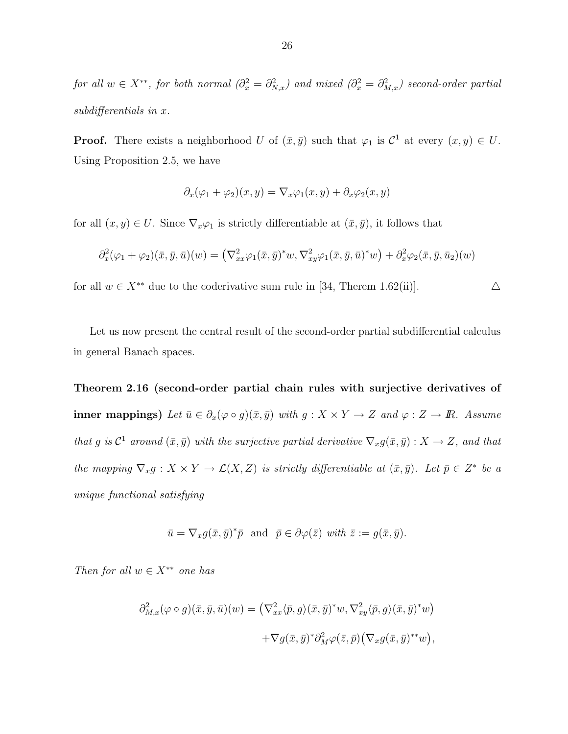*for all $w \in X^{**}$, for both normal ($\partial_x^2 = \partial_{N,x}^2$) and mixed ($\partial_x^2 = \partial_{M,x}^2$) second-order partial subdifferentials in $x$.*

**Proof.** There exists a neighborhood $U$ of $(\bar{x}, \bar{y})$ such that $\varphi_1$ is $\mathcal{C}^1$ at every $(x, y) \in U$. Using Proposition 2.5, we have

$$\partial_x(\varphi_1 + \varphi_2)(x, y) = \nabla_x \varphi_1(x, y) + \partial_x \varphi_2(x, y)$$

for all $(x, y) \in U$. Since $\nabla_x \varphi_1$ is strictly differentiable at $(\bar{x}, \bar{y})$, it follows that

$$\partial_x^2(\varphi_1 + \varphi_2)(\bar{x}, \bar{y}, \bar{u})(w) = \big(\nabla_{xx}^2 \varphi_1(\bar{x}, \bar{y})^* w, \nabla_{xy}^2 \varphi_1(\bar{x}, \bar{y}, \bar{u})^* w\big) + \partial_x^2 \varphi_2(\bar{x}, \bar{y}, \bar{u}_2)(w)$$

for all $w \in X^{**}$ due to the coderivative sum rule in [34, Therem 1.62(ii)]. $\triangle$

Let us now present the central result of the second-order partial subdifferential calculus in general Banach spaces.

**Theorem 2.16 (second-order partial chain rules with surjective derivatives of inner mappings)** *Let $\bar{u} \in \partial_x(\varphi \circ g)(\bar{x}, \bar{y})$ with $g : X \times Y \to Z$ and $\varphi : Z \to I\!R$. Assume that $g$ is $\mathcal{C}^1$ around $(\bar{x}, \bar{y})$ with the surjective partial derivative $\nabla_x g(\bar{x}, \bar{y}) : X \to Z$, and that the mapping $\nabla_x g : X \times Y \to \mathcal{L}(X, Z)$ is strictly differentiable at $(\bar{x}, \bar{y})$. Let $\bar{p} \in Z^*$ be a unique functional satisfying*

$$\bar{u} = \nabla_x g(\bar{x}, \bar{y})^* \bar{p} \ \text{ and } \ \bar{p} \in \partial \varphi(\bar{z}) \text{ with } \bar{z} := g(\bar{x}, \bar{y}).$$

*Then for all $w \in X^{**}$ one has*

$$\begin{aligned}\partial_{M,x}^2(\varphi \circ g)(\bar{x}, \bar{y}, \bar{u})(w) = {} & \big(\nabla_{xx}^2 \langle \bar{p}, g\rangle(\bar{x}, \bar{y})^* w, \nabla_{xy}^2 \langle \bar{p}, g\rangle(\bar{x}, \bar{y})^* w\big) \\ & + \nabla g(\bar{x}, \bar{y})^* \partial_M^2 \varphi(\bar{z}, \bar{p})\big(\nabla_x g(\bar{x}, \bar{y})^{**} w\big),\end{aligned}$$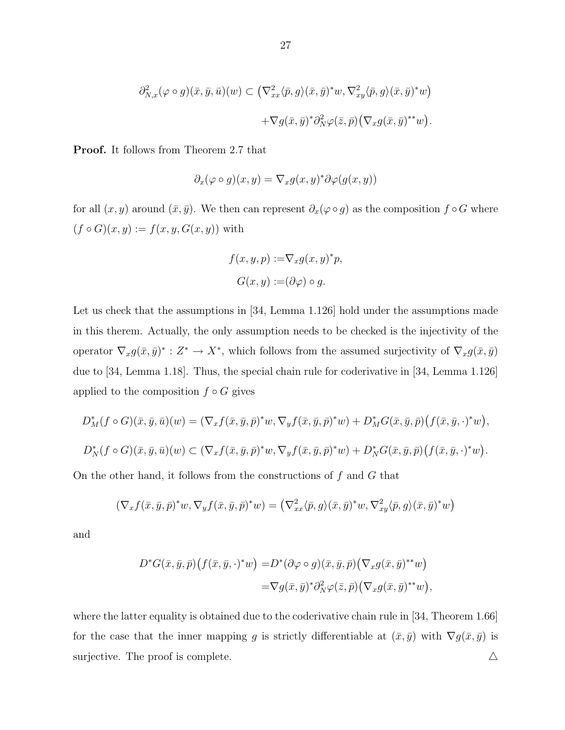$$\partial^2_{N,x}(\varphi \circ g)(\bar{x}, \bar{y}, \bar{u})(w) \subset \big(\nabla^2_{xx}\langle \bar{p}, g\rangle(\bar{x}, \bar{y})^* w, \nabla^2_{xy}\langle \bar{p}, g\rangle(\bar{x}, \bar{y})^* w\big)$$
$$+\nabla g(\bar{x}, \bar{y})^* \partial^2_N \varphi(\bar{z}, \bar{p})\big(\nabla_x g(\bar{x}, \bar{y})^{**} w\big).$$

**Proof.** It follows from Theorem 2.7 that

$$\partial_x(\varphi \circ g)(x, y) = \nabla_x g(x, y)^* \partial \varphi(g(x, y))$$

for all $(x, y)$ around $(\bar{x}, \bar{y})$. We then can represent $\partial_x(\varphi \circ g)$ as the composition $f \circ G$ where $(f \circ G)(x, y) := f(x, y, G(x, y))$ with

$$f(x, y, p) := \nabla_x g(x, y)^* p,$$
$$G(x, y) := (\partial \varphi) \circ g.$$

Let us check that the assumptions in [34, Lemma 1.126] hold under the assumptions made in this therem. Actually, the only assumption needs to be checked is the injectivity of the operator $\nabla_x g(\bar{x}, \bar{y})^* : Z^* \to X^*$, which follows from the assumed surjectivity of $\nabla_x g(\bar{x}, \bar{y})$ due to [34, Lemma 1.18]. Thus, the special chain rule for coderivative in [34, Lemma 1.126] applied to the composition $f \circ G$ gives

$$D^*_M(f \circ G)(\bar{x}, \bar{y}, \bar{u})(w) = (\nabla_x f(\bar{x}, \bar{y}, \bar{p})^* w, \nabla_y f(\bar{x}, \bar{y}, \bar{p})^* w) + D^*_M G(\bar{x}, \bar{y}, \bar{p})\big(f(\bar{x}, \bar{y}, \cdot)^* w\big),$$

$$D^*_N(f \circ G)(\bar{x}, \bar{y}, \bar{u})(w) \subset (\nabla_x f(\bar{x}, \bar{y}, \bar{p})^* w, \nabla_y f(\bar{x}, \bar{y}, \bar{p})^* w) + D^*_N G(\bar{x}, \bar{y}, \bar{p})\big(f(\bar{x}, \bar{y}, \cdot)^* w\big).$$

On the other hand, it follows from the constructions of $f$ and $G$ that

$$(\nabla_x f(\bar{x}, \bar{y}, \bar{p})^* w, \nabla_y f(\bar{x}, \bar{y}, \bar{p})^* w) = \big(\nabla^2_{xx}\langle \bar{p}, g\rangle(\bar{x}, \bar{y})^* w, \nabla^2_{xy}\langle \bar{p}, g\rangle(\bar{x}, \bar{y})^* w\big)$$

and

$$D^* G(\bar{x}, \bar{y}, \bar{p})\big(f(\bar{x}, \bar{y}, \cdot)^* w\big) = D^*(\partial \varphi \circ g)(\bar{x}, \bar{y}, \bar{p})\big(\nabla_x g(\bar{x}, \bar{y})^{**} w\big)$$
$$= \nabla g(\bar{x}, \bar{y})^* \partial^2_N \varphi(\bar{z}, \bar{p})\big(\nabla_x g(\bar{x}, \bar{y})^{**} w\big),$$

where the latter equality is obtained due to the coderivative chain rule in [34, Theorem 1.66] for the case that the inner mapping $g$ is strictly differentiable at $(\bar{x}, \bar{y})$ with $\nabla g(\bar{x}, \bar{y})$ is surjective. The proof is complete. $\triangle$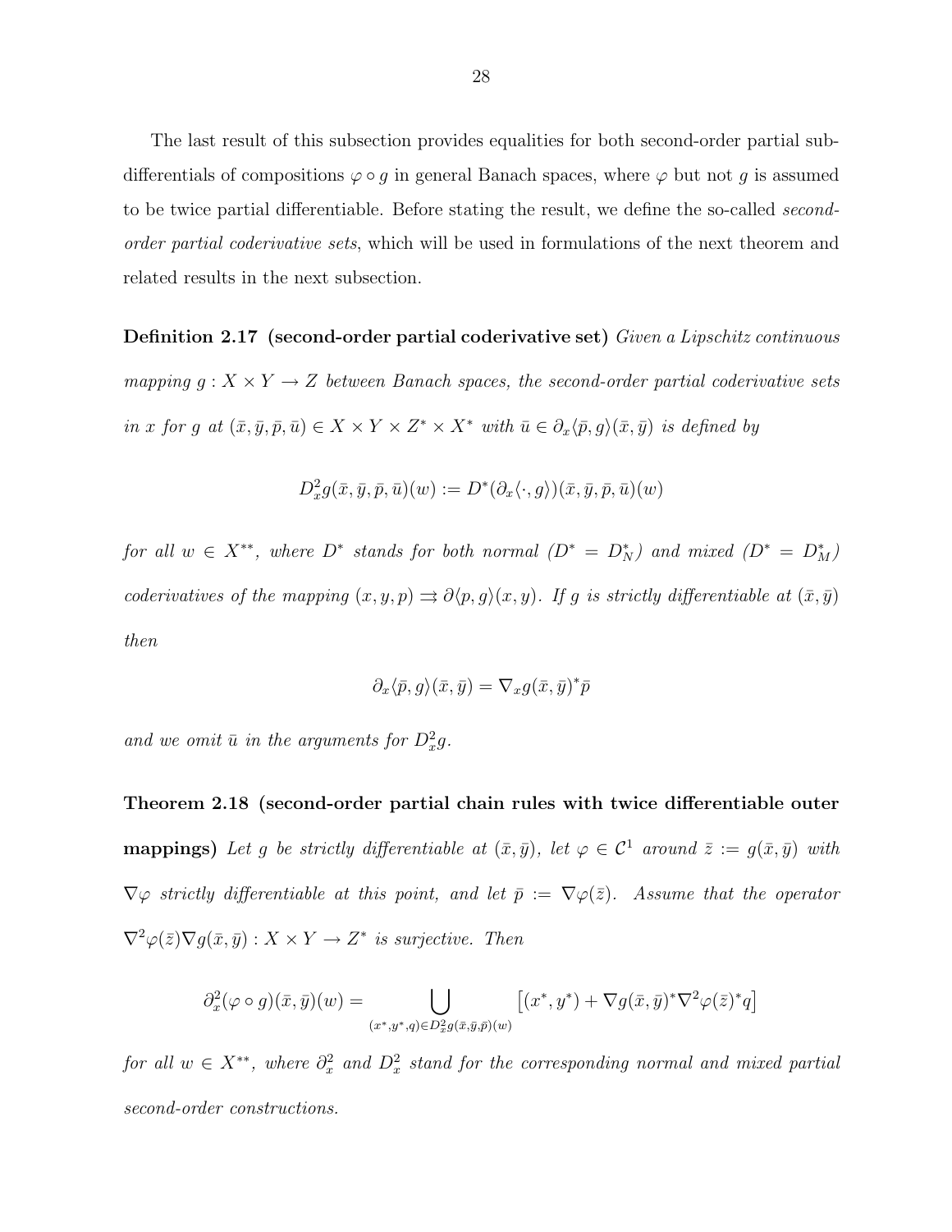The last result of this subsection provides equalities for both second-order partial subdifferentials of compositions $\varphi \circ g$ in general Banach spaces, where $\varphi$ but not $g$ is assumed to be twice partial differentiable. Before stating the result, we define the so-called *second-order partial coderivative sets*, which will be used in formulations of the next theorem and related results in the next subsection.

**Definition 2.17 (second-order partial coderivative set)** *Given a Lipschitz continuous mapping $g : X \times Y \to Z$ between Banach spaces, the second-order partial coderivative sets in $x$ for $g$ at $(\bar{x}, \bar{y}, \bar{p}, \bar{u}) \in X \times Y \times Z^* \times X^*$ with $\bar{u} \in \partial_x \langle \bar{p}, g\rangle(\bar{x}, \bar{y})$ is defined by*

$$D_x^2 g(\bar{x}, \bar{y}, \bar{p}, \bar{u})(w) := D^*(\partial_x \langle \cdot, g\rangle)(\bar{x}, \bar{y}, \bar{p}, \bar{u})(w)$$

*for all $w \in X^{**}$, where $D^*$ stands for both normal ($D^* = D_N^*$) and mixed ($D^* = D_M^*$) coderivatives of the mapping $(x, y, p) \rightrightarrows \partial \langle p, g\rangle(x, y)$. If $g$ is strictly differentiable at $(\bar{x}, \bar{y})$ then*

$$\partial_x \langle \bar{p}, g\rangle(\bar{x}, \bar{y}) = \nabla_x g(\bar{x}, \bar{y})^* \bar{p}$$

*and we omit $\bar{u}$ in the arguments for $D_x^2 g$.*

**Theorem 2.18 (second-order partial chain rules with twice differentiable outer mappings)** *Let $g$ be strictly differentiable at $(\bar{x}, \bar{y})$, let $\varphi \in \mathcal{C}^1$ around $\bar{z} := g(\bar{x}, \bar{y})$ with $\nabla \varphi$ strictly differentiable at this point, and let $\bar{p} := \nabla \varphi(\bar{z})$. Assume that the operator $\nabla^2 \varphi(\bar{z}) \nabla g(\bar{x}, \bar{y}) : X \times Y \to Z^*$ is surjective. Then*

$$\partial_x^2 (\varphi \circ g)(\bar{x}, \bar{y})(w) = \bigcup_{(x^*, y^*, q) \in D_x^2 g(\bar{x}, \bar{y}, \bar{p})(w)} \left[(x^*, y^*) + \nabla g(\bar{x}, \bar{y})^* \nabla^2 \varphi(\bar{z})^* q\right]$$

*for all $w \in X^{**}$, where $\partial_x^2$ and $D_x^2$ stand for the corresponding normal and mixed partial second-order constructions.*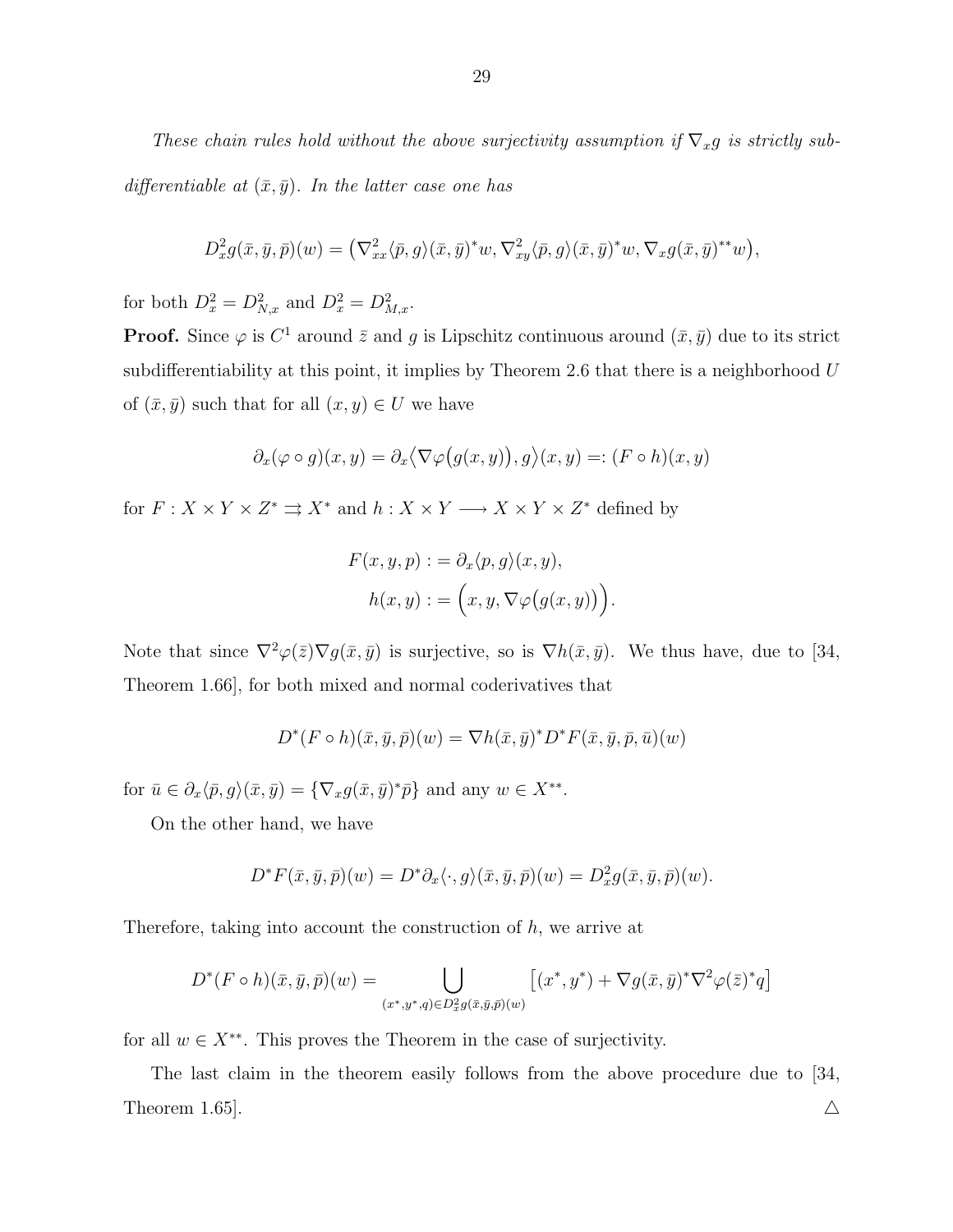*These chain rules hold without the above surjectivity assumption if $\nabla_x g$ is strictly subdifferentiable at $(\bar{x}, \bar{y})$. In the latter case one has*

$$D_x^2 g(\bar{x}, \bar{y}, \bar{p})(w) = \big(\nabla_{xx}^2 \langle \bar{p}, g\rangle(\bar{x}, \bar{y})^* w, \nabla_{xy}^2 \langle \bar{p}, g\rangle(\bar{x}, \bar{y})^* w, \nabla_x g(\bar{x}, \bar{y})^{**} w\big),$$

for both $D_x^2 = D_{N,x}^2$ and $D_x^2 = D_{M,x}^2$.

**Proof.** Since $\varphi$ is $C^1$ around $\bar{z}$ and $g$ is Lipschitz continuous around $(\bar{x}, \bar{y})$ due to its strict subdifferentiability at this point, it implies by Theorem 2.6 that there is a neighborhood $U$ of $(\bar{x}, \bar{y})$ such that for all $(x, y) \in U$ we have

$$\partial_x(\varphi \circ g)(x, y) = \partial_x \big\langle \nabla\varphi\big(g(x, y)\big), g\big\rangle(x, y) =: (F \circ h)(x, y)$$

for $F : X \times Y \times Z^* \rightrightarrows X^*$ and $h : X \times Y \longrightarrow X \times Y \times Z^*$ defined by

$$\begin{aligned} F(x, y, p) &:= \partial_x \langle p, g\rangle(x, y), \\ h(x, y) &:= \Big(x, y, \nabla\varphi\big(g(x, y)\big)\Big). \end{aligned}$$

Note that since $\nabla^2\varphi(\bar{z})\nabla g(\bar{x}, \bar{y})$ is surjective, so is $\nabla h(\bar{x}, \bar{y})$. We thus have, due to [34, Theorem 1.66], for both mixed and normal coderivatives that

$$D^*(F \circ h)(\bar{x}, \bar{y}, \bar{p})(w) = \nabla h(\bar{x}, \bar{y})^* D^* F(\bar{x}, \bar{y}, \bar{p}, \bar{u})(w)$$

for $\bar{u} \in \partial_x \langle \bar{p}, g\rangle(\bar{x}, \bar{y}) = \{\nabla_x g(\bar{x}, \bar{y})^* \bar{p}\}$ and any $w \in X^{**}$.

On the other hand, we have

$$D^* F(\bar{x}, \bar{y}, \bar{p})(w) = D^* \partial_x \langle \cdot, g\rangle(\bar{x}, \bar{y}, \bar{p})(w) = D_x^2 g(\bar{x}, \bar{y}, \bar{p})(w).$$

Therefore, taking into account the construction of $h$, we arrive at

$$D^*(F \circ h)(\bar{x}, \bar{y}, \bar{p})(w) = \bigcup_{(x^*, y^*, q) \in D_x^2 g(\bar{x}, \bar{y}, \bar{p})(w)} \big[(x^*, y^*) + \nabla g(\bar{x}, \bar{y})^* \nabla^2\varphi(\bar{z})^* q\big]$$

for all $w \in X^{**}$. This proves the Theorem in the case of surjectivity.

The last claim in the theorem easily follows from the above procedure due to [34, Theorem 1.65]. $\triangle$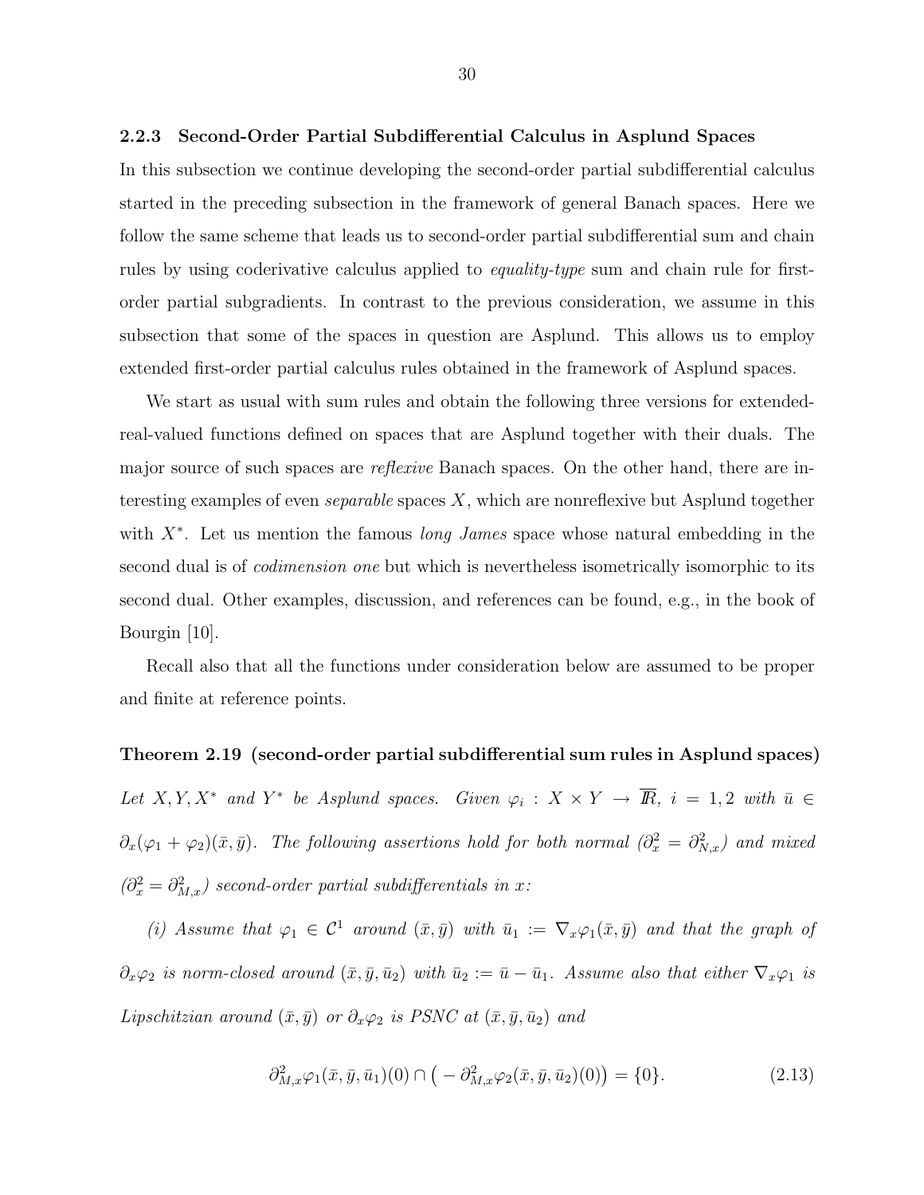### 2.2.3 Second-Order Partial Subdifferential Calculus in Asplund Spaces

In this subsection we continue developing the second-order partial subdifferential calculus started in the preceding subsection in the framework of general Banach spaces. Here we follow the same scheme that leads us to second-order partial subdifferential sum and chain rules by using coderivative calculus applied to *equality-type* sum and chain rule for first-order partial subgradients. In contrast to the previous consideration, we assume in this subsection that some of the spaces in question are Asplund. This allows us to employ extended first-order partial calculus rules obtained in the framework of Asplund spaces.

We start as usual with sum rules and obtain the following three versions for extended-real-valued functions defined on spaces that are Asplund together with their duals. The major source of such spaces are *reflexive* Banach spaces. On the other hand, there are interesting examples of even *separable* spaces $X$, which are nonreflexive but Asplund together with $X^*$. Let us mention the famous *long James* space whose natural embedding in the second dual is of *codimension one* but which is nevertheless isometrically isomorphic to its second dual. Other examples, discussion, and references can be found, e.g., in the book of Bourgin [10].

Recall also that all the functions under consideration below are assumed to be proper and finite at reference points.

**Theorem 2.19 (second-order partial subdifferential sum rules in Asplund spaces)** *Let $X, Y, X^*$ and $Y^*$ be Asplund spaces. Given $\varphi_i : X \times Y \to \overline{I\!R}$, $i = 1, 2$ with $\bar{u} \in \partial_x(\varphi_1 + \varphi_2)(\bar{x}, \bar{y})$. The following assertions hold for both normal ($\partial_x^2 = \partial_{N,x}^2$) and mixed ($\partial_x^2 = \partial_{M,x}^2$) second-order partial subdifferentials in $x$:*

*(i) Assume that $\varphi_1 \in \mathcal{C}^1$ around $(\bar{x}, \bar{y})$ with $\bar{u}_1 := \nabla_x \varphi_1(\bar{x}, \bar{y})$ and that the graph of $\partial_x \varphi_2$ is norm-closed around $(\bar{x}, \bar{y}, \bar{u}_2)$ with $\bar{u}_2 := \bar{u} - \bar{u}_1$. Assume also that either $\nabla_x \varphi_1$ is Lipschitzian around $(\bar{x}, \bar{y})$ or $\partial_x \varphi_2$ is PSNC at $(\bar{x}, \bar{y}, \bar{u}_2)$ and*

$$\partial_{M,x}^2 \varphi_1(\bar{x}, \bar{y}, \bar{u}_1)(0) \cap \big( - \partial_{M,x}^2 \varphi_2(\bar{x}, \bar{y}, \bar{u}_2)(0) \big) = \{0\}. \tag{2.13}$$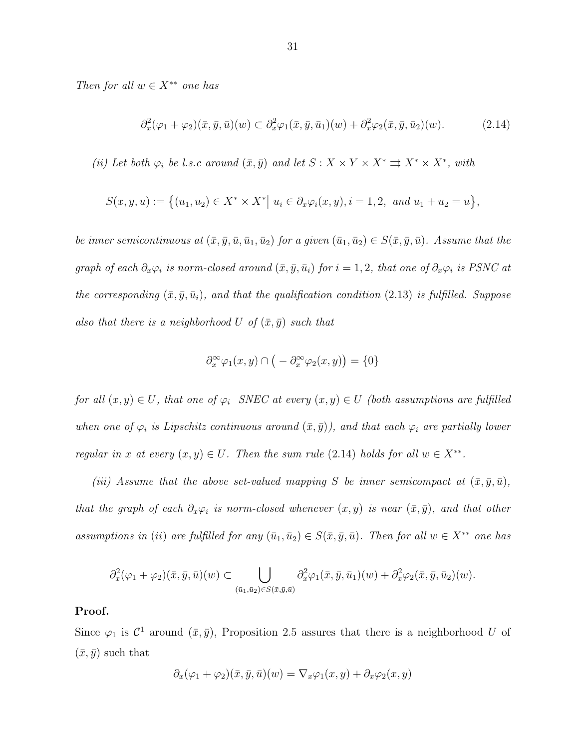*Then for all $w \in X^{**}$ one has*

$$\partial_x^2(\varphi_1 + \varphi_2)(\bar{x}, \bar{y}, \bar{u})(w) \subset \partial_x^2\varphi_1(\bar{x}, \bar{y}, \bar{u}_1)(w) + \partial_x^2\varphi_2(\bar{x}, \bar{y}, \bar{u}_2)(w). \tag{2.14}$$

*(ii) Let both $\varphi_i$ be l.s.c around $(\bar{x}, \bar{y})$ and let $S : X \times Y \times X^* \rightrightarrows X^* \times X^*$, with*

$$S(x, y, u) := \big\{(u_1, u_2) \in X^* \times X^* \big|\ u_i \in \partial_x\varphi_i(x, y), i = 1, 2,\ \text{and } u_1 + u_2 = u\big\},$$

*be inner semicontinuous at $(\bar{x}, \bar{y}, \bar{u}, \bar{u}_1, \bar{u}_2)$ for a given $(\bar{u}_1, \bar{u}_2) \in S(\bar{x}, \bar{y}, \bar{u})$. Assume that the graph of each $\partial_x\varphi_i$ is norm-closed around $(\bar{x}, \bar{y}, \bar{u}_i)$ for $i = 1, 2$, that one of $\partial_x\varphi_i$ is PSNC at the corresponding $(\bar{x}, \bar{y}, \bar{u}_i)$, and that the qualification condition (2.13) is fulfilled. Suppose also that there is a neighborhood $U$ of $(\bar{x}, \bar{y})$ such that*

$$\partial_x^\infty\varphi_1(x, y) \cap \big(-\partial_x^\infty\varphi_2(x, y)\big) = \{0\}$$

*for all $(x, y) \in U$, that one of $\varphi_i$ SNEC at every $(x, y) \in U$ (both assumptions are fulfilled when one of $\varphi_i$ is Lipschitz continuous around $(\bar{x}, \bar{y})$), and that each $\varphi_i$ are partially lower regular in $x$ at every $(x, y) \in U$. Then the sum rule (2.14) holds for all $w \in X^{**}$.*

*(iii) Assume that the above set-valued mapping $S$ be inner semicompact at $(\bar{x}, \bar{y}, \bar{u})$, that the graph of each $\partial_x\varphi_i$ is norm-closed whenever $(x, y)$ is near $(\bar{x}, \bar{y})$, and that other assumptions in (ii) are fulfilled for any $(\bar{u}_1, \bar{u}_2) \in S(\bar{x}, \bar{y}, \bar{u})$. Then for all $w \in X^{**}$ one has*

$$\partial_x^2(\varphi_1 + \varphi_2)(\bar{x}, \bar{y}, \bar{u})(w) \subset \bigcup_{(\bar{u}_1, \bar{u}_2) \in S(\bar{x}, \bar{y}, \bar{u})} \partial_x^2\varphi_1(\bar{x}, \bar{y}, \bar{u}_1)(w) + \partial_x^2\varphi_2(\bar{x}, \bar{y}, \bar{u}_2)(w).$$

**Proof.**

Since $\varphi_1$ is $\mathcal{C}^1$ around $(\bar{x}, \bar{y})$, Proposition 2.5 assures that there is a neighborhood $U$ of $(\bar{x}, \bar{y})$ such that

$$\partial_x(\varphi_1 + \varphi_2)(\bar{x}, \bar{y}, \bar{u})(w) = \nabla_x\varphi_1(x, y) + \partial_x\varphi_2(x, y)$$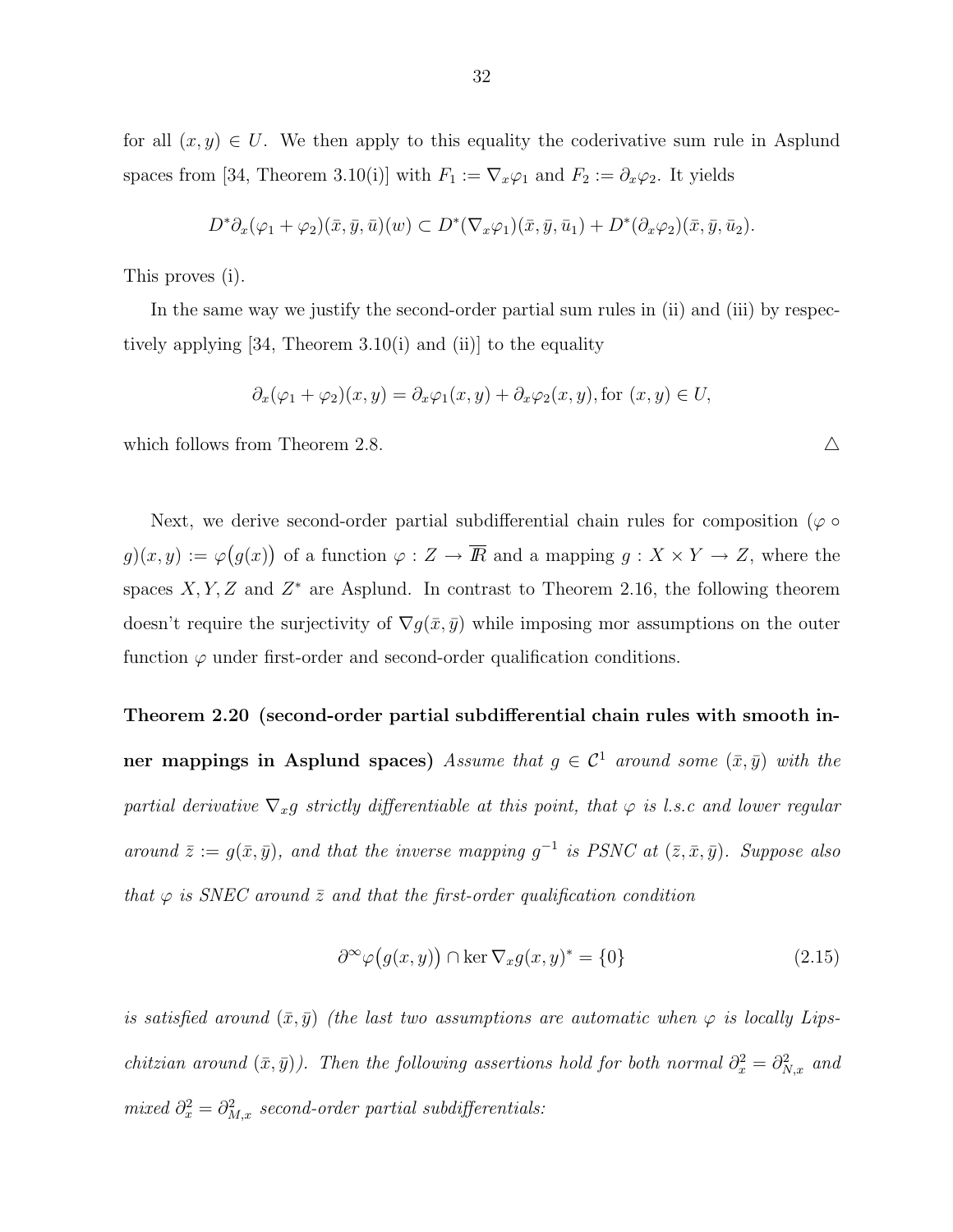for all $(x, y) \in U$. We then apply to this equality the coderivative sum rule in Asplund spaces from [34, Theorem 3.10(i)] with $F_1 := \nabla_x \varphi_1$ and $F_2 := \partial_x \varphi_2$. It yields

$$D^*\partial_x(\varphi_1 + \varphi_2)(\bar{x}, \bar{y}, \bar{u})(w) \subset D^*(\nabla_x \varphi_1)(\bar{x}, \bar{y}, \bar{u}_1) + D^*(\partial_x \varphi_2)(\bar{x}, \bar{y}, \bar{u}_2).$$

This proves (i).

In the same way we justify the second-order partial sum rules in (ii) and (iii) by respectively applying [34, Theorem 3.10(i) and (ii)] to the equality

$$\partial_x(\varphi_1 + \varphi_2)(x, y) = \partial_x \varphi_1(x, y) + \partial_x \varphi_2(x, y), \text{for } (x, y) \in U,$$

which follows from Theorem 2.8. $\triangle$

Next, we derive second-order partial subdifferential chain rules for composition $(\varphi \circ g)(x, y) := \varphi\big(g(x)\big)$ of a function $\varphi : Z \to \overline{I\!R}$ and a mapping $g : X \times Y \to Z$, where the spaces $X, Y, Z$ and $Z^*$ are Asplund. In contrast to Theorem 2.16, the following theorem doesn't require the surjectivity of $\nabla g(\bar{x}, \bar{y})$ while imposing mor assumptions on the outer function $\varphi$ under first-order and second-order qualification conditions.

**Theorem 2.20 (second-order partial subdifferential chain rules with smooth inner mappings in Asplund spaces)** *Assume that $g \in \mathcal{C}^1$ around some $(\bar{x}, \bar{y})$ with the partial derivative $\nabla_x g$ strictly differentiable at this point, that $\varphi$ is l.s.c and lower regular around $\bar{z} := g(\bar{x}, \bar{y})$, and that the inverse mapping $g^{-1}$ is PSNC at $(\bar{z}, \bar{x}, \bar{y})$. Suppose also that $\varphi$ is SNEC around $\bar{z}$ and that the first-order qualification condition*

$$\partial^\infty \varphi\big(g(x, y)\big) \cap \ker \nabla_x g(x, y)^* = \{0\} \tag{2.15}$$

*is satisfied around $(\bar{x}, \bar{y})$ (the last two assumptions are automatic when $\varphi$ is locally Lipschitzian around $(\bar{x}, \bar{y})$). Then the following assertions hold for both normal $\partial_x^2 = \partial_{N,x}^2$ and mixed $\partial_x^2 = \partial_{M,x}^2$ second-order partial subdifferentials:*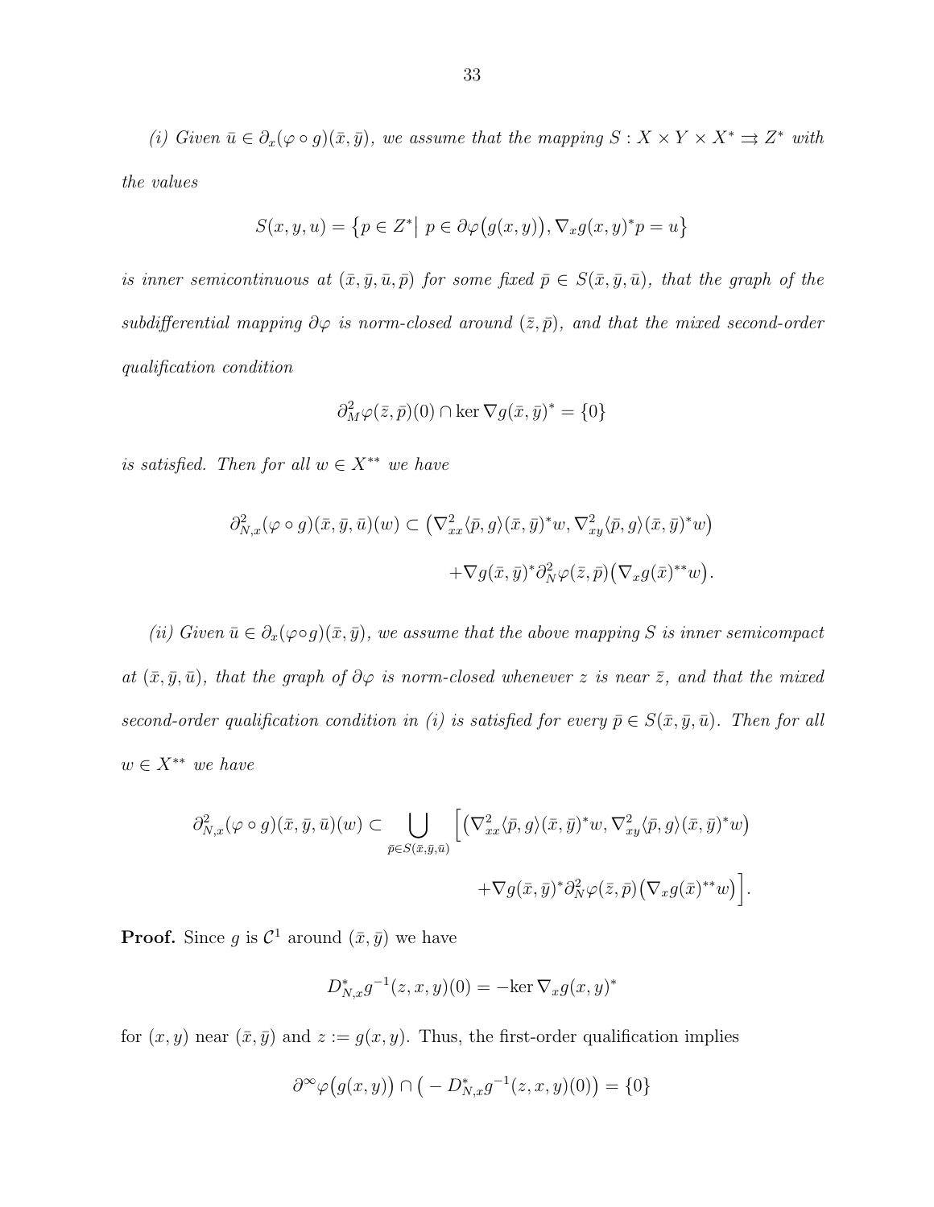*(i) Given $\bar{u} \in \partial_x(\varphi \circ g)(\bar{x}, \bar{y})$, we assume that the mapping $S : X \times Y \times X^* \rightrightarrows Z^*$ with the values*

$$S(x, y, u) = \{p \in Z^* |\ p \in \partial\varphi\big(g(x, y)\big), \nabla_x g(x, y)^* p = u\}$$

*is inner semicontinuous at $(\bar{x}, \bar{y}, \bar{u}, \bar{p})$ for some fixed $\bar{p} \in S(\bar{x}, \bar{y}, \bar{u})$, that the graph of the subdifferential mapping $\partial\varphi$ is norm-closed around $(\bar{z}, \bar{p})$, and that the mixed second-order qualification condition*

$$\partial^2_M \varphi(\bar{z}, \bar{p})(0) \cap \ker \nabla g(\bar{x}, \bar{y})^* = \{0\}$$

*is satisfied. Then for all $w \in X^{**}$ we have*

$$\partial^2_{N,x}(\varphi \circ g)(\bar{x}, \bar{y}, \bar{u})(w) \subset \big(\nabla^2_{xx}\langle \bar{p}, g\rangle(\bar{x}, \bar{y})^* w, \nabla^2_{xy}\langle \bar{p}, g\rangle(\bar{x}, \bar{y})^* w\big)$$
$$+\nabla g(\bar{x}, \bar{y})^* \partial^2_N \varphi(\bar{z}, \bar{p})\big(\nabla_x g(\bar{x})^{**} w\big).$$

*(ii) Given $\bar{u} \in \partial_x(\varphi \circ g)(\bar{x}, \bar{y})$, we assume that the above mapping $S$ is inner semicompact at $(\bar{x}, \bar{y}, \bar{u})$, that the graph of $\partial\varphi$ is norm-closed whenever $z$ is near $\bar{z}$, and that the mixed second-order qualification condition in (i) is satisfied for every $\bar{p} \in S(\bar{x}, \bar{y}, \bar{u})$. Then for all $w \in X^{**}$ we have*

$$\partial^2_{N,x}(\varphi \circ g)(\bar{x}, \bar{y}, \bar{u})(w) \subset \bigcup_{\bar{p} \in S(\bar{x}, \bar{y}, \bar{u})} \Big[\big(\nabla^2_{xx}\langle \bar{p}, g\rangle(\bar{x}, \bar{y})^* w, \nabla^2_{xy}\langle \bar{p}, g\rangle(\bar{x}, \bar{y})^* w\big)$$
$$+\nabla g(\bar{x}, \bar{y})^* \partial^2_N \varphi(\bar{z}, \bar{p})\big(\nabla_x g(\bar{x})^{**} w\big)\Big].$$

**Proof.** Since $g$ is $\mathcal{C}^1$ around $(\bar{x}, \bar{y})$ we have

$$D^*_{N,x} g^{-1}(z, x, y)(0) = -\ker \nabla_x g(x, y)^*$$

for $(x, y)$ near $(\bar{x}, \bar{y})$ and $z := g(x, y)$. Thus, the first-order qualification implies

$$\partial^\infty \varphi\big(g(x, y)\big) \cap \big(-D^*_{N,x} g^{-1}(z, x, y)(0)\big) = \{0\}$$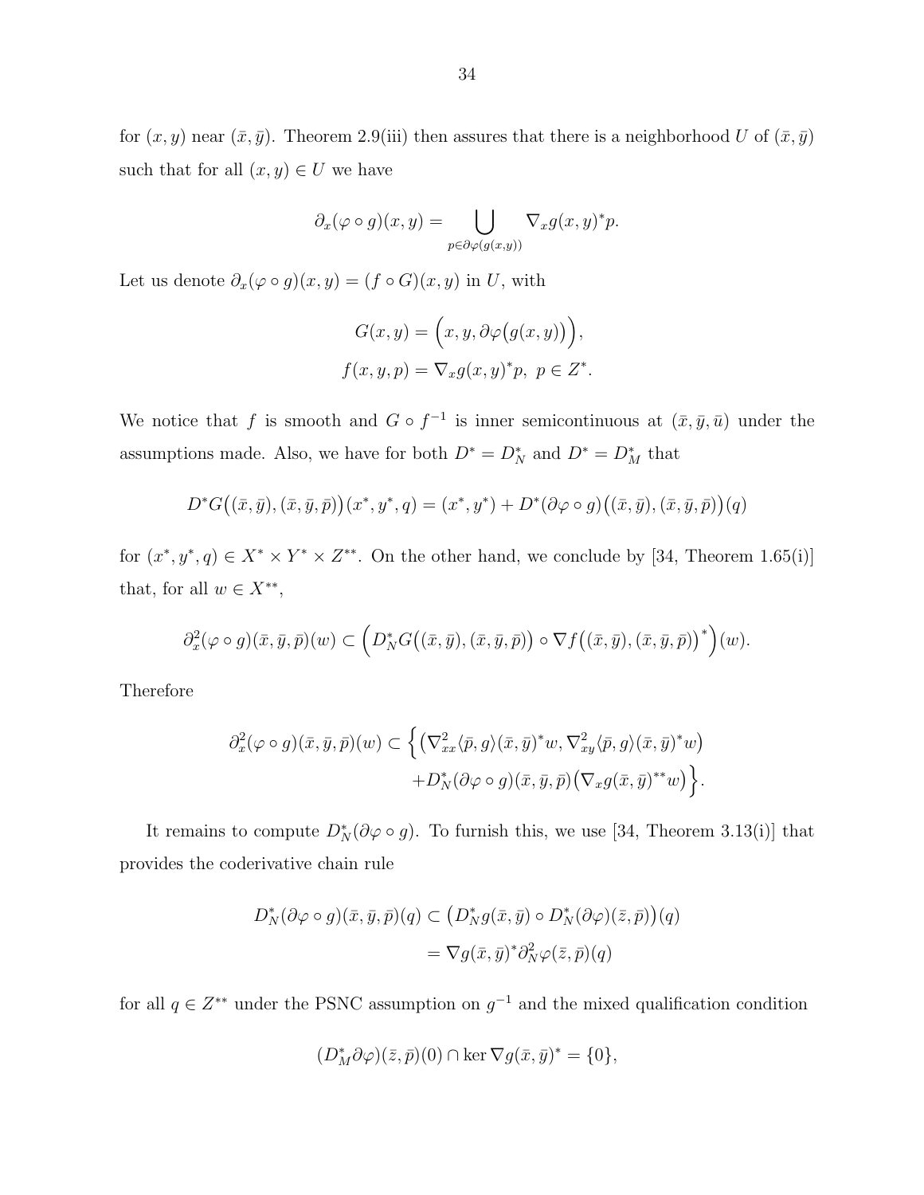for $(x, y)$ near $(\bar{x}, \bar{y})$. Theorem 2.9(iii) then assures that there is a neighborhood $U$ of $(\bar{x}, \bar{y})$ such that for all $(x, y) \in U$ we have

$$\partial_x(\varphi \circ g)(x, y) = \bigcup_{p \in \partial\varphi(g(x,y))} \nabla_x g(x, y)^* p.$$

Let us denote $\partial_x(\varphi \circ g)(x, y) = (f \circ G)(x, y)$ in $U$, with

$$G(x, y) = \Big(x, y, \partial\varphi\big(g(x, y)\big)\Big),$$
$$f(x, y, p) = \nabla_x g(x, y)^* p, \ p \in Z^*.$$

We notice that $f$ is smooth and $G \circ f^{-1}$ is inner semicontinuous at $(\bar{x}, \bar{y}, \bar{u})$ under the assumptions made. Also, we have for both $D^* = D^*_N$ and $D^* = D^*_M$ that

$$D^*G\big((\bar{x}, \bar{y}), (\bar{x}, \bar{y}, \bar{p})\big)(x^*, y^*, q) = (x^*, y^*) + D^*(\partial\varphi \circ g)\big((\bar{x}, \bar{y}), (\bar{x}, \bar{y}, \bar{p})\big)(q)$$

for $(x^*, y^*, q) \in X^* \times Y^* \times Z^{**}$. On the other hand, we conclude by [34, Theorem 1.65(i)] that, for all $w \in X^{**}$,

$$\partial^2_x(\varphi \circ g)(\bar{x}, \bar{y}, \bar{p})(w) \subset \Big(D^*_N G\big((\bar{x}, \bar{y}), (\bar{x}, \bar{y}, \bar{p})\big) \circ \nabla f\big((\bar{x}, \bar{y}), (\bar{x}, \bar{y}, \bar{p})\big)^*\Big)(w).$$

Therefore

$$\partial^2_x(\varphi \circ g)(\bar{x}, \bar{y}, \bar{p})(w) \subset \Big\{\big(\nabla^2_{xx}\langle\bar{p}, g\rangle(\bar{x}, \bar{y})^* w, \nabla^2_{xy}\langle\bar{p}, g\rangle(\bar{x}, \bar{y})^* w\big) + D^*_N(\partial\varphi \circ g)(\bar{x}, \bar{y}, \bar{p})\big(\nabla_x g(\bar{x}, \bar{y})^{**} w\big)\Big\}.$$

It remains to compute $D^*_N(\partial\varphi \circ g)$. To furnish this, we use [34, Theorem 3.13(i)] that provides the coderivative chain rule

$$\begin{aligned} D^*_N(\partial\varphi \circ g)(\bar{x}, \bar{y}, \bar{p})(q) &\subset \big(D^*_N g(\bar{x}, \bar{y}) \circ D^*_N(\partial\varphi)(\bar{z}, \bar{p})\big)(q) \\ &= \nabla g(\bar{x}, \bar{y})^* \partial^2_N \varphi(\bar{z}, \bar{p})(q) \end{aligned}$$

for all $q \in Z^{**}$ under the PSNC assumption on $g^{-1}$ and the mixed qualification condition

$$(D^*_M \partial\varphi)(\bar{z}, \bar{p})(0) \cap \ker \nabla g(\bar{x}, \bar{y})^* = \{0\},$$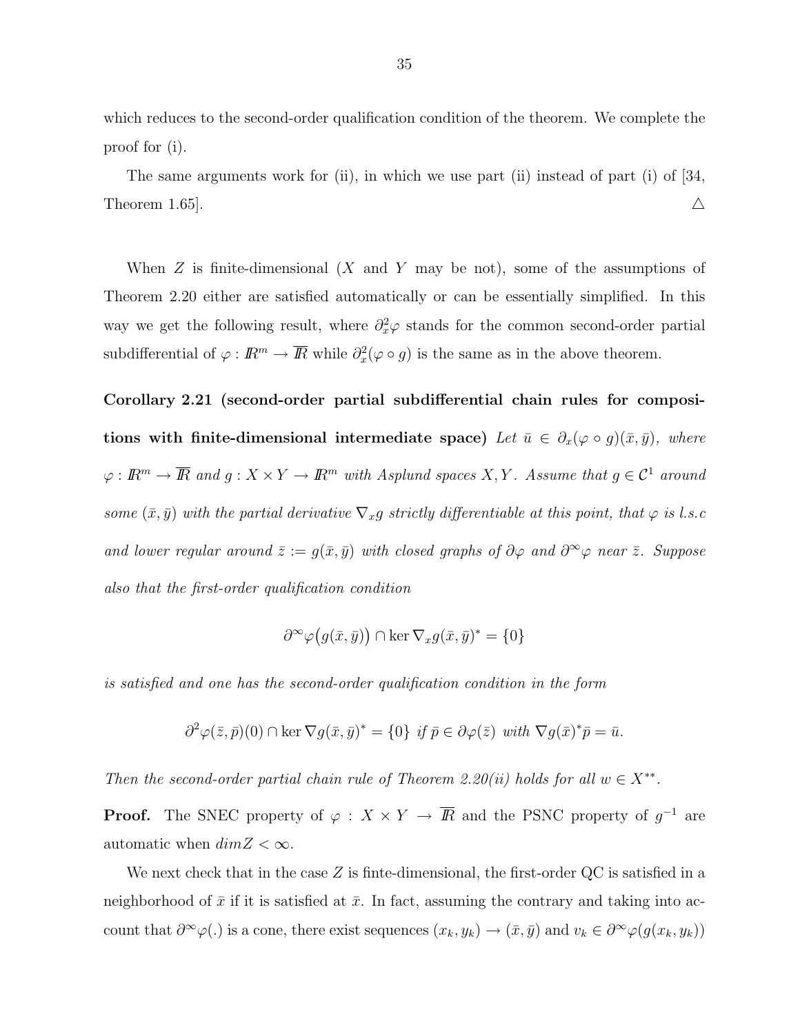which reduces to the second-order qualification condition of the theorem. We complete the proof for (i).

The same arguments work for (ii), in which we use part (ii) instead of part (i) of [34, Theorem 1.65]. $\triangle$

When $Z$ is finite-dimensional ($X$ and $Y$ may be not), some of the assumptions of Theorem 2.20 either are satisfied automatically or can be essentially simplified. In this way we get the following result, where $\partial_x^2\varphi$ stands for the common second-order partial subdifferential of $\varphi : I\!R^m \to \overline{I\!R}$ while $\partial_x^2(\varphi \circ g)$ is the same as in the above theorem.

**Corollary 2.21 (second-order partial subdifferential chain rules for compositions with finite-dimensional intermediate space)** *Let $\bar{u} \in \partial_x(\varphi \circ g)(\bar{x}, \bar{y})$, where $\varphi : I\!R^m \to \overline{I\!R}$ and $g : X \times Y \to I\!R^m$ with Asplund spaces $X, Y$. Assume that $g \in \mathcal{C}^1$ around some $(\bar{x}, \bar{y})$ with the partial derivative $\nabla_x g$ strictly differentiable at this point, that $\varphi$ is l.s.c and lower regular around $\bar{z} := g(\bar{x}, \bar{y})$ with closed graphs of $\partial\varphi$ and $\partial^\infty\varphi$ near $\bar{z}$. Suppose also that the first-order qualification condition*

$$\partial^\infty\varphi\big(g(\bar{x}, \bar{y})\big) \cap \ker \nabla_x g(\bar{x}, \bar{y})^* = \{0\}$$

*is satisfied and one has the second-order qualification condition in the form*

$$\partial^2\varphi(\bar{z}, \bar{p})(0) \cap \ker \nabla g(\bar{x}, \bar{y})^* = \{0\} \ \textit{if} \ \bar{p} \in \partial\varphi(\bar{z}) \ \textit{with} \ \nabla g(\bar{x})^*\bar{p} = \bar{u}.$$

*Then the second-order partial chain rule of Theorem 2.20(ii) holds for all $w \in X^{**}$.*

**Proof.** The SNEC property of $\varphi : X \times Y \to \overline{I\!R}$ and the PSNC property of $g^{-1}$ are automatic when $dim Z < \infty$.

We next check that in the case $Z$ is finte-dimensional, the first-order QC is satisfied in a neighborhood of $\bar{x}$ if it is satisfied at $\bar{x}$. In fact, assuming the contrary and taking into account that $\partial^\infty\varphi(.)$ is a cone, there exist sequences $(x_k, y_k) \to (\bar{x}, \bar{y})$ and $v_k \in \partial^\infty\varphi(g(x_k, y_k))$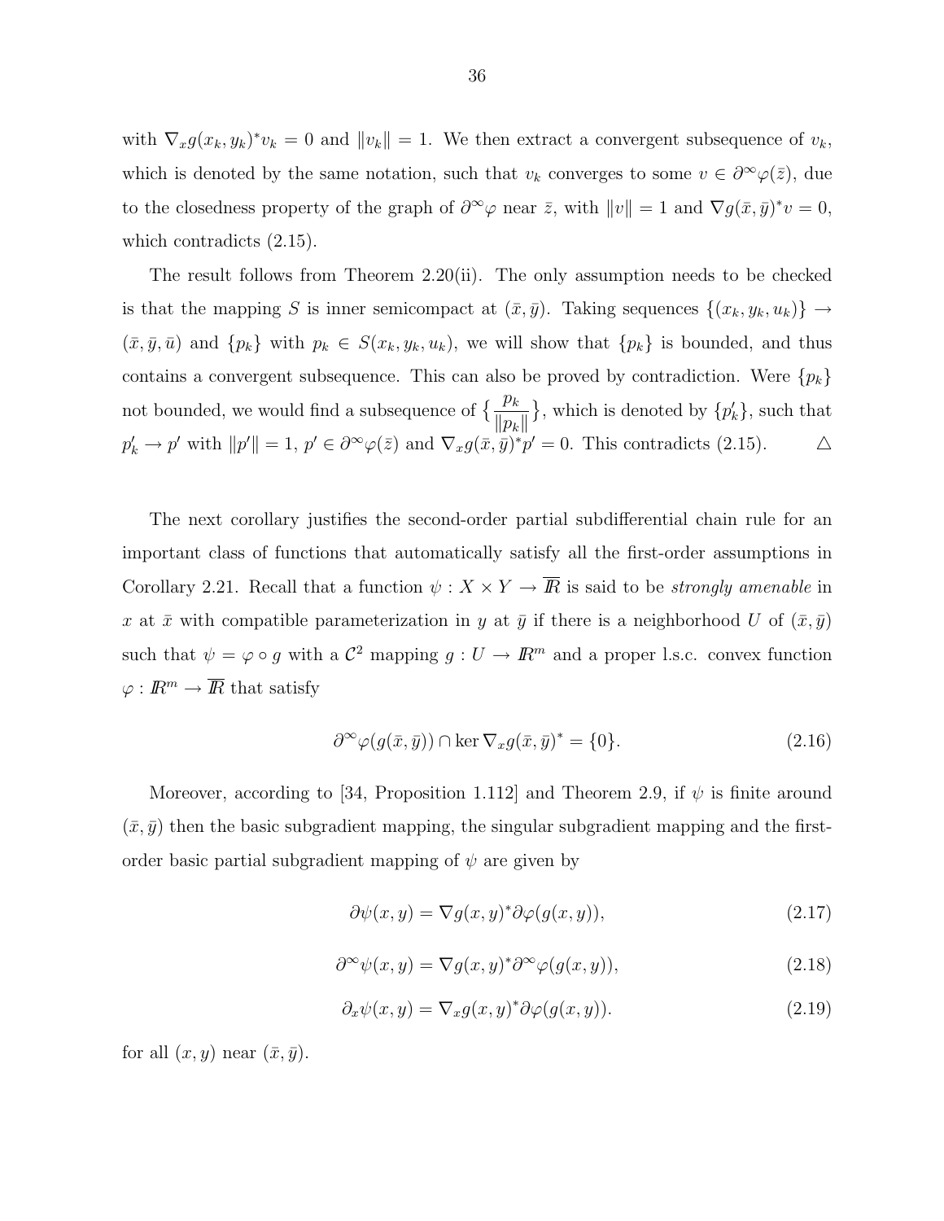with $\nabla_x g(x_k, y_k)^* v_k = 0$ and $\|v_k\| = 1$. We then extract a convergent subsequence of $v_k$, which is denoted by the same notation, such that $v_k$ converges to some $v \in \partial^\infty \varphi(\bar{z})$, due to the closedness property of the graph of $\partial^\infty \varphi$ near $\bar{z}$, with $\|v\| = 1$ and $\nabla g(\bar{x}, \bar{y})^* v = 0$, which contradicts (2.15).

The result follows from Theorem 2.20(ii). The only assumption needs to be checked is that the mapping $S$ is inner semicompact at $(\bar{x}, \bar{y})$. Taking sequences $\{(x_k, y_k, u_k)\} \to (\bar{x}, \bar{y}, \bar{u})$ and $\{p_k\}$ with $p_k \in S(x_k, y_k, u_k)$, we will show that $\{p_k\}$ is bounded, and thus contains a convergent subsequence. This can also be proved by contradiction. Were $\{p_k\}$ not bounded, we would find a subsequence of $\{\dfrac{p_k}{\|p_k\|}\}$, which is denoted by $\{p'_k\}$, such that $p'_k \to p'$ with $\|p'\| = 1$, $p' \in \partial^\infty \varphi(\bar{z})$ and $\nabla_x g(\bar{x}, \bar{y})^* p' = 0$. This contradicts (2.15). $\triangle$

The next corollary justifies the second-order partial subdifferential chain rule for an important class of functions that automatically satisfy all the first-order assumptions in Corollary 2.21. Recall that a function $\psi : X \times Y \to \overline{I\!R}$ is said to be *strongly amenable* in $x$ at $\bar{x}$ with compatible parameterization in $y$ at $\bar{y}$ if there is a neighborhood $U$ of $(\bar{x}, \bar{y})$ such that $\psi = \varphi \circ g$ with a $\mathcal{C}^2$ mapping $g : U \to I\!R^m$ and a proper l.s.c. convex function $\varphi : I\!R^m \to \overline{I\!R}$ that satisfy

$$\partial^\infty \varphi(g(\bar{x}, \bar{y})) \cap \ker \nabla_x g(\bar{x}, \bar{y})^* = \{0\}. \tag{2.16}$$

Moreover, according to [34, Proposition 1.112] and Theorem 2.9, if $\psi$ is finite around $(\bar{x}, \bar{y})$ then the basic subgradient mapping, the singular subgradient mapping and the first-order basic partial subgradient mapping of $\psi$ are given by

$$\partial \psi(x, y) = \nabla g(x, y)^* \partial \varphi(g(x, y)), \tag{2.17}$$

$$\partial^\infty \psi(x, y) = \nabla g(x, y)^* \partial^\infty \varphi(g(x, y)), \tag{2.18}$$

$$\partial_x \psi(x, y) = \nabla_x g(x, y)^* \partial \varphi(g(x, y)). \tag{2.19}$$

for all $(x, y)$ near $(\bar{x}, \bar{y})$.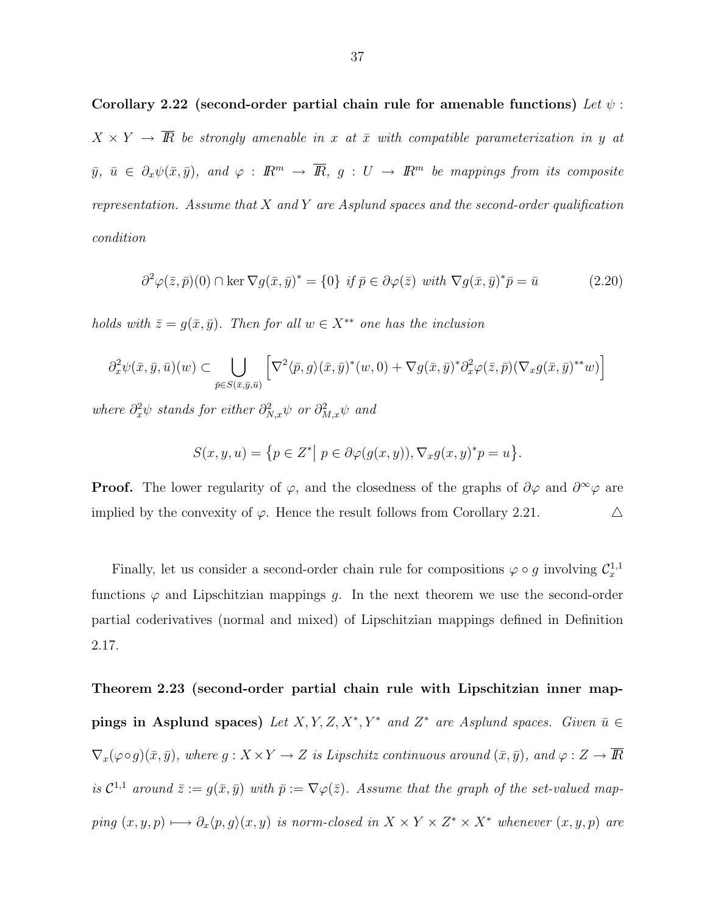**Corollary 2.22 (second-order partial chain rule for amenable functions)** *Let $\psi : X \times Y \to \overline{I\!R}$ be strongly amenable in $x$ at $\bar{x}$ with compatible parameterization in $y$ at $\bar{y}$, $\bar{u} \in \partial_x \psi(\bar{x}, \bar{y})$, and $\varphi : I\!R^m \to \overline{I\!R}$, $g : U \to I\!R^m$ be mappings from its composite representation. Assume that $X$ and $Y$ are Asplund spaces and the second-order qualification condition*

$$\partial^2 \varphi(\bar{z}, \bar{p})(0) \cap \ker \nabla g(\bar{x}, \bar{y})^* = \{0\} \text{ if } \bar{p} \in \partial \varphi(\bar{z}) \text{ with } \nabla g(\bar{x}, \bar{y})^* \bar{p} = \bar{u} \tag{2.20}$$

*holds with $\bar{z} = g(\bar{x}, \bar{y})$. Then for all $w \in X^{**}$ one has the inclusion*

$$\partial_x^2 \psi(\bar{x}, \bar{y}, \bar{u})(w) \subset \bigcup_{\bar{p} \in S(\bar{x}, \bar{y}, \bar{u})} \Big[ \nabla^2 \langle \bar{p}, g \rangle (\bar{x}, \bar{y})^*(w, 0) + \nabla g(\bar{x}, \bar{y})^* \partial_x^2 \varphi(\bar{z}, \bar{p})(\nabla_x g(\bar{x}, \bar{y})^{**} w) \Big]$$

*where $\partial_x^2 \psi$ stands for either $\partial_{N,x}^2 \psi$ or $\partial_{M,x}^2 \psi$ and*

$$S(x, y, u) = \big\{ p \in Z^* \big|\ p \in \partial \varphi(g(x, y)), \nabla_x g(x, y)^* p = u \big\}.$$

**Proof.** The lower regularity of $\varphi$, and the closedness of the graphs of $\partial \varphi$ and $\partial^\infty \varphi$ are implied by the convexity of $\varphi$. Hence the result follows from Corollary 2.21. $\triangle$

Finally, let us consider a second-order chain rule for compositions $\varphi \circ g$ involving $\mathcal{C}_x^{1,1}$ functions $\varphi$ and Lipschitzian mappings $g$. In the next theorem we use the second-order partial coderivatives (normal and mixed) of Lipschitzian mappings defined in Definition 2.17.

**Theorem 2.23 (second-order partial chain rule with Lipschitzian inner mappings in Asplund spaces)** *Let $X, Y, Z, X^*, Y^*$ and $Z^*$ are Asplund spaces. Given $\bar{u} \in \nabla_x(\varphi \circ g)(\bar{x}, \bar{y})$, where $g : X \times Y \to Z$ is Lipschitz continuous around $(\bar{x}, \bar{y})$, and $\varphi : Z \to \overline{I\!R}$ is $\mathcal{C}^{1,1}$ around $\bar{z} := g(\bar{x}, \bar{y})$ with $\bar{p} := \nabla \varphi(\bar{z})$. Assume that the graph of the set-valued mapping $(x, y, p) \longmapsto \partial_x \langle p, g \rangle (x, y)$ is norm-closed in $X \times Y \times Z^* \times X^*$ whenever $(x, y, p)$ are*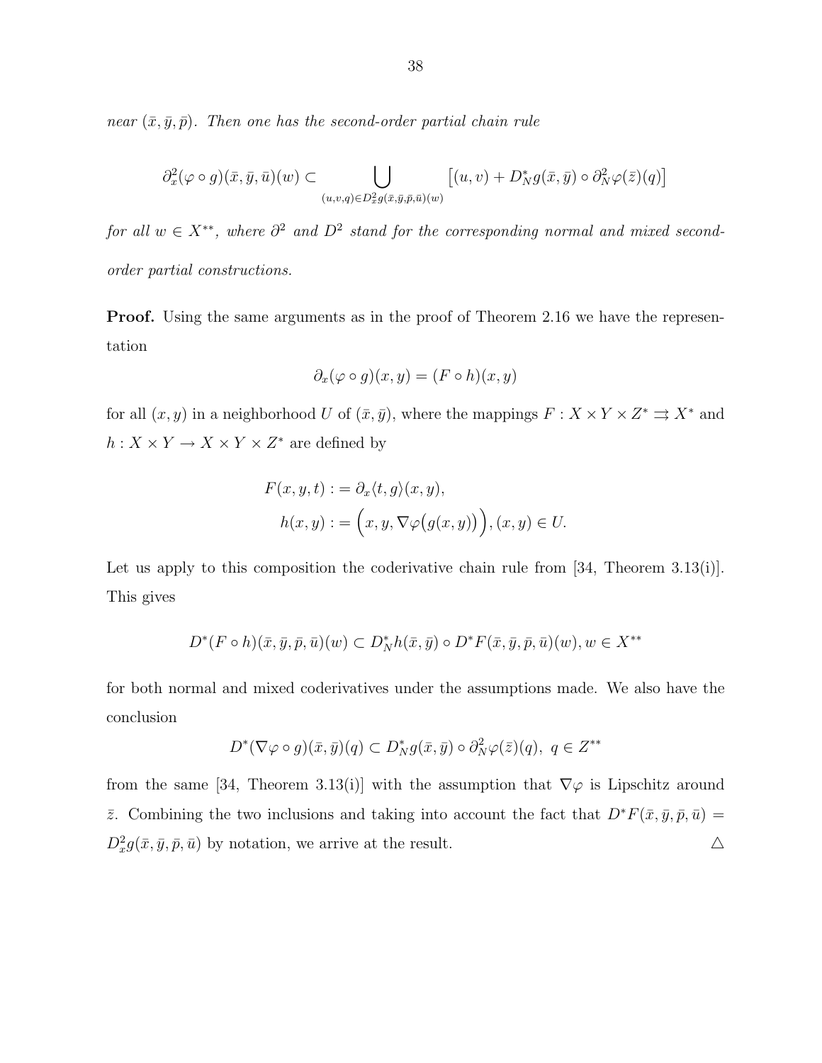*near $(\bar{x}, \bar{y}, \bar{p})$. Then one has the second-order partial chain rule*

$$\partial_x^2(\varphi \circ g)(\bar{x}, \bar{y}, \bar{u})(w) \subset \bigcup_{(u,v,q)\in D_x^2 g(\bar{x},\bar{y},\bar{p},\bar{u})(w)} \big[(u,v) + D_N^* g(\bar{x}, \bar{y}) \circ \partial_N^2 \varphi(\bar{z})(q)\big]$$

*for all $w \in X^{**}$, where $\partial^2$ and $D^2$ stand for the corresponding normal and mixed second-order partial constructions.*

**Proof.** Using the same arguments as in the proof of Theorem 2.16 we have the representation

$$\partial_x(\varphi \circ g)(x, y) = (F \circ h)(x, y)$$

for all $(x, y)$ in a neighborhood $U$ of $(\bar{x}, \bar{y})$, where the mappings $F : X \times Y \times Z^* \rightrightarrows X^*$ and $h : X \times Y \to X \times Y \times Z^*$ are defined by

$$\begin{aligned} F(x, y, t) &:= \partial_x \langle t, g\rangle(x, y), \\ h(x, y) &:= \Big(x, y, \nabla\varphi\big(g(x, y)\big)\Big), (x, y) \in U. \end{aligned}$$

Let us apply to this composition the coderivative chain rule from [34, Theorem 3.13(i)]. This gives

$$D^*(F \circ h)(\bar{x}, \bar{y}, \bar{p}, \bar{u})(w) \subset D_N^* h(\bar{x}, \bar{y}) \circ D^* F(\bar{x}, \bar{y}, \bar{p}, \bar{u})(w), w \in X^{**}$$

for both normal and mixed coderivatives under the assumptions made. We also have the conclusion

$$D^*(\nabla\varphi \circ g)(\bar{x}, \bar{y})(q) \subset D_N^* g(\bar{x}, \bar{y}) \circ \partial_N^2 \varphi(\bar{z})(q),\ q \in Z^{**}$$

from the same [34, Theorem 3.13(i)] with the assumption that $\nabla\varphi$ is Lipschitz around $\bar{z}$. Combining the two inclusions and taking into account the fact that $D^* F(\bar{x}, \bar{y}, \bar{p}, \bar{u}) = D_x^2 g(\bar{x}, \bar{y}, \bar{p}, \bar{u})$ by notation, we arrive at the result. △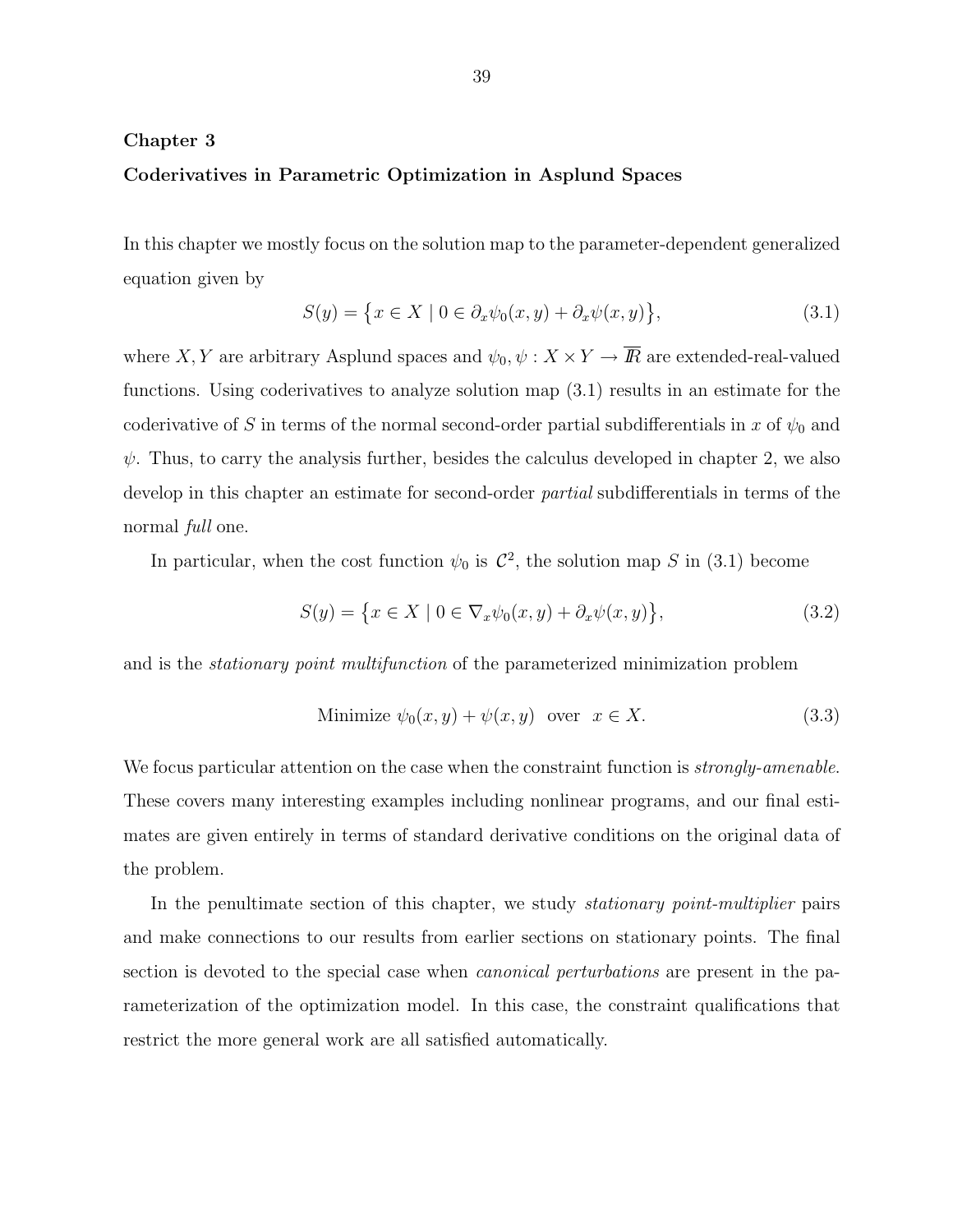# Chapter 3

## Coderivatives in Parametric Optimization in Asplund Spaces

In this chapter we mostly focus on the solution map to the parameter-dependent generalized equation given by

$$S(y) = \{x \in X \mid 0 \in \partial_x \psi_0(x, y) + \partial_x \psi(x, y)\}, \tag{3.1}$$

where $X, Y$ are arbitrary Asplund spaces and $\psi_0, \psi : X \times Y \to \overline{I\!R}$ are extended-real-valued functions. Using coderivatives to analyze solution map (3.1) results in an estimate for the coderivative of $S$ in terms of the normal second-order partial subdifferentials in $x$ of $\psi_0$ and $\psi$. Thus, to carry the analysis further, besides the calculus developed in chapter 2, we also develop in this chapter an estimate for second-order *partial* subdifferentials in terms of the normal *full* one.

In particular, when the cost function $\psi_0$ is $\mathcal{C}^2$, the solution map $S$ in (3.1) become

$$S(y) = \{x \in X \mid 0 \in \nabla_x \psi_0(x, y) + \partial_x \psi(x, y)\}, \tag{3.2}$$

and is the *stationary point multifunction* of the parameterized minimization problem

$$\text{Minimize } \psi_0(x, y) + \psi(x, y) \text{ over } x \in X. \tag{3.3}$$

We focus particular attention on the case when the constraint function is *strongly-amenable*. These covers many interesting examples including nonlinear programs, and our final estimates are given entirely in terms of standard derivative conditions on the original data of the problem.

In the penultimate section of this chapter, we study *stationary point-multiplier* pairs and make connections to our results from earlier sections on stationary points. The final section is devoted to the special case when *canonical perturbations* are present in the parameterization of the optimization model. In this case, the constraint qualifications that restrict the more general work are all satisfied automatically.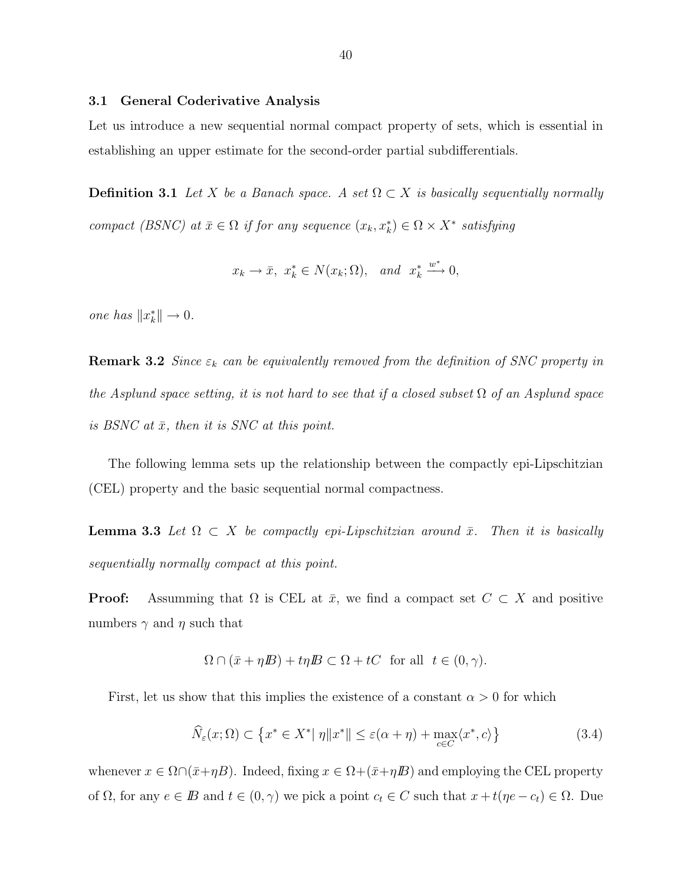### 3.1 General Coderivative Analysis

Let us introduce a new sequential normal compact property of sets, which is essential in establishing an upper estimate for the second-order partial subdifferentials.

**Definition 3.1** *Let $X$ be a Banach space. A set $\Omega \subset X$ is basically sequentially normally compact (BSNC) at $\bar{x} \in \Omega$ if for any sequence $(x_k, x_k^*) \in \Omega \times X^*$ satisfying*

$$x_k \to \bar{x}, \;\; x_k^* \in N(x_k; \Omega), \quad \text{and} \;\; x_k^* \xrightarrow{w^*} 0,$$

*one has $\|x_k^*\| \to 0$.*

**Remark 3.2** *Since $\varepsilon_k$ can be equivalently removed from the definition of SNC property in the Asplund space setting, it is not hard to see that if a closed subset $\Omega$ of an Asplund space is BSNC at $\bar{x}$, then it is SNC at this point.*

The following lemma sets up the relationship between the compactly epi-Lipschitzian (CEL) property and the basic sequential normal compactness.

**Lemma 3.3** *Let $\Omega \subset X$ be compactly epi-Lipschitzian around $\bar{x}$. Then it is basically sequentially normally compact at this point.*

**Proof:** Assumming that $\Omega$ is CEL at $\bar{x}$, we find a compact set $C \subset X$ and positive numbers $\gamma$ and $\eta$ such that

$$\Omega \cap (\bar{x} + \eta I\!B) + t\eta I\!B \subset \Omega + tC \;\; \text{for all} \;\; t \in (0, \gamma).$$

First, let us show that this implies the existence of a constant $\alpha > 0$ for which

$$\widehat{N}_\varepsilon(x; \Omega) \subset \big\{ x^* \in X^* | \; \eta \|x^*\| \leq \varepsilon(\alpha + \eta) + \max_{c \in C} \langle x^*, c \rangle \big\} \tag{3.4}$$

whenever $x \in \Omega \cap (\bar{x} + \eta B)$. Indeed, fixing $x \in \Omega + (\bar{x} + \eta I\!B)$ and employing the CEL property of $\Omega$, for any $e \in I\!B$ and $t \in (0, \gamma)$ we pick a point $c_t \in C$ such that $x + t(\eta e - c_t) \in \Omega$. Due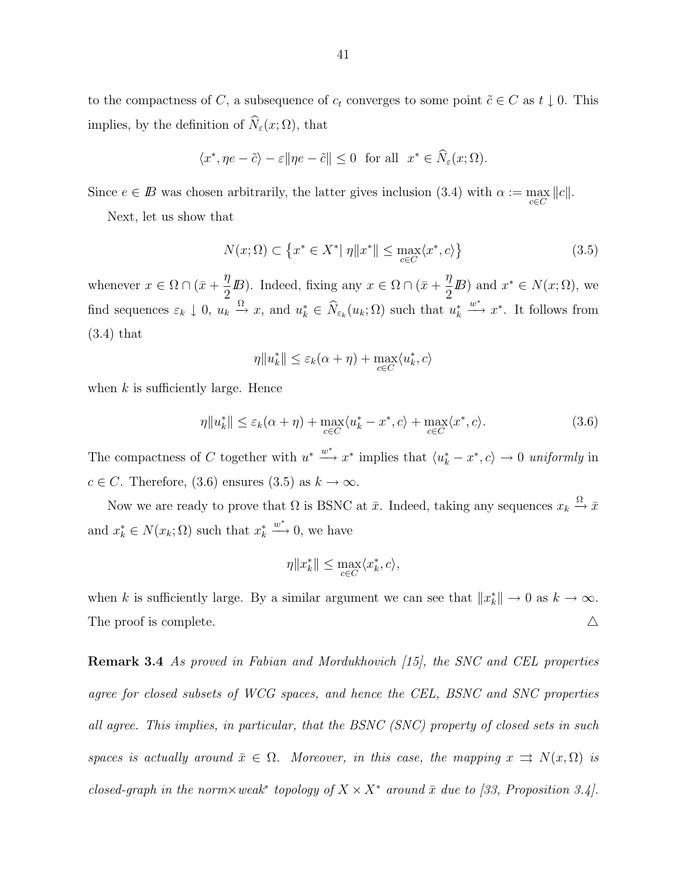to the compactness of $C$, a subsequence of $c_t$ converges to some point $\tilde{c} \in C$ as $t \downarrow 0$. This implies, by the definition of $\widehat{N}_\varepsilon(x;\Omega)$, that

$$\langle x^*, \eta e - \tilde{c}\rangle - \varepsilon\|\eta e - \tilde{c}\| \le 0 \ \text{ for all } \ x^* \in \widehat{N}_\varepsilon(x;\Omega).$$

Since $e \in I\!B$ was chosen arbitrarily, the latter gives inclusion (3.4) with $\alpha := \max\limits_{c\in C}\|c\|$.

Next, let us show that

$$N(x;\Omega) \subset \big\{x^* \in X^* \,|\, \eta\|x^*\| \le \max_{c\in C}\langle x^*, c\rangle\big\} \tag{3.5}$$

whenever $x \in \Omega \cap (\bar{x} + \frac{\eta}{2}I\!B)$. Indeed, fixing any $x \in \Omega \cap (\bar{x} + \frac{\eta}{2}I\!B)$ and $x^* \in N(x;\Omega)$, we find sequences $\varepsilon_k \downarrow 0$, $u_k \xrightarrow{\Omega} x$, and $u_k^* \in \widehat{N}_{\varepsilon_k}(u_k;\Omega)$ such that $u_k^* \xrightarrow{w^*} x^*$. It follows from (3.4) that

$$\eta\|u_k^*\| \le \varepsilon_k(\alpha + \eta) + \max_{c\in C}\langle u_k^*, c\rangle$$

when $k$ is sufficiently large. Hence

$$\eta\|u_k^*\| \le \varepsilon_k(\alpha + \eta) + \max_{c\in C}\langle u_k^* - x^*, c\rangle + \max_{c\in C}\langle x^*, c\rangle. \tag{3.6}$$

The compactness of $C$ together with $u^* \xrightarrow{w^*} x^*$ implies that $\langle u_k^* - x^*, c\rangle \to 0$ *uniformly* in $c \in C$. Therefore, (3.6) ensures (3.5) as $k \to \infty$.

Now we are ready to prove that $\Omega$ is BSNC at $\bar{x}$. Indeed, taking any sequences $x_k \xrightarrow{\Omega} \bar{x}$ and $x_k^* \in N(x_k;\Omega)$ such that $x_k^* \xrightarrow{w^*} 0$, we have

$$\eta\|x_k^*\| \le \max_{c\in C}\langle x_k^*, c\rangle,$$

when $k$ is sufficiently large. By a similar argument we can see that $\|x_k^*\| \to 0$ as $k \to \infty$. The proof is complete. △

**Remark 3.4** *As proved in Fabian and Mordukhovich [15], the SNC and CEL properties agree for closed subsets of WCG spaces, and hence the CEL, BSNC and SNC properties all agree. This implies, in particular, that the BSNC (SNC) property of closed sets in such spaces is actually around $\bar{x} \in \Omega$. Moreover, in this case, the mapping $x \rightrightarrows N(x,\Omega)$ is closed-graph in the norm×weak$^*$ topology of $X \times X^*$ around $\bar{x}$ due to [33, Proposition 3.4].*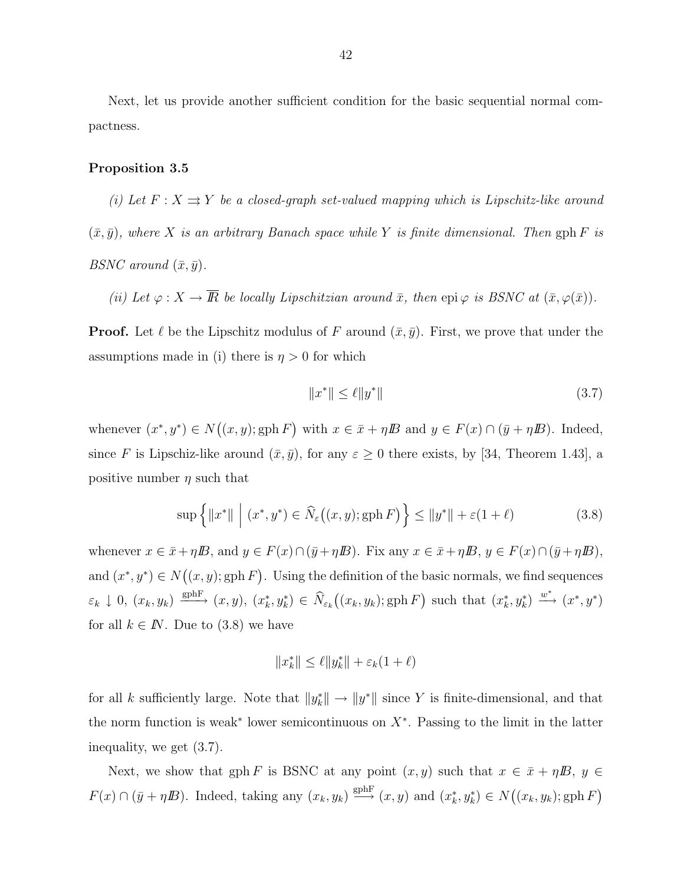Next, let us provide another sufficient condition for the basic sequential normal compactness.

**Proposition 3.5**

*(i) Let $F : X \rightrightarrows Y$ be a closed-graph set-valued mapping which is Lipschitz-like around $(\bar{x}, \bar{y})$, where $X$ is an arbitrary Banach space while $Y$ is finite dimensional. Then* $\operatorname{gph} F$ *is BSNC around $(\bar{x}, \bar{y})$.*

*(ii) Let $\varphi : X \to \overline{I\!R}$ be locally Lipschitzian around $\bar{x}$, then* $\operatorname{epi}\varphi$ *is BSNC at $(\bar{x}, \varphi(\bar{x}))$.*

**Proof.** Let $\ell$ be the Lipschitz modulus of $F$ around $(\bar{x}, \bar{y})$. First, we prove that under the assumptions made in (i) there is $\eta > 0$ for which

$$\|x^*\| \le \ell \|y^*\| \tag{3.7}$$

whenever $(x^*, y^*) \in N\big((x, y); \operatorname{gph} F\big)$ with $x \in \bar{x} + \eta I\!B$ and $y \in F(x) \cap (\bar{y} + \eta I\!B)$. Indeed, since $F$ is Lipschiz-like around $(\bar{x}, \bar{y})$, for any $\varepsilon \ge 0$ there exists, by [34, Theorem 1.43], a positive number $\eta$ such that

$$\sup\Big\{\|x^*\| \;\Big|\; (x^*, y^*) \in \widehat{N}_\varepsilon\big((x, y); \operatorname{gph} F\big)\Big\} \le \|y^*\| + \varepsilon(1 + \ell) \tag{3.8}$$

whenever $x \in \bar{x} + \eta I\!B$, and $y \in F(x) \cap (\bar{y} + \eta I\!B)$. Fix any $x \in \bar{x} + \eta I\!B$, $y \in F(x) \cap (\bar{y} + \eta I\!B)$, and $(x^*, y^*) \in N\big((x, y); \operatorname{gph} F\big)$. Using the definition of the basic normals, we find sequences $\varepsilon_k \downarrow 0$, $(x_k, y_k) \xrightarrow{\text{gphF}} (x, y)$, $(x_k^*, y_k^*) \in \widehat{N}_{\varepsilon_k}\big((x_k, y_k); \operatorname{gph} F\big)$ such that $(x_k^*, y_k^*) \xrightarrow{w^*} (x^*, y^*)$ for all $k \in I\!N$. Due to (3.8) we have

$$\|x_k^*\| \le \ell \|y_k^*\| + \varepsilon_k(1 + \ell)$$

for all $k$ sufficiently large. Note that $\|y_k^*\| \to \|y^*\|$ since $Y$ is finite-dimensional, and that the norm function is weak$^*$ lower semicontinuous on $X^*$. Passing to the limit in the latter inequality, we get (3.7).

Next, we show that $\operatorname{gph} F$ is BSNC at any point $(x, y)$ such that $x \in \bar{x} + \eta I\!B$, $y \in F(x) \cap (\bar{y} + \eta I\!B)$. Indeed, taking any $(x_k, y_k) \xrightarrow{\text{gphF}} (x, y)$ and $(x_k^*, y_k^*) \in N\big((x_k, y_k); \operatorname{gph} F\big)$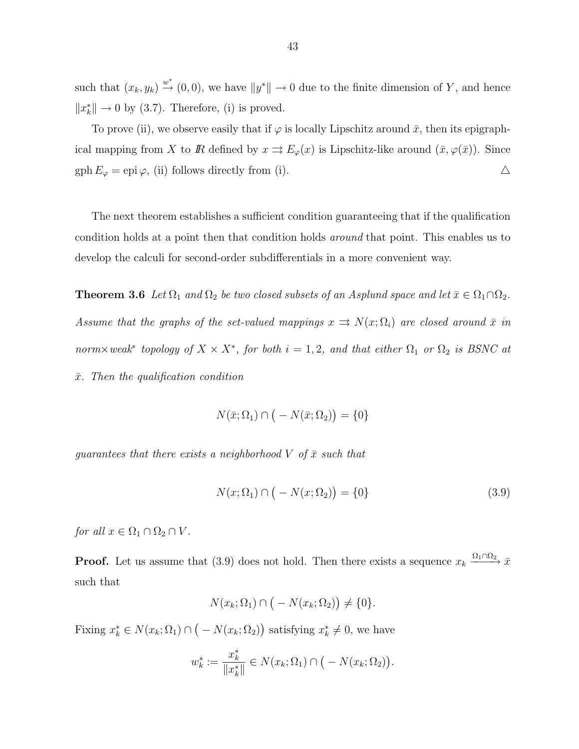such that $(x_k, y_k) \stackrel{w^*}{\to} (0,0)$, we have $\|y^*\| \to 0$ due to the finite dimension of $Y$, and hence $\|x_k^*\| \to 0$ by (3.7). Therefore, (i) is proved.

To prove (ii), we observe easily that if $\varphi$ is locally Lipschitz around $\bar{x}$, then its epigraphical mapping from $X$ to $I\!R$ defined by $x \rightrightarrows E_\varphi(x)$ is Lipschitz-like around $(\bar{x}, \varphi(\bar{x}))$. Since $\operatorname{gph} E_\varphi = \operatorname{epi} \varphi$, (ii) follows directly from (i). $\triangle$

The next theorem establishes a sufficient condition guaranteeing that if the qualification condition holds at a point then that condition holds *around* that point. This enables us to develop the calculi for second-order subdifferentials in a more convenient way.

**Theorem 3.6** *Let $\Omega_1$ and $\Omega_2$ be two closed subsets of an Asplund space and let $\bar{x} \in \Omega_1 \cap \Omega_2$. Assume that the graphs of the set-valued mappings $x \rightrightarrows N(x; \Omega_i)$ are closed around $\bar{x}$ in norm$\times$weak$^*$ topology of $X \times X^*$, for both $i = 1, 2$, and that either $\Omega_1$ or $\Omega_2$ is BSNC at $\bar{x}$. Then the qualification condition*

$$N(\bar{x}; \Omega_1) \cap \big( -N(\bar{x}; \Omega_2)\big) = \{0\}$$

*guarantees that there exists a neighborhood $V$ of $\bar{x}$ such that*

$$N(x; \Omega_1) \cap \big( -N(x; \Omega_2)\big) = \{0\} \tag{3.9}$$

*for all $x \in \Omega_1 \cap \Omega_2 \cap V$.*

**Proof.** Let us assume that (3.9) does not hold. Then there exists a sequence $x_k \xrightarrow{\Omega_1 \cap \Omega_2} \bar{x}$ such that

$$N(x_k; \Omega_1) \cap \big( -N(x_k; \Omega_2)\big) \neq \{0\}.$$

Fixing $x_k^* \in N(x_k; \Omega_1) \cap \big( -N(x_k; \Omega_2)\big)$ satisfying $x_k^* \neq 0$, we have

$$w_k^* := \frac{x_k^*}{\|x_k^*\|} \in N(x_k; \Omega_1) \cap \big( -N(x_k; \Omega_2)\big).$$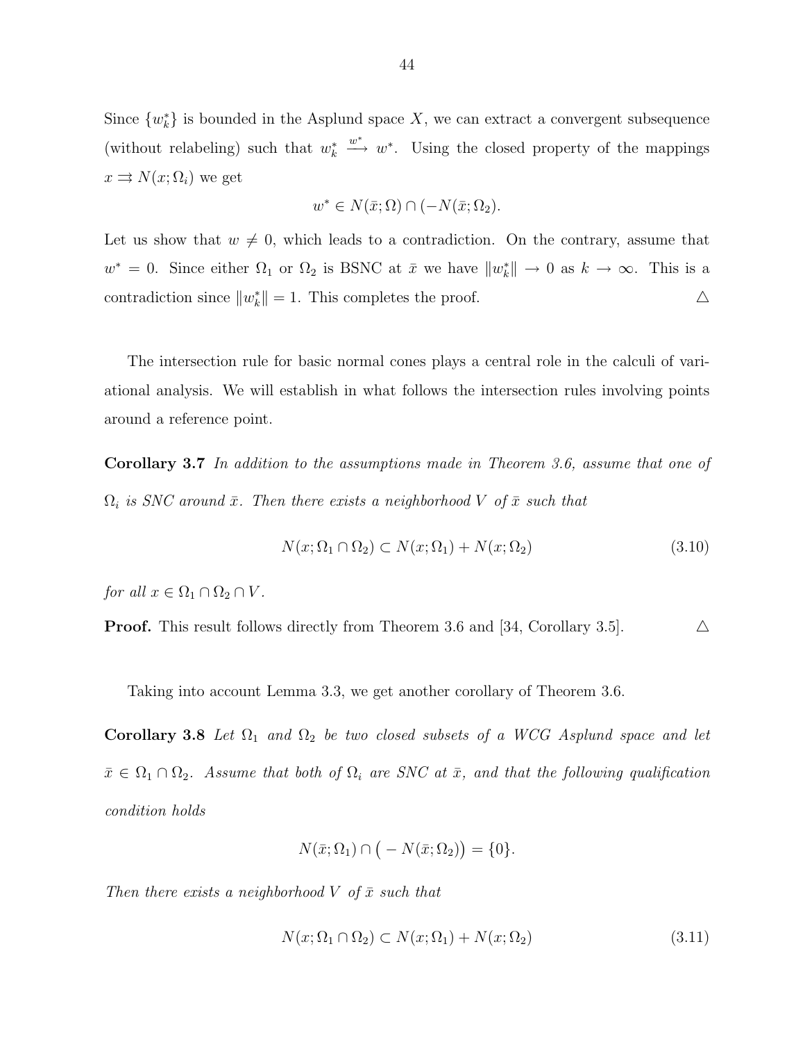Since $\{w_k^*\}$ is bounded in the Asplund space $X$, we can extract a convergent subsequence (without relabeling) such that $w_k^* \xrightarrow{w^*} w^*$. Using the closed property of the mappings $x \rightrightarrows N(x;\Omega_i)$ we get

$$w^* \in N(\bar{x};\Omega) \cap (-N(\bar{x};\Omega_2).$$

Let us show that $w \neq 0$, which leads to a contradiction. On the contrary, assume that $w^* = 0$. Since either $\Omega_1$ or $\Omega_2$ is BSNC at $\bar{x}$ we have $\|w_k^*\| \to 0$ as $k \to \infty$. This is a contradiction since $\|w_k^*\| = 1$. This completes the proof. △

The intersection rule for basic normal cones plays a central role in the calculi of variational analysis. We will establish in what follows the intersection rules involving points around a reference point.

**Corollary 3.7** *In addition to the assumptions made in Theorem 3.6, assume that one of $\Omega_i$ is SNC around $\bar{x}$. Then there exists a neighborhood $V$ of $\bar{x}$ such that*

$$N(x;\Omega_1 \cap \Omega_2) \subset N(x;\Omega_1) + N(x;\Omega_2) \tag{3.10}$$

*for all $x \in \Omega_1 \cap \Omega_2 \cap V$.*

**Proof.** This result follows directly from Theorem 3.6 and [34, Corollary 3.5]. △

Taking into account Lemma 3.3, we get another corollary of Theorem 3.6.

**Corollary 3.8** *Let $\Omega_1$ and $\Omega_2$ be two closed subsets of a WCG Asplund space and let $\bar{x} \in \Omega_1 \cap \Omega_2$. Assume that both of $\Omega_i$ are SNC at $\bar{x}$, and that the following qualification condition holds*

$$N(\bar{x};\Omega_1) \cap \big(-N(\bar{x};\Omega_2)\big) = \{0\}.$$

*Then there exists a neighborhood $V$ of $\bar{x}$ such that*

$$N(x;\Omega_1 \cap \Omega_2) \subset N(x;\Omega_1) + N(x;\Omega_2) \tag{3.11}$$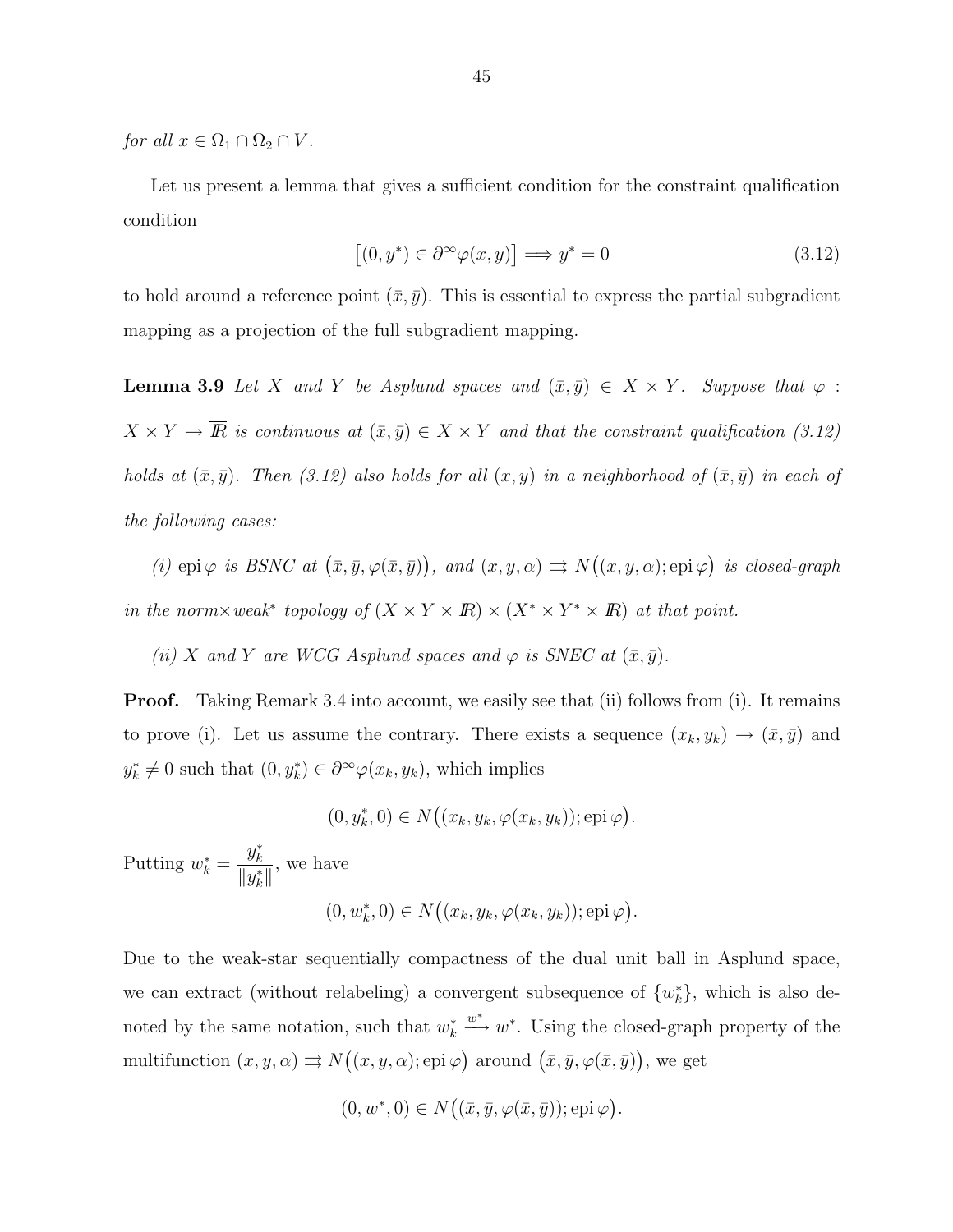*for all* $x \in \Omega_1 \cap \Omega_2 \cap V$.

Let us present a lemma that gives a sufficient condition for the constraint qualification condition

$$\big[(0, y^*) \in \partial^\infty \varphi(x, y)\big] \Longrightarrow y^* = 0 \tag{3.12}$$

to hold around a reference point $(\bar{x}, \bar{y})$. This is essential to express the partial subgradient mapping as a projection of the full subgradient mapping.

**Lemma 3.9** *Let $X$ and $Y$ be Asplund spaces and $(\bar{x}, \bar{y}) \in X \times Y$. Suppose that $\varphi : X \times Y \to \overline{I\!R}$ is continuous at $(\bar{x}, \bar{y}) \in X \times Y$ and that the constraint qualification (3.12) holds at $(\bar{x}, \bar{y})$. Then (3.12) also holds for all $(x, y)$ in a neighborhood of $(\bar{x}, \bar{y})$ in each of the following cases:*

*(i)* $\operatorname{epi} \varphi$ *is BSNC at* $\big(\bar{x}, \bar{y}, \varphi(\bar{x}, \bar{y})\big)$*, and* $(x, y, \alpha) \rightrightarrows N\big((x, y, \alpha); \operatorname{epi} \varphi\big)$ *is closed-graph in the norm×weak\* topology of* $(X \times Y \times I\!R) \times (X^* \times Y^* \times I\!R)$ *at that point.*

*(ii) $X$ and $Y$ are WCG Asplund spaces and $\varphi$ is SNEC at $(\bar{x}, \bar{y})$.*

**Proof.** Taking Remark 3.4 into account, we easily see that (ii) follows from (i). It remains to prove (i). Let us assume the contrary. There exists a sequence $(x_k, y_k) \to (\bar{x}, \bar{y})$ and $y_k^* \neq 0$ such that $(0, y_k^*) \in \partial^\infty \varphi(x_k, y_k)$, which implies

$$(0, y_k^*, 0) \in N\big((x_k, y_k, \varphi(x_k, y_k)); \operatorname{epi} \varphi\big).$$

Putting $w_k^* = \dfrac{y_k^*}{\|y_k^*\|}$, we have

$$(0, w_k^*, 0) \in N\big((x_k, y_k, \varphi(x_k, y_k)); \operatorname{epi} \varphi\big).$$

Due to the weak-star sequentially compactness of the dual unit ball in Asplund space, we can extract (without relabeling) a convergent subsequence of $\{w_k^*\}$, which is also denoted by the same notation, such that $w_k^* \xrightarrow{w^*} w^*$. Using the closed-graph property of the multifunction $(x, y, \alpha) \rightrightarrows N\big((x, y, \alpha); \operatorname{epi} \varphi\big)$ around $\big(\bar{x}, \bar{y}, \varphi(\bar{x}, \bar{y})\big)$, we get

$$(0, w^*, 0) \in N\big((\bar{x}, \bar{y}, \varphi(\bar{x}, \bar{y})); \operatorname{epi} \varphi\big).$$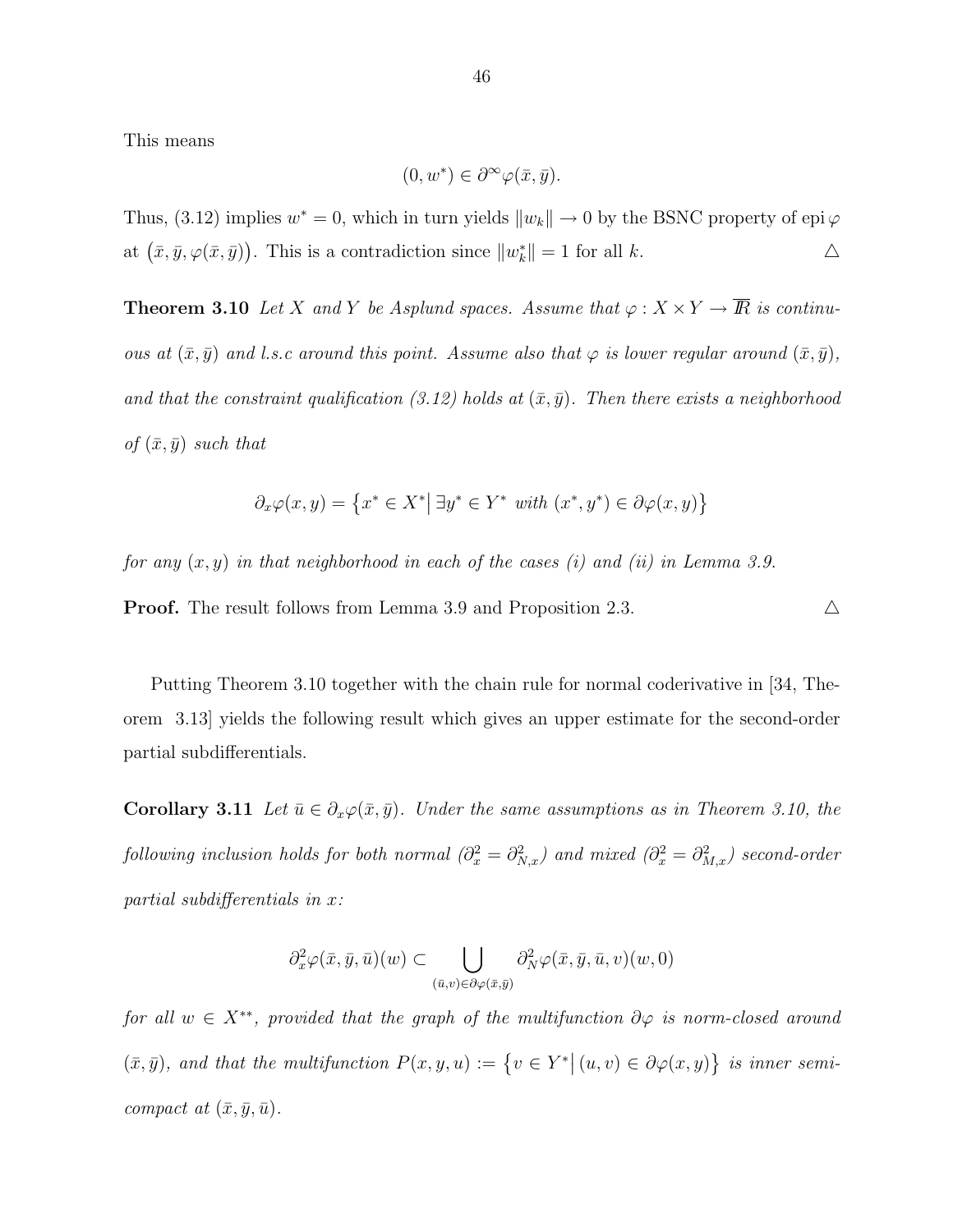This means

$$(0, w^*) \in \partial^\infty \varphi(\bar{x}, \bar{y}).$$

Thus, (3.12) implies $w^* = 0$, which in turn yields $\|w_k\| \to 0$ by the BSNC property of $\operatorname{epi}\varphi$ at $\big(\bar{x}, \bar{y}, \varphi(\bar{x}, \bar{y})\big)$. This is a contradiction since $\|w_k^*\| = 1$ for all $k$. $\triangle$

**Theorem 3.10** *Let $X$ and $Y$ be Asplund spaces. Assume that $\varphi : X \times Y \to \overline{I\!R}$ is continuous at $(\bar{x}, \bar{y})$ and l.s.c around this point. Assume also that $\varphi$ is lower regular around $(\bar{x}, \bar{y})$, and that the constraint qualification (3.12) holds at $(\bar{x}, \bar{y})$. Then there exists a neighborhood of $(\bar{x}, \bar{y})$ such that*

$$\partial_x \varphi(x, y) = \big\{ x^* \in X^* \big| \, \exists y^* \in Y^* \text{ with } (x^*, y^*) \in \partial \varphi(x, y) \big\}$$

*for any $(x, y)$ in that neighborhood in each of the cases (i) and (ii) in Lemma 3.9.*

**Proof.** The result follows from Lemma 3.9 and Proposition 2.3. $\triangle$

Putting Theorem 3.10 together with the chain rule for normal coderivative in [34, Theorem 3.13] yields the following result which gives an upper estimate for the second-order partial subdifferentials.

**Corollary 3.11** *Let $\bar{u} \in \partial_x \varphi(\bar{x}, \bar{y})$. Under the same assumptions as in Theorem 3.10, the following inclusion holds for both normal ($\partial_x^2 = \partial_{N,x}^2$) and mixed ($\partial_x^2 = \partial_{M,x}^2$) second-order partial subdifferentials in $x$:*

$$\partial_x^2 \varphi(\bar{x}, \bar{y}, \bar{u})(w) \subset \bigcup_{(\bar{u}, v) \in \partial \varphi(\bar{x}, \bar{y})} \partial_N^2 \varphi(\bar{x}, \bar{y}, \bar{u}, v)(w, 0)$$

*for all $w \in X^{**}$, provided that the graph of the multifunction $\partial \varphi$ is norm-closed around $(\bar{x}, \bar{y})$, and that the multifunction $P(x, y, u) := \big\{ v \in Y^* \big| \, (u, v) \in \partial \varphi(x, y) \big\}$ is inner semicompact at $(\bar{x}, \bar{y}, \bar{u})$.*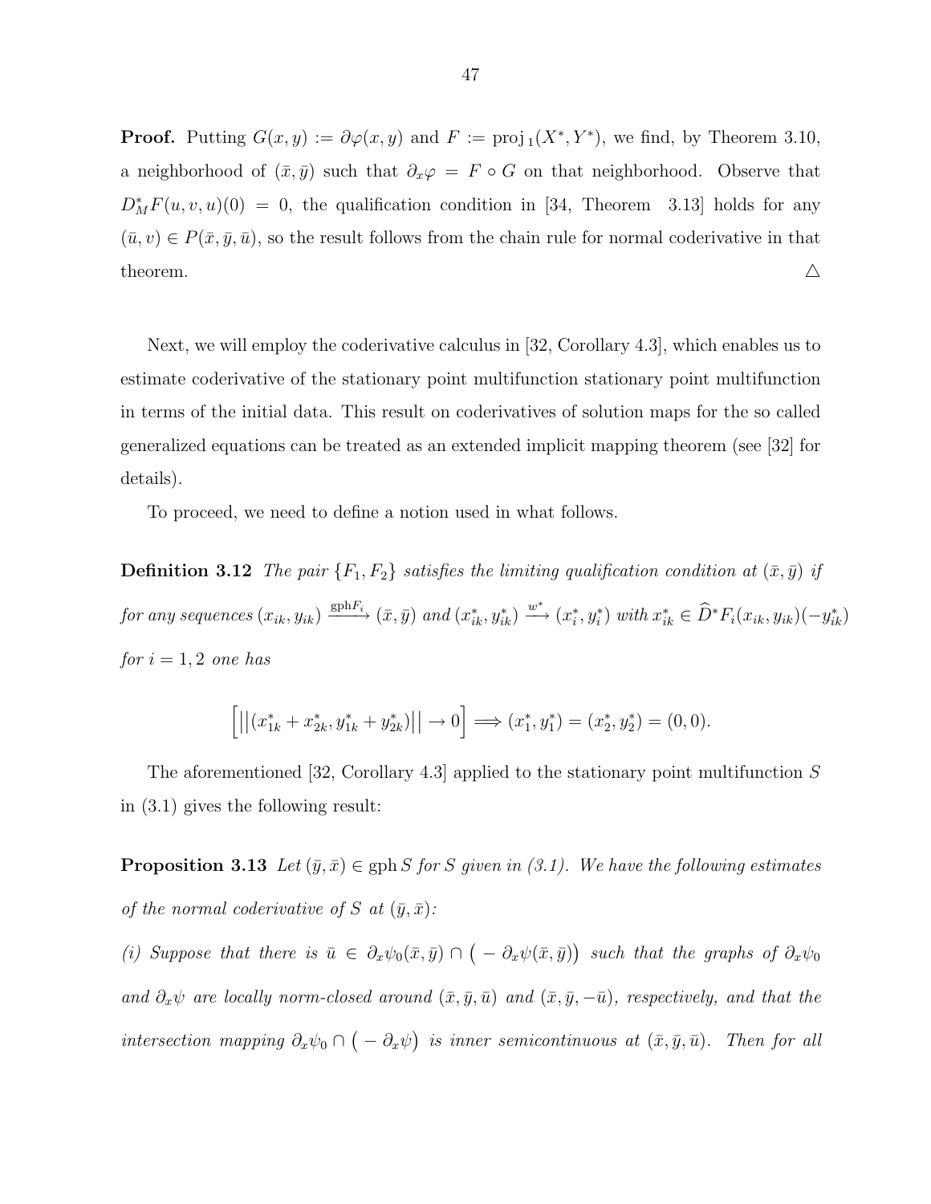**Proof.** Putting $G(x,y) := \partial\varphi(x,y)$ and $F := \text{proj}_1(X^*, Y^*)$, we find, by Theorem 3.10, a neighborhood of $(\bar{x}, \bar{y})$ such that $\partial_x \varphi = F \circ G$ on that neighborhood. Observe that $D^*_M F(u, v, u)(0) = 0$, the qualification condition in [34, Theorem 3.13] holds for any $(\bar{u}, v) \in P(\bar{x}, \bar{y}, \bar{u})$, so the result follows from the chain rule for normal coderivative in that theorem. $\triangle$

Next, we will employ the coderivative calculus in [32, Corollary 4.3], which enables us to estimate coderivative of the stationary point multifunction stationary point multifunction in terms of the initial data. This result on coderivatives of solution maps for the so called generalized equations can be treated as an extended implicit mapping theorem (see [32] for details).

To proceed, we need to define a notion used in what follows.

**Definition 3.12** *The pair $\{F_1, F_2\}$ satisfies the limiting qualification condition at $(\bar{x}, \bar{y})$ if for any sequences $(x_{ik}, y_{ik}) \xrightarrow{\text{gph} F_i} (\bar{x}, \bar{y})$ and $(x^*_{ik}, y^*_{ik}) \xrightarrow{w^*} (x^*_i, y^*_i)$ with $x^*_{ik} \in \widehat{D}^* F_i(x_{ik}, y_{ik})(-y^*_{ik})$ for $i = 1, 2$ one has*

$$\Big[ \big|\big|(x^*_{1k} + x^*_{2k}, y^*_{1k} + y^*_{2k})\big|\big| \to 0 \Big] \Longrightarrow (x^*_1, y^*_1) = (x^*_2, y^*_2) = (0, 0).$$

The aforementioned [32, Corollary 4.3] applied to the stationary point multifunction $S$ in (3.1) gives the following result:

**Proposition 3.13** *Let $(\bar{y}, \bar{x}) \in \text{gph}\, S$ for $S$ given in (3.1). We have the following estimates of the normal coderivative of $S$ at $(\bar{y}, \bar{x})$:*

*(i) Suppose that there is $\bar{u} \in \partial_x \psi_0(\bar{x}, \bar{y}) \cap \big( -\partial_x \psi(\bar{x}, \bar{y}) \big)$ such that the graphs of $\partial_x \psi_0$ and $\partial_x \psi$ are locally norm-closed around $(\bar{x}, \bar{y}, \bar{u})$ and $(\bar{x}, \bar{y}, -\bar{u})$, respectively, and that the intersection mapping $\partial_x \psi_0 \cap \big( -\partial_x \psi \big)$ is inner semicontinuous at $(\bar{x}, \bar{y}, \bar{u})$. Then for all*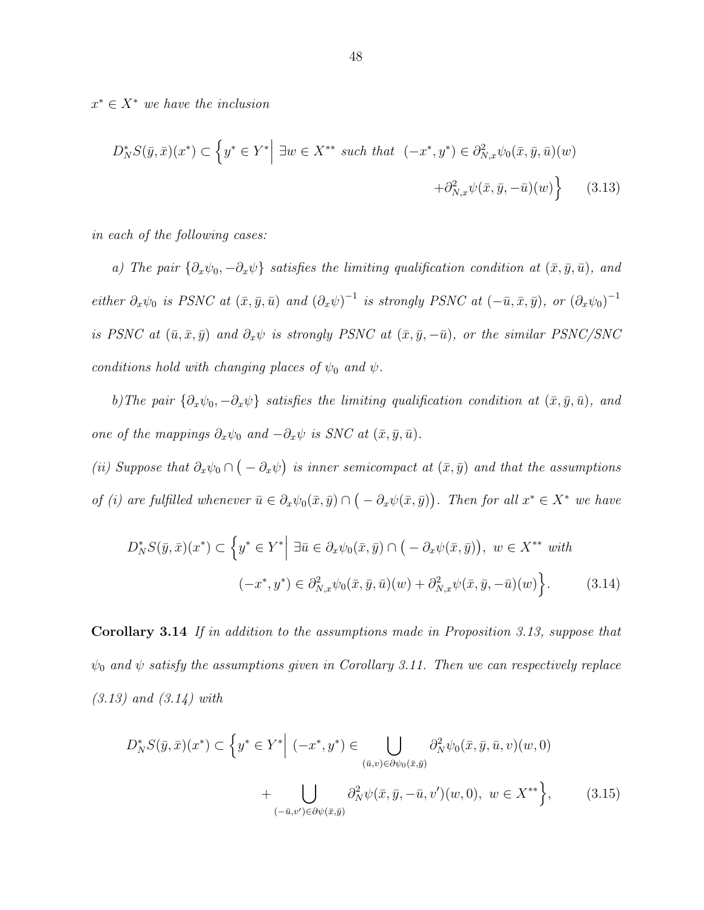$x^* \in X^*$ *we have the inclusion*

$$D_N^* S(\bar{y},\bar{x})(x^*) \subset \Big\{ y^* \in Y^* \Big| \; \exists w \in X^{**} \text{ such that } (-x^*, y^*) \in \partial^2_{N,x}\psi_0(\bar{x},\bar{y},\bar{u})(w) + \partial^2_{N,x}\psi(\bar{x},\bar{y},-\bar{u})(w) \Big\} \qquad (3.13)$$

*in each of the following cases:*

*a) The pair $\{\partial_x \psi_0, -\partial_x \psi\}$ satisfies the limiting qualification condition at $(\bar{x},\bar{y},\bar{u})$, and either $\partial_x\psi_0$ is PSNC at $(\bar{x},\bar{y},\bar{u})$ and $(\partial_x\psi)^{-1}$ is strongly PSNC at $(-\bar{u},\bar{x},\bar{y})$, or $(\partial_x\psi_0)^{-1}$ is PSNC at $(\bar{u},\bar{x},\bar{y})$ and $\partial_x\psi$ is strongly PSNC at $(\bar{x},\bar{y},-\bar{u})$, or the similar PSNC/SNC conditions hold with changing places of $\psi_0$ and $\psi$.*

*b)The pair $\{\partial_x\psi_0, -\partial_x\psi\}$ satisfies the limiting qualification condition at $(\bar{x},\bar{y},\bar{u})$, and one of the mappings $\partial_x\psi_0$ and $-\partial_x\psi$ is SNC at $(\bar{x},\bar{y},\bar{u})$.*

*(ii) Suppose that $\partial_x\psi_0 \cap \big(-\partial_x\psi\big)$ is inner semicompact at $(\bar{x},\bar{y})$ and that the assumptions of (i) are fulfilled whenever $\bar{u} \in \partial_x\psi_0(\bar{x},\bar{y}) \cap \big(-\partial_x\psi(\bar{x},\bar{y})\big)$. Then for all $x^* \in X^*$ we have*

$$D_N^* S(\bar{y},\bar{x})(x^*) \subset \Big\{ y^* \in Y^* \Big| \; \exists \bar{u} \in \partial_x\psi_0(\bar{x},\bar{y}) \cap \big(-\partial_x\psi(\bar{x},\bar{y})\big), \; w \in X^{**} \text{ with } (-x^*, y^*) \in \partial^2_{N,x}\psi_0(\bar{x},\bar{y},\bar{u})(w) + \partial^2_{N,x}\psi(\bar{x},\bar{y},-\bar{u})(w) \Big\}. \qquad (3.14)$$

**Corollary 3.14** *If in addition to the assumptions made in Proposition 3.13, suppose that $\psi_0$ and $\psi$ satisfy the assumptions given in Corollary 3.11. Then we can respectively replace (3.13) and (3.14) with*

$$D_N^* S(\bar{y},\bar{x})(x^*) \subset \Big\{ y^* \in Y^* \Big| \; (-x^*, y^*) \in \bigcup_{(\bar{u},v)\in\partial\psi_0(\bar{x},\bar{y})} \partial^2_N\psi_0(\bar{x},\bar{y},\bar{u},v)(w,0) + \bigcup_{(-\bar{u},v')\in\partial\psi(\bar{x},\bar{y})} \partial^2_N\psi(\bar{x},\bar{y},-\bar{u},v')(w,0), \; w \in X^{**} \Big\}, \qquad (3.15)$$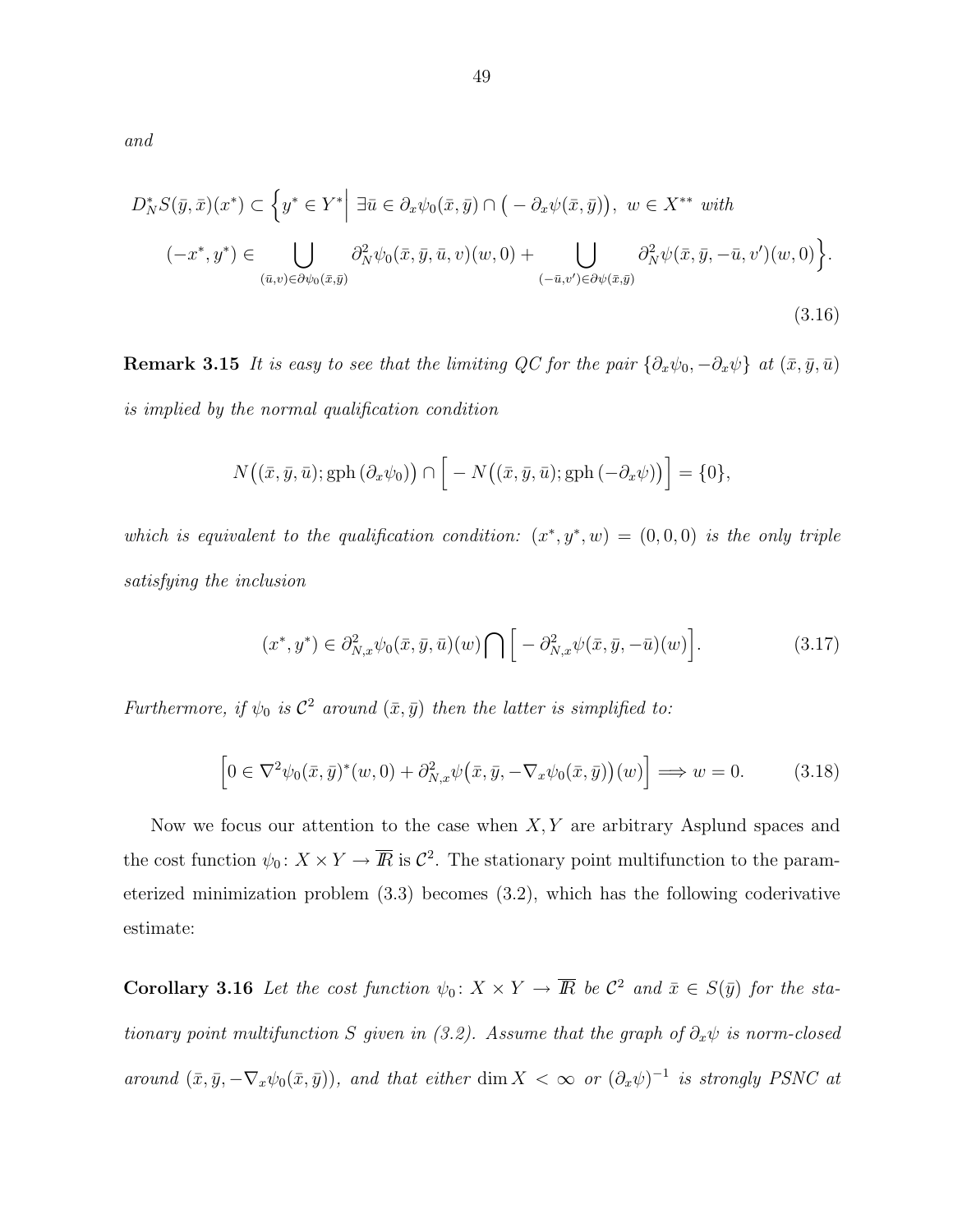*and*

$$D^*_N S(\bar{y},\bar{x})(x^*) \subset \Big\{ y^* \in Y^* \Big|\ \exists \bar{u} \in \partial_x \psi_0(\bar{x},\bar{y}) \cap \big( -\partial_x \psi(\bar{x},\bar{y})\big),\ w \in X^{**} \text{ with}$$

$$(-x^*, y^*) \in \bigcup_{(\bar{u},v)\in \partial\psi_0(\bar{x},\bar{y})} \partial^2_N \psi_0(\bar{x},\bar{y},\bar{u},v)(w,0) + \bigcup_{(-\bar{u},v')\in \partial\psi(\bar{x},\bar{y})} \partial^2_N \psi(\bar{x},\bar{y},-\bar{u},v')(w,0) \Big\}. \tag{3.16}$$

**Remark 3.15** *It is easy to see that the limiting QC for the pair* $\{\partial_x \psi_0, -\partial_x \psi\}$ *at* $(\bar{x},\bar{y},\bar{u})$ *is implied by the normal qualification condition*

$$N\big((\bar{x},\bar{y},\bar{u}); \operatorname{gph}(\partial_x \psi_0)\big) \cap \Big[ -N\big((\bar{x},\bar{y},\bar{u}); \operatorname{gph}(-\partial_x \psi)\big)\Big] = \{0\},$$

*which is equivalent to the qualification condition:* $(x^*, y^*, w) = (0,0,0)$ *is the only triple satisfying the inclusion*

$$(x^*, y^*) \in \partial^2_{N,x} \psi_0(\bar{x},\bar{y},\bar{u})(w) \bigcap \Big[ -\partial^2_{N,x} \psi(\bar{x},\bar{y},-\bar{u})(w)\Big]. \tag{3.17}$$

*Furthermore, if* $\psi_0$ *is* $\mathcal{C}^2$ *around* $(\bar{x},\bar{y})$ *then the latter is simplified to:*

$$\Big[ 0 \in \nabla^2 \psi_0(\bar{x},\bar{y})^*(w,0) + \partial^2_{N,x} \psi\big(\bar{x},\bar{y},-\nabla_x \psi_0(\bar{x},\bar{y})\big)(w)\Big] \Longrightarrow w = 0. \tag{3.18}$$

Now we focus our attention to the case when $X, Y$ are arbitrary Asplund spaces and the cost function $\psi_0 \colon X \times Y \to \overline{I\!R}$ is $\mathcal{C}^2$. The stationary point multifunction to the parameterized minimization problem (3.3) becomes (3.2), which has the following coderivative estimate:

**Corollary 3.16** *Let the cost function* $\psi_0 \colon X \times Y \to \overline{I\!R}$ *be* $\mathcal{C}^2$ *and* $\bar{x} \in S(\bar{y})$ *for the stationary point multifunction* $S$ *given in (3.2). Assume that the graph of* $\partial_x \psi$ *is norm-closed around* $(\bar{x},\bar{y},-\nabla_x \psi_0(\bar{x},\bar{y}))$*, and that either* $\dim X < \infty$ *or* $(\partial_x \psi)^{-1}$ *is strongly PSNC at*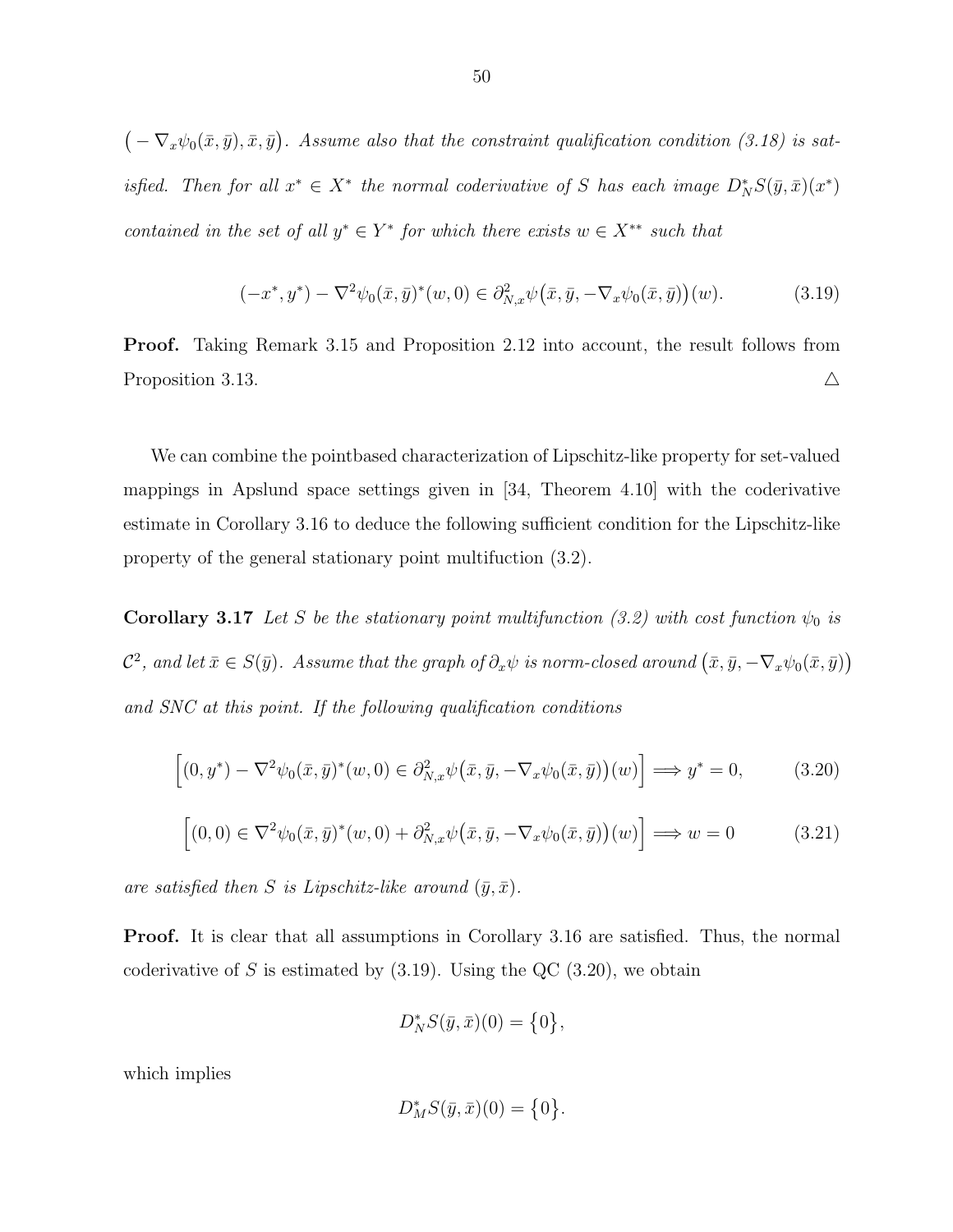$\big(-\nabla_x\psi_0(\bar{x},\bar{y}),\bar{x},\bar{y}\big)$. *Assume also that the constraint qualification condition (3.18) is satisfied. Then for all* $x^*\in X^*$ *the normal coderivative of* $S$ *has each image* $D_N^*S(\bar{y},\bar{x})(x^*)$ *contained in the set of all* $y^*\in Y^*$ *for which there exists* $w\in X^{**}$ *such that*

$$(-x^*,y^*)-\nabla^2\psi_0(\bar{x},\bar{y})^*(w,0)\in\partial^2_{N,x}\psi\big(\bar{x},\bar{y},-\nabla_x\psi_0(\bar{x},\bar{y})\big)(w). \tag{3.19}$$

**Proof.** Taking Remark 3.15 and Proposition 2.12 into account, the result follows from Proposition 3.13. $\triangle$

We can combine the pointbased characterization of Lipschitz-like property for set-valued mappings in Apslund space settings given in [34, Theorem 4.10] with the coderivative estimate in Corollary 3.16 to deduce the following sufficient condition for the Lipschitz-like property of the general stationary point multifuction (3.2).

**Corollary 3.17** *Let* $S$ *be the stationary point multifunction (3.2) with cost function* $\psi_0$ *is* $\mathcal{C}^2$, *and let* $\bar{x}\in S(\bar{y})$. *Assume that the graph of* $\partial_x\psi$ *is norm-closed around* $\big(\bar{x},\bar{y},-\nabla_x\psi_0(\bar{x},\bar{y})\big)$ *and SNC at this point. If the following qualification conditions*

$$\Big[(0,y^*)-\nabla^2\psi_0(\bar{x},\bar{y})^*(w,0)\in\partial^2_{N,x}\psi\big(\bar{x},\bar{y},-\nabla_x\psi_0(\bar{x},\bar{y})\big)(w)\Big]\Longrightarrow y^*=0, \tag{3.20}$$

$$\Big[(0,0)\in\nabla^2\psi_0(\bar{x},\bar{y})^*(w,0)+\partial^2_{N,x}\psi\big(\bar{x},\bar{y},-\nabla_x\psi_0(\bar{x},\bar{y})\big)(w)\Big]\Longrightarrow w=0 \tag{3.21}$$

*are satisfied then* $S$ *is Lipschitz-like around* $(\bar{y},\bar{x})$.

**Proof.** It is clear that all assumptions in Corollary 3.16 are satisfied. Thus, the normal coderivative of $S$ is estimated by (3.19). Using the QC (3.20), we obtain

$$D_N^*S(\bar{y},\bar{x})(0)=\big\{0\big\},$$

which implies

$$D_M^*S(\bar{y},\bar{x})(0)=\big\{0\big\}.$$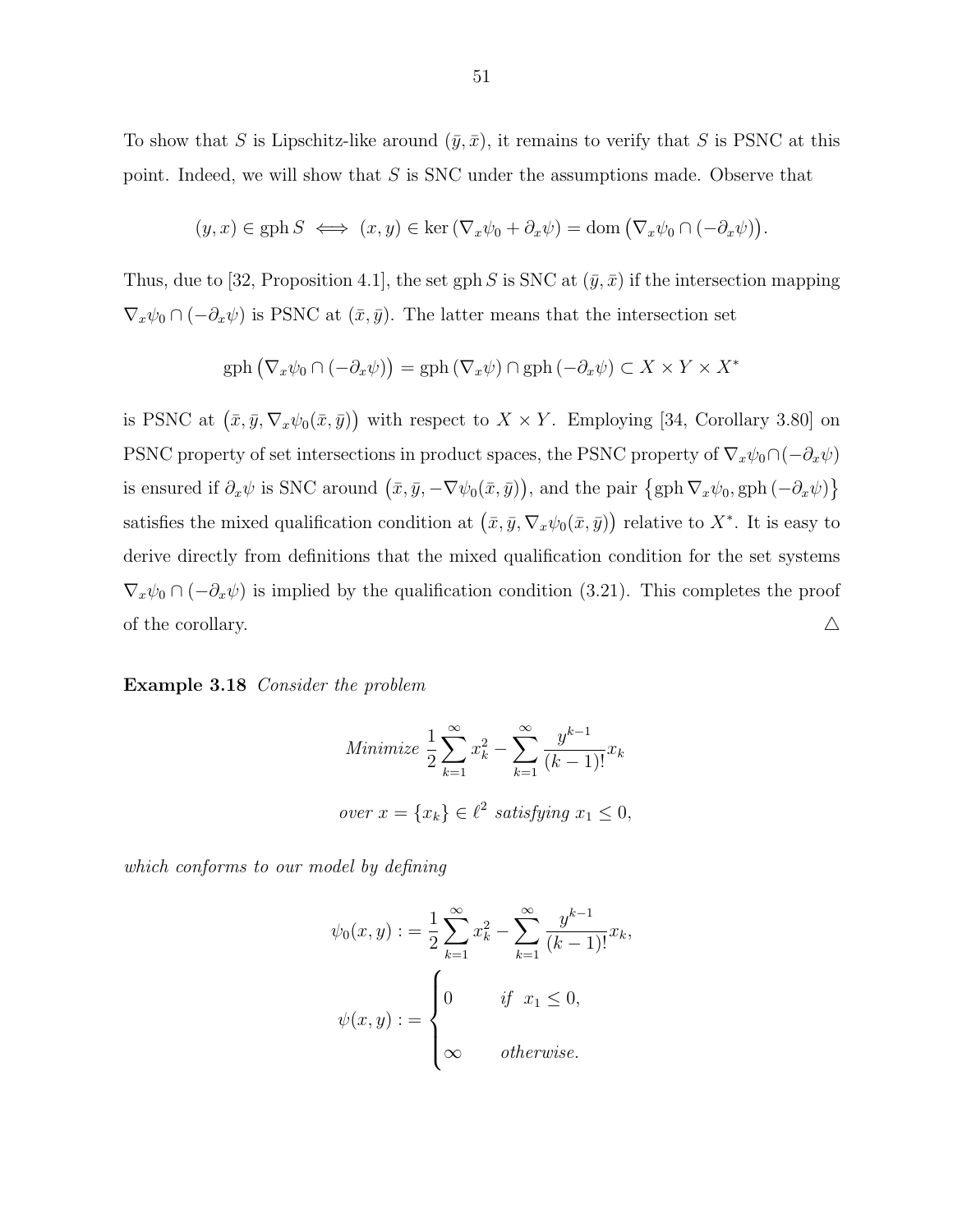To show that $S$ is Lipschitz-like around $(\bar{y}, \bar{x})$, it remains to verify that $S$ is PSNC at this point. Indeed, we will show that $S$ is SNC under the assumptions made. Observe that

$$(y, x) \in \operatorname{gph} S \iff (x, y) \in \ker (\nabla_x \psi_0 + \partial_x \psi) = \operatorname{dom} \big(\nabla_x \psi_0 \cap (-\partial_x \psi)\big).$$

Thus, due to [32, Proposition 4.1], the set $\operatorname{gph} S$ is SNC at $(\bar{y}, \bar{x})$ if the intersection mapping $\nabla_x \psi_0 \cap (-\partial_x \psi)$ is PSNC at $(\bar{x}, \bar{y})$. The latter means that the intersection set

$$\operatorname{gph} \big(\nabla_x \psi_0 \cap (-\partial_x \psi)\big) = \operatorname{gph} (\nabla_x \psi) \cap \operatorname{gph} (-\partial_x \psi) \subset X \times Y \times X^*$$

is PSNC at $\big(\bar{x}, \bar{y}, \nabla_x \psi_0(\bar{x}, \bar{y})\big)$ with respect to $X \times Y$. Employing [34, Corollary 3.80] on PSNC property of set intersections in product spaces, the PSNC property of $\nabla_x \psi_0 \cap (-\partial_x \psi)$ is ensured if $\partial_x \psi$ is SNC around $\big(\bar{x}, \bar{y}, -\nabla \psi_0(\bar{x}, \bar{y})\big)$, and the pair $\big\{\operatorname{gph} \nabla_x \psi_0, \operatorname{gph} (-\partial_x \psi)\big\}$ satisfies the mixed qualification condition at $\big(\bar{x}, \bar{y}, \nabla_x \psi_0(\bar{x}, \bar{y})\big)$ relative to $X^*$. It is easy to derive directly from definitions that the mixed qualification condition for the set systems $\nabla_x \psi_0 \cap (-\partial_x \psi)$ is implied by the qualification condition (3.21). This completes the proof of the corollary. $\triangle$

**Example 3.18** *Consider the problem*

$$\text{Minimize } \frac{1}{2} \sum_{k=1}^{\infty} x_k^2 - \sum_{k=1}^{\infty} \frac{y^{k-1}}{(k-1)!} x_k$$

$$\text{over } x = \{x_k\} \in \ell^2 \text{ satisfying } x_1 \leq 0,$$

*which conforms to our model by defining*

$$\psi_0(x, y) := \frac{1}{2} \sum_{k=1}^{\infty} x_k^2 - \sum_{k=1}^{\infty} \frac{y^{k-1}}{(k-1)!} x_k,$$

$$\psi(x, y) := \begin{cases} 0 & \text{if } x_1 \leq 0, \\ \infty & \text{otherwise.} \end{cases}$$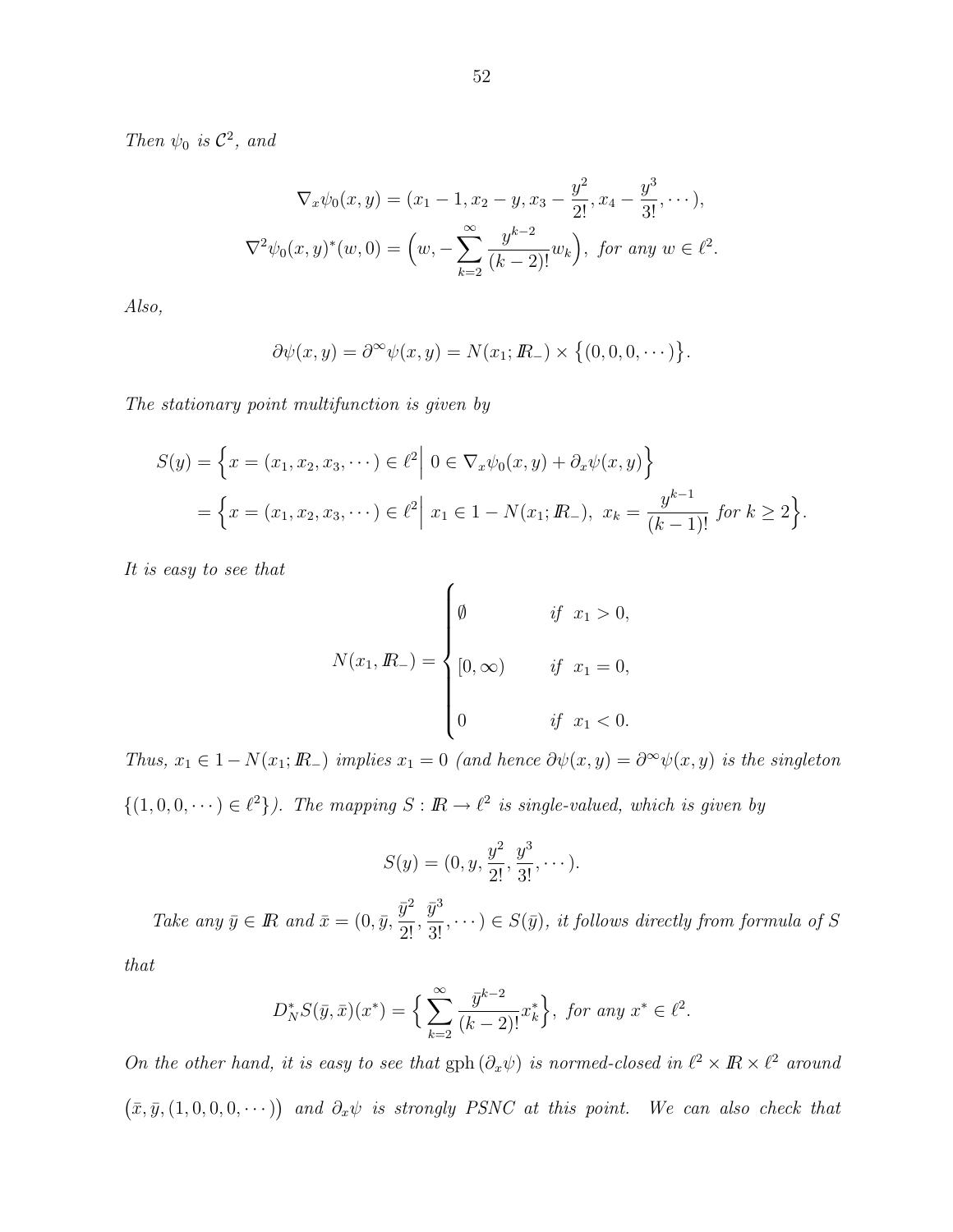*Then $\psi_0$ is $\mathcal{C}^2$, and*

$$\nabla_x \psi_0(x,y) = (x_1 - 1, x_2 - y, x_3 - \frac{y^2}{2!}, x_4 - \frac{y^3}{3!}, \cdots),$$

$$\nabla^2 \psi_0(x,y)^*(w,0) = \Big(w, -\sum_{k=2}^{\infty} \frac{y^{k-2}}{(k-2)!} w_k\Big), \text{ for any } w \in \ell^2.$$

*Also,*

$$\partial \psi(x,y) = \partial^{\infty} \psi(x,y) = N(x_1; I\!R_-) \times \big\{(0,0,0,\cdots)\big\}.$$

*The stationary point multifunction is given by*

$$\begin{aligned} S(y) &= \Big\{ x = (x_1, x_2, x_3, \cdots) \in \ell^2 \Big|\ 0 \in \nabla_x \psi_0(x,y) + \partial_x \psi(x,y) \Big\} \\ &= \Big\{ x = (x_1, x_2, x_3, \cdots) \in \ell^2 \Big|\ x_1 \in 1 - N(x_1; I\!R_-),\ x_k = \frac{y^{k-1}}{(k-1)!} \text{ for } k \geq 2 \Big\}. \end{aligned}$$

*It is easy to see that*

$$N(x_1, I\!R_-) = \begin{cases} \emptyset & \text{if } x_1 > 0, \\ [0, \infty) & \text{if } x_1 = 0, \\ 0 & \text{if } x_1 < 0. \end{cases}$$

*Thus, $x_1 \in 1 - N(x_1; I\!R_-)$ implies $x_1 = 0$ (and hence $\partial\psi(x,y) = \partial^{\infty}\psi(x,y)$ is the singleton $\{(1,0,0,\cdots) \in \ell^2\}$). The mapping $S : I\!R \to \ell^2$ is single-valued, which is given by*

$$S(y) = (0, y, \frac{y^2}{2!}, \frac{y^3}{3!}, \cdots).$$

*Take any $\bar{y} \in I\!R$ and $\bar{x} = (0, \bar{y}, \frac{\bar{y}^2}{2!}, \frac{\bar{y}^3}{3!}, \cdots) \in S(\bar{y})$, it follows directly from formula of $S$ that*

$$D_N^* S(\bar{y}, \bar{x})(x^*) = \Big\{ \sum_{k=2}^{\infty} \frac{\bar{y}^{k-2}}{(k-2)!} x_k^* \Big\}, \text{ for any } x^* \in \ell^2.$$

*On the other hand, it is easy to see that $\operatorname{gph}(\partial_x \psi)$ is normed-closed in $\ell^2 \times I\!R \times \ell^2$ around $\big(\bar{x}, \bar{y}, (1,0,0,0,\cdots)\big)$ and $\partial_x \psi$ is strongly PSNC at this point. We can also check that*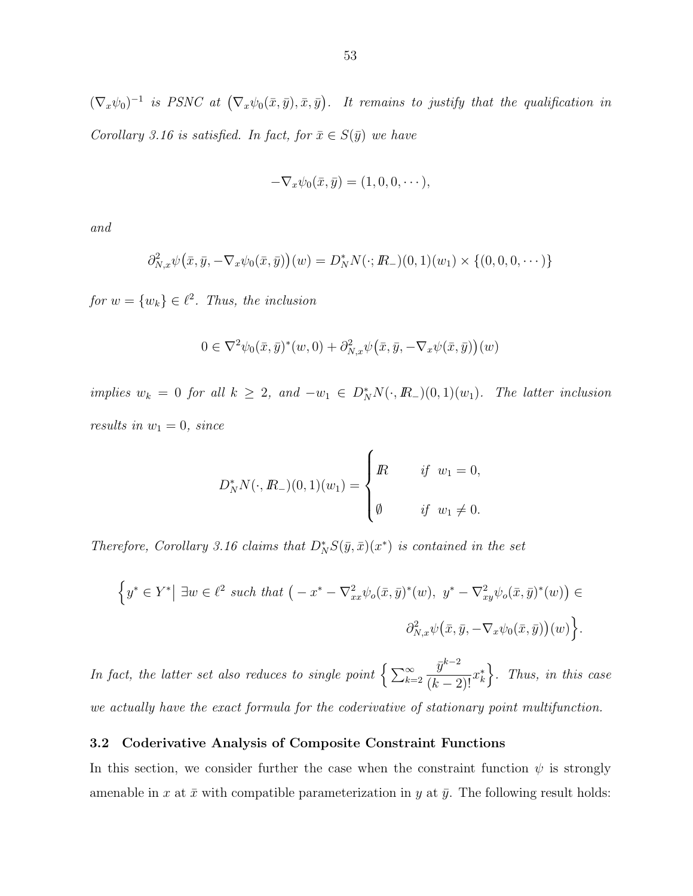$(\nabla_x \psi_0)^{-1}$ *is PSNC at* $\big(\nabla_x \psi_0(\bar{x}, \bar{y}), \bar{x}, \bar{y}\big)$*. It remains to justify that the qualification in Corollary 3.16 is satisfied. In fact, for* $\bar{x} \in S(\bar{y})$ *we have*

$$-\nabla_x \psi_0(\bar{x}, \bar{y}) = (1, 0, 0, \cdots),$$

*and*

$$\partial^2_{N,x} \psi\big(\bar{x}, \bar{y}, -\nabla_x \psi_0(\bar{x}, \bar{y})\big)(w) = D^*_N N(\cdot; I\!R_-)(0,1)(w_1) \times \{(0, 0, 0, \cdots)\}$$

*for* $w = \{w_k\} \in \ell^2$*. Thus, the inclusion*

$$0 \in \nabla^2 \psi_0(\bar{x}, \bar{y})^*(w, 0) + \partial^2_{N,x} \psi\big(\bar{x}, \bar{y}, -\nabla_x \psi(\bar{x}, \bar{y})\big)(w)$$

*implies* $w_k = 0$ *for all* $k \geq 2$*, and* $-w_1 \in D^*_N N(\cdot, I\!R_-)(0,1)(w_1)$*. The latter inclusion results in* $w_1 = 0$*, since*

$$D^*_N N(\cdot, I\!R_-)(0,1)(w_1) = \begin{cases} I\!R & \text{if } \ w_1 = 0, \\ \emptyset & \text{if } \ w_1 \neq 0. \end{cases}$$

*Therefore, Corollary 3.16 claims that* $D^*_N S(\bar{y}, \bar{x})(x^*)$ *is contained in the set*

$$\Big\{ y^* \in Y^* \Big| \ \exists w \in \ell^2 \text{ such that } \big( -x^* - \nabla^2_{xx} \psi_o(\bar{x}, \bar{y})^*(w), \ y^* - \nabla^2_{xy} \psi_o(\bar{x}, \bar{y})^*(w) \big) \in \partial^2_{N,x} \psi\big(\bar{x}, \bar{y}, -\nabla_x \psi_0(\bar{x}, \bar{y})\big)(w) \Big\}.$$

*In fact, the latter set also reduces to single point* $\Big\{ \sum_{k=2}^{\infty} \dfrac{\bar{y}^{k-2}}{(k-2)!} x^*_k \Big\}$*. Thus, in this case we actually have the exact formula for the coderivative of stationary point multifunction.*

## 3.2 Coderivative Analysis of Composite Constraint Functions

In this section, we consider further the case when the constraint function $\psi$ is strongly amenable in $x$ at $\bar{x}$ with compatible parameterization in $y$ at $\bar{y}$. The following result holds: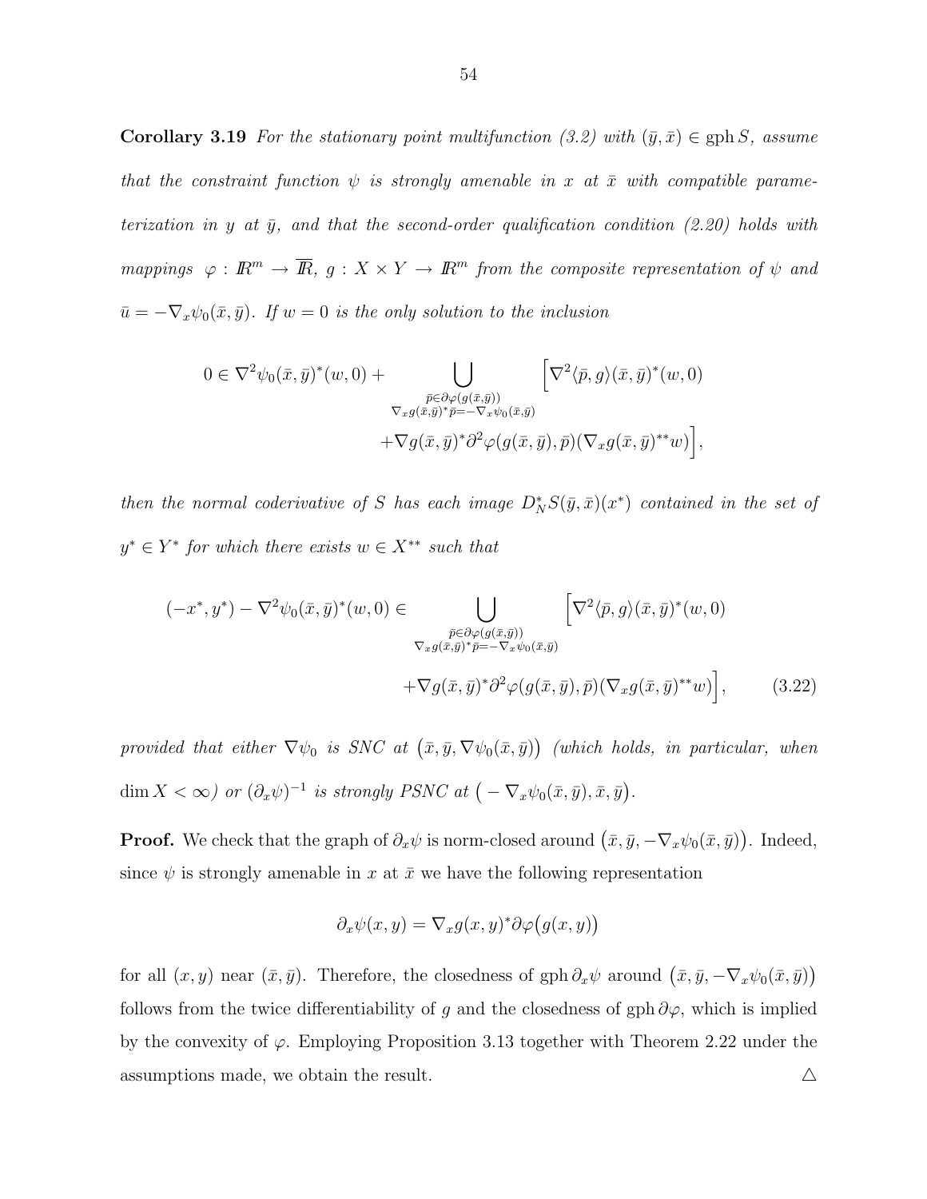**Corollary 3.19** *For the stationary point multifunction (3.2) with $(\bar{y}, \bar{x}) \in \operatorname{gph} S$, assume that the constraint function $\psi$ is strongly amenable in $x$ at $\bar{x}$ with compatible parameterization in $y$ at $\bar{y}$, and that the second-order qualification condition (2.20) holds with mappings $\varphi : I\!R^m \to \overline{I\!R}$, $g : X \times Y \to I\!R^m$ from the composite representation of $\psi$ and $\bar{u} = -\nabla_x \psi_0(\bar{x}, \bar{y})$. If $w = 0$ is the only solution to the inclusion*

$$0 \in \nabla^2 \psi_0(\bar{x}, \bar{y})^*(w, 0) + \bigcup_{\substack{\bar{p} \in \partial\varphi(g(\bar{x},\bar{y})) \\ \nabla_x g(\bar{x},\bar{y})^* \bar{p} = -\nabla_x \psi_0(\bar{x},\bar{y})}} \Big[ \nabla^2 \langle \bar{p}, g \rangle (\bar{x}, \bar{y})^*(w, 0) + \nabla g(\bar{x}, \bar{y})^* \partial^2 \varphi(g(\bar{x}, \bar{y}), \bar{p})(\nabla_x g(\bar{x}, \bar{y})^{**} w) \Big],$$

*then the normal coderivative of $S$ has each image $D_N^* S(\bar{y}, \bar{x})(x^*)$ contained in the set of $y^* \in Y^*$ for which there exists $w \in X^{**}$ such that*

$$(-x^*, y^*) - \nabla^2 \psi_0(\bar{x}, \bar{y})^*(w, 0) \in \bigcup_{\substack{\bar{p} \in \partial\varphi(g(\bar{x},\bar{y})) \\ \nabla_x g(\bar{x},\bar{y})^* \bar{p} = -\nabla_x \psi_0(\bar{x},\bar{y})}} \Big[ \nabla^2 \langle \bar{p}, g \rangle (\bar{x}, \bar{y})^*(w, 0) + \nabla g(\bar{x}, \bar{y})^* \partial^2 \varphi(g(\bar{x}, \bar{y}), \bar{p})(\nabla_x g(\bar{x}, \bar{y})^{**} w) \Big], \tag{3.22}$$

*provided that either $\nabla \psi_0$ is SNC at $\big(\bar{x}, \bar{y}, \nabla \psi_0(\bar{x}, \bar{y})\big)$ (which holds, in particular, when $\dim X < \infty$) or $(\partial_x \psi)^{-1}$ is strongly PSNC at $\big(-\nabla_x \psi_0(\bar{x}, \bar{y}), \bar{x}, \bar{y}\big)$.*

**Proof.** We check that the graph of $\partial_x \psi$ is norm-closed around $\big(\bar{x}, \bar{y}, -\nabla_x \psi_0(\bar{x}, \bar{y})\big)$. Indeed, since $\psi$ is strongly amenable in $x$ at $\bar{x}$ we have the following representation

$$\partial_x \psi(x, y) = \nabla_x g(x, y)^* \partial \varphi\big(g(x, y)\big)$$

for all $(x, y)$ near $(\bar{x}, \bar{y})$. Therefore, the closedness of $\operatorname{gph} \partial_x \psi$ around $\big(\bar{x}, \bar{y}, -\nabla_x \psi_0(\bar{x}, \bar{y})\big)$ follows from the twice differentiability of $g$ and the closedness of $\operatorname{gph} \partial \varphi$, which is implied by the convexity of $\varphi$. Employing Proposition 3.13 together with Theorem 2.22 under the assumptions made, we obtain the result. △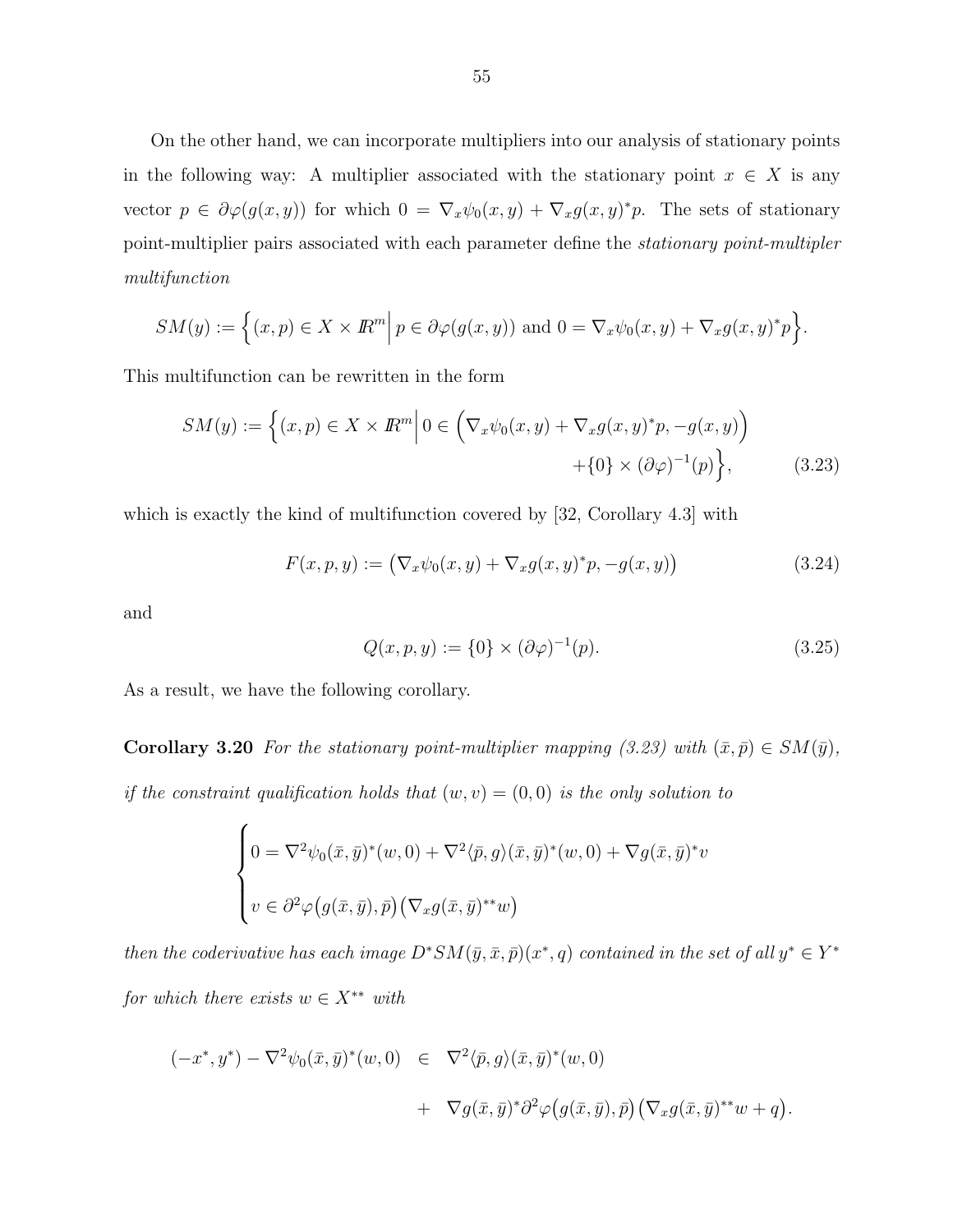On the other hand, we can incorporate multipliers into our analysis of stationary points in the following way: A multiplier associated with the stationary point $x \in X$ is any vector $p \in \partial\varphi(g(x,y))$ for which $0 = \nabla_x \psi_0(x,y) + \nabla_x g(x,y)^* p$. The sets of stationary point-multiplier pairs associated with each parameter define the *stationary point-multipler multifunction*

$$SM(y) := \Big\{ (x,p) \in X \times I\!R^m \Big| \, p \in \partial\varphi(g(x,y)) \text{ and } 0 = \nabla_x \psi_0(x,y) + \nabla_x g(x,y)^* p \Big\}.$$

This multifunction can be rewritten in the form

$$\begin{aligned} SM(y) := \Big\{ (x,p) \in X \times I\!R^m \Big| \, 0 \in \Big( \nabla_x \psi_0(x,y) + \nabla_x g(x,y)^* p, -g(x,y) \Big) \\ +\{0\} \times (\partial\varphi)^{-1}(p) \Big\}, \end{aligned} \tag{3.23}$$

which is exactly the kind of multifunction covered by [32, Corollary 4.3] with

$$F(x,p,y) := \big( \nabla_x \psi_0(x,y) + \nabla_x g(x,y)^* p, -g(x,y) \big) \tag{3.24}$$

and

$$Q(x,p,y) := \{0\} \times (\partial\varphi)^{-1}(p). \tag{3.25}$$

As a result, we have the following corollary.

**Corollary 3.20** *For the stationary point-multiplier mapping (3.23) with $(\bar{x},\bar{p}) \in SM(\bar{y})$, if the constraint qualification holds that $(w,v) = (0,0)$ is the only solution to*

$$\begin{cases} 0 = \nabla^2 \psi_0(\bar{x},\bar{y})^*(w,0) + \nabla^2 \langle \bar{p}, g \rangle (\bar{x},\bar{y})^*(w,0) + \nabla g(\bar{x},\bar{y})^* v \\ v \in \partial^2 \varphi\big(g(\bar{x},\bar{y}), \bar{p}\big)\big(\nabla_x g(\bar{x},\bar{y})^{**} w\big) \end{cases}$$

*then the coderivative has each image $D^* SM(\bar{y},\bar{x},\bar{p})(x^*,q)$ contained in the set of all $y^* \in Y^*$ for which there exists $w \in X^{**}$ with*

$$\begin{aligned} (-x^*, y^*) - \nabla^2 \psi_0(\bar{x},\bar{y})^*(w,0) \;&\in\; \nabla^2 \langle \bar{p}, g \rangle (\bar{x},\bar{y})^*(w,0) \\ &+\; \nabla g(\bar{x},\bar{y})^* \partial^2 \varphi\big(g(\bar{x},\bar{y}), \bar{p}\big)\big(\nabla_x g(\bar{x},\bar{y})^{**} w + q\big). \end{aligned}$$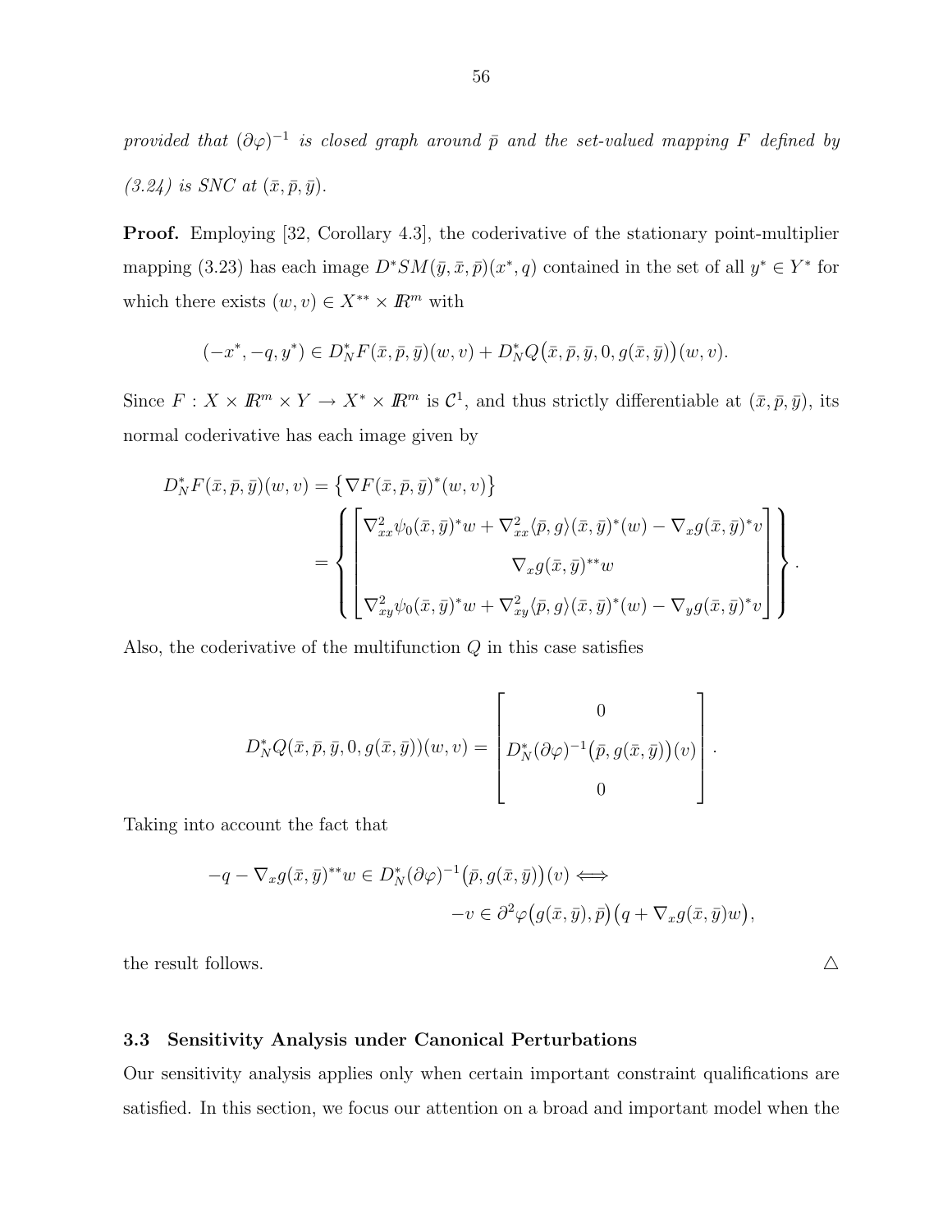*provided that $(\partial\varphi)^{-1}$ is closed graph around $\bar{p}$ and the set-valued mapping $F$ defined by (3.24) is SNC at $(\bar{x}, \bar{p}, \bar{y})$.*

**Proof.** Employing [32, Corollary 4.3], the coderivative of the stationary point-multiplier mapping (3.23) has each image $D^*SM(\bar{y}, \bar{x}, \bar{p})(x^*, q)$ contained in the set of all $y^* \in Y^*$ for which there exists $(w, v) \in X^{**} \times I\!R^m$ with

$$(-x^*, -q, y^*) \in D_N^* F(\bar{x}, \bar{p}, \bar{y})(w, v) + D_N^* Q\big(\bar{x}, \bar{p}, \bar{y}, 0, g(\bar{x}, \bar{y})\big)(w, v).$$

Since $F : X \times I\!R^m \times Y \to X^* \times I\!R^m$ is $\mathcal{C}^1$, and thus strictly differentiable at $(\bar{x}, \bar{p}, \bar{y})$, its normal coderivative has each image given by

$$\begin{aligned} D_N^* F(\bar{x}, \bar{p}, \bar{y})(w, v) &= \big\{ \nabla F(\bar{x}, \bar{p}, \bar{y})^*(w, v) \big\} \\ &= \left\{ \begin{bmatrix} \nabla^2_{xx}\psi_0(\bar{x}, \bar{y})^* w + \nabla^2_{xx}\langle \bar{p}, g\rangle(\bar{x}, \bar{y})^*(w) - \nabla_x g(\bar{x}, \bar{y})^* v \\ \nabla_x g(\bar{x}, \bar{y})^{**} w \\ \nabla^2_{xy}\psi_0(\bar{x}, \bar{y})^* w + \nabla^2_{xy}\langle \bar{p}, g\rangle(\bar{x}, \bar{y})^*(w) - \nabla_y g(\bar{x}, \bar{y})^* v \end{bmatrix} \right\}. \end{aligned}$$

Also, the coderivative of the multifunction $Q$ in this case satisfies

$$D_N^* Q(\bar{x}, \bar{p}, \bar{y}, 0, g(\bar{x}, \bar{y}))(w, v) = \begin{bmatrix} 0 \\ D_N^*(\partial\varphi)^{-1}\big(\bar{p}, g(\bar{x}, \bar{y})\big)(v) \\ 0 \end{bmatrix}.$$

Taking into account the fact that

$$\begin{aligned} -q - \nabla_x g(\bar{x}, \bar{y})^{**} w \in D_N^*(\partial\varphi)^{-1}\big(\bar{p}, g(\bar{x}, \bar{y})\big)(v) \iff \\ -v \in \partial^2\varphi\big(g(\bar{x}, \bar{y}), \bar{p}\big)\big(q + \nabla_x g(\bar{x}, \bar{y}) w\big), \end{aligned}$$

the result follows. $\triangle$

### 3.3 Sensitivity Analysis under Canonical Perturbations

Our sensitivity analysis applies only when certain important constraint qualifications are satisfied. In this section, we focus our attention on a broad and important model when the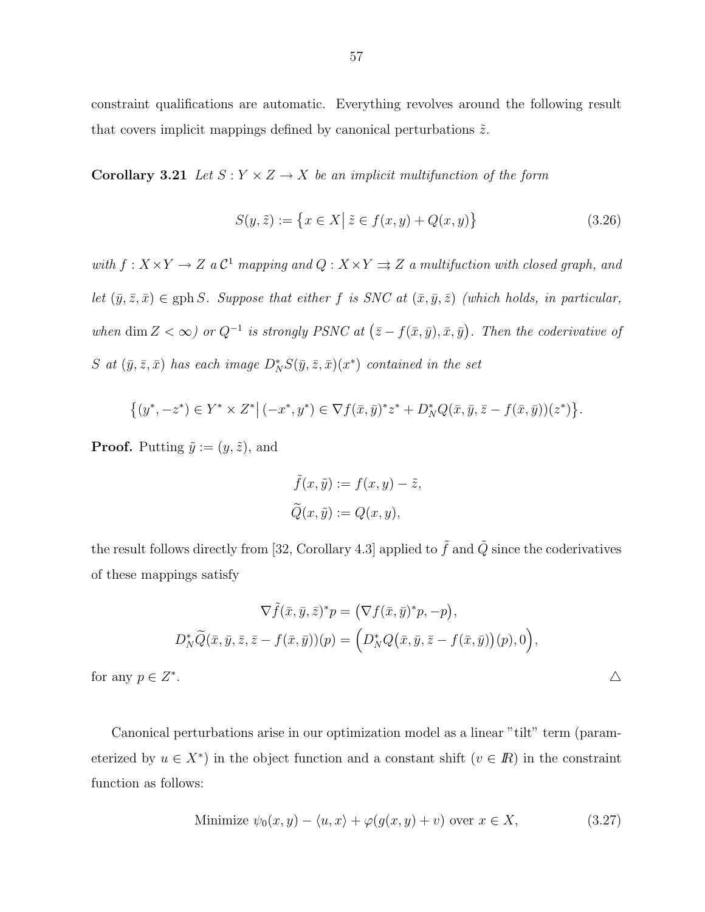constraint qualifications are automatic. Everything revolves around the following result that covers implicit mappings defined by canonical perturbations $\tilde{z}$.

**Corollary 3.21** *Let $S : Y \times Z \to X$ be an implicit multifunction of the form*

$$S(y, \tilde{z}) := \{x \in X \,|\, \tilde{z} \in f(x, y) + Q(x, y)\} \tag{3.26}$$

*with $f : X \times Y \to Z$ a $\mathcal{C}^1$ mapping and $Q : X \times Y \rightrightarrows Z$ a multifuction with closed graph, and let $(\bar{y}, \bar{z}, \bar{x}) \in \operatorname{gph} S$. Suppose that either $f$ is SNC at $(\bar{x}, \bar{y}, \bar{z})$ (which holds, in particular, when $\dim Z < \infty$) or $Q^{-1}$ is strongly PSNC at $\big(\bar{z} - f(\bar{x}, \bar{y}), \bar{x}, \bar{y}\big)$. Then the coderivative of $S$ at $(\bar{y}, \bar{z}, \bar{x})$ has each image $D_N^* S(\bar{y}, \bar{z}, \bar{x})(x^*)$ contained in the set*

$$\big\{(y^*, -z^*) \in Y^* \times Z^* \,\big|\, (-x^*, y^*) \in \nabla f(\bar{x}, \bar{y})^* z^* + D_N^* Q(\bar{x}, \bar{y}, \bar{z} - f(\bar{x}, \bar{y}))(z^*)\big\}.$$

**Proof.** Putting $\tilde{y} := (y, \tilde{z})$, and

$$\tilde{f}(x, \tilde{y}) := f(x, y) - \tilde{z},$$
$$\widetilde{Q}(x, \tilde{y}) := Q(x, y),$$

the result follows directly from [32, Corollary 4.3] applied to $\tilde{f}$ and $\tilde{Q}$ since the coderivatives of these mappings satisfy

$$\nabla \tilde{f}(\bar{x}, \bar{y}, \bar{z})^* p = \big(\nabla f(\bar{x}, \bar{y})^* p, -p\big),$$
$$D_N^* \widetilde{Q}(\bar{x}, \bar{y}, \bar{z}, \bar{z} - f(\bar{x}, \bar{y}))(p) = \Big(D_N^* Q\big(\bar{x}, \bar{y}, \bar{z} - f(\bar{x}, \bar{y})\big)(p), 0\Big),$$

for any $p \in Z^*$. $\triangle$

Canonical perturbations arise in our optimization model as a linear "tilt" term (parameterized by $u \in X^*$) in the object function and a constant shift ($v \in \mathbb{R}$) in the constraint function as follows:

$$\text{Minimize } \psi_0(x, y) - \langle u, x \rangle + \varphi(g(x, y) + v) \text{ over } x \in X, \tag{3.27}$$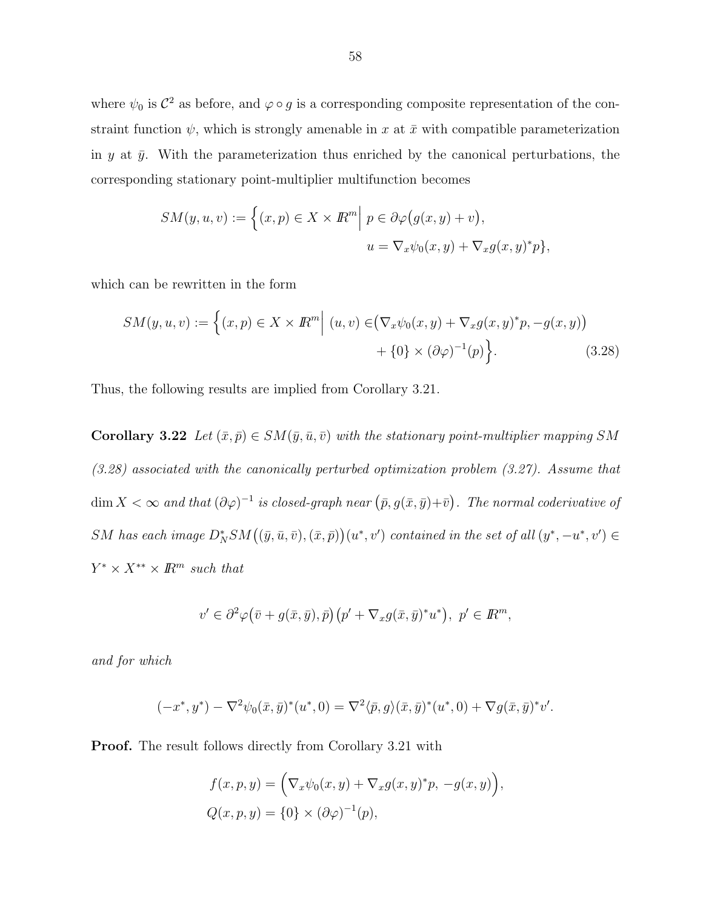where $\psi_0$ is $\mathcal{C}^2$ as before, and $\varphi \circ g$ is a corresponding composite representation of the constraint function $\psi$, which is strongly amenable in $x$ at $\bar{x}$ with compatible parameterization in $y$ at $\bar{y}$. With the parameterization thus enriched by the canonical perturbations, the corresponding stationary point-multiplier multifunction becomes

$$SM(y, u, v) := \Big\{(x, p) \in X \times I\!R^m \Big| \; p \in \partial\varphi\big(g(x, y) + v\big),$$
$$u = \nabla_x \psi_0(x, y) + \nabla_x g(x, y)^* p\},$$

which can be rewritten in the form

$$SM(y, u, v) := \Big\{(x, p) \in X \times I\!R^m \Big| \; (u, v) \in \big(\nabla_x \psi_0(x, y) + \nabla_x g(x, y)^* p, -g(x, y)\big) + \{0\} \times (\partial\varphi)^{-1}(p)\Big\}. \tag{3.28}$$

Thus, the following results are implied from Corollary 3.21.

**Corollary 3.22** *Let $(\bar{x}, \bar{p}) \in SM(\bar{y}, \bar{u}, \bar{v})$ with the stationary point-multiplier mapping $SM$ (3.28) associated with the canonically perturbed optimization problem (3.27). Assume that $\dim X < \infty$ and that $(\partial\varphi)^{-1}$ is closed-graph near $\big(\bar{p}, g(\bar{x}, \bar{y}) + \bar{v}\big)$. The normal coderivative of $SM$ has each image $D_N^* SM\big((\bar{y}, \bar{u}, \bar{v}), (\bar{x}, \bar{p})\big)(u^*, v')$ contained in the set of all $(y^*, -u^*, v') \in Y^* \times X^{**} \times I\!R^m$ such that*

$$v' \in \partial^2\varphi\big(\bar{v} + g(\bar{x}, \bar{y}), \bar{p}\big)\big(p' + \nabla_x g(\bar{x}, \bar{y})^* u^*\big), \; p' \in I\!R^m,$$

*and for which*

$$(-x^*, y^*) - \nabla^2\psi_0(\bar{x}, \bar{y})^*(u^*, 0) = \nabla^2\langle \bar{p}, g\rangle(\bar{x}, \bar{y})^*(u^*, 0) + \nabla g(\bar{x}, \bar{y})^* v'.$$

**Proof.** The result follows directly from Corollary 3.21 with

$$f(x, p, y) = \Big(\nabla_x \psi_0(x, y) + \nabla_x g(x, y)^* p, \; -g(x, y)\Big),$$
$$Q(x, p, y) = \{0\} \times (\partial\varphi)^{-1}(p),$$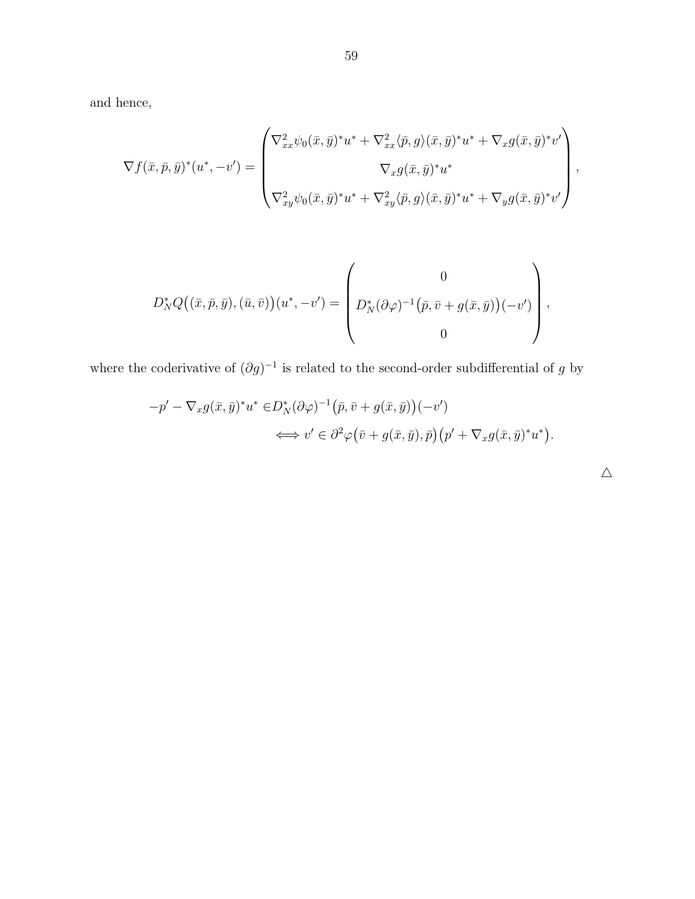and hence,

$$
\nabla f(\bar{x},\bar{p},\bar{y})^*(u^*,-v') = \begin{pmatrix} \nabla^2_{xx}\psi_0(\bar{x},\bar{y})^*u^* + \nabla^2_{xx}\langle\bar{p},g\rangle(\bar{x},\bar{y})^*u^* + \nabla_x g(\bar{x},\bar{y})^*v' \\ \nabla_x g(\bar{x},\bar{y})^*u^* \\ \nabla^2_{xy}\psi_0(\bar{x},\bar{y})^*u^* + \nabla^2_{xy}\langle\bar{p},g\rangle(\bar{x},\bar{y})^*u^* + \nabla_y g(\bar{x},\bar{y})^*v' \end{pmatrix},
$$

$$
D^*_N Q\big((\bar{x},\bar{p},\bar{y}),(\bar{u},\bar{v})\big)(u^*,-v') = \begin{pmatrix} 0 \\ D^*_N(\partial\varphi)^{-1}\big(\bar{p},\bar{v}+g(\bar{x},\bar{y})\big)(-v') \\ 0 \end{pmatrix},
$$

where the coderivative of $(\partial g)^{-1}$ is related to the second-order subdifferential of $g$ by

$$
\begin{aligned}
-p' - \nabla_x g(\bar{x},\bar{y})^*u^* \in & D^*_N(\partial\varphi)^{-1}\big(\bar{p},\bar{v}+g(\bar{x},\bar{y})\big)(-v') \\
& \iff v' \in \partial^2\varphi\big(\bar{v}+g(\bar{x},\bar{y}),\bar{p}\big)\big(p' + \nabla_x g(\bar{x},\bar{y})^*u^*\big).
\end{aligned}
$$

$\triangle$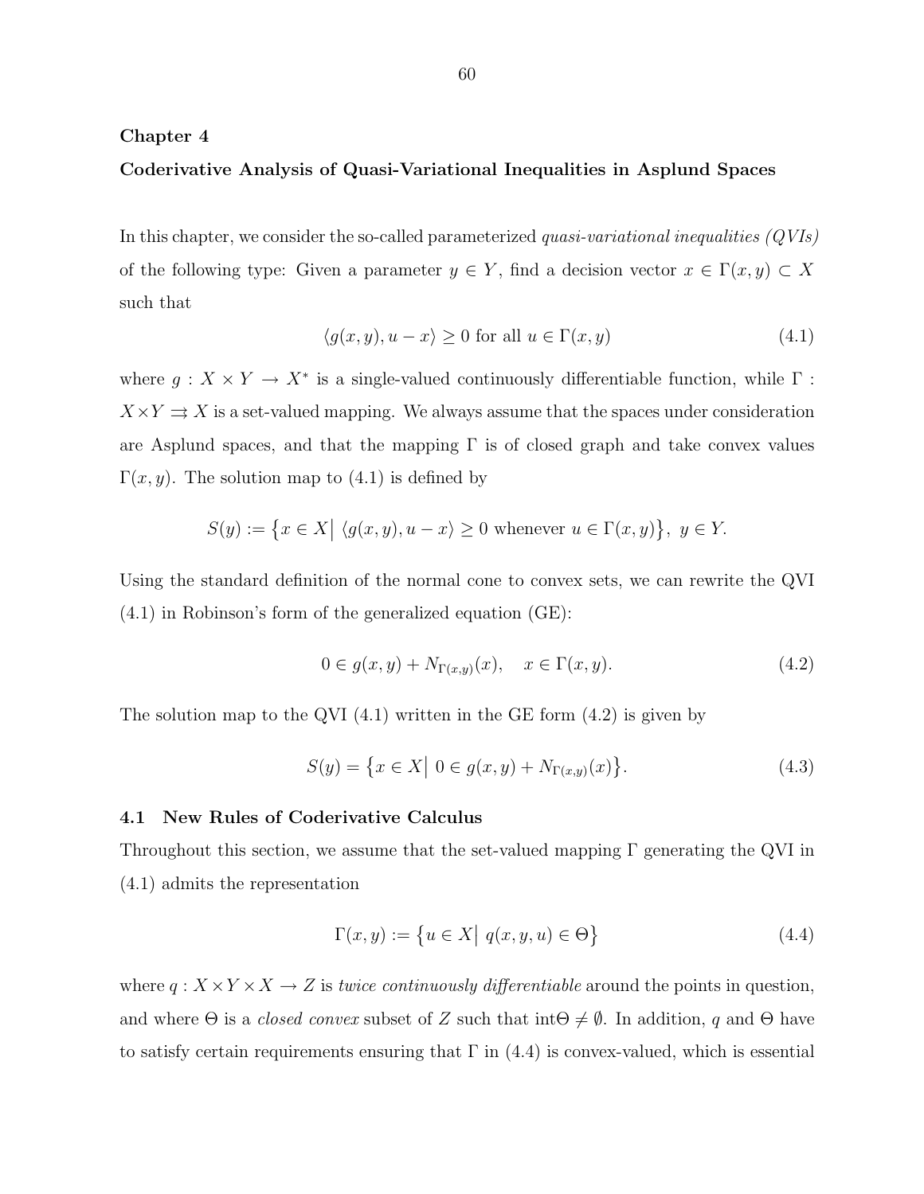## Chapter 4

## Coderivative Analysis of Quasi-Variational Inequalities in Asplund Spaces

In this chapter, we consider the so-called parameterized *quasi-variational inequalities (QVIs)* of the following type: Given a parameter $y \in Y$, find a decision vector $x \in \Gamma(x,y) \subset X$ such that

$$\langle g(x,y), u - x \rangle \geq 0 \text{ for all } u \in \Gamma(x,y) \tag{4.1}$$

where $g : X \times Y \to X^*$ is a single-valued continuously differentiable function, while $\Gamma : X \times Y \rightrightarrows X$ is a set-valued mapping. We always assume that the spaces under consideration are Asplund spaces, and that the mapping $\Gamma$ is of closed graph and take convex values $\Gamma(x,y)$. The solution map to (4.1) is defined by

$$S(y) := \big\{ x \in X \big| \ \langle g(x,y), u - x \rangle \geq 0 \text{ whenever } u \in \Gamma(x,y) \big\}, \ y \in Y.$$

Using the standard definition of the normal cone to convex sets, we can rewrite the QVI (4.1) in Robinson's form of the generalized equation (GE):

$$0 \in g(x,y) + N_{\Gamma(x,y)}(x), \quad x \in \Gamma(x,y). \tag{4.2}$$

The solution map to the QVI (4.1) written in the GE form (4.2) is given by

$$S(y) = \big\{ x \in X \big| \ 0 \in g(x,y) + N_{\Gamma(x,y)}(x) \big\}. \tag{4.3}$$

### 4.1 New Rules of Coderivative Calculus

Throughout this section, we assume that the set-valued mapping $\Gamma$ generating the QVI in (4.1) admits the representation

$$\Gamma(x,y) := \big\{ u \in X \big| \ q(x,y,u) \in \Theta \big\} \tag{4.4}$$

where $q : X \times Y \times X \to Z$ is *twice continuously differentiable* around the points in question, and where $\Theta$ is a *closed convex* subset of $Z$ such that $\text{int}\Theta \neq \emptyset$. In addition, $q$ and $\Theta$ have to satisfy certain requirements ensuring that $\Gamma$ in (4.4) is convex-valued, which is essential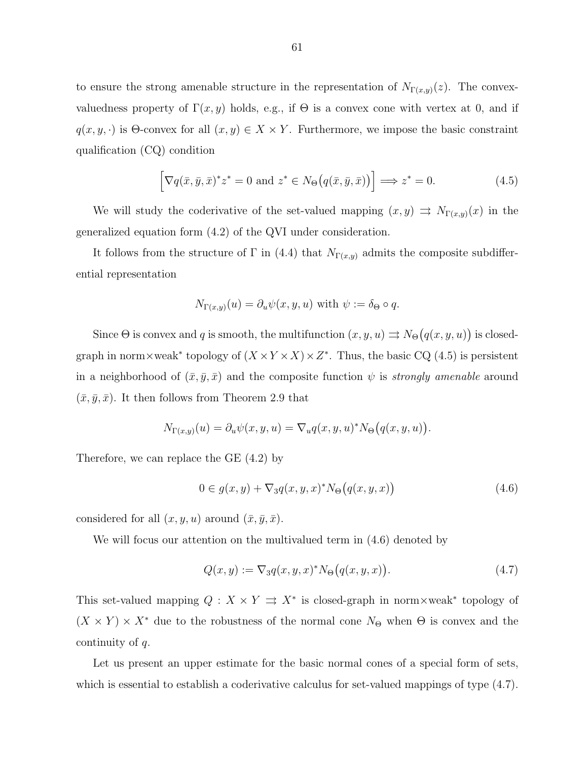to ensure the strong amenable structure in the representation of $N_{\Gamma(x,y)}(z)$. The convex-valuedness property of $\Gamma(x,y)$ holds, e.g., if $\Theta$ is a convex cone with vertex at 0, and if $q(x,y,\cdot)$ is $\Theta$-convex for all $(x,y) \in X \times Y$. Furthermore, we impose the basic constraint qualification (CQ) condition

$$\Big[\nabla q(\bar{x},\bar{y},\bar{x})^* z^* = 0 \text{ and } z^* \in N_\Theta\big(q(\bar{x},\bar{y},\bar{x})\big)\Big] \Longrightarrow z^* = 0. \tag{4.5}$$

We will study the coderivative of the set-valued mapping $(x,y) \rightrightarrows N_{\Gamma(x,y)}(x)$ in the generalized equation form (4.2) of the QVI under consideration.

It follows from the structure of $\Gamma$ in (4.4) that $N_{\Gamma(x,y)}$ admits the composite subdifferential representation

$$N_{\Gamma(x,y)}(u) = \partial_u \psi(x,y,u) \text{ with } \psi := \delta_\Theta \circ q.$$

Since $\Theta$ is convex and $q$ is smooth, the multifunction $(x,y,u) \rightrightarrows N_\Theta\big(q(x,y,u)\big)$ is closed-graph in norm$\times$weak$^*$ topology of $(X \times Y \times X) \times Z^*$. Thus, the basic CQ (4.5) is persistent in a neighborhood of $(\bar{x},\bar{y},\bar{x})$ and the composite function $\psi$ is *strongly amenable* around $(\bar{x},\bar{y},\bar{x})$. It then follows from Theorem 2.9 that

$$N_{\Gamma(x,y)}(u) = \partial_u \psi(x,y,u) = \nabla_u q(x,y,u)^* N_\Theta\big(q(x,y,u)\big).$$

Therefore, we can replace the GE (4.2) by

$$0 \in g(x,y) + \nabla_3 q(x,y,x)^* N_\Theta\big(q(x,y,x)\big) \tag{4.6}$$

considered for all $(x,y,u)$ around $(\bar{x},\bar{y},\bar{x})$.

We will focus our attention on the multivalued term in (4.6) denoted by

$$Q(x,y) := \nabla_3 q(x,y,x)^* N_\Theta\big(q(x,y,x)\big). \tag{4.7}$$

This set-valued mapping $Q : X \times Y \rightrightarrows X^*$ is closed-graph in norm$\times$weak$^*$ topology of $(X \times Y) \times X^*$ due to the robustness of the normal cone $N_\Theta$ when $\Theta$ is convex and the continuity of $q$.

Let us present an upper estimate for the basic normal cones of a special form of sets, which is essential to establish a coderivative calculus for set-valued mappings of type (4.7).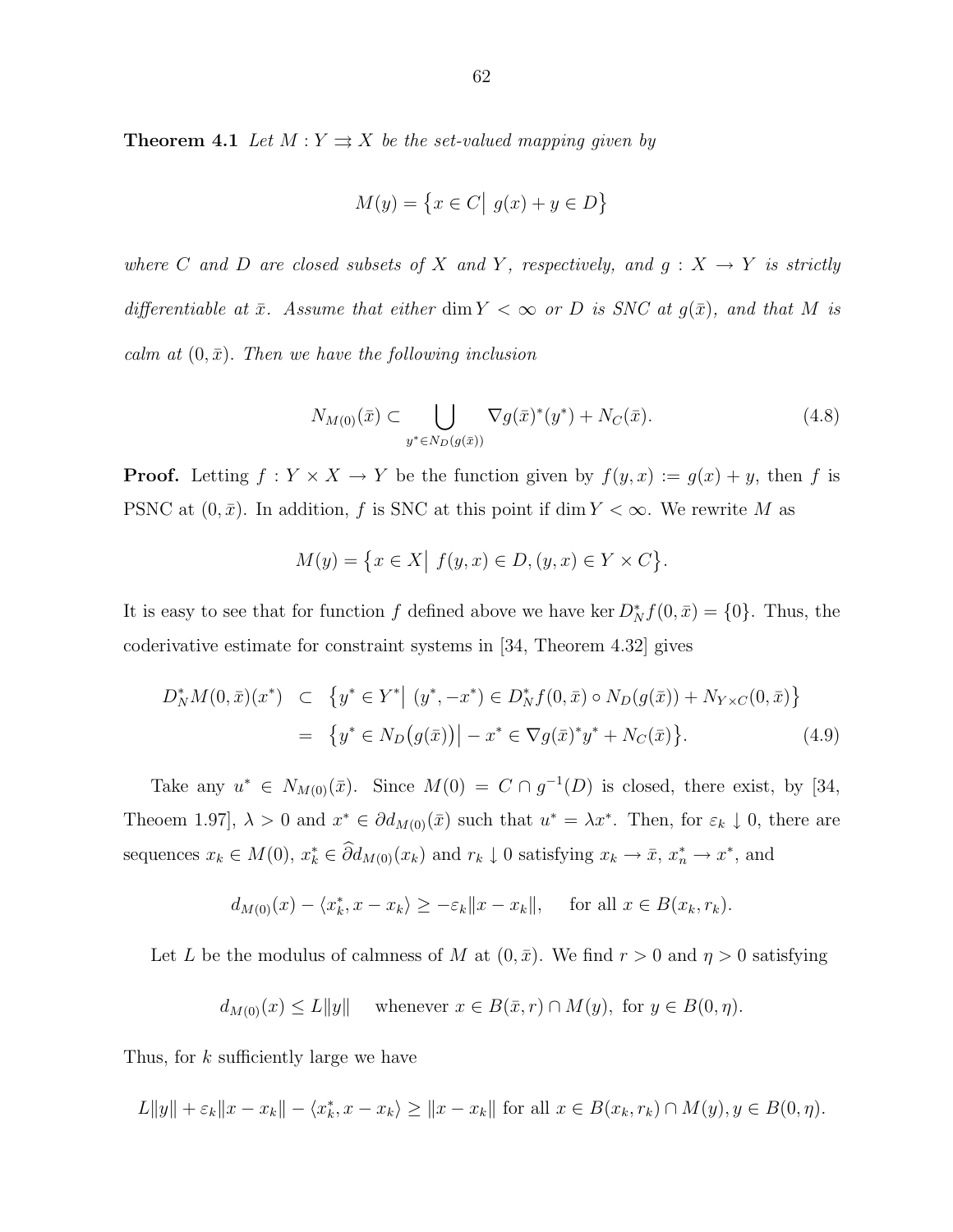**Theorem 4.1** *Let $M : Y \rightrightarrows X$ be the set-valued mapping given by*

$$M(y) = \big\{x \in C \big| \ g(x) + y \in D\big\}$$

*where $C$ and $D$ are closed subsets of $X$ and $Y$, respectively, and $g : X \to Y$ is strictly differentiable at $\bar{x}$. Assume that either $\dim Y < \infty$ or $D$ is SNC at $g(\bar{x})$, and that $M$ is calm at $(0, \bar{x})$. Then we have the following inclusion*

$$N_{M(0)}(\bar{x}) \subset \bigcup_{y^* \in N_D(g(\bar{x}))} \nabla g(\bar{x})^*(y^*) + N_C(\bar{x}). \tag{4.8}$$

**Proof.** Letting $f : Y \times X \to Y$ be the function given by $f(y, x) := g(x) + y$, then $f$ is PSNC at $(0, \bar{x})$. In addition, $f$ is SNC at this point if $\dim Y < \infty$. We rewrite $M$ as

$$M(y) = \big\{x \in X \big| \ f(y, x) \in D, (y, x) \in Y \times C\big\}.$$

It is easy to see that for function $f$ defined above we have $\ker D_N^* f(0, \bar{x}) = \{0\}$. Thus, the coderivative estimate for constraint systems in [34, Theorem 4.32] gives

$$\begin{aligned} D_N^* M(0, \bar{x})(x^*) \ &\subset \ \big\{y^* \in Y^* \big| \ (y^*, -x^*) \in D_N^* f(0, \bar{x}) \circ N_D(g(\bar{x})) + N_{Y \times C}(0, \bar{x})\big\} \\ &= \ \big\{y^* \in N_D\big(g(\bar{x})\big) \big| - x^* \in \nabla g(\bar{x})^* y^* + N_C(\bar{x})\big\}. \end{aligned} \tag{4.9}$$

Take any $u^* \in N_{M(0)}(\bar{x})$. Since $M(0) = C \cap g^{-1}(D)$ is closed, there exist, by [34, Theoem 1.97], $\lambda > 0$ and $x^* \in \partial d_{M(0)}(\bar{x})$ such that $u^* = \lambda x^*$. Then, for $\varepsilon_k \downarrow 0$, there are sequences $x_k \in M(0)$, $x_k^* \in \widehat{\partial} d_{M(0)}(x_k)$ and $r_k \downarrow 0$ satisfying $x_k \to \bar{x}$, $x_n^* \to x^*$, and

$$d_{M(0)}(x) - \langle x_k^*, x - x_k \rangle \geq -\varepsilon_k \|x - x_k\|, \quad \text{ for all } x \in B(x_k, r_k).$$

Let $L$ be the modulus of calmness of $M$ at $(0, \bar{x})$. We find $r > 0$ and $\eta > 0$ satisfying

$$d_{M(0)}(x) \leq L\|y\| \quad \text{ whenever } x \in B(\bar{x}, r) \cap M(y), \text{ for } y \in B(0, \eta).$$

Thus, for $k$ sufficiently large we have

$$L\|y\| + \varepsilon_k \|x - x_k\| - \langle x_k^*, x - x_k \rangle \geq \|x - x_k\| \text{ for all } x \in B(x_k, r_k) \cap M(y), y \in B(0, \eta).$$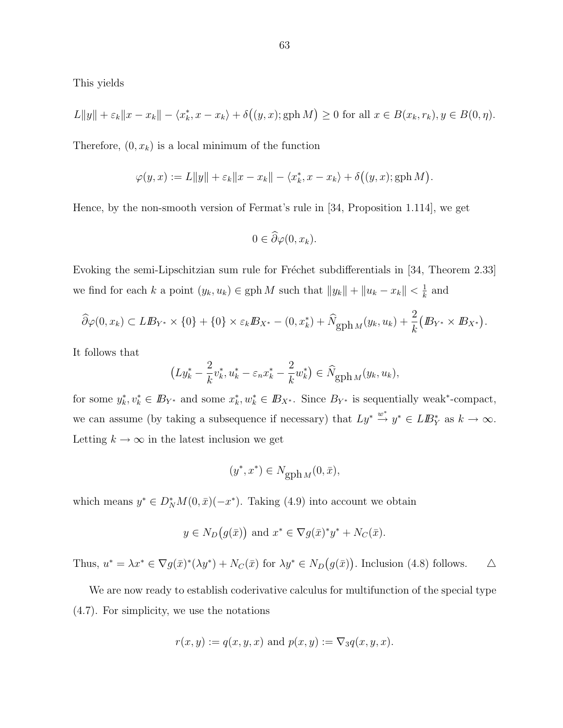This yields

$$L\|y\| + \varepsilon_k\|x - x_k\| - \langle x_k^*, x - x_k\rangle + \delta\big((y,x); \operatorname{gph} M\big) \geq 0 \text{ for all } x \in B(x_k, r_k), y \in B(0,\eta).$$

Therefore, $(0, x_k)$ is a local minimum of the function

$$\varphi(y,x) := L\|y\| + \varepsilon_k\|x - x_k\| - \langle x_k^*, x - x_k\rangle + \delta\big((y,x); \operatorname{gph} M\big).$$

Hence, by the non-smooth version of Fermat's rule in [34, Proposition 1.114], we get

$$0 \in \widehat{\partial}\varphi(0, x_k).$$

Evoking the semi-Lipschitzian sum rule for Fréchet subdifferentials in [34, Theorem 2.33] we find for each $k$ a point $(y_k, u_k) \in \operatorname{gph} M$ such that $\|y_k\| + \|u_k - x_k\| < \frac{1}{k}$ and

$$\widehat{\partial}\varphi(0, x_k) \subset L\mathbb{B}_{Y^*} \times \{0\} + \{0\} \times \varepsilon_k \mathbb{B}_{X^*} - (0, x_k^*) + \widehat{N}_{\operatorname{gph} M}(y_k, u_k) + \frac{2}{k}\big(\mathbb{B}_{Y^*} \times \mathbb{B}_{X^*}\big).$$

It follows that

$$\big(Ly_k^* - \frac{2}{k}v_k^*, u_k^* - \varepsilon_n x_k^* - \frac{2}{k}w_k^*\big) \in \widehat{N}_{\operatorname{gph} M}(y_k, u_k),$$

for some $y_k^*, v_k^* \in \mathbb{B}_{Y^*}$ and some $x_k^*, w_k^* \in \mathbb{B}_{X^*}$. Since $B_{Y^*}$ is sequentially weak*-compact, we can assume (by taking a subsequence if necessary) that $Ly^* \xrightarrow{w^*} y^* \in L\mathbb{B}_Y^*$ as $k \to \infty$. Letting $k \to \infty$ in the latest inclusion we get

$$(y^*, x^*) \in N_{\operatorname{gph} M}(0, \bar{x}),$$

which means $y^* \in D_N^* M(0, \bar{x})(-x^*)$. Taking (4.9) into account we obtain

$$y \in N_D\big(g(\bar{x})\big) \text{ and } x^* \in \nabla g(\bar{x})^* y^* + N_C(\bar{x}).$$

Thus, $u^* = \lambda x^* \in \nabla g(\bar{x})^*(\lambda y^*) + N_C(\bar{x})$ for $\lambda y^* \in N_D\big(g(\bar{x})\big)$. Inclusion (4.8) follows. $\triangle$

We are now ready to establish coderivative calculus for multifunction of the special type (4.7). For simplicity, we use the notations

$$r(x,y) := q(x,y,x) \text{ and } p(x,y) := \nabla_3 q(x,y,x).$$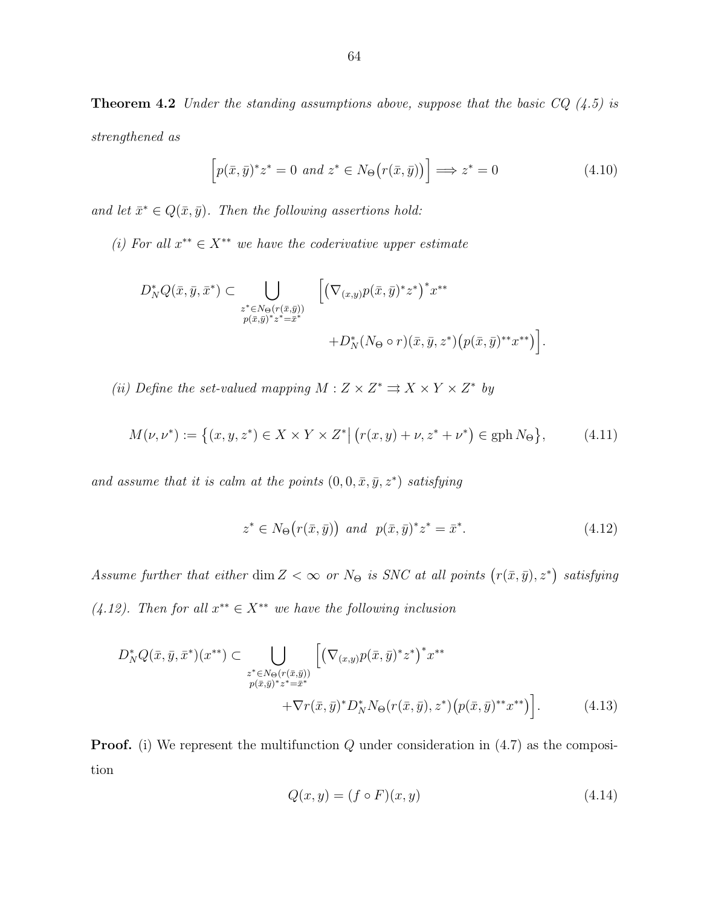**Theorem 4.2** *Under the standing assumptions above, suppose that the basic CQ (4.5) is strengthened as*

$$\Big[p(\bar{x},\bar{y})^*z^* = 0 \text{ and } z^* \in N_\Theta\big(r(\bar{x},\bar{y})\big)\Big] \Longrightarrow z^* = 0 \tag{4.10}$$

*and let $\bar{x}^* \in Q(\bar{x},\bar{y})$. Then the following assertions hold:*

*(i) For all $x^{**} \in X^{**}$ we have the coderivative upper estimate*

$$D_N^*Q(\bar{x},\bar{y},\bar{x}^*) \subset \bigcup_{\substack{z^*\in N_\Theta(r(\bar{x},\bar{y}))\\ p(\bar{x},\bar{y})^*z^*=\bar{x}^*}} \Big[\big(\nabla_{(x,y)}p(\bar{x},\bar{y})^*z^*\big)^*x^{**} + D_N^*(N_\Theta\circ r)(\bar{x},\bar{y},z^*)\big(p(\bar{x},\bar{y})^{**}x^{**}\big)\Big].$$

*(ii) Define the set-valued mapping $M : Z\times Z^* \rightrightarrows X\times Y\times Z^*$ by*

$$M(\nu,\nu^*) := \big\{(x,y,z^*)\in X\times Y\times Z^* \big|\ \big(r(x,y)+\nu, z^*+\nu^*\big)\in \operatorname{gph} N_\Theta\big\}, \tag{4.11}$$

*and assume that it is calm at the points $(0,0,\bar{x},\bar{y},z^*)$ satisfying*

$$z^* \in N_\Theta\big(r(\bar{x},\bar{y})\big) \text{ and } p(\bar{x},\bar{y})^*z^* = \bar{x}^*. \tag{4.12}$$

*Assume further that either $\dim Z < \infty$ or $N_\Theta$ is SNC at all points $\big(r(\bar{x},\bar{y}),z^*\big)$ satisfying (4.12). Then for all $x^{**}\in X^{**}$ we have the following inclusion*

$$D_N^*Q(\bar{x},\bar{y},\bar{x}^*)(x^{**}) \subset \bigcup_{\substack{z^*\in N_\Theta(r(\bar{x},\bar{y}))\\ p(\bar{x},\bar{y})^*z^*=\bar{x}^*}} \Big[\big(\nabla_{(x,y)}p(\bar{x},\bar{y})^*z^*\big)^*x^{**} + \nabla r(\bar{x},\bar{y})^*D_N^*N_\Theta(r(\bar{x},\bar{y}),z^*)\big(p(\bar{x},\bar{y})^{**}x^{**}\big)\Big]. \tag{4.13}$$

**Proof.** (i) We represent the multifunction $Q$ under consideration in (4.7) as the composition

$$Q(x,y) = (f\circ F)(x,y) \tag{4.14}$$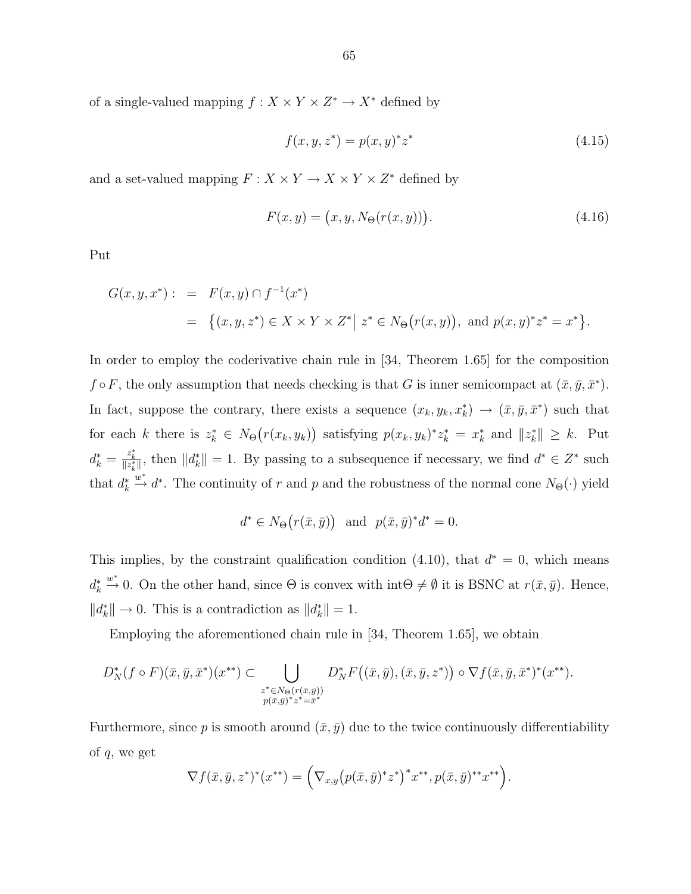of a single-valued mapping $f : X \times Y \times Z^* \to X^*$ defined by

$$f(x, y, z^*) = p(x, y)^* z^* \tag{4.15}$$

and a set-valued mapping $F : X \times Y \to X \times Y \times Z^*$ defined by

$$F(x, y) = \big(x, y, N_\Theta(r(x, y))\big). \tag{4.16}$$

Put

$$\begin{aligned} G(x, y, x^*) :&= F(x, y) \cap f^{-1}(x^*) \\ &= \big\{(x, y, z^*) \in X \times Y \times Z^* \big|\ z^* \in N_\Theta\big(r(x, y)\big), \text{ and } p(x, y)^* z^* = x^*\big\}. \end{aligned}$$

In order to employ the coderivative chain rule in [34, Theorem 1.65] for the composition $f \circ F$, the only assumption that needs checking is that $G$ is inner semicompact at $(\bar{x}, \bar{y}, \bar{x}^*)$. In fact, suppose the contrary, there exists a sequence $(x_k, y_k, x_k^*) \to (\bar{x}, \bar{y}, \bar{x}^*)$ such that for each $k$ there is $z_k^* \in N_\Theta\big(r(x_k, y_k)\big)$ satisfying $p(x_k, y_k)^* z_k^* = x_k^*$ and $\|z_k^*\| \geq k$. Put $d_k^* = \frac{z_k^*}{\|z_k^*\|}$, then $\|d_k^*\| = 1$. By passing to a subsequence if necessary, we find $d^* \in Z^*$ such that $d_k^* \xrightarrow{w^*} d^*$. The continuity of $r$ and $p$ and the robustness of the normal cone $N_\Theta(\cdot)$ yield

$$d^* \in N_\Theta\big(r(\bar{x}, \bar{y})\big) \text{ and } p(\bar{x}, \bar{y})^* d^* = 0.$$

This implies, by the constraint qualification condition (4.10), that $d^* = 0$, which means $d_k^* \xrightarrow{w^*} 0$. On the other hand, since $\Theta$ is convex with $\text{int}\Theta \neq \emptyset$ it is BSNC at $r(\bar{x}, \bar{y})$. Hence, $\|d_k^*\| \to 0$. This is a contradiction as $\|d_k^*\| = 1$.

Employing the aforementioned chain rule in [34, Theorem 1.65], we obtain

$$D_N^*(f \circ F)(\bar{x}, \bar{y}, \bar{x}^*)(x^{**}) \subset \bigcup_{\substack{z^* \in N_\Theta(r(\bar{x}, \bar{y})) \\ p(\bar{x}, \bar{y})^* z^* = \bar{x}^*}} D_N^* F\big((\bar{x}, \bar{y}), (\bar{x}, \bar{y}, z^*)\big) \circ \nabla f(\bar{x}, \bar{y}, \bar{x}^*)^*(x^{**}).$$

Furthermore, since $p$ is smooth around $(\bar{x}, \bar{y})$ due to the twice continuously differentiability of $q$, we get

$$\nabla f(\bar{x}, \bar{y}, z^*)^*(x^{**}) = \Big(\nabla_{x,y}\big(p(\bar{x}, \bar{y})^* z^*\big)^* x^{**}, p(\bar{x}, \bar{y})^{**} x^{**}\Big).$$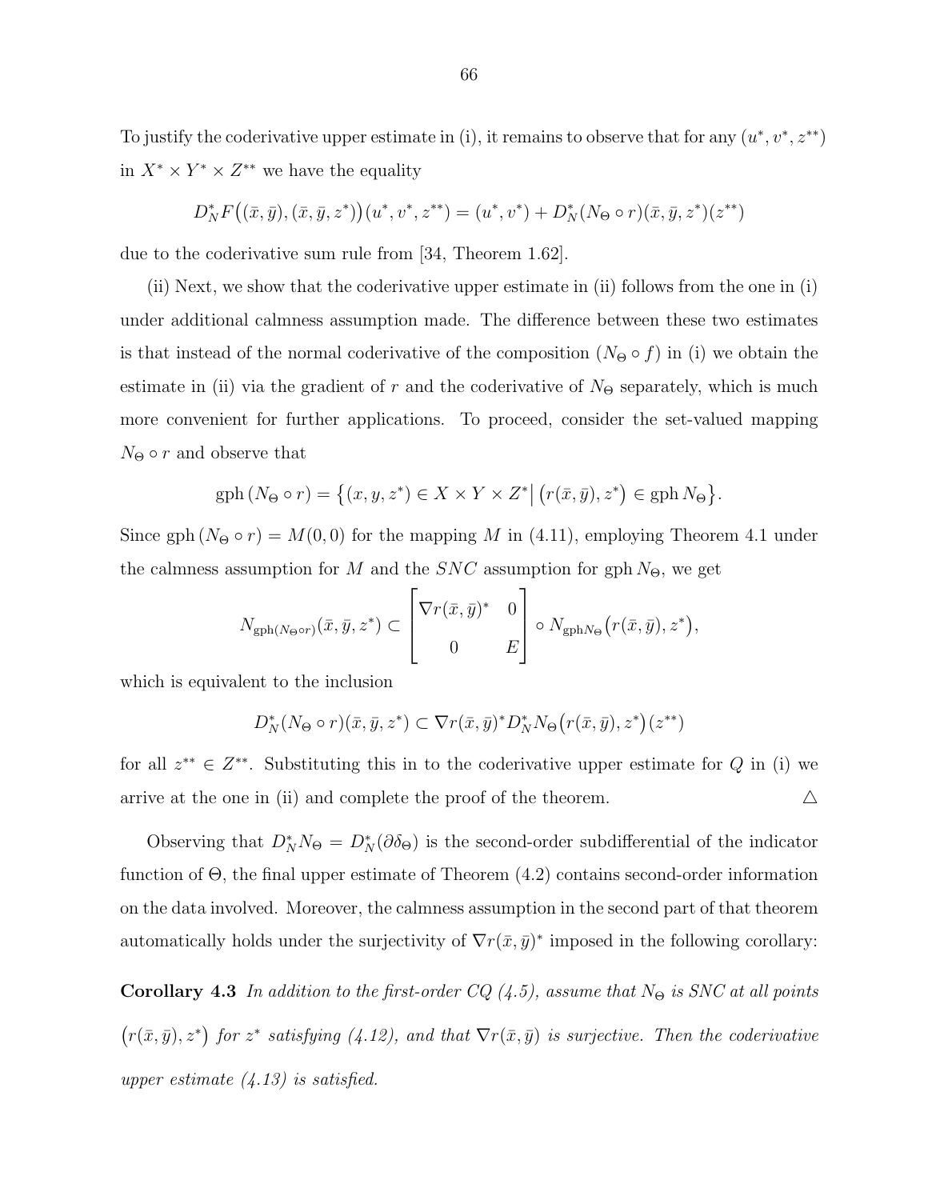To justify the coderivative upper estimate in (i), it remains to observe that for any $(u^*, v^*, z^{**})$ in $X^* \times Y^* \times Z^{**}$ we have the equality

$$D_N^* F\big((\bar{x}, \bar{y}), (\bar{x}, \bar{y}, z^*)\big)(u^*, v^*, z^{**}) = (u^*, v^*) + D_N^*(N_\Theta \circ r)(\bar{x}, \bar{y}, z^*)(z^{**})$$

due to the coderivative sum rule from [34, Theorem 1.62].

(ii) Next, we show that the coderivative upper estimate in (ii) follows from the one in (i) under additional calmness assumption made. The difference between these two estimates is that instead of the normal coderivative of the composition $(N_\Theta \circ f)$ in (i) we obtain the estimate in (ii) via the gradient of $r$ and the coderivative of $N_\Theta$ separately, which is much more convenient for further applications. To proceed, consider the set-valued mapping $N_\Theta \circ r$ and observe that

$$\text{gph}\,(N_\Theta \circ r) = \big\{(x, y, z^*) \in X \times Y \times Z^* \big|\, \big(r(\bar{x}, \bar{y}), z^*\big) \in \text{gph}\, N_\Theta\big\}.$$

Since $\text{gph}\,(N_\Theta \circ r) = M(0, 0)$ for the mapping $M$ in (4.11), employing Theorem 4.1 under the calmness assumption for $M$ and the $SNC$ assumption for $\text{gph}\, N_\Theta$, we get

$$N_{\text{gph}(N_\Theta \circ r)}(\bar{x}, \bar{y}, z^*) \subset \begin{bmatrix} \nabla r(\bar{x}, \bar{y})^* & 0 \\ 0 & E \end{bmatrix} \circ N_{\text{gph} N_\Theta}\big(r(\bar{x}, \bar{y}), z^*\big),$$

which is equivalent to the inclusion

$$D_N^*(N_\Theta \circ r)(\bar{x}, \bar{y}, z^*) \subset \nabla r(\bar{x}, \bar{y})^* D_N^* N_\Theta\big(r(\bar{x}, \bar{y}), z^*\big)(z^{**})$$

for all $z^{**} \in Z^{**}$. Substituting this in to the coderivative upper estimate for $Q$ in (i) we arrive at the one in (ii) and complete the proof of the theorem. $\triangle$

Observing that $D_N^* N_\Theta = D_N^*(\partial \delta_\Theta)$ is the second-order subdifferential of the indicator function of $\Theta$, the final upper estimate of Theorem (4.2) contains second-order information on the data involved. Moreover, the calmness assumption in the second part of that theorem automatically holds under the surjectivity of $\nabla r(\bar{x}, \bar{y})^*$ imposed in the following corollary:

**Corollary 4.3** *In addition to the first-order CQ (4.5), assume that $N_\Theta$ is SNC at all points $\big(r(\bar{x}, \bar{y}), z^*\big)$ for $z^*$ satisfying (4.12), and that $\nabla r(\bar{x}, \bar{y})$ is surjective. Then the coderivative upper estimate (4.13) is satisfied.*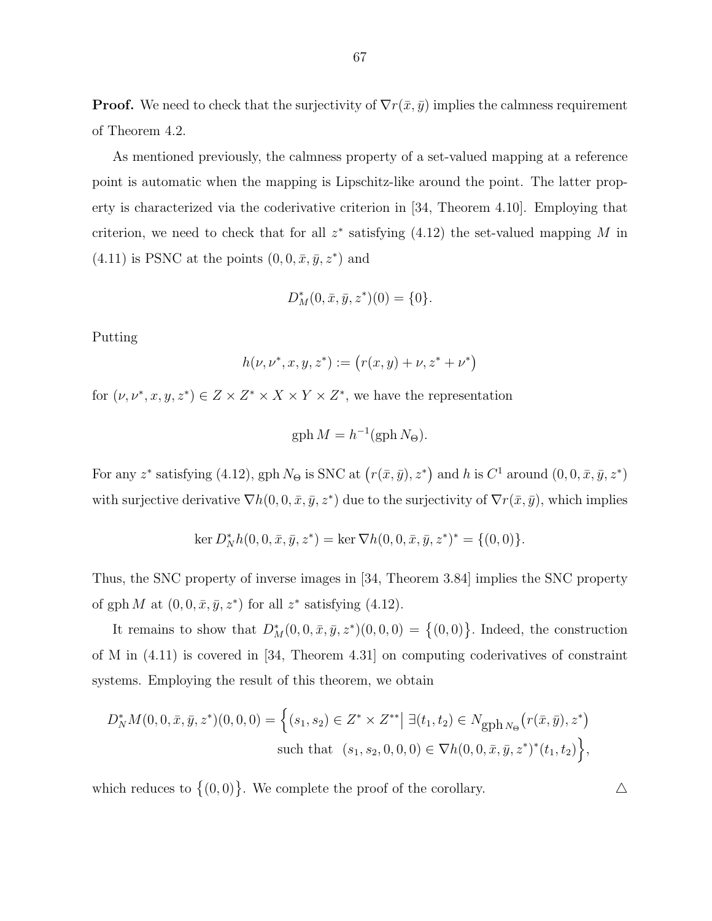**Proof.** We need to check that the surjectivity of $\nabla r(\bar{x}, \bar{y})$ implies the calmness requirement of Theorem 4.2.

As mentioned previously, the calmness property of a set-valued mapping at a reference point is automatic when the mapping is Lipschitz-like around the point. The latter property is characterized via the coderivative criterion in [34, Theorem 4.10]. Employing that criterion, we need to check that for all $z^*$ satisfying (4.12) the set-valued mapping $M$ in (4.11) is PSNC at the points $(0, 0, \bar{x}, \bar{y}, z^*)$ and

$$D_M^*(0, \bar{x}, \bar{y}, z^*)(0) = \{0\}.$$

Putting

$$h(\nu, \nu^*, x, y, z^*) := \big(r(x, y) + \nu, z^* + \nu^*\big)$$

for $(\nu, \nu^*, x, y, z^*) \in Z \times Z^* \times X \times Y \times Z^*$, we have the representation

$$\operatorname{gph} M = h^{-1}(\operatorname{gph} N_\Theta).$$

For any $z^*$ satisfying (4.12), $\operatorname{gph} N_\Theta$ is SNC at $\big(r(\bar{x}, \bar{y}), z^*\big)$ and $h$ is $C^1$ around $(0, 0, \bar{x}, \bar{y}, z^*)$ with surjective derivative $\nabla h(0, 0, \bar{x}, \bar{y}, z^*)$ due to the surjectivity of $\nabla r(\bar{x}, \bar{y})$, which implies

$$\ker D_N^* h(0, 0, \bar{x}, \bar{y}, z^*) = \ker \nabla h(0, 0, \bar{x}, \bar{y}, z^*)^* = \{(0, 0)\}.$$

Thus, the SNC property of inverse images in [34, Theorem 3.84] implies the SNC property of $\operatorname{gph} M$ at $(0, 0, \bar{x}, \bar{y}, z^*)$ for all $z^*$ satisfying (4.12).

It remains to show that $D_M^*(0, 0, \bar{x}, \bar{y}, z^*)(0, 0, 0) = \big\{(0, 0)\big\}$. Indeed, the construction of M in (4.11) is covered in [34, Theorem 4.31] on computing coderivatives of constraint systems. Employing the result of this theorem, we obtain

$$\begin{aligned} D_N^* M(0, 0, \bar{x}, \bar{y}, z^*)(0, 0, 0) = \Big\{ & (s_1, s_2) \in Z^* \times Z^{**} \Big|\ \exists (t_1, t_2) \in N_{\operatorname{gph} N_\Theta}\big(r(\bar{x}, \bar{y}), z^*\big) \\ & \text{such that } \ (s_1, s_2, 0, 0, 0) \in \nabla h(0, 0, \bar{x}, \bar{y}, z^*)^*(t_1, t_2) \Big\}, \end{aligned}$$

which reduces to $\big\{(0, 0)\big\}$. We complete the proof of the corollary. △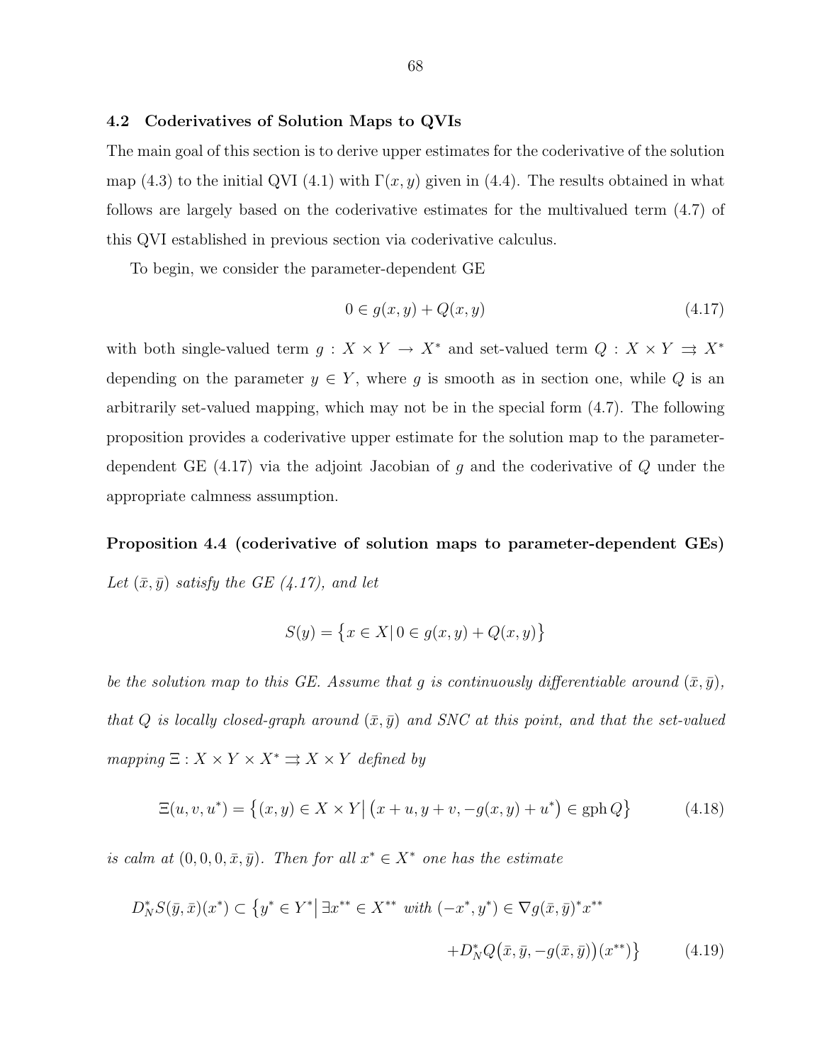## 4.2 Coderivatives of Solution Maps to QVIs

The main goal of this section is to derive upper estimates for the coderivative of the solution map (4.3) to the initial QVI (4.1) with $\Gamma(x, y)$ given in (4.4). The results obtained in what follows are largely based on the coderivative estimates for the multivalued term (4.7) of this QVI established in previous section via coderivative calculus.

To begin, we consider the parameter-dependent GE

$$0 \in g(x, y) + Q(x, y) \tag{4.17}$$

with both single-valued term $g : X \times Y \to X^*$ and set-valued term $Q : X \times Y \rightrightarrows X^*$ depending on the parameter $y \in Y$, where $g$ is smooth as in section one, while $Q$ is an arbitrarily set-valued mapping, which may not be in the special form (4.7). The following proposition provides a coderivative upper estimate for the solution map to the parameter-dependent GE (4.17) via the adjoint Jacobian of $g$ and the coderivative of $Q$ under the appropriate calmness assumption.

**Proposition 4.4 (coderivative of solution maps to parameter-dependent GEs)** *Let $(\bar{x}, \bar{y})$ satisfy the GE (4.17), and let*

$$S(y) = \big\{x \in X \big|\, 0 \in g(x, y) + Q(x, y)\big\}$$

*be the solution map to this GE. Assume that $g$ is continuously differentiable around $(\bar{x}, \bar{y})$, that $Q$ is locally closed-graph around $(\bar{x}, \bar{y})$ and SNC at this point, and that the set-valued mapping $\Xi : X \times Y \times X^* \rightrightarrows X \times Y$ defined by*

$$\Xi(u, v, u^*) = \big\{(x, y) \in X \times Y \big|\, \big(x + u, y + v, -g(x, y) + u^*\big) \in \operatorname{gph} Q\big\} \tag{4.18}$$

*is calm at $(0, 0, 0, \bar{x}, \bar{y})$. Then for all $x^* \in X^*$ one has the estimate*

$$D_N^* S(\bar{y}, \bar{x})(x^*) \subset \big\{y^* \in Y^* \big|\, \exists x^{**} \in X^{**} \text{ with } (-x^*, y^*) \in \nabla g(\bar{x}, \bar{y})^* x^{**} + D_N^* Q\big(\bar{x}, \bar{y}, -g(\bar{x}, \bar{y})\big)(x^{**})\big\} \tag{4.19}$$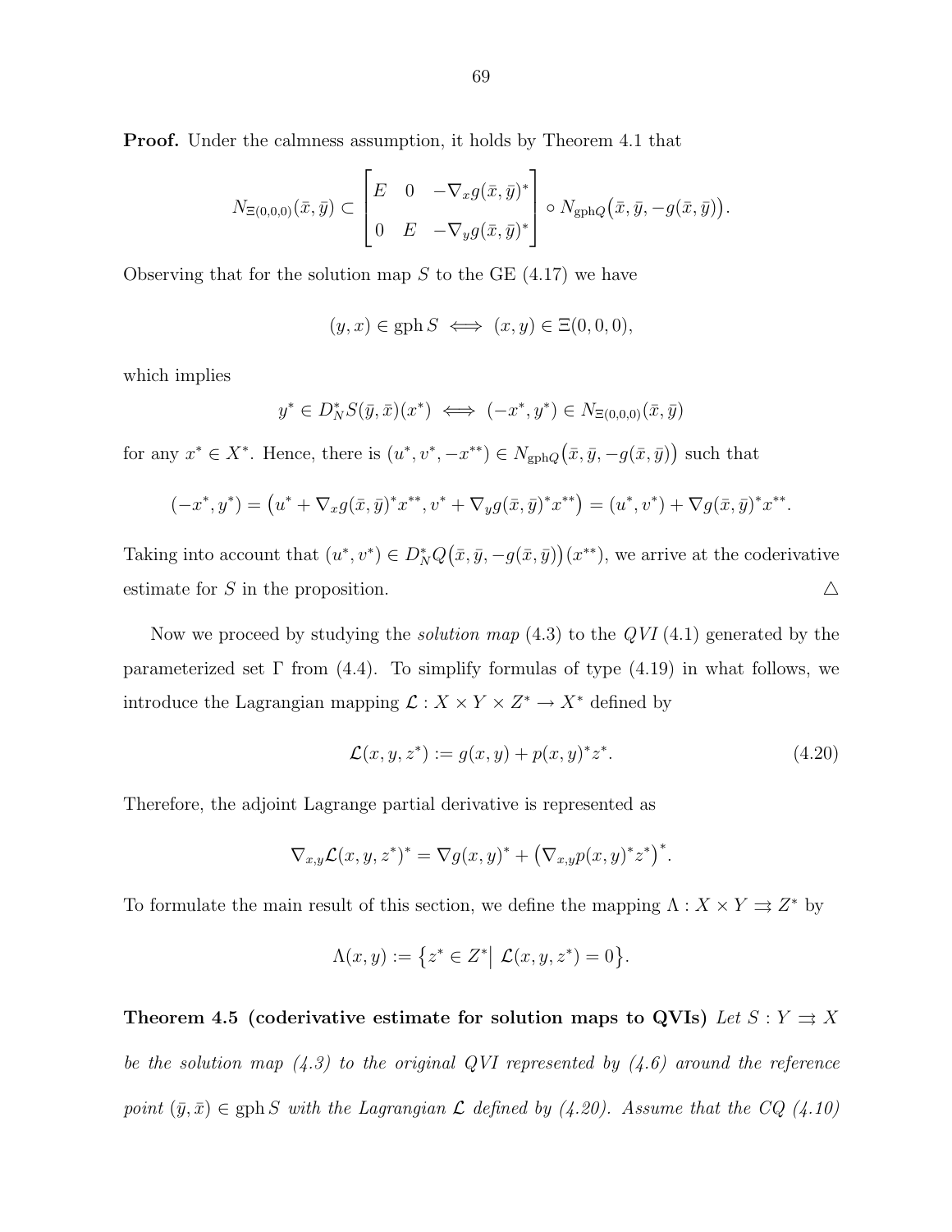**Proof.** Under the calmness assumption, it holds by Theorem 4.1 that

$$N_{\Xi(0,0,0)}(\bar{x},\bar{y}) \subset \begin{bmatrix} E & 0 & -\nabla_x g(\bar{x},\bar{y})^* \\ 0 & E & -\nabla_y g(\bar{x},\bar{y})^* \end{bmatrix} \circ N_{\text{gph}Q}\big(\bar{x},\bar{y},-g(\bar{x},\bar{y})\big).$$

Observing that for the solution map $S$ to the GE (4.17) we have

$$(y,x) \in \text{gph}\, S \iff (x,y) \in \Xi(0,0,0),$$

which implies

$$y^* \in D_N^* S(\bar{y},\bar{x})(x^*) \iff (-x^*,y^*) \in N_{\Xi(0,0,0)}(\bar{x},\bar{y})$$

for any $x^* \in X^*$. Hence, there is $(u^*,v^*,-x^{**}) \in N_{\text{gph}Q}\big(\bar{x},\bar{y},-g(\bar{x},\bar{y})\big)$ such that

$$(-x^*,y^*) = \big(u^* + \nabla_x g(\bar{x},\bar{y})^* x^{**}, v^* + \nabla_y g(\bar{x},\bar{y})^* x^{**}\big) = (u^*,v^*) + \nabla g(\bar{x},\bar{y})^* x^{**}.$$

Taking into account that $(u^*,v^*) \in D_N^* Q\big(\bar{x},\bar{y},-g(\bar{x},\bar{y})\big)(x^{**})$, we arrive at the coderivative estimate for $S$ in the proposition. $\triangle$

Now we proceed by studying the *solution map* (4.3) to the *QVI* (4.1) generated by the parameterized set $\Gamma$ from (4.4). To simplify formulas of type (4.19) in what follows, we introduce the Lagrangian mapping $\mathcal{L} : X \times Y \times Z^* \to X^*$ defined by

$$\mathcal{L}(x,y,z^*) := g(x,y) + p(x,y)^* z^*. \tag{4.20}$$

Therefore, the adjoint Lagrange partial derivative is represented as

$$\nabla_{x,y}\mathcal{L}(x,y,z^*)^* = \nabla g(x,y)^* + \big(\nabla_{x,y} p(x,y)^* z^*\big)^*.$$

To formulate the main result of this section, we define the mapping $\Lambda : X \times Y \rightrightarrows Z^*$ by

$$\Lambda(x,y) := \big\{ z^* \in Z^* \big| \ \mathcal{L}(x,y,z^*) = 0 \big\}.$$

**Theorem 4.5 (coderivative estimate for solution maps to QVIs)** *Let $S : Y \rightrightarrows X$ be the solution map (4.3) to the original QVI represented by (4.6) around the reference point $(\bar{y},\bar{x}) \in \text{gph}\, S$ with the Lagrangian $\mathcal{L}$ defined by (4.20). Assume that the CQ (4.10)*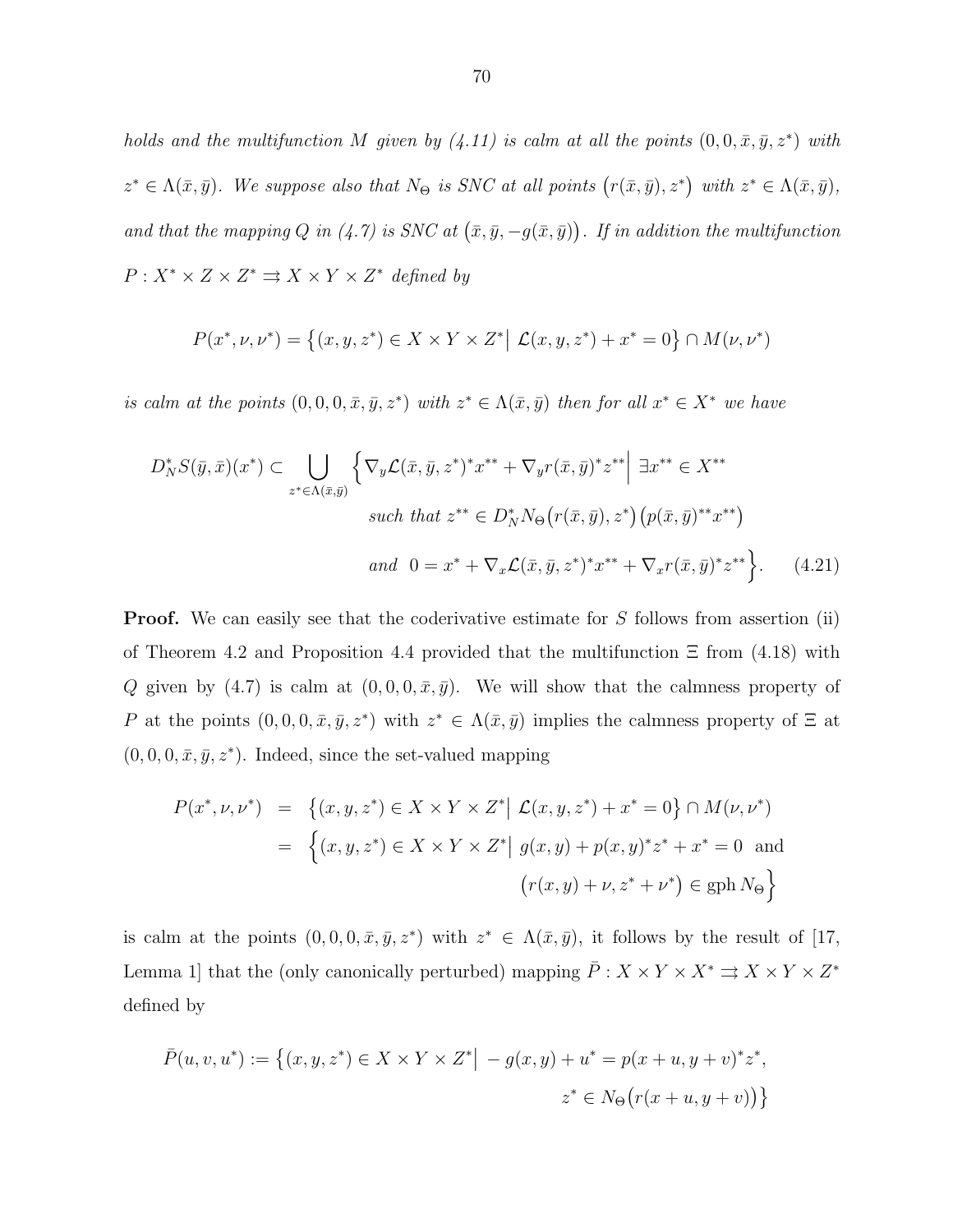*holds and the multifunction $M$ given by (4.11) is calm at all the points $(0, 0, \bar{x}, \bar{y}, z^*)$ with $z^* \in \Lambda(\bar{x}, \bar{y})$. We suppose also that $N_\Theta$ is SNC at all points $\big(r(\bar{x}, \bar{y}), z^*\big)$ with $z^* \in \Lambda(\bar{x}, \bar{y})$, and that the mapping $Q$ in (4.7) is SNC at $\big(\bar{x}, \bar{y}, -g(\bar{x}, \bar{y})\big)$. If in addition the multifunction $P : X^* \times Z \times Z^* \rightrightarrows X \times Y \times Z^*$ defined by*

$$P(x^*, \nu, \nu^*) = \big\{(x, y, z^*) \in X \times Y \times Z^* \big|\ \mathcal{L}(x, y, z^*) + x^* = 0\big\} \cap M(\nu, \nu^*)$$

*is calm at the points $(0, 0, 0, \bar{x}, \bar{y}, z^*)$ with $z^* \in \Lambda(\bar{x}, \bar{y})$ then for all $x^* \in X^*$ we have*

$$\begin{aligned} D_N^* S(\bar{y}, \bar{x})(x^*) \subset \bigcup_{z^* \in \Lambda(\bar{x}, \bar{y})} \Big\{ \nabla_y \mathcal{L}(\bar{x}, \bar{y}, z^*)^* x^{**} + \nabla_y r(\bar{x}, \bar{y})^* z^{**} \Big|\ \exists x^{**} \in X^{**} \\ \text{such that } z^{**} \in D_N^* N_\Theta\big(r(\bar{x}, \bar{y}), z^*\big)\big(p(\bar{x}, \bar{y})^{**} x^{**}\big) \\ \text{and } \ 0 = x^* + \nabla_x \mathcal{L}(\bar{x}, \bar{y}, z^*)^* x^{**} + \nabla_x r(\bar{x}, \bar{y})^* z^{**} \Big\}. \end{aligned} \tag{4.21}$$

**Proof.** We can easily see that the coderivative estimate for $S$ follows from assertion (ii) of Theorem 4.2 and Proposition 4.4 provided that the multifunction $\Xi$ from (4.18) with $Q$ given by (4.7) is calm at $(0, 0, 0, \bar{x}, \bar{y})$. We will show that the calmness property of $P$ at the points $(0, 0, 0, \bar{x}, \bar{y}, z^*)$ with $z^* \in \Lambda(\bar{x}, \bar{y})$ implies the calmness property of $\Xi$ at $(0, 0, 0, \bar{x}, \bar{y}, z^*)$. Indeed, since the set-valued mapping

$$\begin{aligned} P(x^*, \nu, \nu^*) &= \big\{(x, y, z^*) \in X \times Y \times Z^* \big|\ \mathcal{L}(x, y, z^*) + x^* = 0\big\} \cap M(\nu, \nu^*) \\ &= \Big\{(x, y, z^*) \in X \times Y \times Z^* \Big|\ g(x, y) + p(x, y)^* z^* + x^* = 0 \ \text{ and} \\ &\qquad \big(r(x, y) + \nu, z^* + \nu^*\big) \in \operatorname{gph} N_\Theta \Big\} \end{aligned}$$

is calm at the points $(0, 0, 0, \bar{x}, \bar{y}, z^*)$ with $z^* \in \Lambda(\bar{x}, \bar{y})$, it follows by the result of [17, Lemma 1] that the (only canonically perturbed) mapping $\bar{P} : X \times Y \times X^* \rightrightarrows X \times Y \times Z^*$ defined by

$$\begin{aligned} \bar{P}(u, v, u^*) := \big\{(x, y, z^*) \in X \times Y \times Z^* \big|\ -g(x, y) + u^* = p(x + u, y + v)^* z^*, \\ z^* \in N_\Theta\big(r(x + u, y + v)\big)\big\} \end{aligned}$$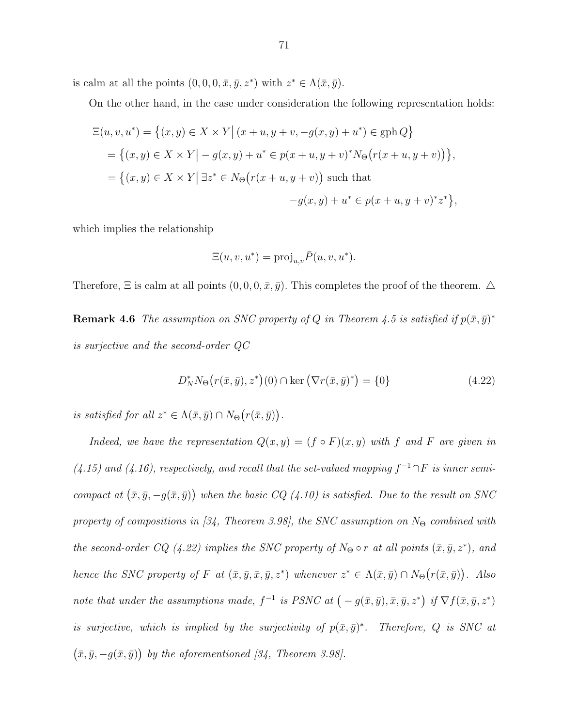is calm at all the points $(0, 0, 0, \bar{x}, \bar{y}, z^*)$ with $z^* \in \Lambda(\bar{x}, \bar{y})$.

On the other hand, in the case under consideration the following representation holds:

$$
\begin{aligned}
\Xi(u, v, u^*) &= \big\{(x, y) \in X \times Y \big|\, (x + u, y + v, -g(x, y) + u^*) \in \operatorname{gph} Q\big\} \\
&= \big\{(x, y) \in X \times Y \big|\, -g(x, y) + u^* \in p(x + u, y + v)^* N_\Theta\big(r(x + u, y + v)\big)\big\}, \\
&= \big\{(x, y) \in X \times Y \big|\, \exists z^* \in N_\Theta\big(r(x + u, y + v)\big) \text{ such that} \\
&\qquad\qquad\qquad\qquad -g(x, y) + u^* \in p(x + u, y + v)^* z^*\big\},
\end{aligned}
$$

which implies the relationship

$$
\Xi(u, v, u^*) = \operatorname{proj}_{u,v} \bar{P}(u, v, u^*).
$$

Therefore, $\Xi$ is calm at all points $(0, 0, 0, \bar{x}, \bar{y})$. This completes the proof of the theorem. $\triangle$

**Remark 4.6** *The assumption on SNC property of $Q$ in Theorem 4.5 is satisfied if $p(\bar{x}, \bar{y})^*$ is surjective and the second-order QC*

$$
D_N^* N_\Theta\big(r(\bar{x}, \bar{y}), z^*\big)(0) \cap \ker\big(\nabla r(\bar{x}, \bar{y})^*\big) = \{0\} \tag{4.22}
$$

*is satisfied for all $z^* \in \Lambda(\bar{x}, \bar{y}) \cap N_\Theta\big(r(\bar{x}, \bar{y})\big)$.*

*Indeed, we have the representation $Q(x, y) = (f \circ F)(x, y)$ with $f$ and $F$ are given in (4.15) and (4.16), respectively, and recall that the set-valued mapping $f^{-1} \cap F$ is inner semi-compact at $\big(\bar{x}, \bar{y}, -g(\bar{x}, \bar{y})\big)$ when the basic CQ (4.10) is satisfied. Due to the result on SNC property of compositions in [34, Theorem 3.98], the SNC assumption on $N_\Theta$ combined with the second-order CQ (4.22) implies the SNC property of $N_\Theta \circ r$ at all points $(\bar{x}, \bar{y}, z^*)$, and hence the SNC property of $F$ at $(\bar{x}, \bar{y}, \bar{x}, \bar{y}, z^*)$ whenever $z^* \in \Lambda(\bar{x}, \bar{y}) \cap N_\Theta\big(r(\bar{x}, \bar{y})\big)$. Also note that under the assumptions made, $f^{-1}$ is PSNC at $\big(-g(\bar{x}, \bar{y}), \bar{x}, \bar{y}, z^*\big)$ if $\nabla f(\bar{x}, \bar{y}, z^*)$ is surjective, which is implied by the surjectivity of $p(\bar{x}, \bar{y})^*$. Therefore, $Q$ is SNC at $\big(\bar{x}, \bar{y}, -g(\bar{x}, \bar{y})\big)$ by the aforementioned [34, Theorem 3.98].*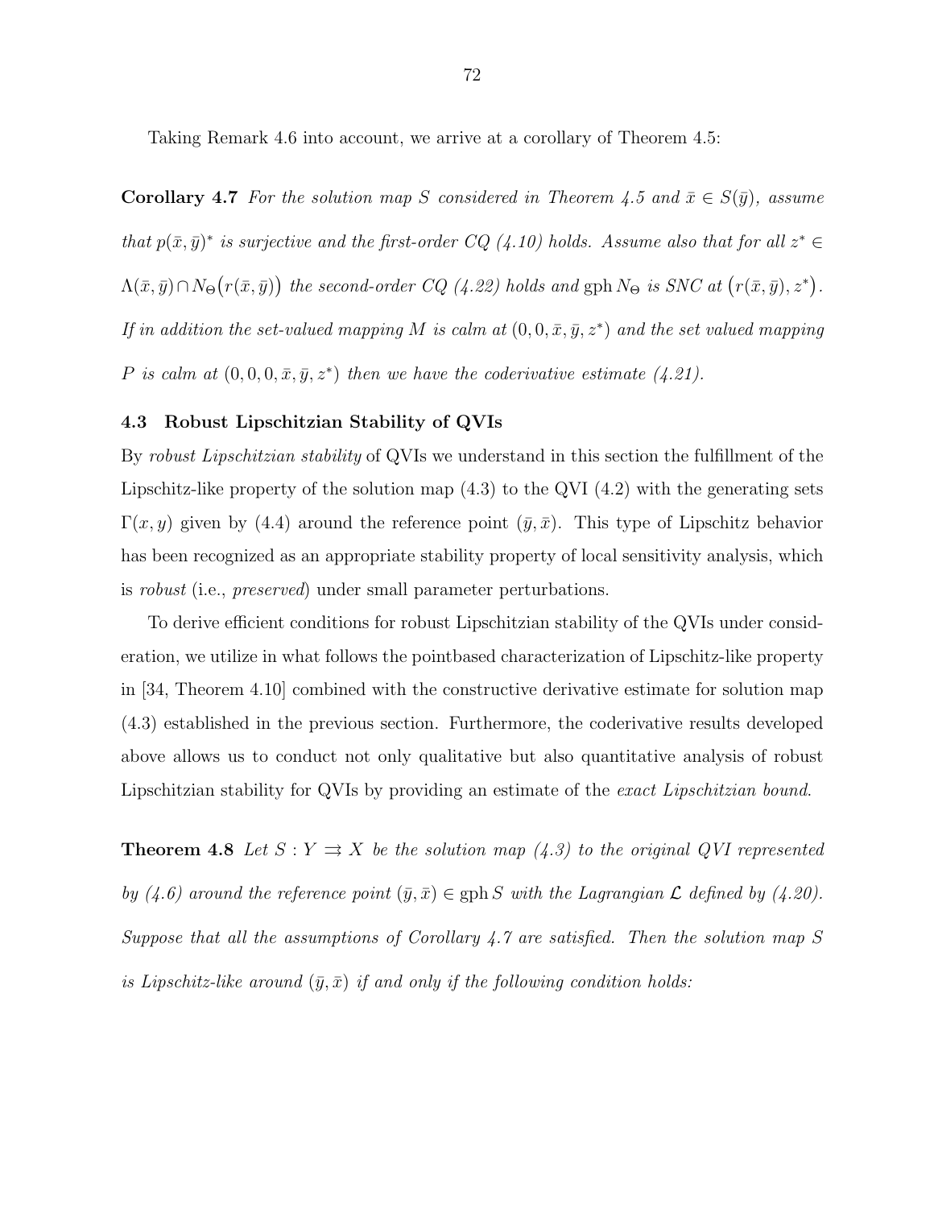Taking Remark 4.6 into account, we arrive at a corollary of Theorem 4.5:

**Corollary 4.7** *For the solution map $S$ considered in Theorem 4.5 and $\bar{x} \in S(\bar{y})$, assume that $p(\bar{x}, \bar{y})^*$ is surjective and the first-order CQ (4.10) holds. Assume also that for all $z^* \in \Lambda(\bar{x}, \bar{y}) \cap N_\Theta\big(r(\bar{x}, \bar{y})\big)$ the second-order CQ (4.22) holds and $\operatorname{gph} N_\Theta$ is SNC at $\big(r(\bar{x}, \bar{y}), z^*\big)$. If in addition the set-valued mapping $M$ is calm at $(0, 0, \bar{x}, \bar{y}, z^*)$ and the set valued mapping $P$ is calm at $(0, 0, 0, \bar{x}, \bar{y}, z^*)$ then we have the coderivative estimate (4.21).*

### 4.3 Robust Lipschitzian Stability of QVIs

By *robust Lipschitzian stability* of QVIs we understand in this section the fulfillment of the Lipschitz-like property of the solution map (4.3) to the QVI (4.2) with the generating sets $\Gamma(x, y)$ given by (4.4) around the reference point $(\bar{y}, \bar{x})$. This type of Lipschitz behavior has been recognized as an appropriate stability property of local sensitivity analysis, which is *robust* (i.e., *preserved*) under small parameter perturbations.

To derive efficient conditions for robust Lipschitzian stability of the QVIs under consideration, we utilize in what follows the pointbased characterization of Lipschitz-like property in [34, Theorem 4.10] combined with the constructive derivative estimate for solution map (4.3) established in the previous section. Furthermore, the coderivative results developed above allows us to conduct not only qualitative but also quantitative analysis of robust Lipschitzian stability for QVIs by providing an estimate of the *exact Lipschitzian bound*.

**Theorem 4.8** *Let $S : Y \rightrightarrows X$ be the solution map (4.3) to the original QVI represented by (4.6) around the reference point $(\bar{y}, \bar{x}) \in \operatorname{gph} S$ with the Lagrangian $\mathcal{L}$ defined by (4.20). Suppose that all the assumptions of Corollary 4.7 are satisfied. Then the solution map $S$ is Lipschitz-like around $(\bar{y}, \bar{x})$ if and only if the following condition holds:*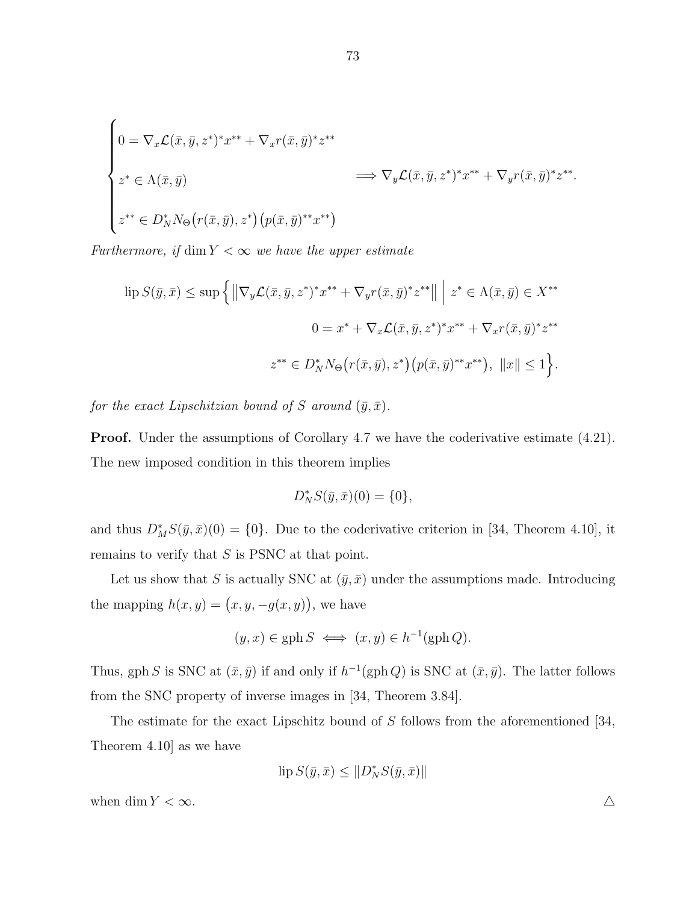$$
\begin{cases}
0 = \nabla_x \mathcal{L}(\bar{x}, \bar{y}, z^*)^* x^{**} + \nabla_x r(\bar{x}, \bar{y})^* z^{**} \\
z^* \in \Lambda(\bar{x}, \bar{y}) \\
z^{**} \in D^*_N N_\Theta\big(r(\bar{x}, \bar{y}), z^*\big)\big(p(\bar{x}, \bar{y})^{**} x^{**}\big)
\end{cases}
\Longrightarrow \nabla_y \mathcal{L}(\bar{x}, \bar{y}, z^*)^* x^{**} + \nabla_y r(\bar{x}, \bar{y})^* z^{**}.
$$

*Furthermore, if* $\dim Y < \infty$ *we have the upper estimate*

$$
\begin{aligned}
\operatorname{lip} S(\bar{y}, \bar{x}) \le \sup \Big\{ \big\| \nabla_y \mathcal{L}(\bar{x}, \bar{y}, z^*)^* x^{**} + \nabla_y r(\bar{x}, \bar{y})^* z^{**} \big\| \;\Big|\; & z^* \in \Lambda(\bar{x}, \bar{y}) \in X^{**} \\
& 0 = x^* + \nabla_x \mathcal{L}(\bar{x}, \bar{y}, z^*)^* x^{**} + \nabla_x r(\bar{x}, \bar{y})^* z^{**} \\
& z^{**} \in D^*_N N_\Theta\big(r(\bar{x}, \bar{y}), z^*\big)\big(p(\bar{x}, \bar{y})^{**} x^{**}\big),\ \|x\| \le 1 \Big\}.
\end{aligned}
$$

*for the exact Lipschitzian bound of* $S$ *around* $(\bar{y}, \bar{x})$*.*

**Proof.** Under the assumptions of Corollary 4.7 we have the coderivative estimate (4.21). The new imposed condition in this theorem implies

$$
D^*_N S(\bar{y}, \bar{x})(0) = \{0\},
$$

and thus $D^*_M S(\bar{y}, \bar{x})(0) = \{0\}$. Due to the coderivative criterion in [34, Theorem 4.10], it remains to verify that $S$ is PSNC at that point.

Let us show that $S$ is actually SNC at $(\bar{y}, \bar{x})$ under the assumptions made. Introducing the mapping $h(x, y) = \big(x, y, -g(x, y)\big)$, we have

$$
(y, x) \in \operatorname{gph} S \iff (x, y) \in h^{-1}(\operatorname{gph} Q).
$$

Thus, $\operatorname{gph} S$ is SNC at $(\bar{x}, \bar{y})$ if and only if $h^{-1}(\operatorname{gph} Q)$ is SNC at $(\bar{x}, \bar{y})$. The latter follows from the SNC property of inverse images in [34, Theorem 3.84].

The estimate for the exact Lipschitz bound of $S$ follows from the aforementioned [34, Theorem 4.10] as we have

$$
\operatorname{lip} S(\bar{y}, \bar{x}) \le \|D^*_N S(\bar{y}, \bar{x})\|
$$

when $\dim Y < \infty$. $\triangle$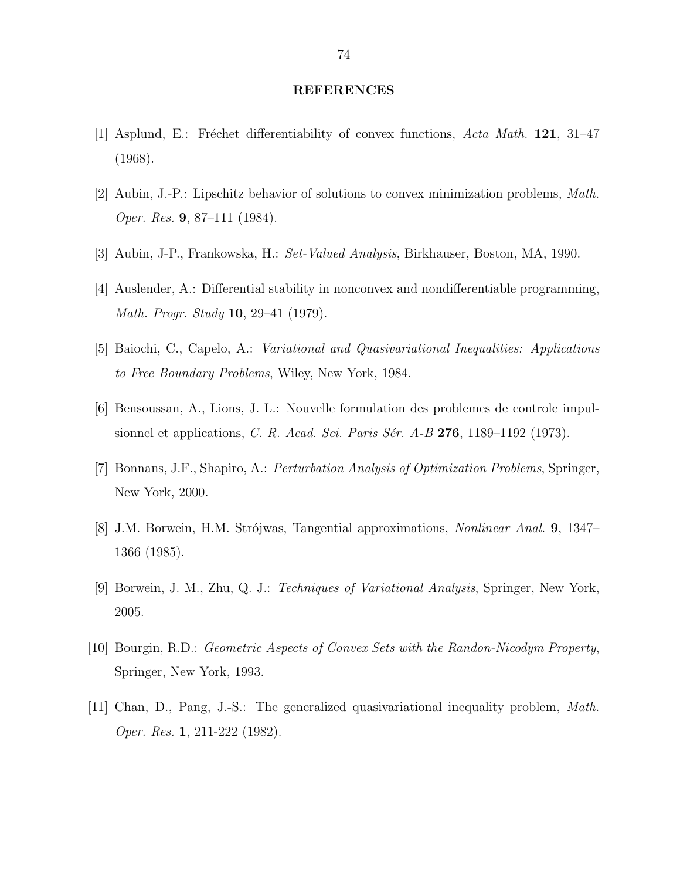# REFERENCES

[1] Asplund, E.: Fréchet differentiability of convex functions, *Acta Math.* **121**, 31–47 (1968).

[2] Aubin, J.-P.: Lipschitz behavior of solutions to convex minimization problems, *Math. Oper. Res.* **9**, 87–111 (1984).

[3] Aubin, J-P., Frankowska, H.: *Set-Valued Analysis*, Birkhauser, Boston, MA, 1990.

[4] Auslender, A.: Differential stability in nonconvex and nondifferentiable programming, *Math. Progr. Study* **10**, 29–41 (1979).

[5] Baiochi, C., Capelo, A.: *Variational and Quasivariational Inequalities: Applications to Free Boundary Problems*, Wiley, New York, 1984.

[6] Bensoussan, A., Lions, J. L.: Nouvelle formulation des problemes de controle impulsionnel et applications, *C. R. Acad. Sci. Paris Sér. A-B* **276**, 1189–1192 (1973).

[7] Bonnans, J.F., Shapiro, A.: *Perturbation Analysis of Optimization Problems*, Springer, New York, 2000.

[8] J.M. Borwein, H.M. Strójwas, Tangential approximations, *Nonlinear Anal.* **9**, 1347–1366 (1985).

[9] Borwein, J. M., Zhu, Q. J.: *Techniques of Variational Analysis*, Springer, New York, 2005.

[10] Bourgin, R.D.: *Geometric Aspects of Convex Sets with the Randon-Nicodym Property*, Springer, New York, 1993.

[11] Chan, D., Pang, J.-S.: The generalized quasivariational inequality problem, *Math. Oper. Res.* **1**, 211-222 (1982).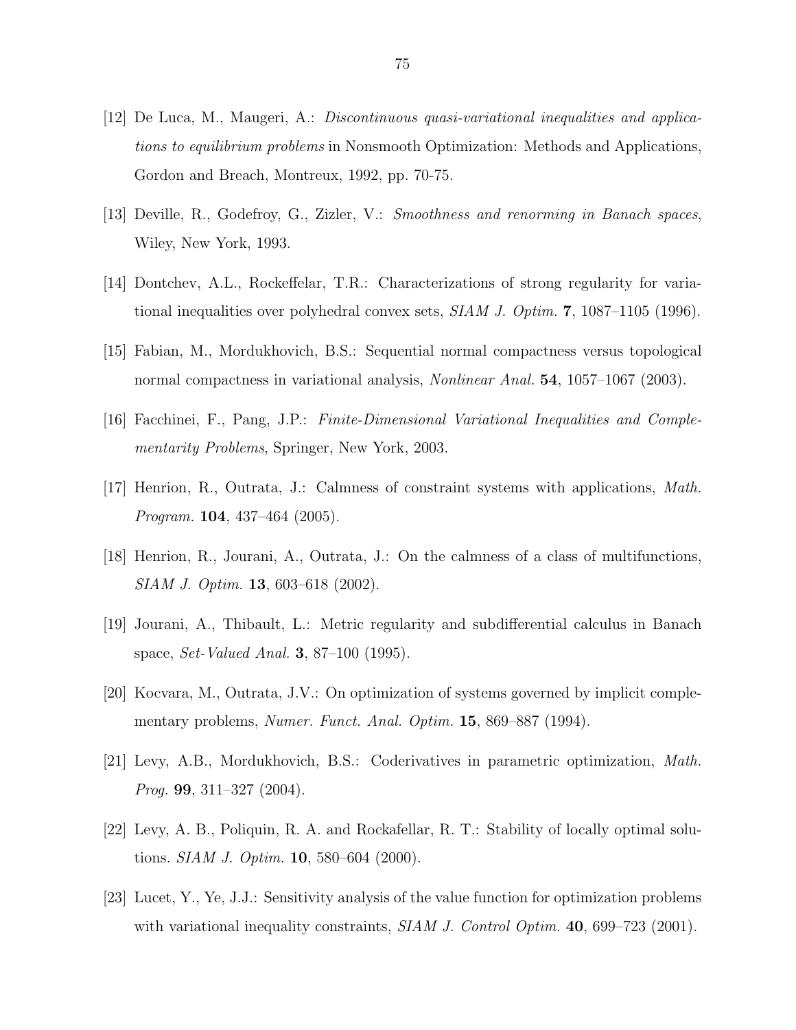[12] De Luca, M., Maugeri, A.: *Discontinuous quasi-variational inequalities and applications to equilibrium problems* in Nonsmooth Optimization: Methods and Applications, Gordon and Breach, Montreux, 1992, pp. 70-75.

[13] Deville, R., Godefroy, G., Zizler, V.: *Smoothness and renorming in Banach spaces*, Wiley, New York, 1993.

[14] Dontchev, A.L., Rockeffelar, T.R.: Characterizations of strong regularity for variational inequalities over polyhedral convex sets, *SIAM J. Optim.* **7**, 1087–1105 (1996).

[15] Fabian, M., Mordukhovich, B.S.: Sequential normal compactness versus topological normal compactness in variational analysis, *Nonlinear Anal.* **54**, 1057–1067 (2003).

[16] Facchinei, F., Pang, J.P.: *Finite-Dimensional Variational Inequalities and Complementarity Problems*, Springer, New York, 2003.

[17] Henrion, R., Outrata, J.: Calmness of constraint systems with applications, *Math. Program.* **104**, 437–464 (2005).

[18] Henrion, R., Jourani, A., Outrata, J.: On the calmness of a class of multifunctions, *SIAM J. Optim.* **13**, 603–618 (2002).

[19] Jourani, A., Thibault, L.: Metric regularity and subdifferential calculus in Banach space, *Set-Valued Anal.* **3**, 87–100 (1995).

[20] Kocvara, M., Outrata, J.V.: On optimization of systems governed by implicit complementary problems, *Numer. Funct. Anal. Optim.* **15**, 869–887 (1994).

[21] Levy, A.B., Mordukhovich, B.S.: Coderivatives in parametric optimization, *Math. Prog.* **99**, 311–327 (2004).

[22] Levy, A. B., Poliquin, R. A. and Rockafellar, R. T.: Stability of locally optimal solutions. *SIAM J. Optim.* **10**, 580–604 (2000).

[23] Lucet, Y., Ye, J.J.: Sensitivity analysis of the value function for optimization problems with variational inequality constraints, *SIAM J. Control Optim.* **40**, 699–723 (2001).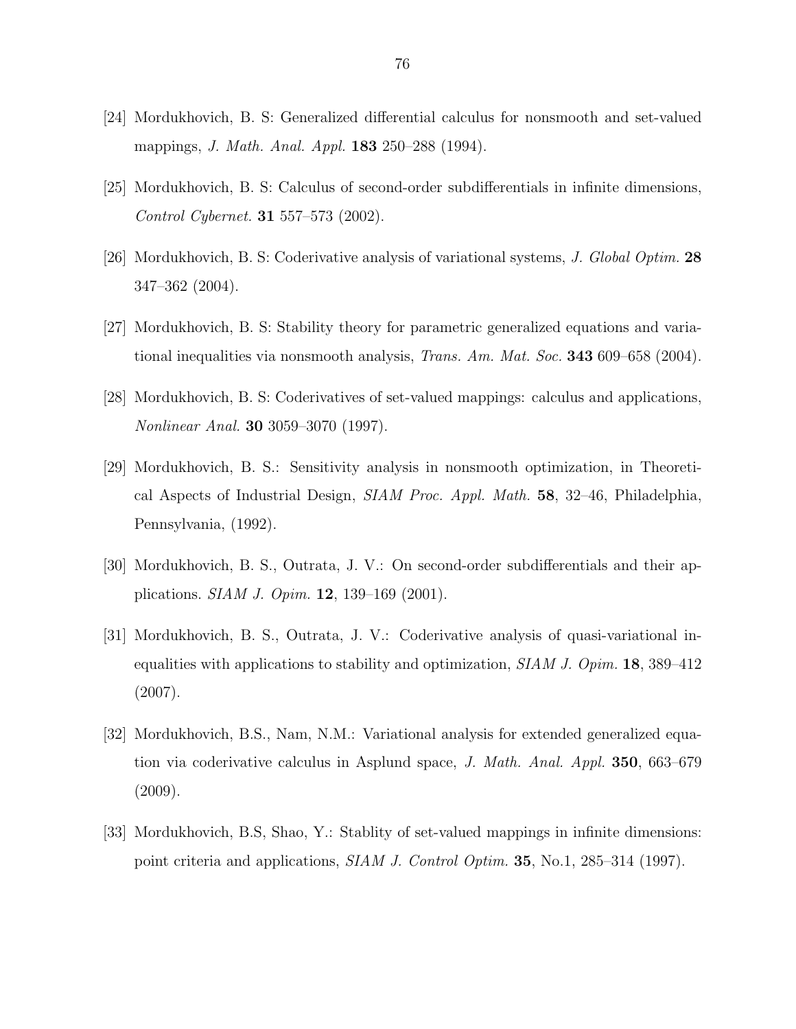[24] Mordukhovich, B. S: Generalized differential calculus for nonsmooth and set-valued mappings, *J. Math. Anal. Appl.* **183** 250–288 (1994).

[25] Mordukhovich, B. S: Calculus of second-order subdifferentials in infinite dimensions, *Control Cybernet.* **31** 557–573 (2002).

[26] Mordukhovich, B. S: Coderivative analysis of variational systems, *J. Global Optim.* **28** 347–362 (2004).

[27] Mordukhovich, B. S: Stability theory for parametric generalized equations and variational inequalities via nonsmooth analysis, *Trans. Am. Mat. Soc.* **343** 609–658 (2004).

[28] Mordukhovich, B. S: Coderivatives of set-valued mappings: calculus and applications, *Nonlinear Anal.* **30** 3059–3070 (1997).

[29] Mordukhovich, B. S.: Sensitivity analysis in nonsmooth optimization, in Theoretical Aspects of Industrial Design, *SIAM Proc. Appl. Math.* **58**, 32–46, Philadelphia, Pennsylvania, (1992).

[30] Mordukhovich, B. S., Outrata, J. V.: On second-order subdifferentials and their applications. *SIAM J. Opim.* **12**, 139–169 (2001).

[31] Mordukhovich, B. S., Outrata, J. V.: Coderivative analysis of quasi-variational inequalities with applications to stability and optimization, *SIAM J. Opim.* **18**, 389–412 (2007).

[32] Mordukhovich, B.S., Nam, N.M.: Variational analysis for extended generalized equation via coderivative calculus in Asplund space, *J. Math. Anal. Appl.* **350**, 663–679 (2009).

[33] Mordukhovich, B.S, Shao, Y.: Stablity of set-valued mappings in infinite dimensions: point criteria and applications, *SIAM J. Control Optim.* **35**, No.1, 285–314 (1997).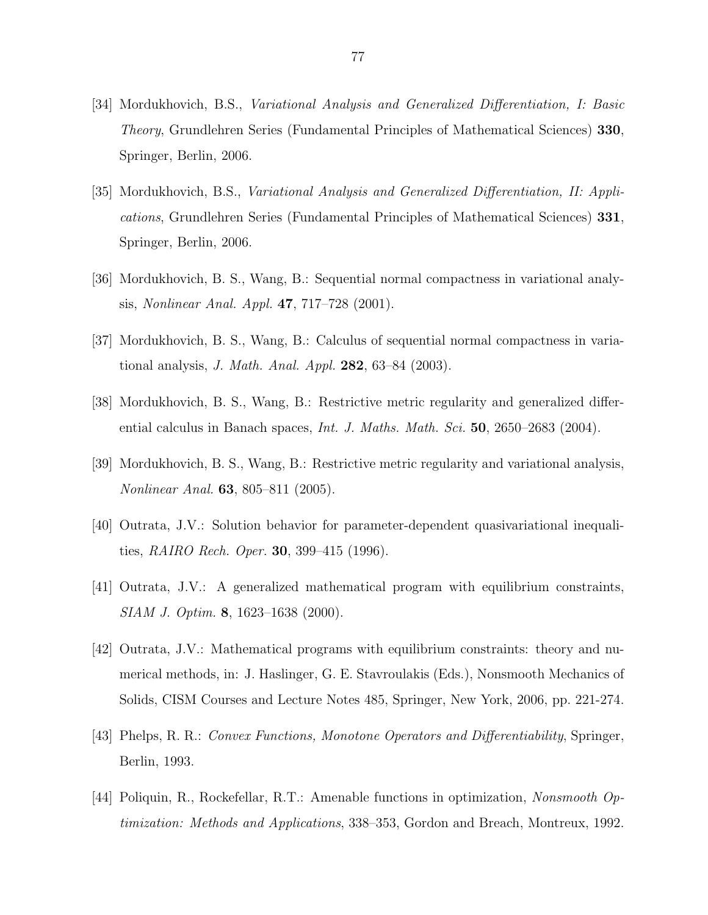[34] Mordukhovich, B.S., *Variational Analysis and Generalized Differentiation, I: Basic Theory*, Grundlehren Series (Fundamental Principles of Mathematical Sciences) **330**, Springer, Berlin, 2006.

[35] Mordukhovich, B.S., *Variational Analysis and Generalized Differentiation, II: Applications*, Grundlehren Series (Fundamental Principles of Mathematical Sciences) **331**, Springer, Berlin, 2006.

[36] Mordukhovich, B. S., Wang, B.: Sequential normal compactness in variational analysis, *Nonlinear Anal. Appl.* **47**, 717–728 (2001).

[37] Mordukhovich, B. S., Wang, B.: Calculus of sequential normal compactness in variational analysis, *J. Math. Anal. Appl.* **282**, 63–84 (2003).

[38] Mordukhovich, B. S., Wang, B.: Restrictive metric regularity and generalized differential calculus in Banach spaces, *Int. J. Maths. Math. Sci.* **50**, 2650–2683 (2004).

[39] Mordukhovich, B. S., Wang, B.: Restrictive metric regularity and variational analysis, *Nonlinear Anal.* **63**, 805–811 (2005).

[40] Outrata, J.V.: Solution behavior for parameter-dependent quasivariational inequalities, *RAIRO Rech. Oper.* **30**, 399–415 (1996).

[41] Outrata, J.V.: A generalized mathematical program with equilibrium constraints, *SIAM J. Optim.* **8**, 1623–1638 (2000).

[42] Outrata, J.V.: Mathematical programs with equilibrium constraints: theory and numerical methods, in: J. Haslinger, G. E. Stavroulakis (Eds.), Nonsmooth Mechanics of Solids, CISM Courses and Lecture Notes 485, Springer, New York, 2006, pp. 221-274.

[43] Phelps, R. R.: *Convex Functions, Monotone Operators and Differentiability*, Springer, Berlin, 1993.

[44] Poliquin, R., Rockefellar, R.T.: Amenable functions in optimization, *Nonsmooth Optimization: Methods and Applications*, 338–353, Gordon and Breach, Montreux, 1992.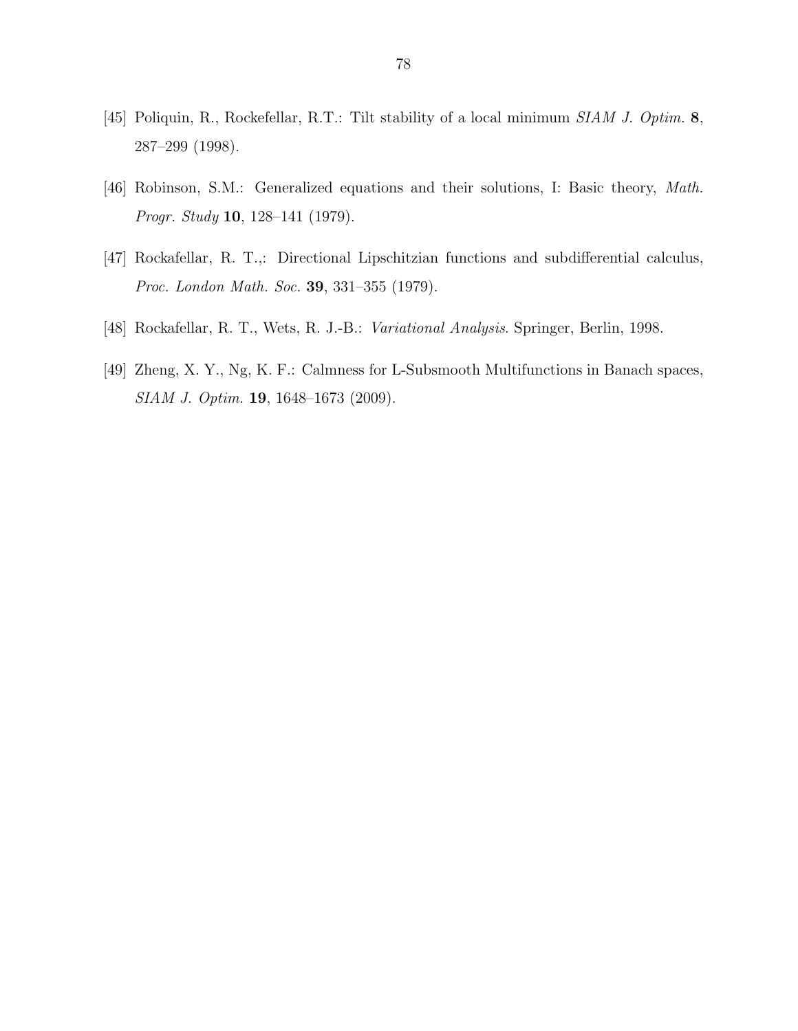[45] Poliquin, R., Rockefellar, R.T.: Tilt stability of a local minimum *SIAM J. Optim.* **8**, 287–299 (1998).

[46] Robinson, S.M.: Generalized equations and their solutions, I: Basic theory, *Math. Progr. Study* **10**, 128–141 (1979).

[47] Rockafellar, R. T.,: Directional Lipschitzian functions and subdifferential calculus, *Proc. London Math. Soc.* **39**, 331–355 (1979).

[48] Rockafellar, R. T., Wets, R. J.-B.: *Variational Analysis*. Springer, Berlin, 1998.

[49] Zheng, X. Y., Ng, K. F.: Calmness for L-Subsmooth Multifunctions in Banach spaces, *SIAM J. Optim.* **19**, 1648–1673 (2009).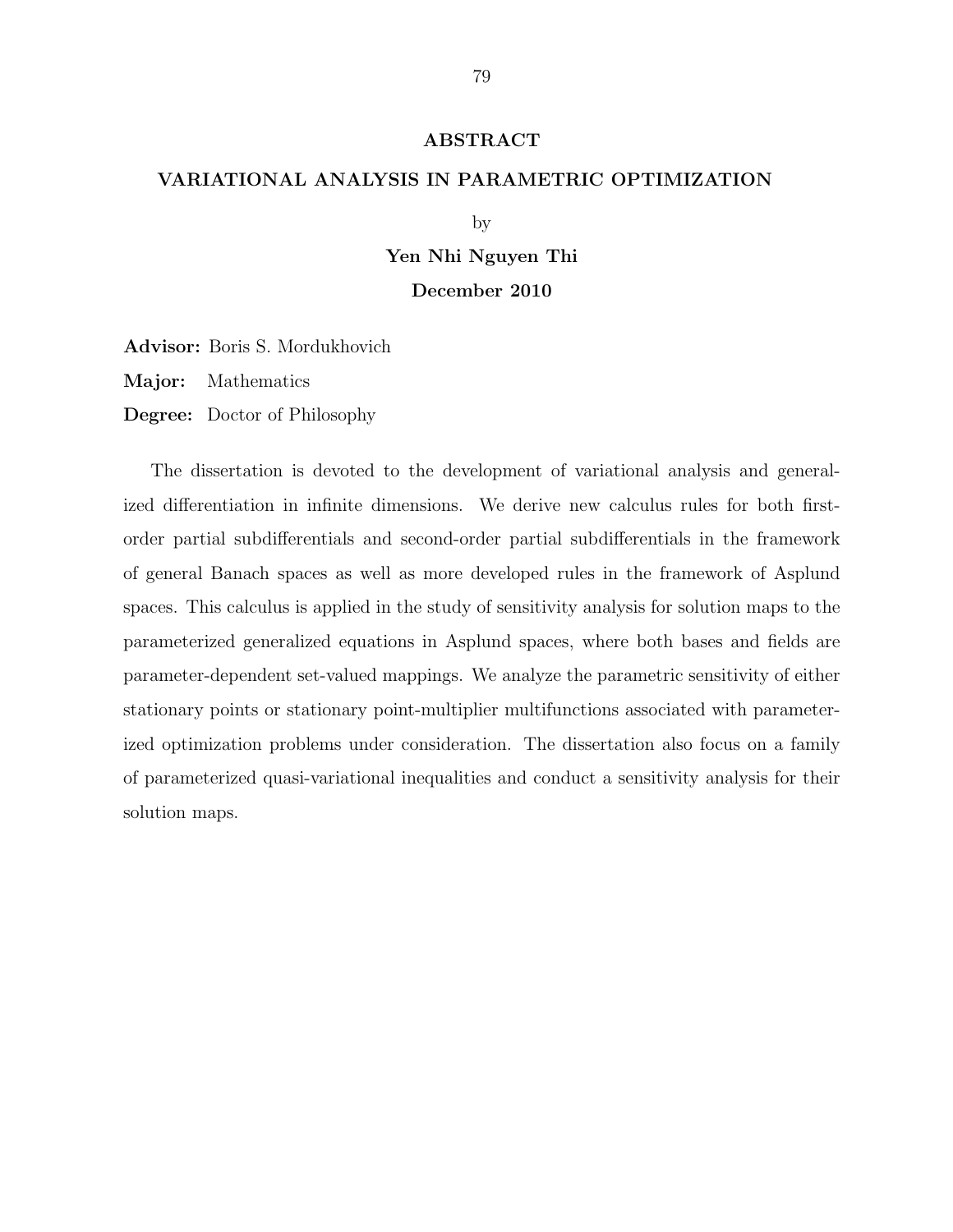## ABSTRACT

## VARIATIONAL ANALYSIS IN PARAMETRIC OPTIMIZATION

by

**Yen Nhi Nguyen Thi**

**December 2010**

**Advisor:** Boris S. Mordukhovich

**Major:** Mathematics

**Degree:** Doctor of Philosophy

The dissertation is devoted to the development of variational analysis and generalized differentiation in infinite dimensions. We derive new calculus rules for both first-order partial subdifferentials and second-order partial subdifferentials in the framework of general Banach spaces as well as more developed rules in the framework of Asplund spaces. This calculus is applied in the study of sensitivity analysis for solution maps to the parameterized generalized equations in Asplund spaces, where both bases and fields are parameter-dependent set-valued mappings. We analyze the parametric sensitivity of either stationary points or stationary point-multiplier multifunctions associated with parameterized optimization problems under consideration. The dissertation also focus on a family of parameterized quasi-variational inequalities and conduct a sensitivity analysis for their solution maps.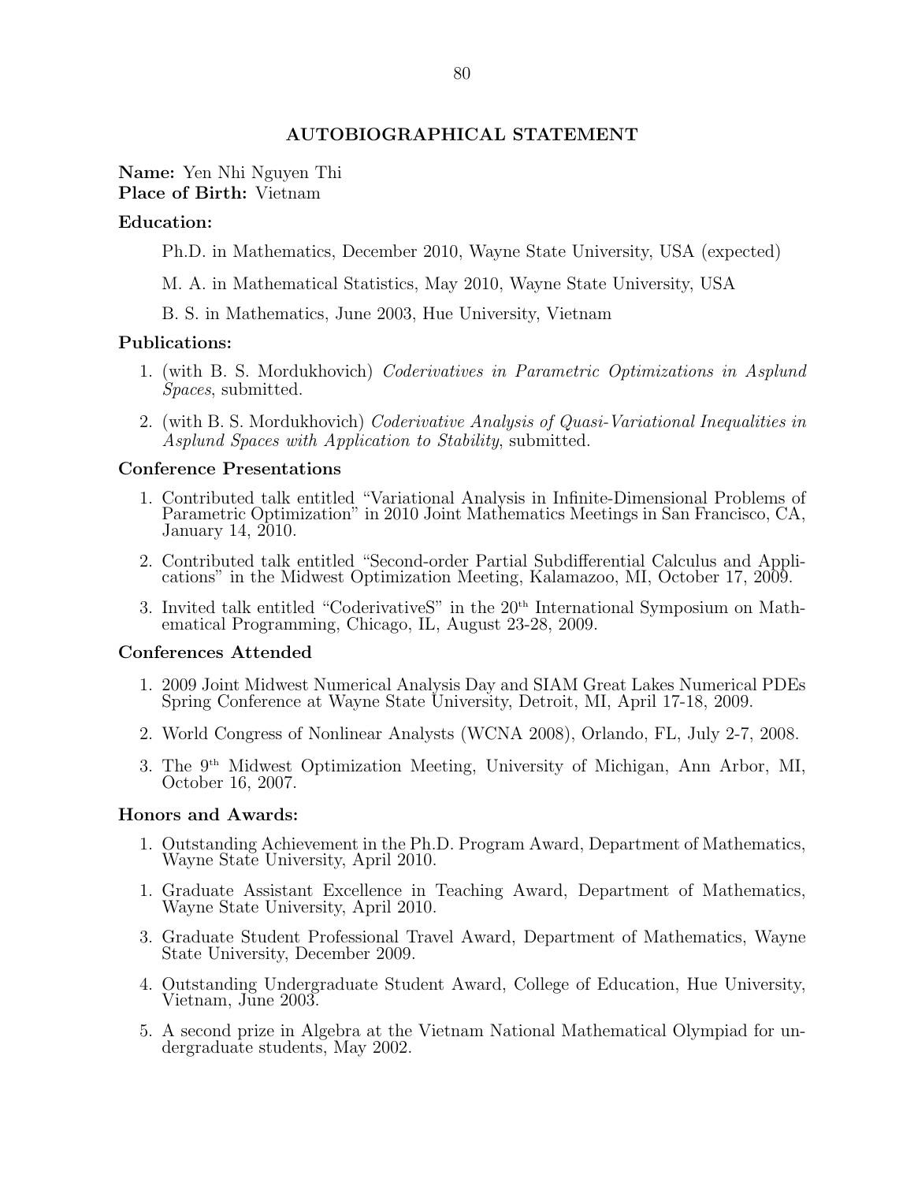## AUTOBIOGRAPHICAL STATEMENT

**Name:** Yen Nhi Nguyen Thi
**Place of Birth:** Vietnam

**Education:**

Ph.D. in Mathematics, December 2010, Wayne State University, USA (expected)

M. A. in Mathematical Statistics, May 2010, Wayne State University, USA

B. S. in Mathematics, June 2003, Hue University, Vietnam

**Publications:**

1. (with B. S. Mordukhovich) *Coderivatives in Parametric Optimizations in Asplund Spaces*, submitted.
2. (with B. S. Mordukhovich) *Coderivative Analysis of Quasi-Variational Inequalities in Asplund Spaces with Application to Stability*, submitted.

**Conference Presentations**

1. Contributed talk entitled "Variational Analysis in Infinite-Dimensional Problems of Parametric Optimization" in 2010 Joint Mathematics Meetings in San Francisco, CA, January 14, 2010.
2. Contributed talk entitled "Second-order Partial Subdifferential Calculus and Applications" in the Midwest Optimization Meeting, Kalamazoo, MI, October 17, 2009.
3. Invited talk entitled "CoderivativeS" in the 20th International Symposium on Mathematical Programming, Chicago, IL, August 23-28, 2009.

**Conferences Attended**

1. 2009 Joint Midwest Numerical Analysis Day and SIAM Great Lakes Numerical PDEs Spring Conference at Wayne State University, Detroit, MI, April 17-18, 2009.
2. World Congress of Nonlinear Analysts (WCNA 2008), Orlando, FL, July 2-7, 2008.
3. The 9th Midwest Optimization Meeting, University of Michigan, Ann Arbor, MI, October 16, 2007.

**Honors and Awards:**

1. Outstanding Achievement in the Ph.D. Program Award, Department of Mathematics, Wayne State University, April 2010.

1. Graduate Assistant Excellence in Teaching Award, Department of Mathematics, Wayne State University, April 2010.

3. Graduate Student Professional Travel Award, Department of Mathematics, Wayne State University, December 2009.
4. Outstanding Undergraduate Student Award, College of Education, Hue University, Vietnam, June 2003.
5. A second prize in Algebra at the Vietnam National Mathematical Olympiad for undergraduate students, May 2002.